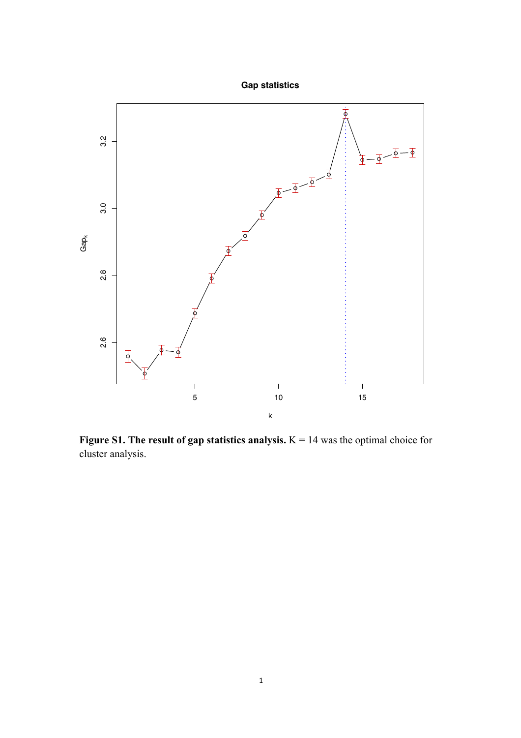Gap statistics

3.2

3.0

2.8

2.6

$Gap_k$

5

10

15

k

**Figure S1. The result of gap statistics analysis.** K = 14 was the optimal choice for cluster analysis.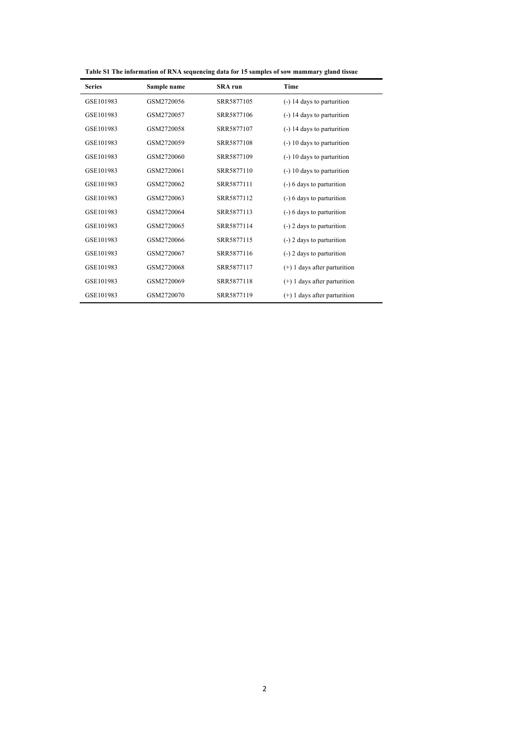**Table S1 The information of RNA sequencing data for 15 samples of sow mammary gland tissue**

| Series | Sample name | SRA run | Time |
|---|---|---|---|
| GSE101983 | GSM2720056 | SRR5877105 | (-) 14 days to parturition |
| GSE101983 | GSM2720057 | SRR5877106 | (-) 14 days to parturition |
| GSE101983 | GSM2720058 | SRR5877107 | (-) 14 days to parturition |
| GSE101983 | GSM2720059 | SRR5877108 | (-) 10 days to parturition |
| GSE101983 | GSM2720060 | SRR5877109 | (-) 10 days to parturition |
| GSE101983 | GSM2720061 | SRR5877110 | (-) 10 days to parturition |
| GSE101983 | GSM2720062 | SRR5877111 | (-) 6 days to parturition |
| GSE101983 | GSM2720063 | SRR5877112 | (-) 6 days to parturition |
| GSE101983 | GSM2720064 | SRR5877113 | (-) 6 days to parturition |
| GSE101983 | GSM2720065 | SRR5877114 | (-) 2 days to parturition |
| GSE101983 | GSM2720066 | SRR5877115 | (-) 2 days to parturition |
| GSE101983 | GSM2720067 | SRR5877116 | (-) 2 days to parturition |
| GSE101983 | GSM2720068 | SRR5877117 | (+) 1 days after parturition |
| GSE101983 | GSM2720069 | SRR5877118 | (+) 1 days after parturition |
| GSE101983 | GSM2720070 | SRR5877119 | (+) 1 days after parturition |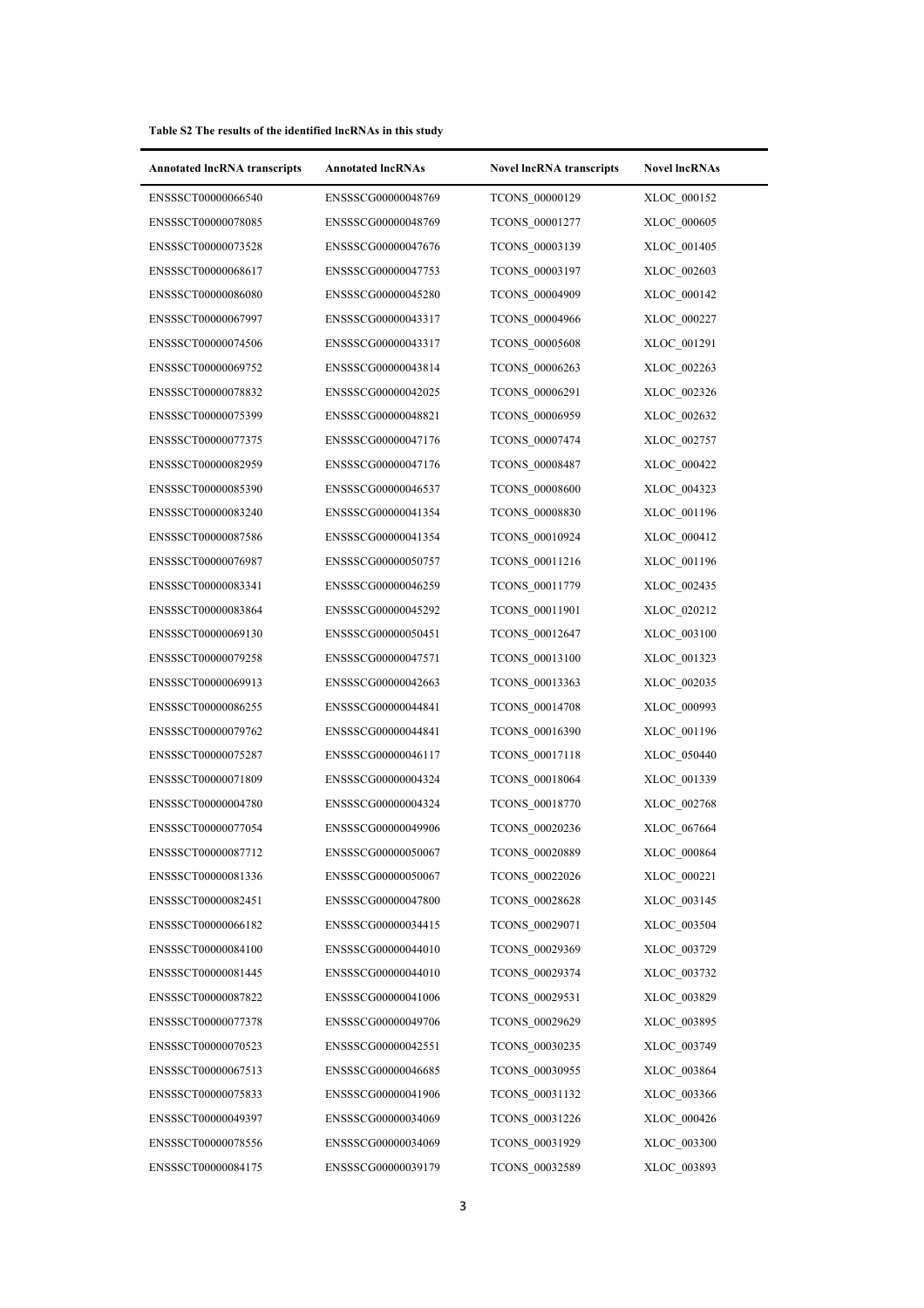**Table S2 The results of the identified lncRNAs in this study**

| Annotated lncRNA transcripts | Annotated lncRNAs | Novel lncRNA transcripts | Novel lncRNAs |
| --- | --- | --- | --- |
| ENSSSCT00000066540 | ENSSSCG00000048769 | TCONS_00000129 | XLOC_000152 |
| ENSSSCT00000078085 | ENSSSCG00000048769 | TCONS_00001277 | XLOC_000605 |
| ENSSSCT00000073528 | ENSSSCG00000047676 | TCONS_00003139 | XLOC_001405 |
| ENSSSCT00000068617 | ENSSSCG00000047753 | TCONS_00003197 | XLOC_002603 |
| ENSSSCT00000086080 | ENSSSCG00000045280 | TCONS_00004909 | XLOC_000142 |
| ENSSSCT00000067997 | ENSSSCG00000043317 | TCONS_00004966 | XLOC_000227 |
| ENSSSCT00000074506 | ENSSSCG00000043317 | TCONS_00005608 | XLOC_001291 |
| ENSSSCT00000069752 | ENSSSCG00000043814 | TCONS_00006263 | XLOC_002263 |
| ENSSSCT00000078832 | ENSSSCG00000042025 | TCONS_00006291 | XLOC_002326 |
| ENSSSCT00000075399 | ENSSSCG00000048821 | TCONS_00006959 | XLOC_002632 |
| ENSSSCT00000077375 | ENSSSCG00000047176 | TCONS_00007474 | XLOC_002757 |
| ENSSSCT00000082959 | ENSSSCG00000047176 | TCONS_00008487 | XLOC_000422 |
| ENSSSCT00000085390 | ENSSSCG00000046537 | TCONS_00008600 | XLOC_004323 |
| ENSSSCT00000083240 | ENSSSCG00000041354 | TCONS_00008830 | XLOC_001196 |
| ENSSSCT00000087586 | ENSSSCG00000041354 | TCONS_00010924 | XLOC_000412 |
| ENSSSCT00000076987 | ENSSSCG00000050757 | TCONS_00011216 | XLOC_001196 |
| ENSSSCT00000083341 | ENSSSCG00000046259 | TCONS_00011779 | XLOC_002435 |
| ENSSSCT00000083864 | ENSSSCG00000045292 | TCONS_00011901 | XLOC_020212 |
| ENSSSCT00000069130 | ENSSSCG00000050451 | TCONS_00012647 | XLOC_003100 |
| ENSSSCT00000079258 | ENSSSCG00000047571 | TCONS_00013100 | XLOC_001323 |
| ENSSSCT00000069913 | ENSSSCG00000042663 | TCONS_00013363 | XLOC_002035 |
| ENSSSCT00000086255 | ENSSSCG00000044841 | TCONS_00014708 | XLOC_000993 |
| ENSSSCT00000079762 | ENSSSCG00000044841 | TCONS_00016390 | XLOC_001196 |
| ENSSSCT00000075287 | ENSSSCG00000046117 | TCONS_00017118 | XLOC_050440 |
| ENSSSCT00000071809 | ENSSSCG00000004324 | TCONS_00018064 | XLOC_001339 |
| ENSSSCT00000004780 | ENSSSCG00000004324 | TCONS_00018770 | XLOC_002768 |
| ENSSSCT00000077054 | ENSSSCG00000049906 | TCONS_00020236 | XLOC_067664 |
| ENSSSCT00000087712 | ENSSSCG00000050067 | TCONS_00020889 | XLOC_000864 |
| ENSSSCT00000081336 | ENSSSCG00000050067 | TCONS_00022026 | XLOC_000221 |
| ENSSSCT00000082451 | ENSSSCG00000047800 | TCONS_00028628 | XLOC_003145 |
| ENSSSCT00000066182 | ENSSSCG00000034415 | TCONS_00029071 | XLOC_003504 |
| ENSSSCT00000084100 | ENSSSCG00000044010 | TCONS_00029369 | XLOC_003729 |
| ENSSSCT00000081445 | ENSSSCG00000044010 | TCONS_00029374 | XLOC_003732 |
| ENSSSCT00000087822 | ENSSSCG00000041006 | TCONS_00029531 | XLOC_003829 |
| ENSSSCT00000077378 | ENSSSCG00000049706 | TCONS_00029629 | XLOC_003895 |
| ENSSSCT00000070523 | ENSSSCG00000042551 | TCONS_00030235 | XLOC_003749 |
| ENSSSCT00000067513 | ENSSSCG00000046685 | TCONS_00030955 | XLOC_003864 |
| ENSSSCT00000075833 | ENSSSCG00000041906 | TCONS_00031132 | XLOC_003366 |
| ENSSSCT00000049397 | ENSSSCG00000034069 | TCONS_00031226 | XLOC_000426 |
| ENSSSCT00000078556 | ENSSSCG00000034069 | TCONS_00031929 | XLOC_003300 |
| ENSSSCT00000084175 | ENSSSCG00000039179 | TCONS_00032589 | XLOC_003893 |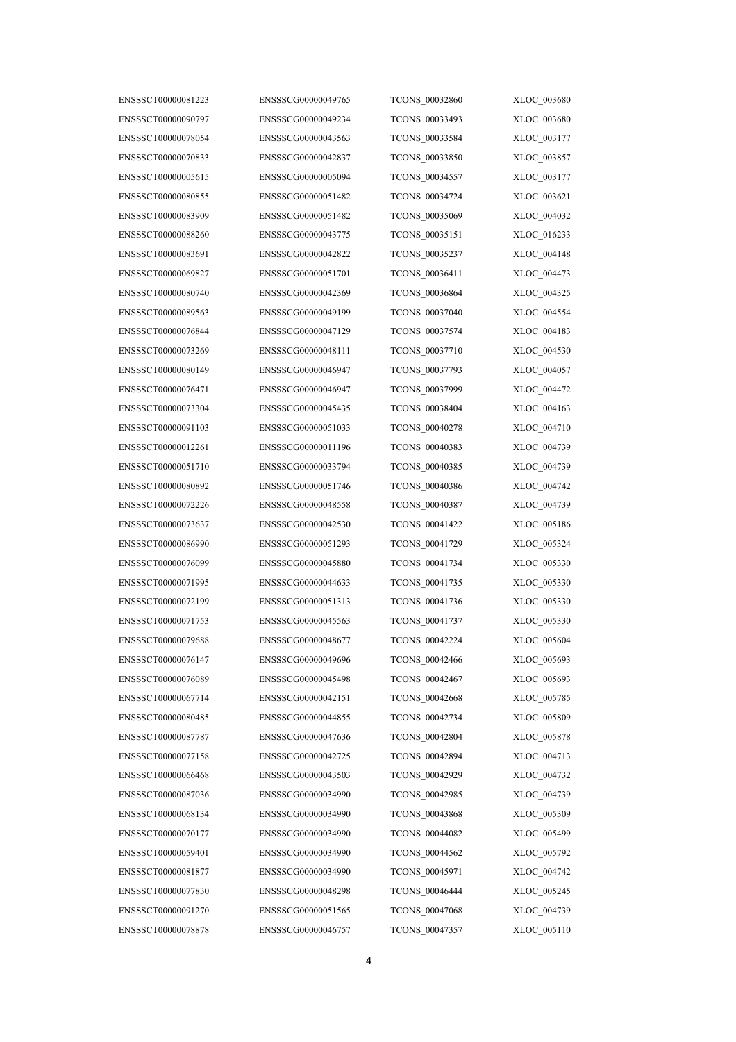| | | | |
|---|---|---|---|
| ENSSSCT00000081223 | ENSSSCG00000049765 | TCONS_00032860 | XLOC_003680 |
| ENSSSCT00000090797 | ENSSSCG00000049234 | TCONS_00033493 | XLOC_003680 |
| ENSSSCT00000078054 | ENSSSCG00000043563 | TCONS_00033584 | XLOC_003177 |
| ENSSSCT00000070833 | ENSSSCG00000042837 | TCONS_00033850 | XLOC_003857 |
| ENSSSCT00000005615 | ENSSSCG00000005094 | TCONS_00034557 | XLOC_003177 |
| ENSSSCT00000080855 | ENSSSCG00000051482 | TCONS_00034724 | XLOC_003621 |
| ENSSSCT00000083909 | ENSSSCG00000051482 | TCONS_00035069 | XLOC_004032 |
| ENSSSCT00000088260 | ENSSSCG00000043775 | TCONS_00035151 | XLOC_016233 |
| ENSSSCT00000083691 | ENSSSCG00000042822 | TCONS_00035237 | XLOC_004148 |
| ENSSSCT00000069827 | ENSSSCG00000051701 | TCONS_00036411 | XLOC_004473 |
| ENSSSCT00000080740 | ENSSSCG00000042369 | TCONS_00036864 | XLOC_004325 |
| ENSSSCT00000089563 | ENSSSCG00000049199 | TCONS_00037040 | XLOC_004554 |
| ENSSSCT00000076844 | ENSSSCG00000047129 | TCONS_00037574 | XLOC_004183 |
| ENSSSCT00000073269 | ENSSSCG00000048111 | TCONS_00037710 | XLOC_004530 |
| ENSSSCT00000080149 | ENSSSCG00000046947 | TCONS_00037793 | XLOC_004057 |
| ENSSSCT00000076471 | ENSSSCG00000046947 | TCONS_00037999 | XLOC_004472 |
| ENSSSCT00000073304 | ENSSSCG00000045435 | TCONS_00038404 | XLOC_004163 |
| ENSSSCT00000091103 | ENSSSCG00000051033 | TCONS_00040278 | XLOC_004710 |
| ENSSSCT00000012261 | ENSSSCG00000011196 | TCONS_00040383 | XLOC_004739 |
| ENSSSCT00000051710 | ENSSSCG00000033794 | TCONS_00040385 | XLOC_004739 |
| ENSSSCT00000080892 | ENSSSCG00000051746 | TCONS_00040386 | XLOC_004742 |
| ENSSSCT00000072226 | ENSSSCG00000048558 | TCONS_00040387 | XLOC_004739 |
| ENSSSCT00000073637 | ENSSSCG00000042530 | TCONS_00041422 | XLOC_005186 |
| ENSSSCT00000086990 | ENSSSCG00000051293 | TCONS_00041729 | XLOC_005324 |
| ENSSSCT00000076099 | ENSSSCG00000045880 | TCONS_00041734 | XLOC_005330 |
| ENSSSCT00000071995 | ENSSSCG00000044633 | TCONS_00041735 | XLOC_005330 |
| ENSSSCT00000072199 | ENSSSCG00000051313 | TCONS_00041736 | XLOC_005330 |
| ENSSSCT00000071753 | ENSSSCG00000045563 | TCONS_00041737 | XLOC_005330 |
| ENSSSCT00000079688 | ENSSSCG00000048677 | TCONS_00042224 | XLOC_005604 |
| ENSSSCT00000076147 | ENSSSCG00000049696 | TCONS_00042466 | XLOC_005693 |
| ENSSSCT00000076089 | ENSSSCG00000045498 | TCONS_00042467 | XLOC_005693 |
| ENSSSCT00000067714 | ENSSSCG00000042151 | TCONS_00042668 | XLOC_005785 |
| ENSSSCT00000080485 | ENSSSCG00000044855 | TCONS_00042734 | XLOC_005809 |
| ENSSSCT00000087787 | ENSSSCG00000047636 | TCONS_00042804 | XLOC_005878 |
| ENSSSCT00000077158 | ENSSSCG00000042725 | TCONS_00042894 | XLOC_004713 |
| ENSSSCT00000066468 | ENSSSCG00000043503 | TCONS_00042929 | XLOC_004732 |
| ENSSSCT00000087036 | ENSSSCG00000034990 | TCONS_00042985 | XLOC_004739 |
| ENSSSCT00000068134 | ENSSSCG00000034990 | TCONS_00043868 | XLOC_005309 |
| ENSSSCT00000070177 | ENSSSCG00000034990 | TCONS_00044082 | XLOC_005499 |
| ENSSSCT00000059401 | ENSSSCG00000034990 | TCONS_00044562 | XLOC_005792 |
| ENSSSCT00000081877 | ENSSSCG00000034990 | TCONS_00045971 | XLOC_004742 |
| ENSSSCT00000077830 | ENSSSCG00000048298 | TCONS_00046444 | XLOC_005245 |
| ENSSSCT00000091270 | ENSSSCG00000051565 | TCONS_00047068 | XLOC_004739 |
| ENSSSCT00000078878 | ENSSSCG00000046757 | TCONS_00047357 | XLOC_005110 |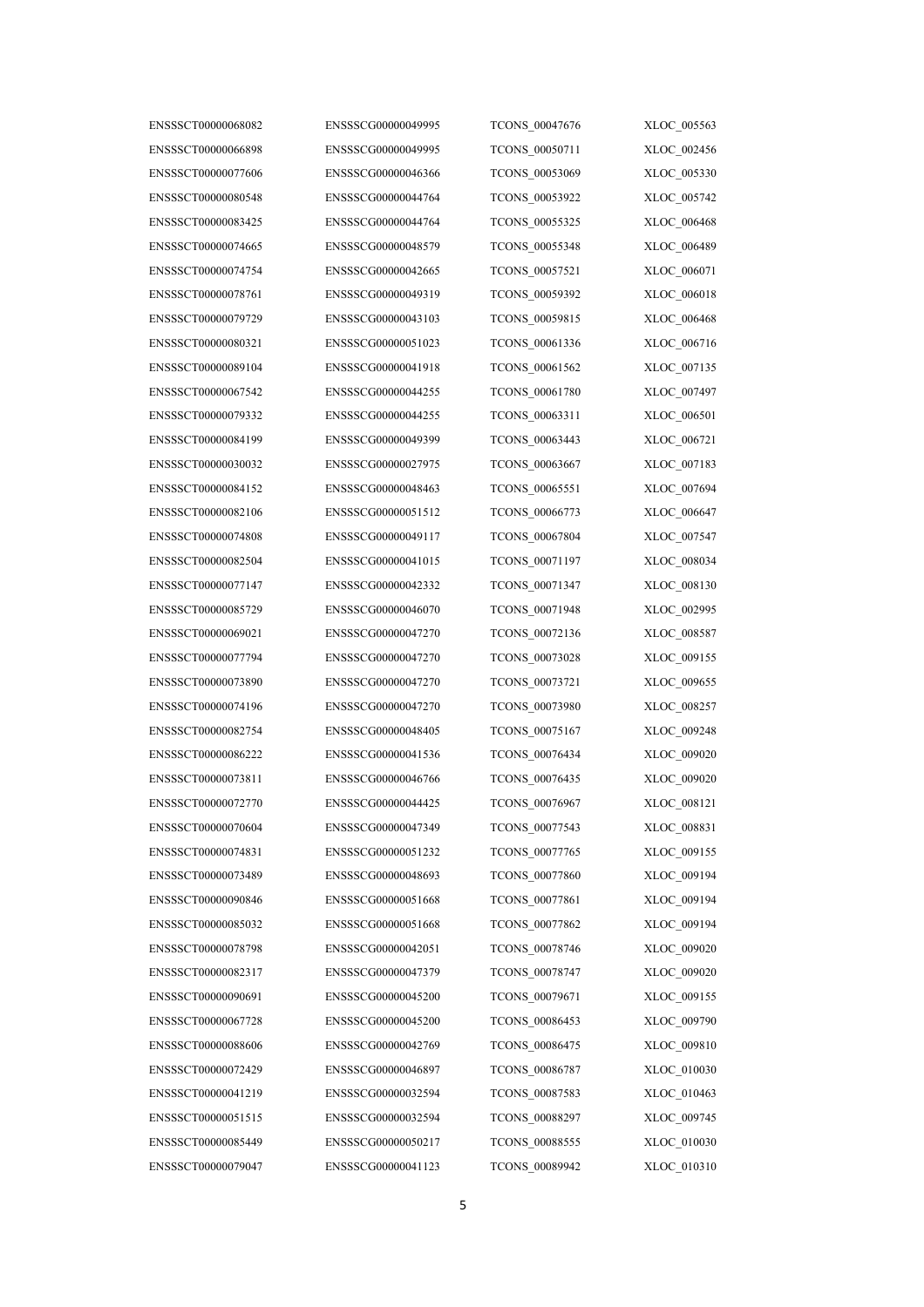| | | | |
|---|---|---|---|
| ENSSSCT00000068082 | ENSSSCG00000049995 | TCONS_00047676 | XLOC_005563 |
| ENSSSCT00000066898 | ENSSSCG00000049995 | TCONS_00050711 | XLOC_002456 |
| ENSSSCT00000077606 | ENSSSCG00000046366 | TCONS_00053069 | XLOC_005330 |
| ENSSSCT00000080548 | ENSSSCG00000044764 | TCONS_00053922 | XLOC_005742 |
| ENSSSCT00000083425 | ENSSSCG00000044764 | TCONS_00055325 | XLOC_006468 |
| ENSSSCT00000074665 | ENSSSCG00000048579 | TCONS_00055348 | XLOC_006489 |
| ENSSSCT00000074754 | ENSSSCG00000042665 | TCONS_00057521 | XLOC_006071 |
| ENSSSCT00000078761 | ENSSSCG00000049319 | TCONS_00059392 | XLOC_006018 |
| ENSSSCT00000079729 | ENSSSCG00000043103 | TCONS_00059815 | XLOC_006468 |
| ENSSSCT00000080321 | ENSSSCG00000051023 | TCONS_00061336 | XLOC_006716 |
| ENSSSCT00000089104 | ENSSSCG00000041918 | TCONS_00061562 | XLOC_007135 |
| ENSSSCT00000067542 | ENSSSCG00000044255 | TCONS_00061780 | XLOC_007497 |
| ENSSSCT00000079332 | ENSSSCG00000044255 | TCONS_00063311 | XLOC_006501 |
| ENSSSCT00000084199 | ENSSSCG00000049399 | TCONS_00063443 | XLOC_006721 |
| ENSSSCT00000030032 | ENSSSCG00000027975 | TCONS_00063667 | XLOC_007183 |
| ENSSSCT00000084152 | ENSSSCG00000048463 | TCONS_00065551 | XLOC_007694 |
| ENSSSCT00000082106 | ENSSSCG00000051512 | TCONS_00066773 | XLOC_006647 |
| ENSSSCT00000074808 | ENSSSCG00000049117 | TCONS_00067804 | XLOC_007547 |
| ENSSSCT00000082504 | ENSSSCG00000041015 | TCONS_00071197 | XLOC_008034 |
| ENSSSCT00000077147 | ENSSSCG00000042332 | TCONS_00071347 | XLOC_008130 |
| ENSSSCT00000085729 | ENSSSCG00000046070 | TCONS_00071948 | XLOC_002995 |
| ENSSSCT00000069021 | ENSSSCG00000047270 | TCONS_00072136 | XLOC_008587 |
| ENSSSCT00000077794 | ENSSSCG00000047270 | TCONS_00073028 | XLOC_009155 |
| ENSSSCT00000073890 | ENSSSCG00000047270 | TCONS_00073721 | XLOC_009655 |
| ENSSSCT00000074196 | ENSSSCG00000047270 | TCONS_00073980 | XLOC_008257 |
| ENSSSCT00000082754 | ENSSSCG00000048405 | TCONS_00075167 | XLOC_009248 |
| ENSSSCT00000086222 | ENSSSCG00000041536 | TCONS_00076434 | XLOC_009020 |
| ENSSSCT00000073811 | ENSSSCG00000046766 | TCONS_00076435 | XLOC_009020 |
| ENSSSCT00000072770 | ENSSSCG00000044425 | TCONS_00076967 | XLOC_008121 |
| ENSSSCT00000070604 | ENSSSCG00000047349 | TCONS_00077543 | XLOC_008831 |
| ENSSSCT00000074831 | ENSSSCG00000051232 | TCONS_00077765 | XLOC_009155 |
| ENSSSCT00000073489 | ENSSSCG00000048693 | TCONS_00077860 | XLOC_009194 |
| ENSSSCT00000090846 | ENSSSCG00000051668 | TCONS_00077861 | XLOC_009194 |
| ENSSSCT00000085032 | ENSSSCG00000051668 | TCONS_00077862 | XLOC_009194 |
| ENSSSCT00000078798 | ENSSSCG00000042051 | TCONS_00078746 | XLOC_009020 |
| ENSSSCT00000082317 | ENSSSCG00000047379 | TCONS_00078747 | XLOC_009020 |
| ENSSSCT00000090691 | ENSSSCG00000045200 | TCONS_00079671 | XLOC_009155 |
| ENSSSCT00000067728 | ENSSSCG00000045200 | TCONS_00086453 | XLOC_009790 |
| ENSSSCT00000088606 | ENSSSCG00000042769 | TCONS_00086475 | XLOC_009810 |
| ENSSSCT00000072429 | ENSSSCG00000046897 | TCONS_00086787 | XLOC_010030 |
| ENSSSCT00000041219 | ENSSSCG00000032594 | TCONS_00087583 | XLOC_010463 |
| ENSSSCT00000051515 | ENSSSCG00000032594 | TCONS_00088297 | XLOC_009745 |
| ENSSSCT00000085449 | ENSSSCG00000050217 | TCONS_00088555 | XLOC_010030 |
| ENSSSCT00000079047 | ENSSSCG00000041123 | TCONS_00089942 | XLOC_010310 |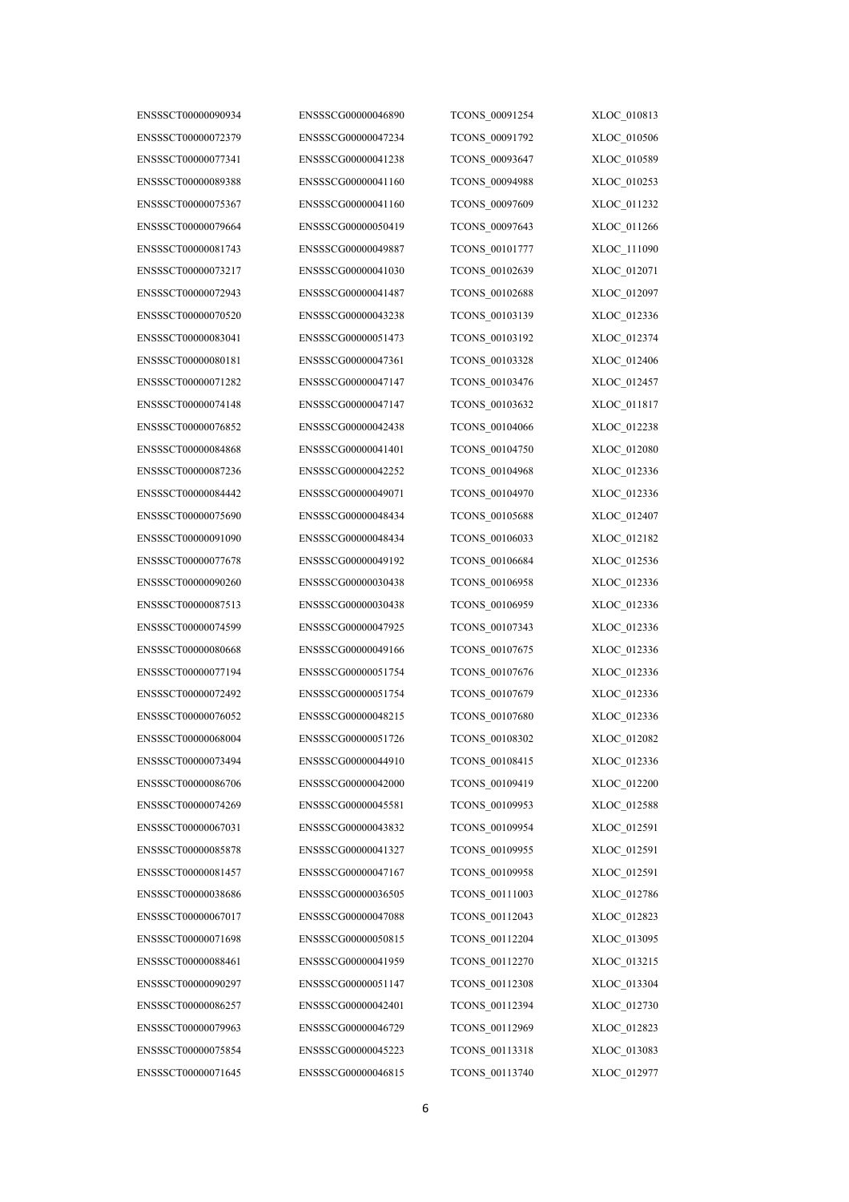| | | | |
|---|---|---|---|
| ENSSSCT00000090934 | ENSSSCG00000046890 | TCONS_00091254 | XLOC_010813 |
| ENSSSCT00000072379 | ENSSSCG00000047234 | TCONS_00091792 | XLOC_010506 |
| ENSSSCT00000077341 | ENSSSCG00000041238 | TCONS_00093647 | XLOC_010589 |
| ENSSSCT00000089388 | ENSSSCG00000041160 | TCONS_00094988 | XLOC_010253 |
| ENSSSCT00000075367 | ENSSSCG00000041160 | TCONS_00097609 | XLOC_011232 |
| ENSSSCT00000079664 | ENSSSCG00000050419 | TCONS_00097643 | XLOC_011266 |
| ENSSSCT00000081743 | ENSSSCG00000049887 | TCONS_00101777 | XLOC_111090 |
| ENSSSCT00000073217 | ENSSSCG00000041030 | TCONS_00102639 | XLOC_012071 |
| ENSSSCT00000072943 | ENSSSCG00000041487 | TCONS_00102688 | XLOC_012097 |
| ENSSSCT00000070520 | ENSSSCG00000043238 | TCONS_00103139 | XLOC_012336 |
| ENSSSCT00000083041 | ENSSSCG00000051473 | TCONS_00103192 | XLOC_012374 |
| ENSSSCT00000080181 | ENSSSCG00000047361 | TCONS_00103328 | XLOC_012406 |
| ENSSSCT00000071282 | ENSSSCG00000047147 | TCONS_00103476 | XLOC_012457 |
| ENSSSCT00000074148 | ENSSSCG00000047147 | TCONS_00103632 | XLOC_011817 |
| ENSSSCT00000076852 | ENSSSCG00000042438 | TCONS_00104066 | XLOC_012238 |
| ENSSSCT00000084868 | ENSSSCG00000041401 | TCONS_00104750 | XLOC_012080 |
| ENSSSCT00000087236 | ENSSSCG00000042252 | TCONS_00104968 | XLOC_012336 |
| ENSSSCT00000084442 | ENSSSCG00000049071 | TCONS_00104970 | XLOC_012336 |
| ENSSSCT00000075690 | ENSSSCG00000048434 | TCONS_00105688 | XLOC_012407 |
| ENSSSCT00000091090 | ENSSSCG00000048434 | TCONS_00106033 | XLOC_012182 |
| ENSSSCT00000077678 | ENSSSCG00000049192 | TCONS_00106684 | XLOC_012536 |
| ENSSSCT00000090260 | ENSSSCG00000030438 | TCONS_00106958 | XLOC_012336 |
| ENSSSCT00000087513 | ENSSSCG00000030438 | TCONS_00106959 | XLOC_012336 |
| ENSSSCT00000074599 | ENSSSCG00000047925 | TCONS_00107343 | XLOC_012336 |
| ENSSSCT00000080668 | ENSSSCG00000049166 | TCONS_00107675 | XLOC_012336 |
| ENSSSCT00000077194 | ENSSSCG00000051754 | TCONS_00107676 | XLOC_012336 |
| ENSSSCT00000072492 | ENSSSCG00000051754 | TCONS_00107679 | XLOC_012336 |
| ENSSSCT00000076052 | ENSSSCG00000048215 | TCONS_00107680 | XLOC_012336 |
| ENSSSCT00000068004 | ENSSSCG00000051726 | TCONS_00108302 | XLOC_012082 |
| ENSSSCT00000073494 | ENSSSCG00000044910 | TCONS_00108415 | XLOC_012336 |
| ENSSSCT00000086706 | ENSSSCG00000042000 | TCONS_00109419 | XLOC_012200 |
| ENSSSCT00000074269 | ENSSSCG00000045581 | TCONS_00109953 | XLOC_012588 |
| ENSSSCT00000067031 | ENSSSCG00000043832 | TCONS_00109954 | XLOC_012591 |
| ENSSSCT00000085878 | ENSSSCG00000041327 | TCONS_00109955 | XLOC_012591 |
| ENSSSCT00000081457 | ENSSSCG00000047167 | TCONS_00109958 | XLOC_012591 |
| ENSSSCT00000038686 | ENSSSCG00000036505 | TCONS_00111003 | XLOC_012786 |
| ENSSSCT00000067017 | ENSSSCG00000047088 | TCONS_00112043 | XLOC_012823 |
| ENSSSCT00000071698 | ENSSSCG00000050815 | TCONS_00112204 | XLOC_013095 |
| ENSSSCT00000088461 | ENSSSCG00000041959 | TCONS_00112270 | XLOC_013215 |
| ENSSSCT00000090297 | ENSSSCG00000051147 | TCONS_00112308 | XLOC_013304 |
| ENSSSCT00000086257 | ENSSSCG00000042401 | TCONS_00112394 | XLOC_012730 |
| ENSSSCT00000079963 | ENSSSCG00000046729 | TCONS_00112969 | XLOC_012823 |
| ENSSSCT00000075854 | ENSSSCG00000045223 | TCONS_00113318 | XLOC_013083 |
| ENSSSCT00000071645 | ENSSSCG00000046815 | TCONS_00113740 | XLOC_012977 |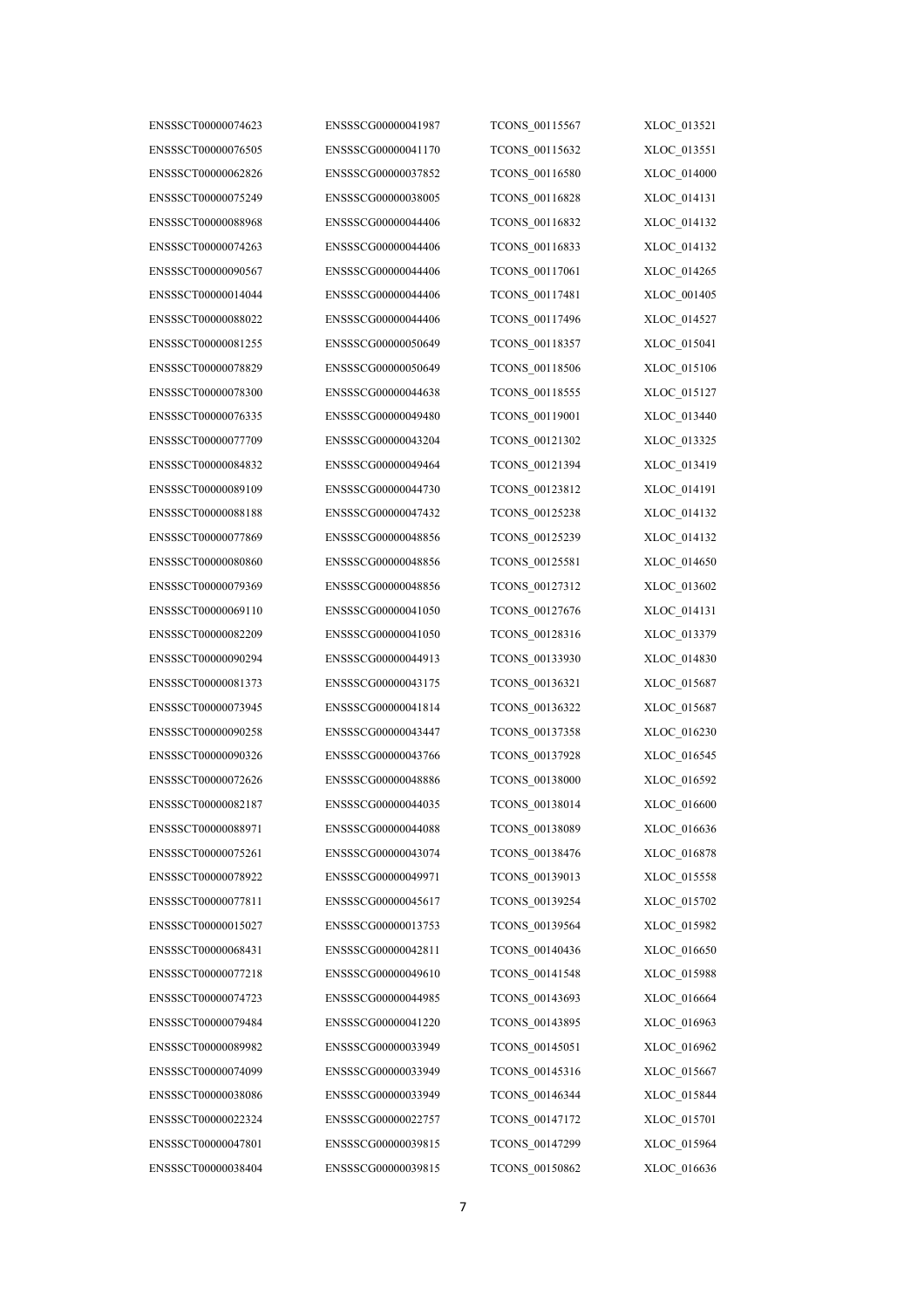| | | | |
|---|---|---|---|
| ENSSSCT00000074623 | ENSSSCG00000041987 | TCONS_00115567 | XLOC_013521 |
| ENSSSCT00000076505 | ENSSSCG00000041170 | TCONS_00115632 | XLOC_013551 |
| ENSSSCT00000062826 | ENSSSCG00000037852 | TCONS_00116580 | XLOC_014000 |
| ENSSSCT00000075249 | ENSSSCG00000038005 | TCONS_00116828 | XLOC_014131 |
| ENSSSCT00000088968 | ENSSSCG00000044406 | TCONS_00116832 | XLOC_014132 |
| ENSSSCT00000074263 | ENSSSCG00000044406 | TCONS_00116833 | XLOC_014132 |
| ENSSSCT00000090567 | ENSSSCG00000044406 | TCONS_00117061 | XLOC_014265 |
| ENSSSCT00000014044 | ENSSSCG00000044406 | TCONS_00117481 | XLOC_001405 |
| ENSSSCT00000088022 | ENSSSCG00000044406 | TCONS_00117496 | XLOC_014527 |
| ENSSSCT00000081255 | ENSSSCG00000050649 | TCONS_00118357 | XLOC_015041 |
| ENSSSCT00000078829 | ENSSSCG00000050649 | TCONS_00118506 | XLOC_015106 |
| ENSSSCT00000078300 | ENSSSCG00000044638 | TCONS_00118555 | XLOC_015127 |
| ENSSSCT00000076335 | ENSSSCG00000049480 | TCONS_00119001 | XLOC_013440 |
| ENSSSCT00000077709 | ENSSSCG00000043204 | TCONS_00121302 | XLOC_013325 |
| ENSSSCT00000084832 | ENSSSCG00000049464 | TCONS_00121394 | XLOC_013419 |
| ENSSSCT00000089109 | ENSSSCG00000044730 | TCONS_00123812 | XLOC_014191 |
| ENSSSCT00000088188 | ENSSSCG00000047432 | TCONS_00125238 | XLOC_014132 |
| ENSSSCT00000077869 | ENSSSCG00000048856 | TCONS_00125239 | XLOC_014132 |
| ENSSSCT00000080860 | ENSSSCG00000048856 | TCONS_00125581 | XLOC_014650 |
| ENSSSCT00000079369 | ENSSSCG00000048856 | TCONS_00127312 | XLOC_013602 |
| ENSSSCT00000069110 | ENSSSCG00000041050 | TCONS_00127676 | XLOC_014131 |
| ENSSSCT00000082209 | ENSSSCG00000041050 | TCONS_00128316 | XLOC_013379 |
| ENSSSCT00000090294 | ENSSSCG00000044913 | TCONS_00133930 | XLOC_014830 |
| ENSSSCT00000081373 | ENSSSCG00000043175 | TCONS_00136321 | XLOC_015687 |
| ENSSSCT00000073945 | ENSSSCG00000041814 | TCONS_00136322 | XLOC_015687 |
| ENSSSCT00000090258 | ENSSSCG00000043447 | TCONS_00137358 | XLOC_016230 |
| ENSSSCT00000090326 | ENSSSCG00000043766 | TCONS_00137928 | XLOC_016545 |
| ENSSSCT00000072626 | ENSSSCG00000048886 | TCONS_00138000 | XLOC_016592 |
| ENSSSCT00000082187 | ENSSSCG00000044035 | TCONS_00138014 | XLOC_016600 |
| ENSSSCT00000088971 | ENSSSCG00000044088 | TCONS_00138089 | XLOC_016636 |
| ENSSSCT00000075261 | ENSSSCG00000043074 | TCONS_00138476 | XLOC_016878 |
| ENSSSCT00000078922 | ENSSSCG00000049971 | TCONS_00139013 | XLOC_015558 |
| ENSSSCT00000077811 | ENSSSCG00000045617 | TCONS_00139254 | XLOC_015702 |
| ENSSSCT00000015027 | ENSSSCG00000013753 | TCONS_00139564 | XLOC_015982 |
| ENSSSCT00000068431 | ENSSSCG00000042811 | TCONS_00140436 | XLOC_016650 |
| ENSSSCT00000077218 | ENSSSCG00000049610 | TCONS_00141548 | XLOC_015988 |
| ENSSSCT00000074723 | ENSSSCG00000044985 | TCONS_00143693 | XLOC_016664 |
| ENSSSCT00000079484 | ENSSSCG00000041220 | TCONS_00143895 | XLOC_016963 |
| ENSSSCT00000089982 | ENSSSCG00000033949 | TCONS_00145051 | XLOC_016962 |
| ENSSSCT00000074099 | ENSSSCG00000033949 | TCONS_00145316 | XLOC_015667 |
| ENSSSCT00000038086 | ENSSSCG00000033949 | TCONS_00146344 | XLOC_015844 |
| ENSSSCT00000022324 | ENSSSCG00000022757 | TCONS_00147172 | XLOC_015701 |
| ENSSSCT00000047801 | ENSSSCG00000039815 | TCONS_00147299 | XLOC_015964 |
| ENSSSCT00000038404 | ENSSSCG00000039815 | TCONS_00150862 | XLOC_016636 |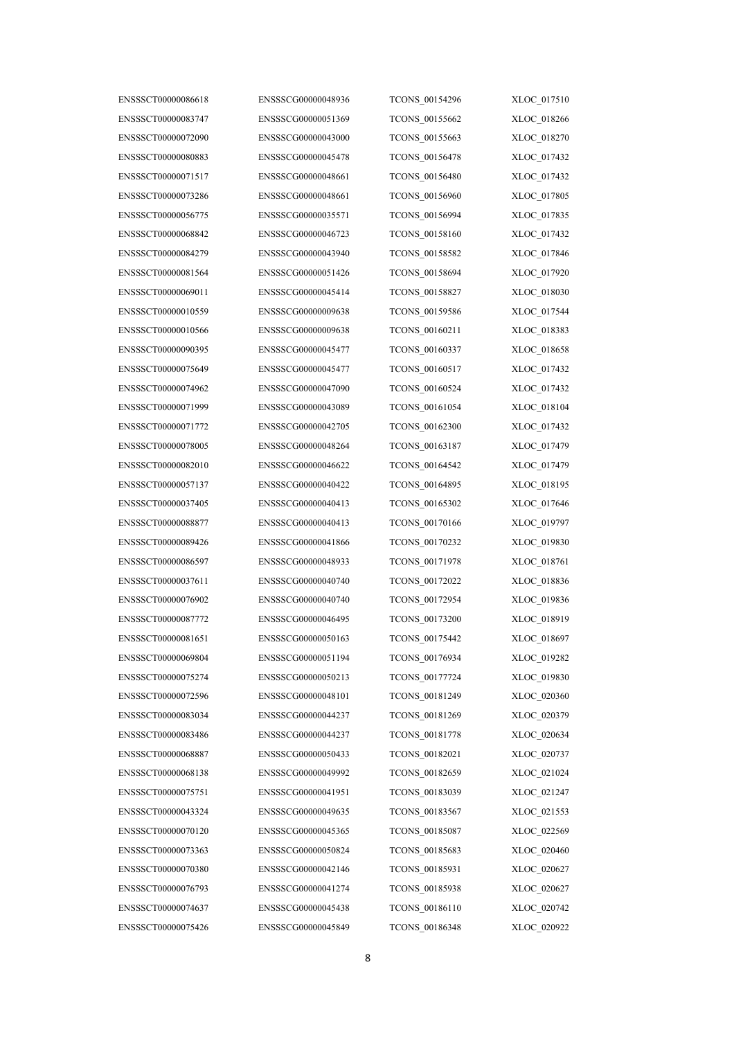| | | | |
|---|---|---|---|
| ENSSSCT00000086618 | ENSSSCG00000048936 | TCONS_00154296 | XLOC_017510 |
| ENSSSCT00000083747 | ENSSSCG00000051369 | TCONS_00155662 | XLOC_018266 |
| ENSSSCT00000072090 | ENSSSCG00000043000 | TCONS_00155663 | XLOC_018270 |
| ENSSSCT00000080883 | ENSSSCG00000045478 | TCONS_00156478 | XLOC_017432 |
| ENSSSCT00000071517 | ENSSSCG00000048661 | TCONS_00156480 | XLOC_017432 |
| ENSSSCT00000073286 | ENSSSCG00000048661 | TCONS_00156960 | XLOC_017805 |
| ENSSSCT00000056775 | ENSSSCG00000035571 | TCONS_00156994 | XLOC_017835 |
| ENSSSCT00000068842 | ENSSSCG00000046723 | TCONS_00158160 | XLOC_017432 |
| ENSSSCT00000084279 | ENSSSCG00000043940 | TCONS_00158582 | XLOC_017846 |
| ENSSSCT00000081564 | ENSSSCG00000051426 | TCONS_00158694 | XLOC_017920 |
| ENSSSCT00000069011 | ENSSSCG00000045414 | TCONS_00158827 | XLOC_018030 |
| ENSSSCT00000010559 | ENSSSCG00000009638 | TCONS_00159586 | XLOC_017544 |
| ENSSSCT00000010566 | ENSSSCG00000009638 | TCONS_00160211 | XLOC_018383 |
| ENSSSCT00000090395 | ENSSSCG00000045477 | TCONS_00160337 | XLOC_018658 |
| ENSSSCT00000075649 | ENSSSCG00000045477 | TCONS_00160517 | XLOC_017432 |
| ENSSSCT00000074962 | ENSSSCG00000047090 | TCONS_00160524 | XLOC_017432 |
| ENSSSCT00000071999 | ENSSSCG00000043089 | TCONS_00161054 | XLOC_018104 |
| ENSSSCT00000071772 | ENSSSCG00000042705 | TCONS_00162300 | XLOC_017432 |
| ENSSSCT00000078005 | ENSSSCG00000048264 | TCONS_00163187 | XLOC_017479 |
| ENSSSCT00000082010 | ENSSSCG00000046622 | TCONS_00164542 | XLOC_017479 |
| ENSSSCT00000057137 | ENSSSCG00000040422 | TCONS_00164895 | XLOC_018195 |
| ENSSSCT00000037405 | ENSSSCG00000040413 | TCONS_00165302 | XLOC_017646 |
| ENSSSCT00000088877 | ENSSSCG00000040413 | TCONS_00170166 | XLOC_019797 |
| ENSSSCT00000089426 | ENSSSCG00000041866 | TCONS_00170232 | XLOC_019830 |
| ENSSSCT00000086597 | ENSSSCG00000048933 | TCONS_00171978 | XLOC_018761 |
| ENSSSCT00000037611 | ENSSSCG00000040740 | TCONS_00172022 | XLOC_018836 |
| ENSSSCT00000076902 | ENSSSCG00000040740 | TCONS_00172954 | XLOC_019836 |
| ENSSSCT00000087772 | ENSSSCG00000046495 | TCONS_00173200 | XLOC_018919 |
| ENSSSCT00000081651 | ENSSSCG00000050163 | TCONS_00175442 | XLOC_018697 |
| ENSSSCT00000069804 | ENSSSCG00000051194 | TCONS_00176934 | XLOC_019282 |
| ENSSSCT00000075274 | ENSSSCG00000050213 | TCONS_00177724 | XLOC_019830 |
| ENSSSCT00000072596 | ENSSSCG00000048101 | TCONS_00181249 | XLOC_020360 |
| ENSSSCT00000083034 | ENSSSCG00000044237 | TCONS_00181269 | XLOC_020379 |
| ENSSSCT00000083486 | ENSSSCG00000044237 | TCONS_00181778 | XLOC_020634 |
| ENSSSCT00000068887 | ENSSSCG00000050433 | TCONS_00182021 | XLOC_020737 |
| ENSSSCT00000068138 | ENSSSCG00000049992 | TCONS_00182659 | XLOC_021024 |
| ENSSSCT00000075751 | ENSSSCG00000041951 | TCONS_00183039 | XLOC_021247 |
| ENSSSCT00000043324 | ENSSSCG00000049635 | TCONS_00183567 | XLOC_021553 |
| ENSSSCT00000070120 | ENSSSCG00000045365 | TCONS_00185087 | XLOC_022569 |
| ENSSSCT00000073363 | ENSSSCG00000050824 | TCONS_00185683 | XLOC_020460 |
| ENSSSCT00000070380 | ENSSSCG00000042146 | TCONS_00185931 | XLOC_020627 |
| ENSSSCT00000076793 | ENSSSCG00000041274 | TCONS_00185938 | XLOC_020627 |
| ENSSSCT00000074637 | ENSSSCG00000045438 | TCONS_00186110 | XLOC_020742 |
| ENSSSCT00000075426 | ENSSSCG00000045849 | TCONS_00186348 | XLOC_020922 |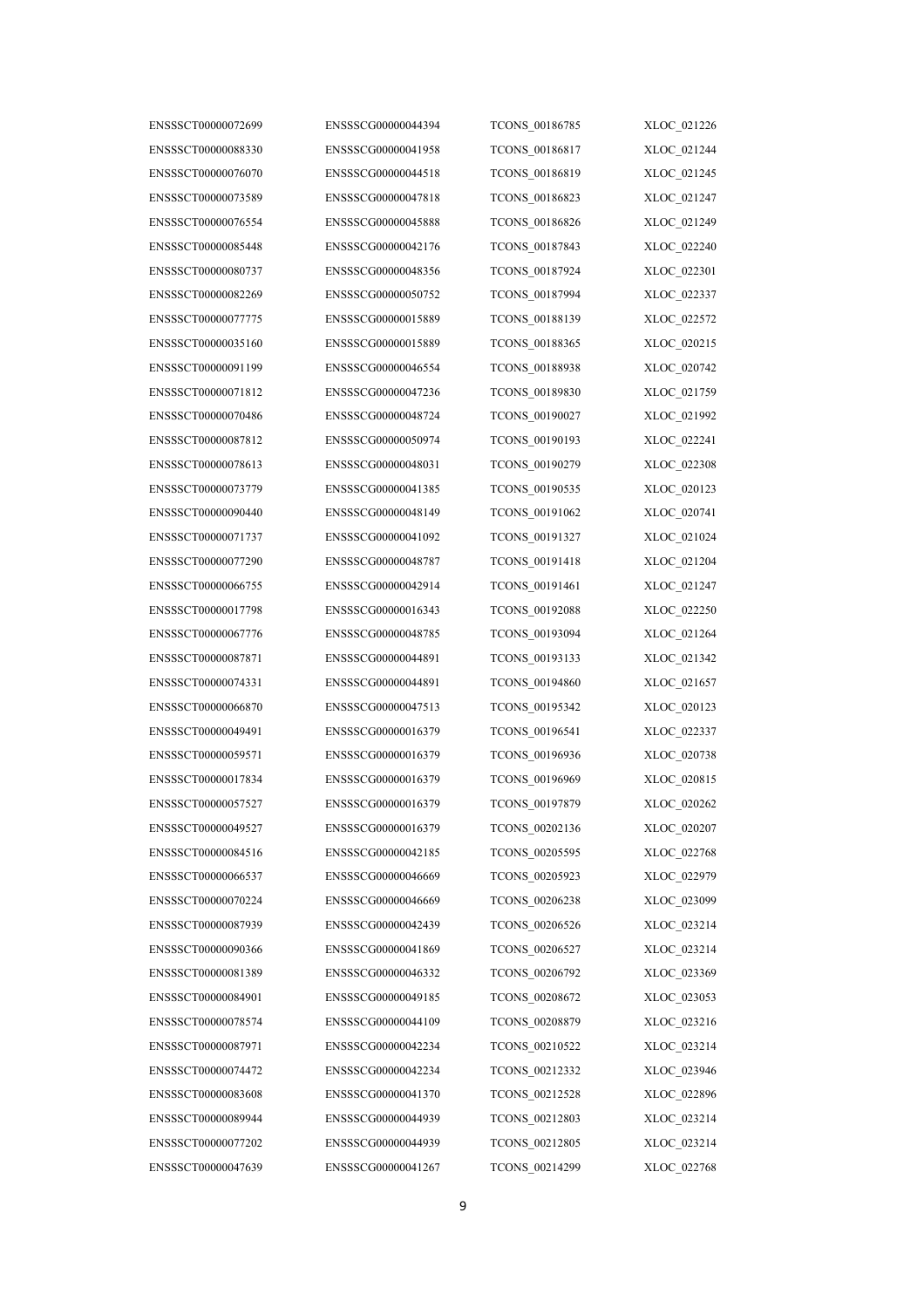| | | | |
|---|---|---|---|
| ENSSSCT00000072699 | ENSSSCG00000044394 | TCONS_00186785 | XLOC_021226 |
| ENSSSCT00000088330 | ENSSSCG00000041958 | TCONS_00186817 | XLOC_021244 |
| ENSSSCT00000076070 | ENSSSCG00000044518 | TCONS_00186819 | XLOC_021245 |
| ENSSSCT00000073589 | ENSSSCG00000047818 | TCONS_00186823 | XLOC_021247 |
| ENSSSCT00000076554 | ENSSSCG00000045888 | TCONS_00186826 | XLOC_021249 |
| ENSSSCT00000085448 | ENSSSCG00000042176 | TCONS_00187843 | XLOC_022240 |
| ENSSSCT00000080737 | ENSSSCG00000048356 | TCONS_00187924 | XLOC_022301 |
| ENSSSCT00000082269 | ENSSSCG00000050752 | TCONS_00187994 | XLOC_022337 |
| ENSSSCT00000077775 | ENSSSCG00000015889 | TCONS_00188139 | XLOC_022572 |
| ENSSSCT00000035160 | ENSSSCG00000015889 | TCONS_00188365 | XLOC_020215 |
| ENSSSCT00000091199 | ENSSSCG00000046554 | TCONS_00188938 | XLOC_020742 |
| ENSSSCT00000071812 | ENSSSCG00000047236 | TCONS_00189830 | XLOC_021759 |
| ENSSSCT00000070486 | ENSSSCG00000048724 | TCONS_00190027 | XLOC_021992 |
| ENSSSCT00000087812 | ENSSSCG00000050974 | TCONS_00190193 | XLOC_022241 |
| ENSSSCT00000078613 | ENSSSCG00000048031 | TCONS_00190279 | XLOC_022308 |
| ENSSSCT00000073779 | ENSSSCG00000041385 | TCONS_00190535 | XLOC_020123 |
| ENSSSCT00000090440 | ENSSSCG00000048149 | TCONS_00191062 | XLOC_020741 |
| ENSSSCT00000071737 | ENSSSCG00000041092 | TCONS_00191327 | XLOC_021024 |
| ENSSSCT00000077290 | ENSSSCG00000048787 | TCONS_00191418 | XLOC_021204 |
| ENSSSCT00000066755 | ENSSSCG00000042914 | TCONS_00191461 | XLOC_021247 |
| ENSSSCT00000017798 | ENSSSCG00000016343 | TCONS_00192088 | XLOC_022250 |
| ENSSSCT00000067776 | ENSSSCG00000048785 | TCONS_00193094 | XLOC_021264 |
| ENSSSCT00000087871 | ENSSSCG00000044891 | TCONS_00193133 | XLOC_021342 |
| ENSSSCT00000074331 | ENSSSCG00000044891 | TCONS_00194860 | XLOC_021657 |
| ENSSSCT00000066870 | ENSSSCG00000047513 | TCONS_00195342 | XLOC_020123 |
| ENSSSCT00000049491 | ENSSSCG00000016379 | TCONS_00196541 | XLOC_022337 |
| ENSSSCT00000059571 | ENSSSCG00000016379 | TCONS_00196936 | XLOC_020738 |
| ENSSSCT00000017834 | ENSSSCG00000016379 | TCONS_00196969 | XLOC_020815 |
| ENSSSCT00000057527 | ENSSSCG00000016379 | TCONS_00197879 | XLOC_020262 |
| ENSSSCT00000049527 | ENSSSCG00000016379 | TCONS_00202136 | XLOC_020207 |
| ENSSSCT00000084516 | ENSSSCG00000042185 | TCONS_00205595 | XLOC_022768 |
| ENSSSCT00000066537 | ENSSSCG00000046669 | TCONS_00205923 | XLOC_022979 |
| ENSSSCT00000070224 | ENSSSCG00000046669 | TCONS_00206238 | XLOC_023099 |
| ENSSSCT00000087939 | ENSSSCG00000042439 | TCONS_00206526 | XLOC_023214 |
| ENSSSCT00000090366 | ENSSSCG00000041869 | TCONS_00206527 | XLOC_023214 |
| ENSSSCT00000081389 | ENSSSCG00000046332 | TCONS_00206792 | XLOC_023369 |
| ENSSSCT00000084901 | ENSSSCG00000049185 | TCONS_00208672 | XLOC_023053 |
| ENSSSCT00000078574 | ENSSSCG00000044109 | TCONS_00208879 | XLOC_023216 |
| ENSSSCT00000087971 | ENSSSCG00000042234 | TCONS_00210522 | XLOC_023214 |
| ENSSSCT00000074472 | ENSSSCG00000042234 | TCONS_00212332 | XLOC_023946 |
| ENSSSCT00000083608 | ENSSSCG00000041370 | TCONS_00212528 | XLOC_022896 |
| ENSSSCT00000089944 | ENSSSCG00000044939 | TCONS_00212803 | XLOC_023214 |
| ENSSSCT00000077202 | ENSSSCG00000044939 | TCONS_00212805 | XLOC_023214 |
| ENSSSCT00000047639 | ENSSSCG00000041267 | TCONS_00214299 | XLOC_022768 |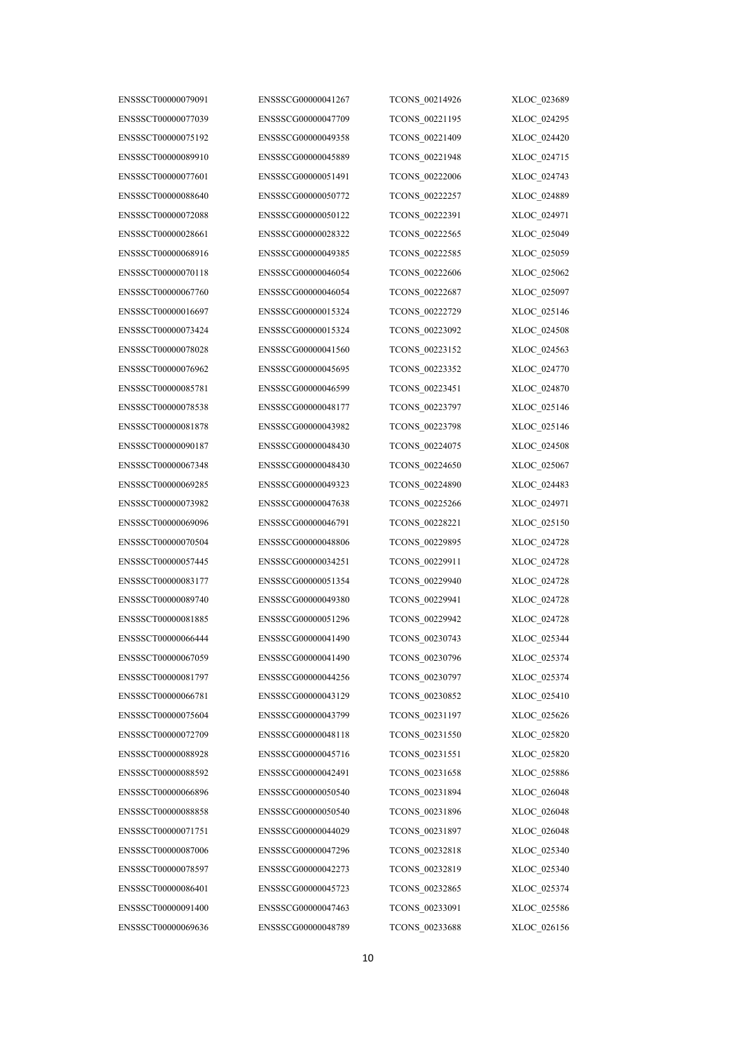| | | | |
|---|---|---|---|
| ENSSSCT00000079091 | ENSSSCG00000041267 | TCONS_00214926 | XLOC_023689 |
| ENSSSCT00000077039 | ENSSSCG00000047709 | TCONS_00221195 | XLOC_024295 |
| ENSSSCT00000075192 | ENSSSCG00000049358 | TCONS_00221409 | XLOC_024420 |
| ENSSSCT00000089910 | ENSSSCG00000045889 | TCONS_00221948 | XLOC_024715 |
| ENSSSCT00000077601 | ENSSSCG00000051491 | TCONS_00222006 | XLOC_024743 |
| ENSSSCT00000088640 | ENSSSCG00000050772 | TCONS_00222257 | XLOC_024889 |
| ENSSSCT00000072088 | ENSSSCG00000050122 | TCONS_00222391 | XLOC_024971 |
| ENSSSCT00000028661 | ENSSSCG00000028322 | TCONS_00222565 | XLOC_025049 |
| ENSSSCT00000068916 | ENSSSCG00000049385 | TCONS_00222585 | XLOC_025059 |
| ENSSSCT00000070118 | ENSSSCG00000046054 | TCONS_00222606 | XLOC_025062 |
| ENSSSCT00000067760 | ENSSSCG00000046054 | TCONS_00222687 | XLOC_025097 |
| ENSSSCT00000016697 | ENSSSCG00000015324 | TCONS_00222729 | XLOC_025146 |
| ENSSSCT00000073424 | ENSSSCG00000015324 | TCONS_00223092 | XLOC_024508 |
| ENSSSCT00000078028 | ENSSSCG00000041560 | TCONS_00223152 | XLOC_024563 |
| ENSSSCT00000076962 | ENSSSCG00000045695 | TCONS_00223352 | XLOC_024770 |
| ENSSSCT00000085781 | ENSSSCG00000046599 | TCONS_00223451 | XLOC_024870 |
| ENSSSCT00000078538 | ENSSSCG00000048177 | TCONS_00223797 | XLOC_025146 |
| ENSSSCT00000081878 | ENSSSCG00000043982 | TCONS_00223798 | XLOC_025146 |
| ENSSSCT00000090187 | ENSSSCG00000048430 | TCONS_00224075 | XLOC_024508 |
| ENSSSCT00000067348 | ENSSSCG00000048430 | TCONS_00224650 | XLOC_025067 |
| ENSSSCT00000069285 | ENSSSCG00000049323 | TCONS_00224890 | XLOC_024483 |
| ENSSSCT00000073982 | ENSSSCG00000047638 | TCONS_00225266 | XLOC_024971 |
| ENSSSCT00000069096 | ENSSSCG00000046791 | TCONS_00228221 | XLOC_025150 |
| ENSSSCT00000070504 | ENSSSCG00000048806 | TCONS_00229895 | XLOC_024728 |
| ENSSSCT00000057445 | ENSSSCG00000034251 | TCONS_00229911 | XLOC_024728 |
| ENSSSCT00000083177 | ENSSSCG00000051354 | TCONS_00229940 | XLOC_024728 |
| ENSSSCT00000089740 | ENSSSCG00000049380 | TCONS_00229941 | XLOC_024728 |
| ENSSSCT00000081885 | ENSSSCG00000051296 | TCONS_00229942 | XLOC_024728 |
| ENSSSCT00000066444 | ENSSSCG00000041490 | TCONS_00230743 | XLOC_025344 |
| ENSSSCT00000067059 | ENSSSCG00000041490 | TCONS_00230796 | XLOC_025374 |
| ENSSSCT00000081797 | ENSSSCG00000044256 | TCONS_00230797 | XLOC_025374 |
| ENSSSCT00000066781 | ENSSSCG00000043129 | TCONS_00230852 | XLOC_025410 |
| ENSSSCT00000075604 | ENSSSCG00000043799 | TCONS_00231197 | XLOC_025626 |
| ENSSSCT00000072709 | ENSSSCG00000048118 | TCONS_00231550 | XLOC_025820 |
| ENSSSCT00000088928 | ENSSSCG00000045716 | TCONS_00231551 | XLOC_025820 |
| ENSSSCT00000088592 | ENSSSCG00000042491 | TCONS_00231658 | XLOC_025886 |
| ENSSSCT00000066896 | ENSSSCG00000050540 | TCONS_00231894 | XLOC_026048 |
| ENSSSCT00000088858 | ENSSSCG00000050540 | TCONS_00231896 | XLOC_026048 |
| ENSSSCT00000071751 | ENSSSCG00000044029 | TCONS_00231897 | XLOC_026048 |
| ENSSSCT00000087006 | ENSSSCG00000047296 | TCONS_00232818 | XLOC_025340 |
| ENSSSCT00000078597 | ENSSSCG00000042273 | TCONS_00232819 | XLOC_025340 |
| ENSSSCT00000086401 | ENSSSCG00000045723 | TCONS_00232865 | XLOC_025374 |
| ENSSSCT00000091400 | ENSSSCG00000047463 | TCONS_00233091 | XLOC_025586 |
| ENSSSCT00000069636 | ENSSSCG00000048789 | TCONS_00233688 | XLOC_026156 |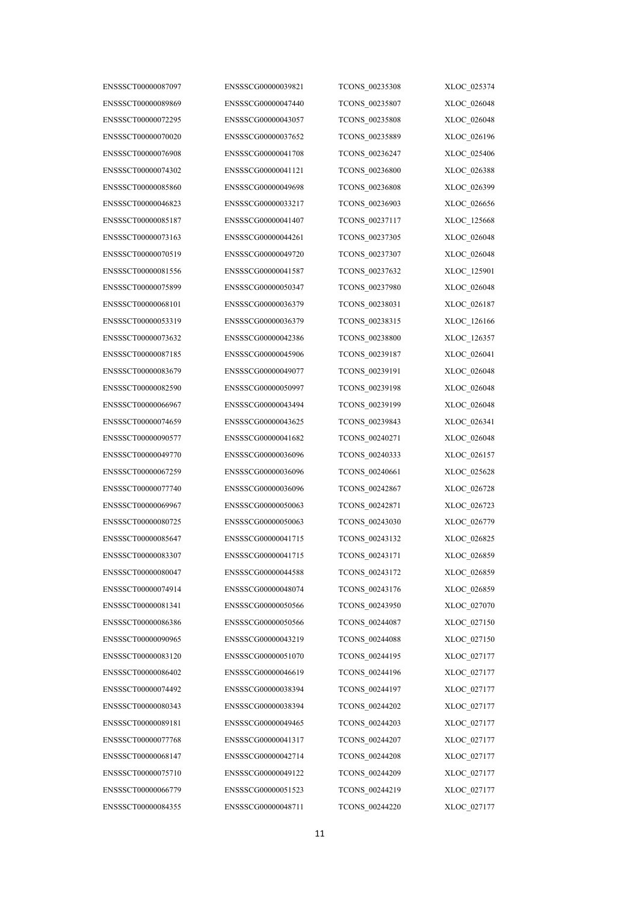| | | | |
|---|---|---|---|
| ENSSSCT00000087097 | ENSSSCG00000039821 | TCONS_00235308 | XLOC_025374 |
| ENSSSCT00000089869 | ENSSSCG00000047440 | TCONS_00235807 | XLOC_026048 |
| ENSSSCT00000072295 | ENSSSCG00000043057 | TCONS_00235808 | XLOC_026048 |
| ENSSSCT00000070020 | ENSSSCG00000037652 | TCONS_00235889 | XLOC_026196 |
| ENSSSCT00000076908 | ENSSSCG00000041708 | TCONS_00236247 | XLOC_025406 |
| ENSSSCT00000074302 | ENSSSCG00000041121 | TCONS_00236800 | XLOC_026388 |
| ENSSSCT00000085860 | ENSSSCG00000049698 | TCONS_00236808 | XLOC_026399 |
| ENSSSCT00000046823 | ENSSSCG00000033217 | TCONS_00236903 | XLOC_026656 |
| ENSSSCT00000085187 | ENSSSCG00000041407 | TCONS_00237117 | XLOC_125668 |
| ENSSSCT00000073163 | ENSSSCG00000044261 | TCONS_00237305 | XLOC_026048 |
| ENSSSCT00000070519 | ENSSSCG00000049720 | TCONS_00237307 | XLOC_026048 |
| ENSSSCT00000081556 | ENSSSCG00000041587 | TCONS_00237632 | XLOC_125901 |
| ENSSSCT00000075899 | ENSSSCG00000050347 | TCONS_00237980 | XLOC_026048 |
| ENSSSCT00000068101 | ENSSSCG00000036379 | TCONS_00238031 | XLOC_026187 |
| ENSSSCT00000053319 | ENSSSCG00000036379 | TCONS_00238315 | XLOC_126166 |
| ENSSSCT00000073632 | ENSSSCG00000042386 | TCONS_00238800 | XLOC_126357 |
| ENSSSCT00000087185 | ENSSSCG00000045906 | TCONS_00239187 | XLOC_026041 |
| ENSSSCT00000083679 | ENSSSCG00000049077 | TCONS_00239191 | XLOC_026048 |
| ENSSSCT00000082590 | ENSSSCG00000050997 | TCONS_00239198 | XLOC_026048 |
| ENSSSCT00000066967 | ENSSSCG00000043494 | TCONS_00239199 | XLOC_026048 |
| ENSSSCT00000074659 | ENSSSCG00000043625 | TCONS_00239843 | XLOC_026341 |
| ENSSSCT00000090577 | ENSSSCG00000041682 | TCONS_00240271 | XLOC_026048 |
| ENSSSCT00000049770 | ENSSSCG00000036096 | TCONS_00240333 | XLOC_026157 |
| ENSSSCT00000067259 | ENSSSCG00000036096 | TCONS_00240661 | XLOC_025628 |
| ENSSSCT00000077740 | ENSSSCG00000036096 | TCONS_00242867 | XLOC_026728 |
| ENSSSCT00000069967 | ENSSSCG00000050063 | TCONS_00242871 | XLOC_026723 |
| ENSSSCT00000080725 | ENSSSCG00000050063 | TCONS_00243030 | XLOC_026779 |
| ENSSSCT00000085647 | ENSSSCG00000041715 | TCONS_00243132 | XLOC_026825 |
| ENSSSCT00000083307 | ENSSSCG00000041715 | TCONS_00243171 | XLOC_026859 |
| ENSSSCT00000080047 | ENSSSCG00000044588 | TCONS_00243172 | XLOC_026859 |
| ENSSSCT00000074914 | ENSSSCG00000048074 | TCONS_00243176 | XLOC_026859 |
| ENSSSCT00000081341 | ENSSSCG00000050566 | TCONS_00243950 | XLOC_027070 |
| ENSSSCT00000086386 | ENSSSCG00000050566 | TCONS_00244087 | XLOC_027150 |
| ENSSSCT00000090965 | ENSSSCG00000043219 | TCONS_00244088 | XLOC_027150 |
| ENSSSCT00000083120 | ENSSSCG00000051070 | TCONS_00244195 | XLOC_027177 |
| ENSSSCT00000086402 | ENSSSCG00000046619 | TCONS_00244196 | XLOC_027177 |
| ENSSSCT00000074492 | ENSSSCG00000038394 | TCONS_00244197 | XLOC_027177 |
| ENSSSCT00000080343 | ENSSSCG00000038394 | TCONS_00244202 | XLOC_027177 |
| ENSSSCT00000089181 | ENSSSCG00000049465 | TCONS_00244203 | XLOC_027177 |
| ENSSSCT00000077768 | ENSSSCG00000041317 | TCONS_00244207 | XLOC_027177 |
| ENSSSCT00000068147 | ENSSSCG00000042714 | TCONS_00244208 | XLOC_027177 |
| ENSSSCT00000075710 | ENSSSCG00000049122 | TCONS_00244209 | XLOC_027177 |
| ENSSSCT00000066779 | ENSSSCG00000051523 | TCONS_00244219 | XLOC_027177 |
| ENSSSCT00000084355 | ENSSSCG00000048711 | TCONS_00244220 | XLOC_027177 |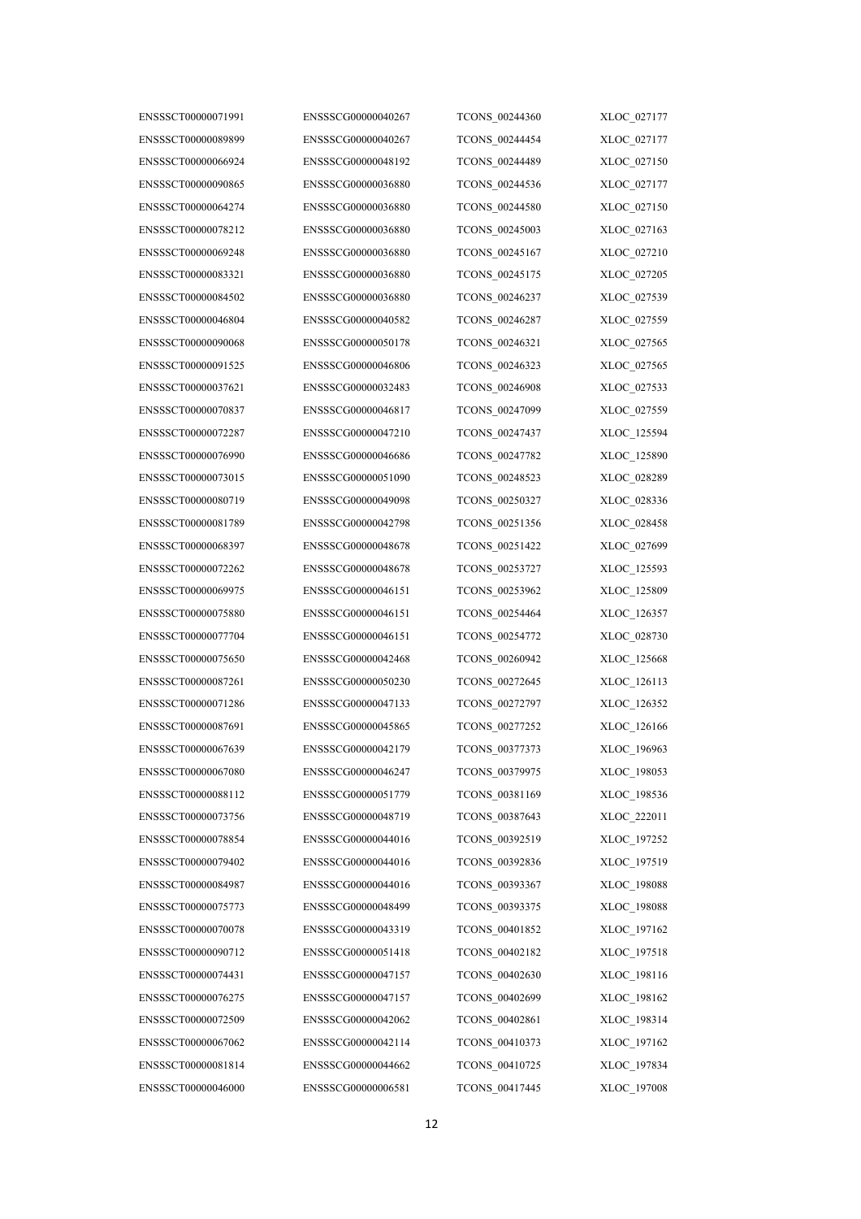| | | | |
|---|---|---|---|
| ENSSSCT00000071991 | ENSSSCG00000040267 | TCONS_00244360 | XLOC_027177 |
| ENSSSCT00000089899 | ENSSSCG00000040267 | TCONS_00244454 | XLOC_027177 |
| ENSSSCT00000066924 | ENSSSCG00000048192 | TCONS_00244489 | XLOC_027150 |
| ENSSSCT00000090865 | ENSSSCG00000036880 | TCONS_00244536 | XLOC_027177 |
| ENSSSCT00000064274 | ENSSSCG00000036880 | TCONS_00244580 | XLOC_027150 |
| ENSSSCT00000078212 | ENSSSCG00000036880 | TCONS_00245003 | XLOC_027163 |
| ENSSSCT00000069248 | ENSSSCG00000036880 | TCONS_00245167 | XLOC_027210 |
| ENSSSCT00000083321 | ENSSSCG00000036880 | TCONS_00245175 | XLOC_027205 |
| ENSSSCT00000084502 | ENSSSCG00000036880 | TCONS_00246237 | XLOC_027539 |
| ENSSSCT00000046804 | ENSSSCG00000040582 | TCONS_00246287 | XLOC_027559 |
| ENSSSCT00000090068 | ENSSSCG00000050178 | TCONS_00246321 | XLOC_027565 |
| ENSSSCT00000091525 | ENSSSCG00000046806 | TCONS_00246323 | XLOC_027565 |
| ENSSSCT00000037621 | ENSSSCG00000032483 | TCONS_00246908 | XLOC_027533 |
| ENSSSCT00000070837 | ENSSSCG00000046817 | TCONS_00247099 | XLOC_027559 |
| ENSSSCT00000072287 | ENSSSCG00000047210 | TCONS_00247437 | XLOC_125594 |
| ENSSSCT00000076990 | ENSSSCG00000046686 | TCONS_00247782 | XLOC_125890 |
| ENSSSCT00000073015 | ENSSSCG00000051090 | TCONS_00248523 | XLOC_028289 |
| ENSSSCT00000080719 | ENSSSCG00000049098 | TCONS_00250327 | XLOC_028336 |
| ENSSSCT00000081789 | ENSSSCG00000042798 | TCONS_00251356 | XLOC_028458 |
| ENSSSCT00000068397 | ENSSSCG00000048678 | TCONS_00251422 | XLOC_027699 |
| ENSSSCT00000072262 | ENSSSCG00000048678 | TCONS_00253727 | XLOC_125593 |
| ENSSSCT00000069975 | ENSSSCG00000046151 | TCONS_00253962 | XLOC_125809 |
| ENSSSCT00000075880 | ENSSSCG00000046151 | TCONS_00254464 | XLOC_126357 |
| ENSSSCT00000077704 | ENSSSCG00000046151 | TCONS_00254772 | XLOC_028730 |
| ENSSSCT00000075650 | ENSSSCG00000042468 | TCONS_00260942 | XLOC_125668 |
| ENSSSCT00000087261 | ENSSSCG00000050230 | TCONS_00272645 | XLOC_126113 |
| ENSSSCT00000071286 | ENSSSCG00000047133 | TCONS_00272797 | XLOC_126352 |
| ENSSSCT00000087691 | ENSSSCG00000045865 | TCONS_00277252 | XLOC_126166 |
| ENSSSCT00000067639 | ENSSSCG00000042179 | TCONS_00377373 | XLOC_196963 |
| ENSSSCT00000067080 | ENSSSCG00000046247 | TCONS_00379975 | XLOC_198053 |
| ENSSSCT00000088112 | ENSSSCG00000051779 | TCONS_00381169 | XLOC_198536 |
| ENSSSCT00000073756 | ENSSSCG00000048719 | TCONS_00387643 | XLOC_222011 |
| ENSSSCT00000078854 | ENSSSCG00000044016 | TCONS_00392519 | XLOC_197252 |
| ENSSSCT00000079402 | ENSSSCG00000044016 | TCONS_00392836 | XLOC_197519 |
| ENSSSCT00000084987 | ENSSSCG00000044016 | TCONS_00393367 | XLOC_198088 |
| ENSSSCT00000075773 | ENSSSCG00000048499 | TCONS_00393375 | XLOC_198088 |
| ENSSSCT00000070078 | ENSSSCG00000043319 | TCONS_00401852 | XLOC_197162 |
| ENSSSCT00000090712 | ENSSSCG00000051418 | TCONS_00402182 | XLOC_197518 |
| ENSSSCT00000074431 | ENSSSCG00000047157 | TCONS_00402630 | XLOC_198116 |
| ENSSSCT00000076275 | ENSSSCG00000047157 | TCONS_00402699 | XLOC_198162 |
| ENSSSCT00000072509 | ENSSSCG00000042062 | TCONS_00402861 | XLOC_198314 |
| ENSSSCT00000067062 | ENSSSCG00000042114 | TCONS_00410373 | XLOC_197162 |
| ENSSSCT00000081814 | ENSSSCG00000044662 | TCONS_00410725 | XLOC_197834 |
| ENSSSCT00000046000 | ENSSSCG00000006581 | TCONS_00417445 | XLOC_197008 |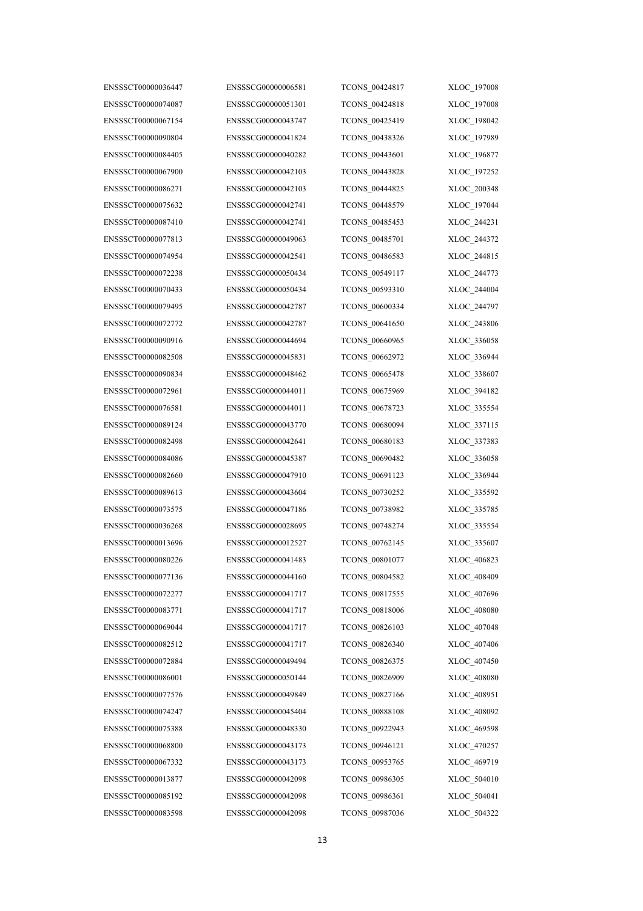| | | | |
|---|---|---|---|
| ENSSSCT00000036447 | ENSSSCG00000006581 | TCONS_00424817 | XLOC_197008 |
| ENSSSCT00000074087 | ENSSSCG00000051301 | TCONS_00424818 | XLOC_197008 |
| ENSSSCT00000067154 | ENSSSCG00000043747 | TCONS_00425419 | XLOC_198042 |
| ENSSSCT00000090804 | ENSSSCG00000041824 | TCONS_00438326 | XLOC_197989 |
| ENSSSCT00000084405 | ENSSSCG00000040282 | TCONS_00443601 | XLOC_196877 |
| ENSSSCT00000067900 | ENSSSCG00000042103 | TCONS_00443828 | XLOC_197252 |
| ENSSSCT00000086271 | ENSSSCG00000042103 | TCONS_00444825 | XLOC_200348 |
| ENSSSCT00000075632 | ENSSSCG00000042741 | TCONS_00448579 | XLOC_197044 |
| ENSSSCT00000087410 | ENSSSCG00000042741 | TCONS_00485453 | XLOC_244231 |
| ENSSSCT00000077813 | ENSSSCG00000049063 | TCONS_00485701 | XLOC_244372 |
| ENSSSCT00000074954 | ENSSSCG00000042541 | TCONS_00486583 | XLOC_244815 |
| ENSSSCT00000072238 | ENSSSCG00000050434 | TCONS_00549117 | XLOC_244773 |
| ENSSSCT00000070433 | ENSSSCG00000050434 | TCONS_00593310 | XLOC_244004 |
| ENSSSCT00000079495 | ENSSSCG00000042787 | TCONS_00600334 | XLOC_244797 |
| ENSSSCT00000072772 | ENSSSCG00000042787 | TCONS_00641650 | XLOC_243806 |
| ENSSSCT00000090916 | ENSSSCG00000044694 | TCONS_00660965 | XLOC_336058 |
| ENSSSCT00000082508 | ENSSSCG00000045831 | TCONS_00662972 | XLOC_336944 |
| ENSSSCT00000090834 | ENSSSCG00000048462 | TCONS_00665478 | XLOC_338607 |
| ENSSSCT00000072961 | ENSSSCG00000044011 | TCONS_00675969 | XLOC_394182 |
| ENSSSCT00000076581 | ENSSSCG00000044011 | TCONS_00678723 | XLOC_335554 |
| ENSSSCT00000089124 | ENSSSCG00000043770 | TCONS_00680094 | XLOC_337115 |
| ENSSSCT00000082498 | ENSSSCG00000042641 | TCONS_00680183 | XLOC_337383 |
| ENSSSCT00000084086 | ENSSSCG00000045387 | TCONS_00690482 | XLOC_336058 |
| ENSSSCT00000082660 | ENSSSCG00000047910 | TCONS_00691123 | XLOC_336944 |
| ENSSSCT00000089613 | ENSSSCG00000043604 | TCONS_00730252 | XLOC_335592 |
| ENSSSCT00000073575 | ENSSSCG00000047186 | TCONS_00738982 | XLOC_335785 |
| ENSSSCT00000036268 | ENSSSCG00000028695 | TCONS_00748274 | XLOC_335554 |
| ENSSSCT00000013696 | ENSSSCG00000012527 | TCONS_00762145 | XLOC_335607 |
| ENSSSCT00000080226 | ENSSSCG00000041483 | TCONS_00801077 | XLOC_406823 |
| ENSSSCT00000077136 | ENSSSCG00000044160 | TCONS_00804582 | XLOC_408409 |
| ENSSSCT00000072277 | ENSSSCG00000041717 | TCONS_00817555 | XLOC_407696 |
| ENSSSCT00000083771 | ENSSSCG00000041717 | TCONS_00818006 | XLOC_408080 |
| ENSSSCT00000069044 | ENSSSCG00000041717 | TCONS_00826103 | XLOC_407048 |
| ENSSSCT00000082512 | ENSSSCG00000041717 | TCONS_00826340 | XLOC_407406 |
| ENSSSCT00000072884 | ENSSSCG00000049494 | TCONS_00826375 | XLOC_407450 |
| ENSSSCT00000086001 | ENSSSCG00000050144 | TCONS_00826909 | XLOC_408080 |
| ENSSSCT00000077576 | ENSSSCG00000049849 | TCONS_00827166 | XLOC_408951 |
| ENSSSCT00000074247 | ENSSSCG00000045404 | TCONS_00888108 | XLOC_408092 |
| ENSSSCT00000075388 | ENSSSCG00000048330 | TCONS_00922943 | XLOC_469598 |
| ENSSSCT00000068800 | ENSSSCG00000043173 | TCONS_00946121 | XLOC_470257 |
| ENSSSCT00000067332 | ENSSSCG00000043173 | TCONS_00953765 | XLOC_469719 |
| ENSSSCT00000013877 | ENSSSCG00000042098 | TCONS_00986305 | XLOC_504010 |
| ENSSSCT00000085192 | ENSSSCG00000042098 | TCONS_00986361 | XLOC_504041 |
| ENSSSCT00000083598 | ENSSSCG00000042098 | TCONS_00987036 | XLOC_504322 |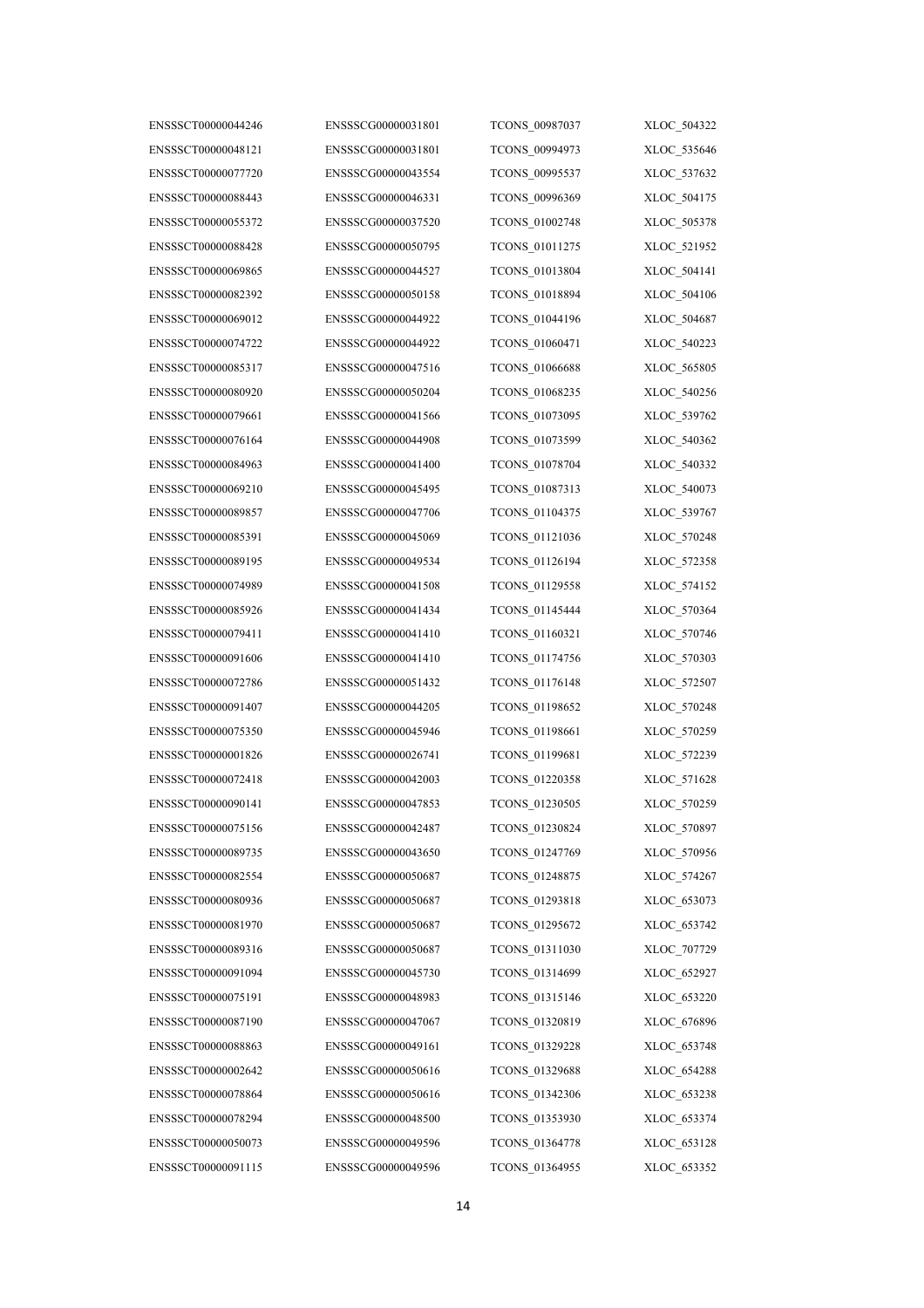| | | | |
|---|---|---|---|
| ENSSSCT00000044246 | ENSSSCG00000031801 | TCONS_00987037 | XLOC_504322 |
| ENSSSCT00000048121 | ENSSSCG00000031801 | TCONS_00994973 | XLOC_535646 |
| ENSSSCT00000077720 | ENSSSCG00000043554 | TCONS_00995537 | XLOC_537632 |
| ENSSSCT00000088443 | ENSSSCG00000046331 | TCONS_00996369 | XLOC_504175 |
| ENSSSCT00000055372 | ENSSSCG00000037520 | TCONS_01002748 | XLOC_505378 |
| ENSSSCT00000088428 | ENSSSCG00000050795 | TCONS_01011275 | XLOC_521952 |
| ENSSSCT00000069865 | ENSSSCG00000044527 | TCONS_01013804 | XLOC_504141 |
| ENSSSCT00000082392 | ENSSSCG00000050158 | TCONS_01018894 | XLOC_504106 |
| ENSSSCT00000069012 | ENSSSCG00000044922 | TCONS_01044196 | XLOC_504687 |
| ENSSSCT00000074722 | ENSSSCG00000044922 | TCONS_01060471 | XLOC_540223 |
| ENSSSCT00000085317 | ENSSSCG00000047516 | TCONS_01066688 | XLOC_565805 |
| ENSSSCT00000080920 | ENSSSCG00000050204 | TCONS_01068235 | XLOC_540256 |
| ENSSSCT00000079661 | ENSSSCG00000041566 | TCONS_01073095 | XLOC_539762 |
| ENSSSCT00000076164 | ENSSSCG00000044908 | TCONS_01073599 | XLOC_540362 |
| ENSSSCT00000084963 | ENSSSCG00000041400 | TCONS_01078704 | XLOC_540332 |
| ENSSSCT00000069210 | ENSSSCG00000045495 | TCONS_01087313 | XLOC_540073 |
| ENSSSCT00000089857 | ENSSSCG00000047706 | TCONS_01104375 | XLOC_539767 |
| ENSSSCT00000085391 | ENSSSCG00000045069 | TCONS_01121036 | XLOC_570248 |
| ENSSSCT00000089195 | ENSSSCG00000049534 | TCONS_01126194 | XLOC_572358 |
| ENSSSCT00000074989 | ENSSSCG00000041508 | TCONS_01129558 | XLOC_574152 |
| ENSSSCT00000085926 | ENSSSCG00000041434 | TCONS_01145444 | XLOC_570364 |
| ENSSSCT00000079411 | ENSSSCG00000041410 | TCONS_01160321 | XLOC_570746 |
| ENSSSCT00000091606 | ENSSSCG00000041410 | TCONS_01174756 | XLOC_570303 |
| ENSSSCT00000072786 | ENSSSCG00000051432 | TCONS_01176148 | XLOC_572507 |
| ENSSSCT00000091407 | ENSSSCG00000044205 | TCONS_01198652 | XLOC_570248 |
| ENSSSCT00000075350 | ENSSSCG00000045946 | TCONS_01198661 | XLOC_570259 |
| ENSSSCT00000001826 | ENSSSCG00000026741 | TCONS_01199681 | XLOC_572239 |
| ENSSSCT00000072418 | ENSSSCG00000042003 | TCONS_01220358 | XLOC_571628 |
| ENSSSCT00000090141 | ENSSSCG00000047853 | TCONS_01230505 | XLOC_570259 |
| ENSSSCT00000075156 | ENSSSCG00000042487 | TCONS_01230824 | XLOC_570897 |
| ENSSSCT00000089735 | ENSSSCG00000043650 | TCONS_01247769 | XLOC_570956 |
| ENSSSCT00000082554 | ENSSSCG00000050687 | TCONS_01248875 | XLOC_574267 |
| ENSSSCT00000080936 | ENSSSCG00000050687 | TCONS_01293818 | XLOC_653073 |
| ENSSSCT00000081970 | ENSSSCG00000050687 | TCONS_01295672 | XLOC_653742 |
| ENSSSCT00000089316 | ENSSSCG00000050687 | TCONS_01311030 | XLOC_707729 |
| ENSSSCT00000091094 | ENSSSCG00000045730 | TCONS_01314699 | XLOC_652927 |
| ENSSSCT00000075191 | ENSSSCG00000048983 | TCONS_01315146 | XLOC_653220 |
| ENSSSCT00000087190 | ENSSSCG00000047067 | TCONS_01320819 | XLOC_676896 |
| ENSSSCT00000088863 | ENSSSCG00000049161 | TCONS_01329228 | XLOC_653748 |
| ENSSSCT00000002642 | ENSSSCG00000050616 | TCONS_01329688 | XLOC_654288 |
| ENSSSCT00000078864 | ENSSSCG00000050616 | TCONS_01342306 | XLOC_653238 |
| ENSSSCT00000078294 | ENSSSCG00000048500 | TCONS_01353930 | XLOC_653374 |
| ENSSSCT00000050073 | ENSSSCG00000049596 | TCONS_01364778 | XLOC_653128 |
| ENSSSCT00000091115 | ENSSSCG00000049596 | TCONS_01364955 | XLOC_653352 |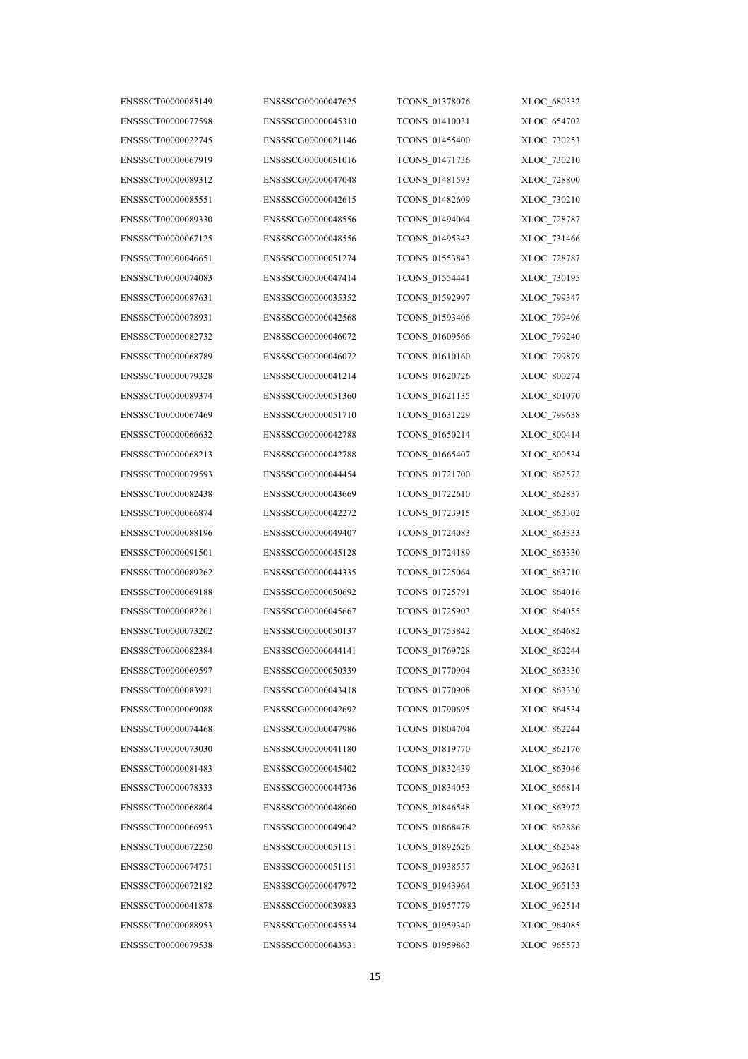| | | | |
|---|---|---|---|
| ENSSSCT00000085149 | ENSSSCG00000047625 | TCONS_01378076 | XLOC_680332 |
| ENSSSCT00000077598 | ENSSSCG00000045310 | TCONS_01410031 | XLOC_654702 |
| ENSSSCT00000022745 | ENSSSCG00000021146 | TCONS_01455400 | XLOC_730253 |
| ENSSSCT00000067919 | ENSSSCG00000051016 | TCONS_01471736 | XLOC_730210 |
| ENSSSCT00000089312 | ENSSSCG00000047048 | TCONS_01481593 | XLOC_728800 |
| ENSSSCT00000085551 | ENSSSCG00000042615 | TCONS_01482609 | XLOC_730210 |
| ENSSSCT00000089330 | ENSSSCG00000048556 | TCONS_01494064 | XLOC_728787 |
| ENSSSCT00000067125 | ENSSSCG00000048556 | TCONS_01495343 | XLOC_731466 |
| ENSSSCT00000046651 | ENSSSCG00000051274 | TCONS_01553843 | XLOC_728787 |
| ENSSSCT00000074083 | ENSSSCG00000047414 | TCONS_01554441 | XLOC_730195 |
| ENSSSCT00000087631 | ENSSSCG00000035352 | TCONS_01592997 | XLOC_799347 |
| ENSSSCT00000078931 | ENSSSCG00000042568 | TCONS_01593406 | XLOC_799496 |
| ENSSSCT00000082732 | ENSSSCG00000046072 | TCONS_01609566 | XLOC_799240 |
| ENSSSCT00000068789 | ENSSSCG00000046072 | TCONS_01610160 | XLOC_799879 |
| ENSSSCT00000079328 | ENSSSCG00000041214 | TCONS_01620726 | XLOC_800274 |
| ENSSSCT00000089374 | ENSSSCG00000051360 | TCONS_01621135 | XLOC_801070 |
| ENSSSCT00000067469 | ENSSSCG00000051710 | TCONS_01631229 | XLOC_799638 |
| ENSSSCT00000066632 | ENSSSCG00000042788 | TCONS_01650214 | XLOC_800414 |
| ENSSSCT00000068213 | ENSSSCG00000042788 | TCONS_01665407 | XLOC_800534 |
| ENSSSCT00000079593 | ENSSSCG00000044454 | TCONS_01721700 | XLOC_862572 |
| ENSSSCT00000082438 | ENSSSCG00000043669 | TCONS_01722610 | XLOC_862837 |
| ENSSSCT00000066874 | ENSSSCG00000042272 | TCONS_01723915 | XLOC_863302 |
| ENSSSCT00000088196 | ENSSSCG00000049407 | TCONS_01724083 | XLOC_863333 |
| ENSSSCT00000091501 | ENSSSCG00000045128 | TCONS_01724189 | XLOC_863330 |
| ENSSSCT00000089262 | ENSSSCG00000044335 | TCONS_01725064 | XLOC_863710 |
| ENSSSCT00000069188 | ENSSSCG00000050692 | TCONS_01725791 | XLOC_864016 |
| ENSSSCT00000082261 | ENSSSCG00000045667 | TCONS_01725903 | XLOC_864055 |
| ENSSSCT00000073202 | ENSSSCG00000050137 | TCONS_01753842 | XLOC_864682 |
| ENSSSCT00000082384 | ENSSSCG00000044141 | TCONS_01769728 | XLOC_862244 |
| ENSSSCT00000069597 | ENSSSCG00000050339 | TCONS_01770904 | XLOC_863330 |
| ENSSSCT00000083921 | ENSSSCG00000043418 | TCONS_01770908 | XLOC_863330 |
| ENSSSCT00000069088 | ENSSSCG00000042692 | TCONS_01790695 | XLOC_864534 |
| ENSSSCT00000074468 | ENSSSCG00000047986 | TCONS_01804704 | XLOC_862244 |
| ENSSSCT00000073030 | ENSSSCG00000041180 | TCONS_01819770 | XLOC_862176 |
| ENSSSCT00000081483 | ENSSSCG00000045402 | TCONS_01832439 | XLOC_863046 |
| ENSSSCT00000078333 | ENSSSCG00000044736 | TCONS_01834053 | XLOC_866814 |
| ENSSSCT00000068804 | ENSSSCG00000048060 | TCONS_01846548 | XLOC_863972 |
| ENSSSCT00000066953 | ENSSSCG00000049042 | TCONS_01868478 | XLOC_862886 |
| ENSSSCT00000072250 | ENSSSCG00000051151 | TCONS_01892626 | XLOC_862548 |
| ENSSSCT00000074751 | ENSSSCG00000051151 | TCONS_01938557 | XLOC_962631 |
| ENSSSCT00000072182 | ENSSSCG00000047972 | TCONS_01943964 | XLOC_965153 |
| ENSSSCT00000041878 | ENSSSCG00000039883 | TCONS_01957779 | XLOC_962514 |
| ENSSSCT00000088953 | ENSSSCG00000045534 | TCONS_01959340 | XLOC_964085 |
| ENSSSCT00000079538 | ENSSSCG00000043931 | TCONS_01959863 | XLOC_965573 |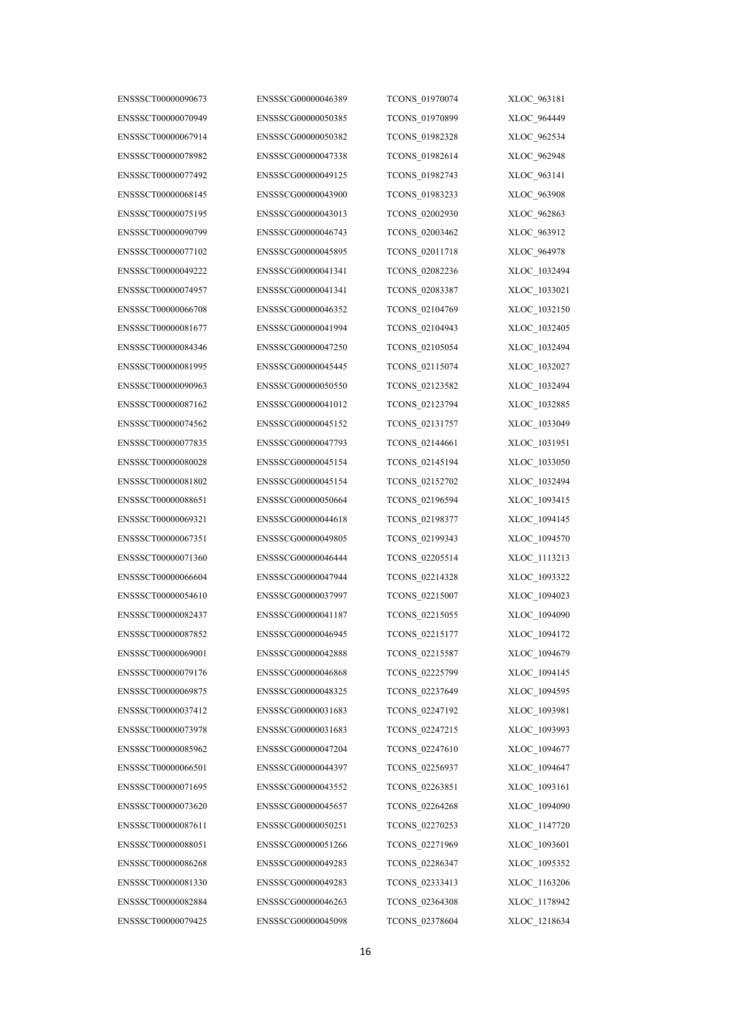| | | | |
|---|---|---|---|
| ENSSSCT00000090673 | ENSSSCG00000046389 | TCONS_01970074 | XLOC_963181 |
| ENSSSCT00000070949 | ENSSSCG00000050385 | TCONS_01970899 | XLOC_964449 |
| ENSSSCT00000067914 | ENSSSCG00000050382 | TCONS_01982328 | XLOC_962534 |
| ENSSSCT00000078982 | ENSSSCG00000047338 | TCONS_01982614 | XLOC_962948 |
| ENSSSCT00000077492 | ENSSSCG00000049125 | TCONS_01982743 | XLOC_963141 |
| ENSSSCT00000068145 | ENSSSCG00000043900 | TCONS_01983233 | XLOC_963908 |
| ENSSSCT00000075195 | ENSSSCG00000043013 | TCONS_02002930 | XLOC_962863 |
| ENSSSCT00000090799 | ENSSSCG00000046743 | TCONS_02003462 | XLOC_963912 |
| ENSSSCT00000077102 | ENSSSCG00000045895 | TCONS_02011718 | XLOC_964978 |
| ENSSSCT00000049222 | ENSSSCG00000041341 | TCONS_02082236 | XLOC_1032494 |
| ENSSSCT00000074957 | ENSSSCG00000041341 | TCONS_02083387 | XLOC_1033021 |
| ENSSSCT00000066708 | ENSSSCG00000046352 | TCONS_02104769 | XLOC_1032150 |
| ENSSSCT00000081677 | ENSSSCG00000041994 | TCONS_02104943 | XLOC_1032405 |
| ENSSSCT00000084346 | ENSSSCG00000047250 | TCONS_02105054 | XLOC_1032494 |
| ENSSSCT00000081995 | ENSSSCG00000045445 | TCONS_02115074 | XLOC_1032027 |
| ENSSSCT00000090963 | ENSSSCG00000050550 | TCONS_02123582 | XLOC_1032494 |
| ENSSSCT00000087162 | ENSSSCG00000041012 | TCONS_02123794 | XLOC_1032885 |
| ENSSSCT00000074562 | ENSSSCG00000045152 | TCONS_02131757 | XLOC_1033049 |
| ENSSSCT00000077835 | ENSSSCG00000047793 | TCONS_02144661 | XLOC_1031951 |
| ENSSSCT00000080028 | ENSSSCG00000045154 | TCONS_02145194 | XLOC_1033050 |
| ENSSSCT00000081802 | ENSSSCG00000045154 | TCONS_02152702 | XLOC_1032494 |
| ENSSSCT00000088651 | ENSSSCG00000050664 | TCONS_02196594 | XLOC_1093415 |
| ENSSSCT00000069321 | ENSSSCG00000044618 | TCONS_02198377 | XLOC_1094145 |
| ENSSSCT00000067351 | ENSSSCG00000049805 | TCONS_02199343 | XLOC_1094570 |
| ENSSSCT00000071360 | ENSSSCG00000046444 | TCONS_02205514 | XLOC_1113213 |
| ENSSSCT00000066604 | ENSSSCG00000047944 | TCONS_02214328 | XLOC_1093322 |
| ENSSSCT00000054610 | ENSSSCG00000037997 | TCONS_02215007 | XLOC_1094023 |
| ENSSSCT00000082437 | ENSSSCG00000041187 | TCONS_02215055 | XLOC_1094090 |
| ENSSSCT00000087852 | ENSSSCG00000046945 | TCONS_02215177 | XLOC_1094172 |
| ENSSSCT00000069001 | ENSSSCG00000042888 | TCONS_02215587 | XLOC_1094679 |
| ENSSSCT00000079176 | ENSSSCG00000046868 | TCONS_02225799 | XLOC_1094145 |
| ENSSSCT00000069875 | ENSSSCG00000048325 | TCONS_02237649 | XLOC_1094595 |
| ENSSSCT00000037412 | ENSSSCG00000031683 | TCONS_02247192 | XLOC_1093981 |
| ENSSSCT00000073978 | ENSSSCG00000031683 | TCONS_02247215 | XLOC_1093993 |
| ENSSSCT00000085962 | ENSSSCG00000047204 | TCONS_02247610 | XLOC_1094677 |
| ENSSSCT00000066501 | ENSSSCG00000044397 | TCONS_02256937 | XLOC_1094647 |
| ENSSSCT00000071695 | ENSSSCG00000043552 | TCONS_02263851 | XLOC_1093161 |
| ENSSSCT00000073620 | ENSSSCG00000045657 | TCONS_02264268 | XLOC_1094090 |
| ENSSSCT00000087611 | ENSSSCG00000050251 | TCONS_02270253 | XLOC_1147720 |
| ENSSSCT00000088051 | ENSSSCG00000051266 | TCONS_02271969 | XLOC_1093601 |
| ENSSSCT00000086268 | ENSSSCG00000049283 | TCONS_02286347 | XLOC_1095352 |
| ENSSSCT00000081330 | ENSSSCG00000049283 | TCONS_02333413 | XLOC_1163206 |
| ENSSSCT00000082884 | ENSSSCG00000046263 | TCONS_02364308 | XLOC_1178942 |
| ENSSSCT00000079425 | ENSSSCG00000045098 | TCONS_02378604 | XLOC_1218634 |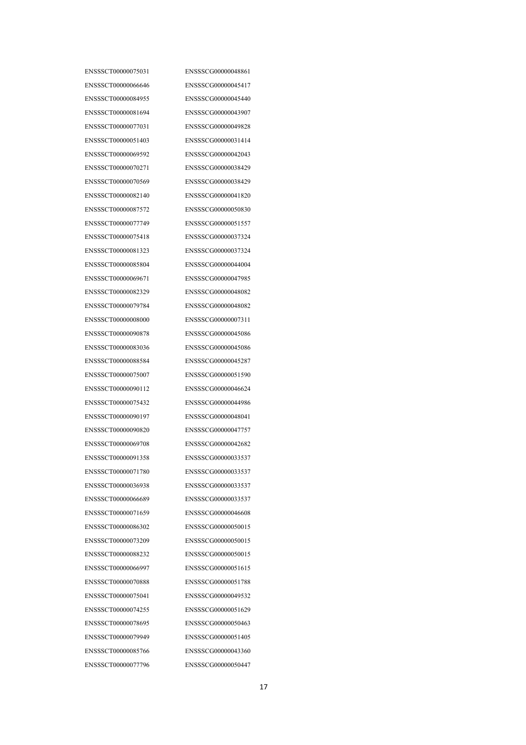| | |
|---|---|
| ENSSSCT00000075031 | ENSSSCG00000048861 |
| ENSSSCT00000066646 | ENSSSCG00000045417 |
| ENSSSCT00000084955 | ENSSSCG00000045440 |
| ENSSSCT00000081694 | ENSSSCG00000043907 |
| ENSSSCT00000077031 | ENSSSCG00000049828 |
| ENSSSCT00000051403 | ENSSSCG00000031414 |
| ENSSSCT00000069592 | ENSSSCG00000042043 |
| ENSSSCT00000070271 | ENSSSCG00000038429 |
| ENSSSCT00000070569 | ENSSSCG00000038429 |
| ENSSSCT00000082140 | ENSSSCG00000041820 |
| ENSSSCT00000087572 | ENSSSCG00000050830 |
| ENSSSCT00000077749 | ENSSSCG00000051557 |
| ENSSSCT00000075418 | ENSSSCG00000037324 |
| ENSSSCT00000081323 | ENSSSCG00000037324 |
| ENSSSCT00000085804 | ENSSSCG00000044004 |
| ENSSSCT00000069671 | ENSSSCG00000047985 |
| ENSSSCT00000082329 | ENSSSCG00000048082 |
| ENSSSCT00000079784 | ENSSSCG00000048082 |
| ENSSSCT00000008000 | ENSSSCG00000007311 |
| ENSSSCT00000090878 | ENSSSCG00000045086 |
| ENSSSCT00000083036 | ENSSSCG00000045086 |
| ENSSSCT00000088584 | ENSSSCG00000045287 |
| ENSSSCT00000075007 | ENSSSCG00000051590 |
| ENSSSCT00000090112 | ENSSSCG00000046624 |
| ENSSSCT00000075432 | ENSSSCG00000044986 |
| ENSSSCT00000090197 | ENSSSCG00000048041 |
| ENSSSCT00000090820 | ENSSSCG00000047757 |
| ENSSSCT00000069708 | ENSSSCG00000042682 |
| ENSSSCT00000091358 | ENSSSCG00000033537 |
| ENSSSCT00000071780 | ENSSSCG00000033537 |
| ENSSSCT00000036938 | ENSSSCG00000033537 |
| ENSSSCT00000066689 | ENSSSCG00000033537 |
| ENSSSCT00000071659 | ENSSSCG00000046608 |
| ENSSSCT00000086302 | ENSSSCG00000050015 |
| ENSSSCT00000073209 | ENSSSCG00000050015 |
| ENSSSCT00000088232 | ENSSSCG00000050015 |
| ENSSSCT00000066997 | ENSSSCG00000051615 |
| ENSSSCT00000070888 | ENSSSCG00000051788 |
| ENSSSCT00000075041 | ENSSSCG00000049532 |
| ENSSSCT00000074255 | ENSSSCG00000051629 |
| ENSSSCT00000078695 | ENSSSCG00000050463 |
| ENSSSCT00000079949 | ENSSSCG00000051405 |
| ENSSSCT00000085766 | ENSSSCG00000043360 |
| ENSSSCT00000077796 | ENSSSCG00000050447 |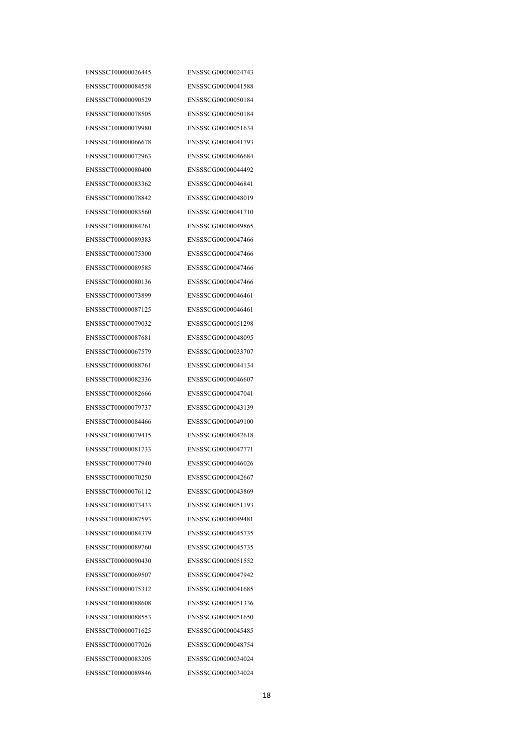| | |
|---|---|
| ENSSSCT00000026445 | ENSSSCG00000024743 |
| ENSSSCT00000084558 | ENSSSCG00000041588 |
| ENSSSCT00000090529 | ENSSSCG00000050184 |
| ENSSSCT00000078505 | ENSSSCG00000050184 |
| ENSSSCT00000079980 | ENSSSCG00000051634 |
| ENSSSCT00000066678 | ENSSSCG00000041793 |
| ENSSSCT00000072963 | ENSSSCG00000046684 |
| ENSSSCT00000080400 | ENSSSCG00000044492 |
| ENSSSCT00000083362 | ENSSSCG00000046841 |
| ENSSSCT00000078842 | ENSSSCG00000048019 |
| ENSSSCT00000083560 | ENSSSCG00000041710 |
| ENSSSCT00000084261 | ENSSSCG00000049865 |
| ENSSSCT00000089383 | ENSSSCG00000047466 |
| ENSSSCT00000075300 | ENSSSCG00000047466 |
| ENSSSCT00000089585 | ENSSSCG00000047466 |
| ENSSSCT00000080136 | ENSSSCG00000047466 |
| ENSSSCT00000073899 | ENSSSCG00000046461 |
| ENSSSCT00000087125 | ENSSSCG00000046461 |
| ENSSSCT00000079032 | ENSSSCG00000051298 |
| ENSSSCT00000087681 | ENSSSCG00000048095 |
| ENSSSCT00000067579 | ENSSSCG00000033707 |
| ENSSSCT00000088761 | ENSSSCG00000044134 |
| ENSSSCT00000082336 | ENSSSCG00000046607 |
| ENSSSCT00000082666 | ENSSSCG00000047041 |
| ENSSSCT00000079737 | ENSSSCG00000043139 |
| ENSSSCT00000084466 | ENSSSCG00000049100 |
| ENSSSCT00000079415 | ENSSSCG00000042618 |
| ENSSSCT00000081733 | ENSSSCG00000047771 |
| ENSSSCT00000077940 | ENSSSCG00000046026 |
| ENSSSCT00000070250 | ENSSSCG00000042667 |
| ENSSSCT00000076112 | ENSSSCG00000043869 |
| ENSSSCT00000073433 | ENSSSCG00000051193 |
| ENSSSCT00000087593 | ENSSSCG00000049481 |
| ENSSSCT00000084379 | ENSSSCG00000045735 |
| ENSSSCT00000089760 | ENSSSCG00000045735 |
| ENSSSCT00000090430 | ENSSSCG00000051552 |
| ENSSSCT00000069507 | ENSSSCG00000047942 |
| ENSSSCT00000075312 | ENSSSCG00000041685 |
| ENSSSCT00000088608 | ENSSSCG00000051336 |
| ENSSSCT00000088553 | ENSSSCG00000051650 |
| ENSSSCT00000071625 | ENSSSCG00000045485 |
| ENSSSCT00000077026 | ENSSSCG00000048754 |
| ENSSSCT00000083205 | ENSSSCG00000034024 |
| ENSSSCT00000089846 | ENSSSCG00000034024 |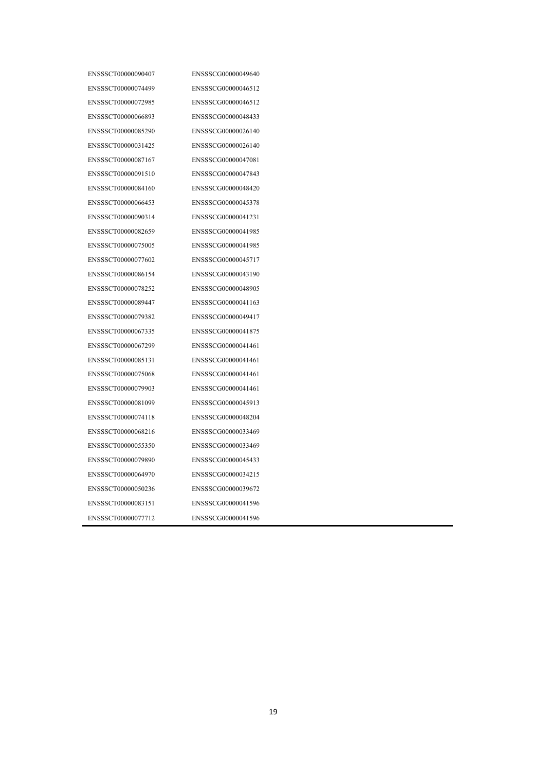| | |
|---|---|
| ENSSSCT00000090407 | ENSSSCG00000049640 |
| ENSSSCT00000074499 | ENSSSCG00000046512 |
| ENSSSCT00000072985 | ENSSSCG00000046512 |
| ENSSSCT00000066893 | ENSSSCG00000048433 |
| ENSSSCT00000085290 | ENSSSCG00000026140 |
| ENSSSCT00000031425 | ENSSSCG00000026140 |
| ENSSSCT00000087167 | ENSSSCG00000047081 |
| ENSSSCT00000091510 | ENSSSCG00000047843 |
| ENSSSCT00000084160 | ENSSSCG00000048420 |
| ENSSSCT00000066453 | ENSSSCG00000045378 |
| ENSSSCT00000090314 | ENSSSCG00000041231 |
| ENSSSCT00000082659 | ENSSSCG00000041985 |
| ENSSSCT00000075005 | ENSSSCG00000041985 |
| ENSSSCT00000077602 | ENSSSCG00000045717 |
| ENSSSCT00000086154 | ENSSSCG00000043190 |
| ENSSSCT00000078252 | ENSSSCG00000048905 |
| ENSSSCT00000089447 | ENSSSCG00000041163 |
| ENSSSCT00000079382 | ENSSSCG00000049417 |
| ENSSSCT00000067335 | ENSSSCG00000041875 |
| ENSSSCT00000067299 | ENSSSCG00000041461 |
| ENSSSCT00000085131 | ENSSSCG00000041461 |
| ENSSSCT00000075068 | ENSSSCG00000041461 |
| ENSSSCT00000079903 | ENSSSCG00000041461 |
| ENSSSCT00000081099 | ENSSSCG00000045913 |
| ENSSSCT00000074118 | ENSSSCG00000048204 |
| ENSSSCT00000068216 | ENSSSCG00000033469 |
| ENSSSCT00000055350 | ENSSSCG00000033469 |
| ENSSSCT00000079890 | ENSSSCG00000045433 |
| ENSSSCT00000064970 | ENSSSCG00000034215 |
| ENSSSCT00000050236 | ENSSSCG00000039672 |
| ENSSSCT00000083151 | ENSSSCG00000041596 |
| ENSSSCT00000077712 | ENSSSCG00000041596 |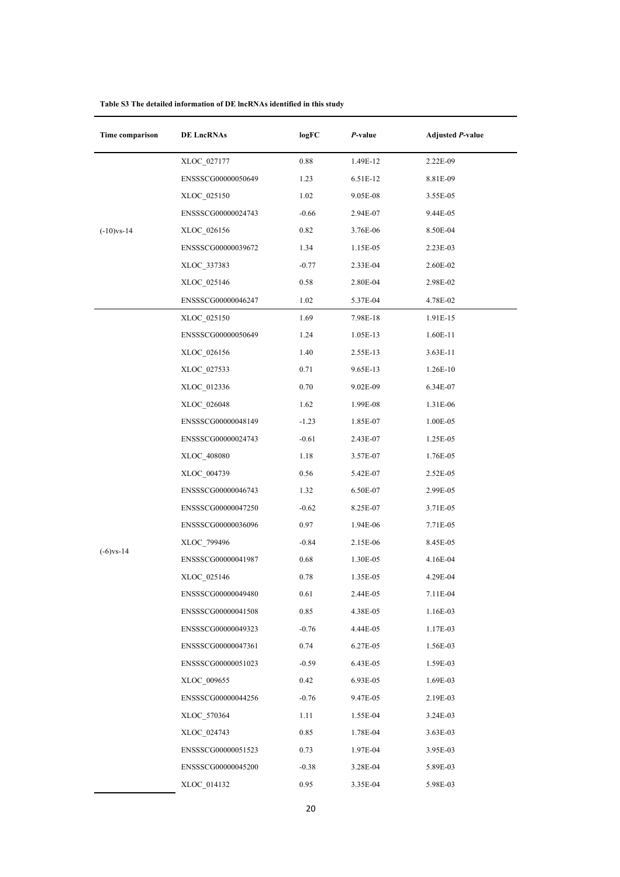**Table S3 The detailed information of DE lncRNAs identified in this study**

| Time comparison | DE LncRNAs | logFC | *P*-value | Adjusted *P*-value |
|---|---|---|---|---|
| (-10)vs-14 | XLOC_027177 | 0.88 | 1.49E-12 | 2.22E-09 |
| | ENSSSCG00000050649 | 1.23 | 6.51E-12 | 8.81E-09 |
| | XLOC_025150 | 1.02 | 9.05E-08 | 3.55E-05 |
| | ENSSSCG00000024743 | -0.66 | 2.94E-07 | 9.44E-05 |
| | XLOC_026156 | 0.82 | 3.76E-06 | 8.50E-04 |
| | ENSSSCG00000039672 | 1.34 | 1.15E-05 | 2.23E-03 |
| | XLOC_337383 | -0.77 | 2.33E-04 | 2.60E-02 |
| | XLOC_025146 | 0.58 | 2.80E-04 | 2.98E-02 |
| | ENSSSCG00000046247 | 1.02 | 5.37E-04 | 4.78E-02 |
| (-6)vs-14 | XLOC_025150 | 1.69 | 7.98E-18 | 1.91E-15 |
| | ENSSSCG00000050649 | 1.24 | 1.05E-13 | 1.60E-11 |
| | XLOC_026156 | 1.40 | 2.55E-13 | 3.63E-11 |
| | XLOC_027533 | 0.71 | 9.65E-13 | 1.26E-10 |
| | XLOC_012336 | 0.70 | 9.02E-09 | 6.34E-07 |
| | XLOC_026048 | 1.62 | 1.99E-08 | 1.31E-06 |
| | ENSSSCG00000048149 | -1.23 | 1.85E-07 | 1.00E-05 |
| | ENSSSCG00000024743 | -0.61 | 2.43E-07 | 1.25E-05 |
| | XLOC_408080 | 1.18 | 3.57E-07 | 1.76E-05 |
| | XLOC_004739 | 0.56 | 5.42E-07 | 2.52E-05 |
| | ENSSSCG00000046743 | 1.32 | 6.50E-07 | 2.99E-05 |
| | ENSSSCG00000047250 | -0.62 | 8.25E-07 | 3.71E-05 |
| | ENSSSCG00000036096 | 0.97 | 1.94E-06 | 7.71E-05 |
| | XLOC_799496 | -0.84 | 2.15E-06 | 8.45E-05 |
| | ENSSSCG00000041987 | 0.68 | 1.30E-05 | 4.16E-04 |
| | XLOC_025146 | 0.78 | 1.35E-05 | 4.29E-04 |
| | ENSSSCG00000049480 | 0.61 | 2.44E-05 | 7.11E-04 |
| | ENSSSCG00000041508 | 0.85 | 4.38E-05 | 1.16E-03 |
| | ENSSSCG00000049323 | -0.76 | 4.44E-05 | 1.17E-03 |
| | ENSSSCG00000047361 | 0.74 | 6.27E-05 | 1.56E-03 |
| | ENSSSCG00000051023 | -0.59 | 6.43E-05 | 1.59E-03 |
| | XLOC_009655 | 0.42 | 6.93E-05 | 1.69E-03 |
| | ENSSSCG00000044256 | -0.76 | 9.47E-05 | 2.19E-03 |
| | XLOC_570364 | 1.11 | 1.55E-04 | 3.24E-03 |
| | XLOC_024743 | 0.85 | 1.78E-04 | 3.63E-03 |
| | ENSSSCG00000051523 | 0.73 | 1.97E-04 | 3.95E-03 |
| | ENSSSCG00000045200 | -0.38 | 3.28E-04 | 5.89E-03 |
| | XLOC_014132 | 0.95 | 3.35E-04 | 5.98E-03 |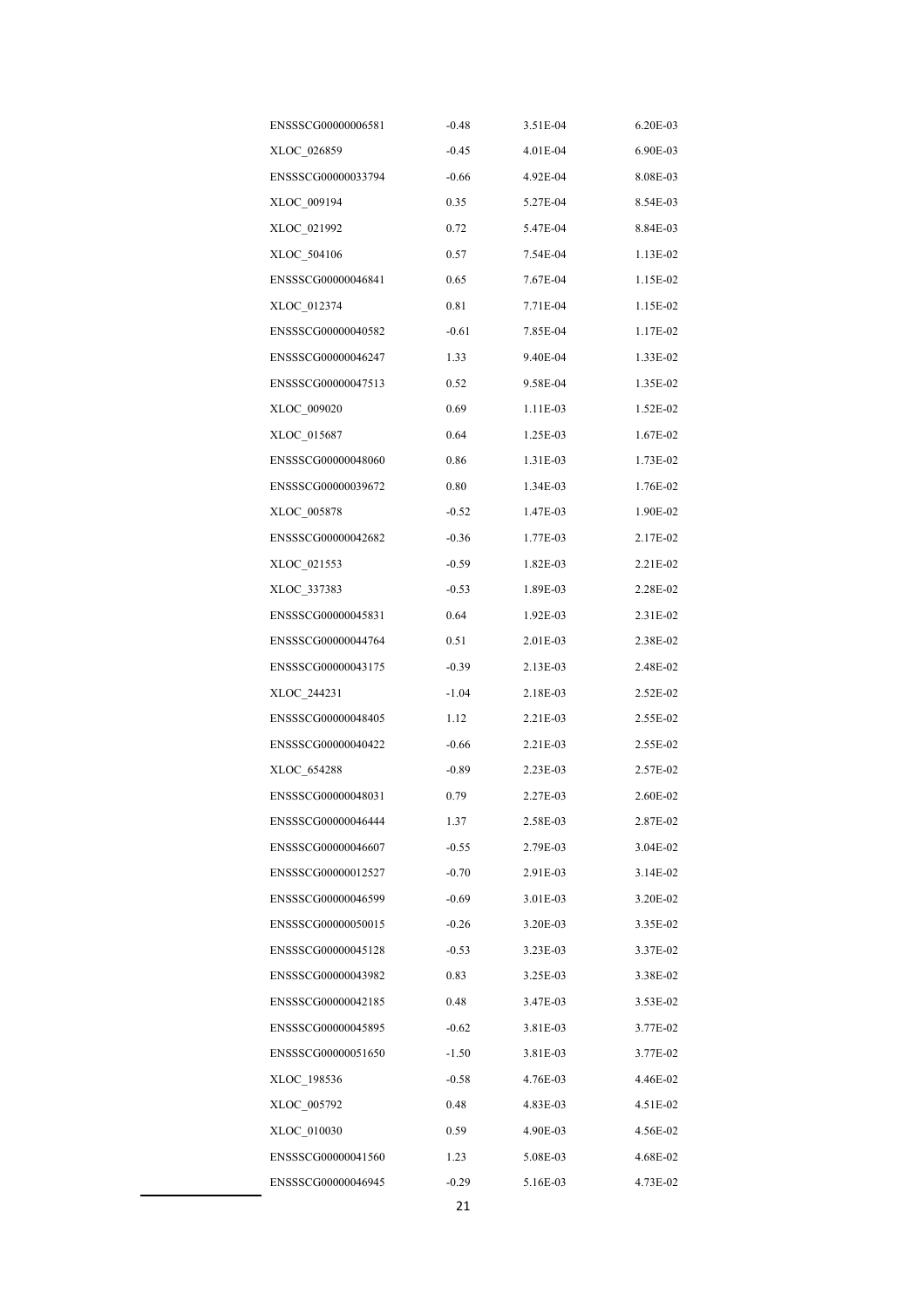| | | | |
|---|---|---|---|
| ENSSSCG00000006581 | -0.48 | 3.51E-04 | 6.20E-03 |
| XLOC_026859 | -0.45 | 4.01E-04 | 6.90E-03 |
| ENSSSCG00000033794 | -0.66 | 4.92E-04 | 8.08E-03 |
| XLOC_009194 | 0.35 | 5.27E-04 | 8.54E-03 |
| XLOC_021992 | 0.72 | 5.47E-04 | 8.84E-03 |
| XLOC_504106 | 0.57 | 7.54E-04 | 1.13E-02 |
| ENSSSCG00000046841 | 0.65 | 7.67E-04 | 1.15E-02 |
| XLOC_012374 | 0.81 | 7.71E-04 | 1.15E-02 |
| ENSSSCG00000040582 | -0.61 | 7.85E-04 | 1.17E-02 |
| ENSSSCG00000046247 | 1.33 | 9.40E-04 | 1.33E-02 |
| ENSSSCG00000047513 | 0.52 | 9.58E-04 | 1.35E-02 |
| XLOC_009020 | 0.69 | 1.11E-03 | 1.52E-02 |
| XLOC_015687 | 0.64 | 1.25E-03 | 1.67E-02 |
| ENSSSCG00000048060 | 0.86 | 1.31E-03 | 1.73E-02 |
| ENSSSCG00000039672 | 0.80 | 1.34E-03 | 1.76E-02 |
| XLOC_005878 | -0.52 | 1.47E-03 | 1.90E-02 |
| ENSSSCG00000042682 | -0.36 | 1.77E-03 | 2.17E-02 |
| XLOC_021553 | -0.59 | 1.82E-03 | 2.21E-02 |
| XLOC_337383 | -0.53 | 1.89E-03 | 2.28E-02 |
| ENSSSCG00000045831 | 0.64 | 1.92E-03 | 2.31E-02 |
| ENSSSCG00000044764 | 0.51 | 2.01E-03 | 2.38E-02 |
| ENSSSCG00000043175 | -0.39 | 2.13E-03 | 2.48E-02 |
| XLOC_244231 | -1.04 | 2.18E-03 | 2.52E-02 |
| ENSSSCG00000048405 | 1.12 | 2.21E-03 | 2.55E-02 |
| ENSSSCG00000040422 | -0.66 | 2.21E-03 | 2.55E-02 |
| XLOC_654288 | -0.89 | 2.23E-03 | 2.57E-02 |
| ENSSSCG00000048031 | 0.79 | 2.27E-03 | 2.60E-02 |
| ENSSSCG00000046444 | 1.37 | 2.58E-03 | 2.87E-02 |
| ENSSSCG00000046607 | -0.55 | 2.79E-03 | 3.04E-02 |
| ENSSSCG00000012527 | -0.70 | 2.91E-03 | 3.14E-02 |
| ENSSSCG00000046599 | -0.69 | 3.01E-03 | 3.20E-02 |
| ENSSSCG00000050015 | -0.26 | 3.20E-03 | 3.35E-02 |
| ENSSSCG00000045128 | -0.53 | 3.23E-03 | 3.37E-02 |
| ENSSSCG00000043982 | 0.83 | 3.25E-03 | 3.38E-02 |
| ENSSSCG00000042185 | 0.48 | 3.47E-03 | 3.53E-02 |
| ENSSSCG00000045895 | -0.62 | 3.81E-03 | 3.77E-02 |
| ENSSSCG00000051650 | -1.50 | 3.81E-03 | 3.77E-02 |
| XLOC_198536 | -0.58 | 4.76E-03 | 4.46E-02 |
| XLOC_005792 | 0.48 | 4.83E-03 | 4.51E-02 |
| XLOC_010030 | 0.59 | 4.90E-03 | 4.56E-02 |
| ENSSSCG00000041560 | 1.23 | 5.08E-03 | 4.68E-02 |
| ENSSSCG00000046945 | -0.29 | 5.16E-03 | 4.73E-02 |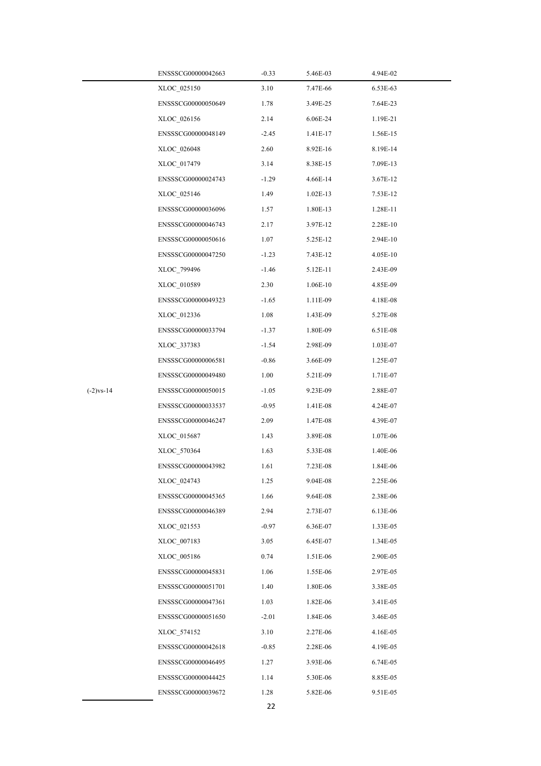| | | | | |
|---|---|---|---|---|
| | ENSSSCG00000042663 | -0.33 | 5.46E-03 | 4.94E-02 |
| (-2)vs-14 | XLOC_025150 | 3.10 | 7.47E-66 | 6.53E-63 |
| | ENSSSCG00000050649 | 1.78 | 3.49E-25 | 7.64E-23 |
| | XLOC_026156 | 2.14 | 6.06E-24 | 1.19E-21 |
| | ENSSSCG00000048149 | -2.45 | 1.41E-17 | 1.56E-15 |
| | XLOC_026048 | 2.60 | 8.92E-16 | 8.19E-14 |
| | XLOC_017479 | 3.14 | 8.38E-15 | 7.09E-13 |
| | ENSSSCG00000024743 | -1.29 | 4.66E-14 | 3.67E-12 |
| | XLOC_025146 | 1.49 | 1.02E-13 | 7.53E-12 |
| | ENSSSCG00000036096 | 1.57 | 1.80E-13 | 1.28E-11 |
| | ENSSSCG00000046743 | 2.17 | 3.97E-12 | 2.28E-10 |
| | ENSSSCG00000050616 | 1.07 | 5.25E-12 | 2.94E-10 |
| | ENSSSCG00000047250 | -1.23 | 7.43E-12 | 4.05E-10 |
| | XLOC_799496 | -1.46 | 5.12E-11 | 2.43E-09 |
| | XLOC_010589 | 2.30 | 1.06E-10 | 4.85E-09 |
| | ENSSSCG00000049323 | -1.65 | 1.11E-09 | 4.18E-08 |
| | XLOC_012336 | 1.08 | 1.43E-09 | 5.27E-08 |
| | ENSSSCG00000033794 | -1.37 | 1.80E-09 | 6.51E-08 |
| | XLOC_337383 | -1.54 | 2.98E-09 | 1.03E-07 |
| | ENSSSCG00000006581 | -0.86 | 3.66E-09 | 1.25E-07 |
| | ENSSSCG00000049480 | 1.00 | 5.21E-09 | 1.71E-07 |
| | ENSSSCG00000050015 | -1.05 | 9.23E-09 | 2.88E-07 |
| | ENSSSCG00000033537 | -0.95 | 1.41E-08 | 4.24E-07 |
| | ENSSSCG00000046247 | 2.09 | 1.47E-08 | 4.39E-07 |
| | XLOC_015687 | 1.43 | 3.89E-08 | 1.07E-06 |
| | XLOC_570364 | 1.63 | 5.33E-08 | 1.40E-06 |
| | ENSSSCG00000043982 | 1.61 | 7.23E-08 | 1.84E-06 |
| | XLOC_024743 | 1.25 | 9.04E-08 | 2.25E-06 |
| | ENSSSCG00000045365 | 1.66 | 9.64E-08 | 2.38E-06 |
| | ENSSSCG00000046389 | 2.94 | 2.73E-07 | 6.13E-06 |
| | XLOC_021553 | -0.97 | 6.36E-07 | 1.33E-05 |
| | XLOC_007183 | 3.05 | 6.45E-07 | 1.34E-05 |
| | XLOC_005186 | 0.74 | 1.51E-06 | 2.90E-05 |
| | ENSSSCG00000045831 | 1.06 | 1.55E-06 | 2.97E-05 |
| | ENSSSCG00000051701 | 1.40 | 1.80E-06 | 3.38E-05 |
| | ENSSSCG00000047361 | 1.03 | 1.82E-06 | 3.41E-05 |
| | ENSSSCG00000051650 | -2.01 | 1.84E-06 | 3.46E-05 |
| | XLOC_574152 | 3.10 | 2.27E-06 | 4.16E-05 |
| | ENSSSCG00000042618 | -0.85 | 2.28E-06 | 4.19E-05 |
| | ENSSSCG00000046495 | 1.27 | 3.93E-06 | 6.74E-05 |
| | ENSSSCG00000044425 | 1.14 | 5.30E-06 | 8.85E-05 |
| | ENSSSCG00000039672 | 1.28 | 5.82E-06 | 9.51E-05 |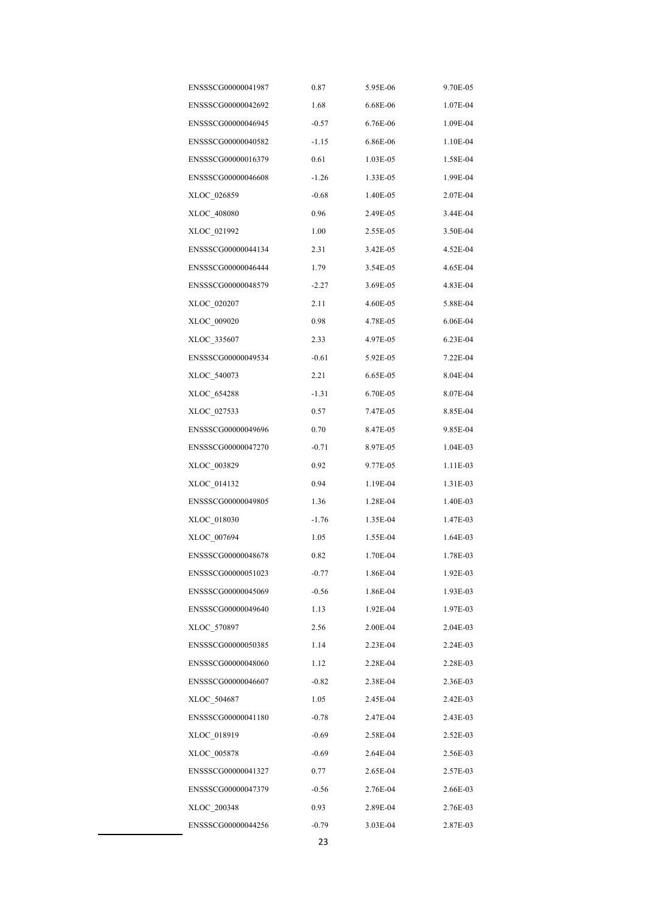| | | | |
|---|---|---|---|
| ENSSSCG00000041987 | 0.87 | 5.95E-06 | 9.70E-05 |
| ENSSSCG00000042692 | 1.68 | 6.68E-06 | 1.07E-04 |
| ENSSSCG00000046945 | -0.57 | 6.76E-06 | 1.09E-04 |
| ENSSSCG00000040582 | -1.15 | 6.86E-06 | 1.10E-04 |
| ENSSSCG00000016379 | 0.61 | 1.03E-05 | 1.58E-04 |
| ENSSSCG00000046608 | -1.26 | 1.33E-05 | 1.99E-04 |
| XLOC_026859 | -0.68 | 1.40E-05 | 2.07E-04 |
| XLOC_408080 | 0.96 | 2.49E-05 | 3.44E-04 |
| XLOC_021992 | 1.00 | 2.55E-05 | 3.50E-04 |
| ENSSSCG00000044134 | 2.31 | 3.42E-05 | 4.52E-04 |
| ENSSSCG00000046444 | 1.79 | 3.54E-05 | 4.65E-04 |
| ENSSSCG00000048579 | -2.27 | 3.69E-05 | 4.83E-04 |
| XLOC_020207 | 2.11 | 4.60E-05 | 5.88E-04 |
| XLOC_009020 | 0.98 | 4.78E-05 | 6.06E-04 |
| XLOC_335607 | 2.33 | 4.97E-05 | 6.23E-04 |
| ENSSSCG00000049534 | -0.61 | 5.92E-05 | 7.22E-04 |
| XLOC_540073 | 2.21 | 6.65E-05 | 8.04E-04 |
| XLOC_654288 | -1.31 | 6.70E-05 | 8.07E-04 |
| XLOC_027533 | 0.57 | 7.47E-05 | 8.85E-04 |
| ENSSSCG00000049696 | 0.70 | 8.47E-05 | 9.85E-04 |
| ENSSSCG00000047270 | -0.71 | 8.97E-05 | 1.04E-03 |
| XLOC_003829 | 0.92 | 9.77E-05 | 1.11E-03 |
| XLOC_014132 | 0.94 | 1.19E-04 | 1.31E-03 |
| ENSSSCG00000049805 | 1.36 | 1.28E-04 | 1.40E-03 |
| XLOC_018030 | -1.76 | 1.35E-04 | 1.47E-03 |
| XLOC_007694 | 1.05 | 1.55E-04 | 1.64E-03 |
| ENSSSCG00000048678 | 0.82 | 1.70E-04 | 1.78E-03 |
| ENSSSCG00000051023 | -0.77 | 1.86E-04 | 1.92E-03 |
| ENSSSCG00000045069 | -0.56 | 1.86E-04 | 1.93E-03 |
| ENSSSCG00000049640 | 1.13 | 1.92E-04 | 1.97E-03 |
| XLOC_570897 | 2.56 | 2.00E-04 | 2.04E-03 |
| ENSSSCG00000050385 | 1.14 | 2.23E-04 | 2.24E-03 |
| ENSSSCG00000048060 | 1.12 | 2.28E-04 | 2.28E-03 |
| ENSSSCG00000046607 | -0.82 | 2.38E-04 | 2.36E-03 |
| XLOC_504687 | 1.05 | 2.45E-04 | 2.42E-03 |
| ENSSSCG00000041180 | -0.78 | 2.47E-04 | 2.43E-03 |
| XLOC_018919 | -0.69 | 2.58E-04 | 2.52E-03 |
| XLOC_005878 | -0.69 | 2.64E-04 | 2.56E-03 |
| ENSSSCG00000041327 | 0.77 | 2.65E-04 | 2.57E-03 |
| ENSSSCG00000047379 | -0.56 | 2.76E-04 | 2.66E-03 |
| XLOC_200348 | 0.93 | 2.89E-04 | 2.76E-03 |
| ENSSSCG00000044256 | -0.79 | 3.03E-04 | 2.87E-03 |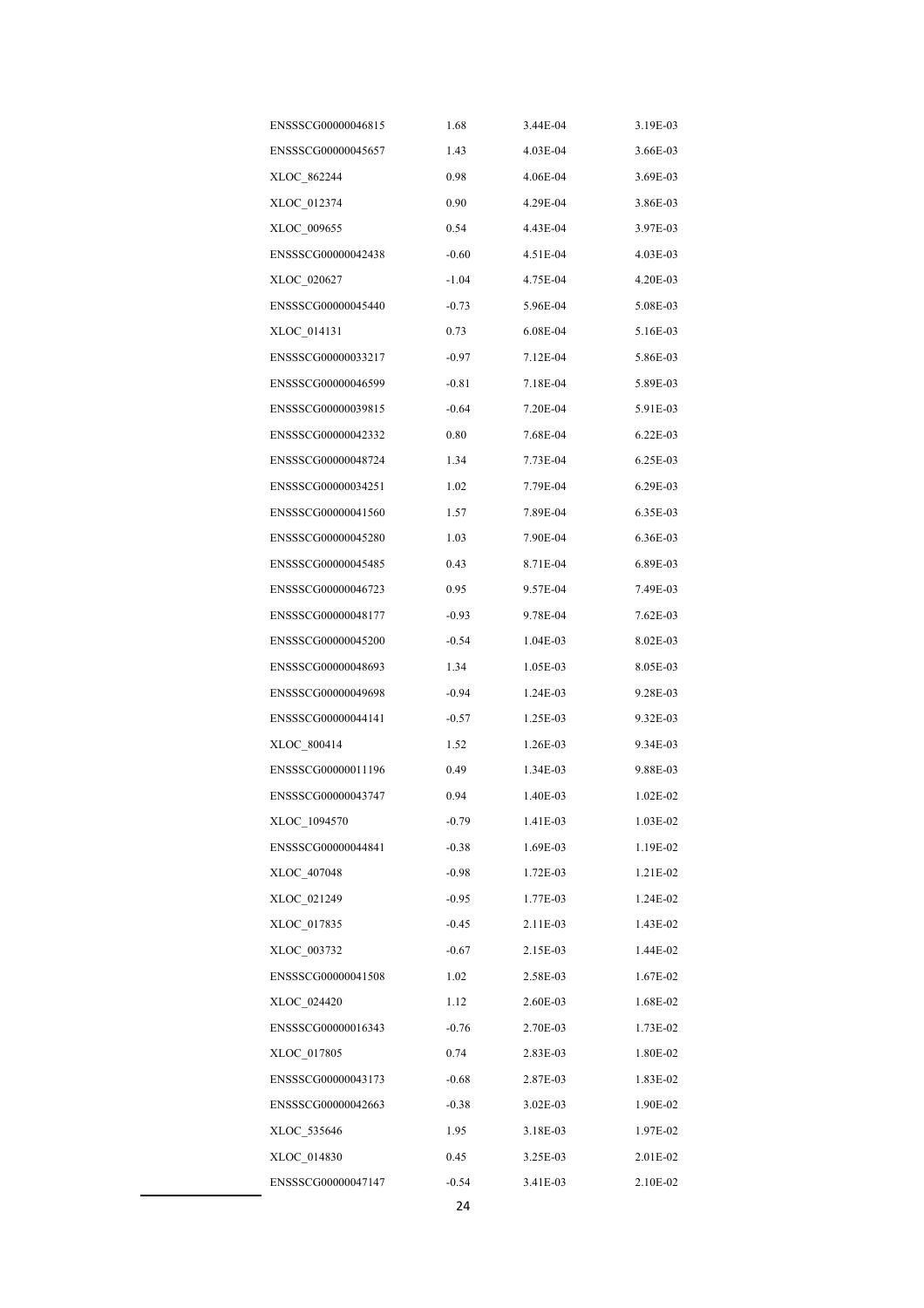| | | | |
|---|---|---|---|
| ENSSSCG00000046815 | 1.68 | 3.44E-04 | 3.19E-03 |
| ENSSSCG00000045657 | 1.43 | 4.03E-04 | 3.66E-03 |
| XLOC_862244 | 0.98 | 4.06E-04 | 3.69E-03 |
| XLOC_012374 | 0.90 | 4.29E-04 | 3.86E-03 |
| XLOC_009655 | 0.54 | 4.43E-04 | 3.97E-03 |
| ENSSSCG00000042438 | -0.60 | 4.51E-04 | 4.03E-03 |
| XLOC_020627 | -1.04 | 4.75E-04 | 4.20E-03 |
| ENSSSCG00000045440 | -0.73 | 5.96E-04 | 5.08E-03 |
| XLOC_014131 | 0.73 | 6.08E-04 | 5.16E-03 |
| ENSSSCG00000033217 | -0.97 | 7.12E-04 | 5.86E-03 |
| ENSSSCG00000046599 | -0.81 | 7.18E-04 | 5.89E-03 |
| ENSSSCG00000039815 | -0.64 | 7.20E-04 | 5.91E-03 |
| ENSSSCG00000042332 | 0.80 | 7.68E-04 | 6.22E-03 |
| ENSSSCG00000048724 | 1.34 | 7.73E-04 | 6.25E-03 |
| ENSSSCG00000034251 | 1.02 | 7.79E-04 | 6.29E-03 |
| ENSSSCG00000041560 | 1.57 | 7.89E-04 | 6.35E-03 |
| ENSSSCG00000045280 | 1.03 | 7.90E-04 | 6.36E-03 |
| ENSSSCG00000045485 | 0.43 | 8.71E-04 | 6.89E-03 |
| ENSSSCG00000046723 | 0.95 | 9.57E-04 | 7.49E-03 |
| ENSSSCG00000048177 | -0.93 | 9.78E-04 | 7.62E-03 |
| ENSSSCG00000045200 | -0.54 | 1.04E-03 | 8.02E-03 |
| ENSSSCG00000048693 | 1.34 | 1.05E-03 | 8.05E-03 |
| ENSSSCG00000049698 | -0.94 | 1.24E-03 | 9.28E-03 |
| ENSSSCG00000044141 | -0.57 | 1.25E-03 | 9.32E-03 |
| XLOC_800414 | 1.52 | 1.26E-03 | 9.34E-03 |
| ENSSSCG00000011196 | 0.49 | 1.34E-03 | 9.88E-03 |
| ENSSSCG00000043747 | 0.94 | 1.40E-03 | 1.02E-02 |
| XLOC_1094570 | -0.79 | 1.41E-03 | 1.03E-02 |
| ENSSSCG00000044841 | -0.38 | 1.69E-03 | 1.19E-02 |
| XLOC_407048 | -0.98 | 1.72E-03 | 1.21E-02 |
| XLOC_021249 | -0.95 | 1.77E-03 | 1.24E-02 |
| XLOC_017835 | -0.45 | 2.11E-03 | 1.43E-02 |
| XLOC_003732 | -0.67 | 2.15E-03 | 1.44E-02 |
| ENSSSCG00000041508 | 1.02 | 2.58E-03 | 1.67E-02 |
| XLOC_024420 | 1.12 | 2.60E-03 | 1.68E-02 |
| ENSSSCG00000016343 | -0.76 | 2.70E-03 | 1.73E-02 |
| XLOC_017805 | 0.74 | 2.83E-03 | 1.80E-02 |
| ENSSSCG00000043173 | -0.68 | 2.87E-03 | 1.83E-02 |
| ENSSSCG00000042663 | -0.38 | 3.02E-03 | 1.90E-02 |
| XLOC_535646 | 1.95 | 3.18E-03 | 1.97E-02 |
| XLOC_014830 | 0.45 | 3.25E-03 | 2.01E-02 |
| ENSSSCG00000047147 | -0.54 | 3.41E-03 | 2.10E-02 |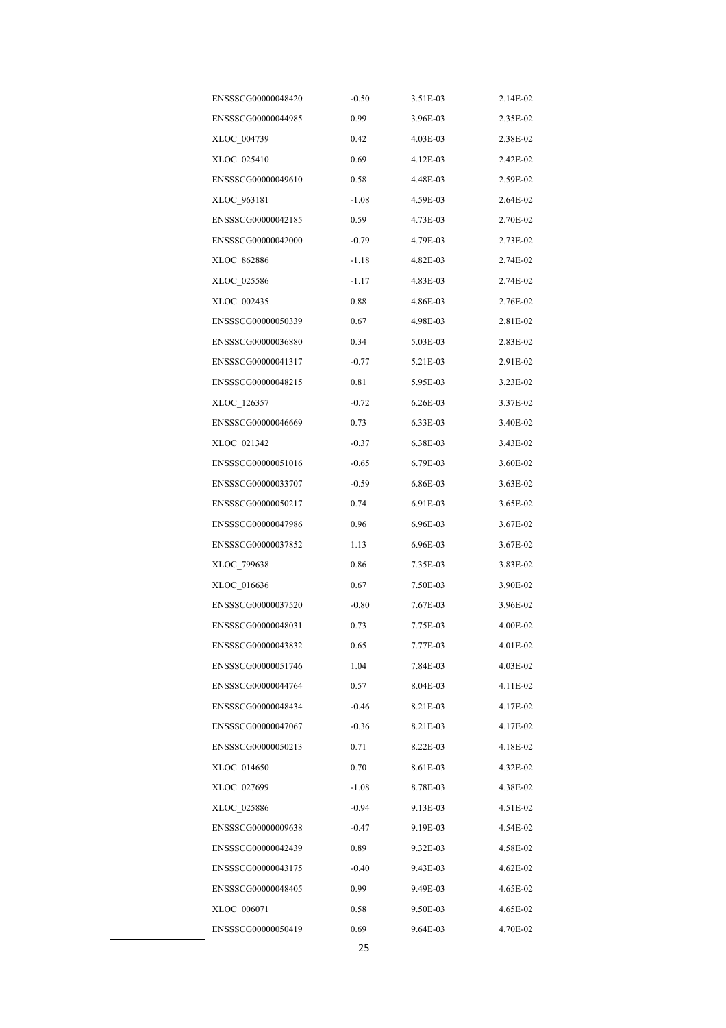| | | | |
|---|---|---|---|
| ENSSSCG00000048420 | -0.50 | 3.51E-03 | 2.14E-02 |
| ENSSSCG00000044985 | 0.99 | 3.96E-03 | 2.35E-02 |
| XLOC_004739 | 0.42 | 4.03E-03 | 2.38E-02 |
| XLOC_025410 | 0.69 | 4.12E-03 | 2.42E-02 |
| ENSSSCG00000049610 | 0.58 | 4.48E-03 | 2.59E-02 |
| XLOC_963181 | -1.08 | 4.59E-03 | 2.64E-02 |
| ENSSSCG00000042185 | 0.59 | 4.73E-03 | 2.70E-02 |
| ENSSSCG00000042000 | -0.79 | 4.79E-03 | 2.73E-02 |
| XLOC_862886 | -1.18 | 4.82E-03 | 2.74E-02 |
| XLOC_025586 | -1.17 | 4.83E-03 | 2.74E-02 |
| XLOC_002435 | 0.88 | 4.86E-03 | 2.76E-02 |
| ENSSSCG00000050339 | 0.67 | 4.98E-03 | 2.81E-02 |
| ENSSSCG00000036880 | 0.34 | 5.03E-03 | 2.83E-02 |
| ENSSSCG00000041317 | -0.77 | 5.21E-03 | 2.91E-02 |
| ENSSSCG00000048215 | 0.81 | 5.95E-03 | 3.23E-02 |
| XLOC_126357 | -0.72 | 6.26E-03 | 3.37E-02 |
| ENSSSCG00000046669 | 0.73 | 6.33E-03 | 3.40E-02 |
| XLOC_021342 | -0.37 | 6.38E-03 | 3.43E-02 |
| ENSSSCG00000051016 | -0.65 | 6.79E-03 | 3.60E-02 |
| ENSSSCG00000033707 | -0.59 | 6.86E-03 | 3.63E-02 |
| ENSSSCG00000050217 | 0.74 | 6.91E-03 | 3.65E-02 |
| ENSSSCG00000047986 | 0.96 | 6.96E-03 | 3.67E-02 |
| ENSSSCG00000037852 | 1.13 | 6.96E-03 | 3.67E-02 |
| XLOC_799638 | 0.86 | 7.35E-03 | 3.83E-02 |
| XLOC_016636 | 0.67 | 7.50E-03 | 3.90E-02 |
| ENSSSCG00000037520 | -0.80 | 7.67E-03 | 3.96E-02 |
| ENSSSCG00000048031 | 0.73 | 7.75E-03 | 4.00E-02 |
| ENSSSCG00000043832 | 0.65 | 7.77E-03 | 4.01E-02 |
| ENSSSCG00000051746 | 1.04 | 7.84E-03 | 4.03E-02 |
| ENSSSCG00000044764 | 0.57 | 8.04E-03 | 4.11E-02 |
| ENSSSCG00000048434 | -0.46 | 8.21E-03 | 4.17E-02 |
| ENSSSCG00000047067 | -0.36 | 8.21E-03 | 4.17E-02 |
| ENSSSCG00000050213 | 0.71 | 8.22E-03 | 4.18E-02 |
| XLOC_014650 | 0.70 | 8.61E-03 | 4.32E-02 |
| XLOC_027699 | -1.08 | 8.78E-03 | 4.38E-02 |
| XLOC_025886 | -0.94 | 9.13E-03 | 4.51E-02 |
| ENSSSCG00000009638 | -0.47 | 9.19E-03 | 4.54E-02 |
| ENSSSCG00000042439 | 0.89 | 9.32E-03 | 4.58E-02 |
| ENSSSCG00000043175 | -0.40 | 9.43E-03 | 4.62E-02 |
| ENSSSCG00000048405 | 0.99 | 9.49E-03 | 4.65E-02 |
| XLOC_006071 | 0.58 | 9.50E-03 | 4.65E-02 |
| ENSSSCG00000050419 | 0.69 | 9.64E-03 | 4.70E-02 |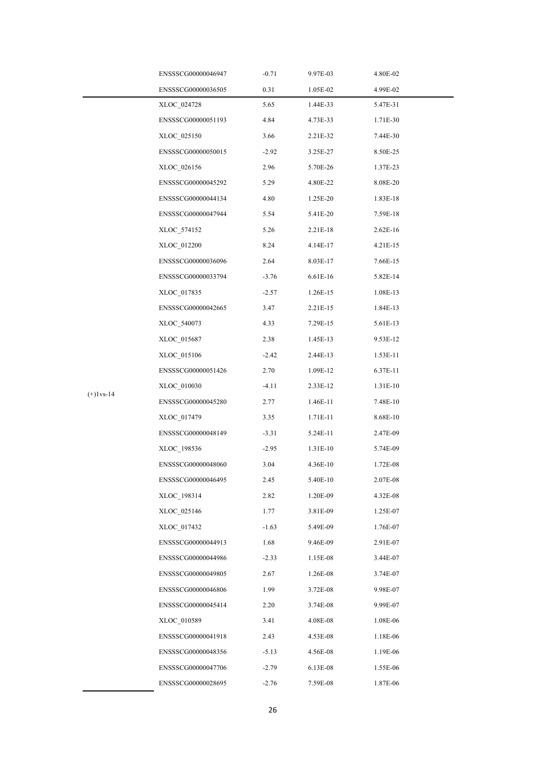| | | | | |
|---|---|---|---|---|
| | ENSSSCG00000046947 | -0.71 | 9.97E-03 | 4.80E-02 |
| | ENSSSCG00000036505 | 0.31 | 1.05E-02 | 4.99E-02 |
| (+)1vs-14 | XLOC_024728 | 5.65 | 1.44E-33 | 5.47E-31 |
| | ENSSSCG00000051193 | 4.84 | 4.73E-33 | 1.71E-30 |
| | XLOC_025150 | 3.66 | 2.21E-32 | 7.44E-30 |
| | ENSSSCG00000050015 | -2.92 | 3.25E-27 | 8.50E-25 |
| | XLOC_026156 | 2.96 | 5.70E-26 | 1.37E-23 |
| | ENSSSCG00000045292 | 5.29 | 4.80E-22 | 8.08E-20 |
| | ENSSSCG00000044134 | 4.80 | 1.25E-20 | 1.83E-18 |
| | ENSSSCG00000047944 | 5.54 | 5.41E-20 | 7.59E-18 |
| | XLOC_574152 | 5.26 | 2.21E-18 | 2.62E-16 |
| | XLOC_012200 | 8.24 | 4.14E-17 | 4.21E-15 |
| | ENSSSCG00000036096 | 2.64 | 8.03E-17 | 7.66E-15 |
| | ENSSSCG00000033794 | -3.76 | 6.61E-16 | 5.82E-14 |
| | XLOC_017835 | -2.57 | 1.26E-15 | 1.08E-13 |
| | ENSSSCG00000042665 | 3.47 | 2.21E-15 | 1.84E-13 |
| | XLOC_540073 | 4.33 | 7.29E-15 | 5.61E-13 |
| | XLOC_015687 | 2.38 | 1.45E-13 | 9.53E-12 |
| | XLOC_015106 | -2.42 | 2.44E-13 | 1.53E-11 |
| | ENSSSCG00000051426 | 2.70 | 1.09E-12 | 6.37E-11 |
| | XLOC_010030 | -4.11 | 2.33E-12 | 1.31E-10 |
| | ENSSSCG00000045280 | 2.77 | 1.46E-11 | 7.48E-10 |
| | XLOC_017479 | 3.35 | 1.71E-11 | 8.68E-10 |
| | ENSSSCG00000048149 | -3.31 | 5.24E-11 | 2.47E-09 |
| | XLOC_198536 | -2.95 | 1.31E-10 | 5.74E-09 |
| | ENSSSCG00000048060 | 3.04 | 4.36E-10 | 1.72E-08 |
| | ENSSSCG00000046495 | 2.45 | 5.40E-10 | 2.07E-08 |
| | XLOC_198314 | 2.82 | 1.20E-09 | 4.32E-08 |
| | XLOC_025146 | 1.77 | 3.81E-09 | 1.25E-07 |
| | XLOC_017432 | -1.63 | 5.49E-09 | 1.76E-07 |
| | ENSSSCG00000044913 | 1.68 | 9.46E-09 | 2.91E-07 |
| | ENSSSCG00000044986 | -2.33 | 1.15E-08 | 3.44E-07 |
| | ENSSSCG00000049805 | 2.67 | 1.26E-08 | 3.74E-07 |
| | ENSSSCG00000046806 | 1.99 | 3.72E-08 | 9.98E-07 |
| | ENSSSCG00000045414 | 2.20 | 3.74E-08 | 9.99E-07 |
| | XLOC_010589 | 3.41 | 4.08E-08 | 1.08E-06 |
| | ENSSSCG00000041918 | 2.43 | 4.53E-08 | 1.18E-06 |
| | ENSSSCG00000048356 | -5.13 | 4.56E-08 | 1.19E-06 |
| | ENSSSCG00000047706 | -2.79 | 6.13E-08 | 1.55E-06 |
| | ENSSSCG00000028695 | -2.76 | 7.59E-08 | 1.87E-06 |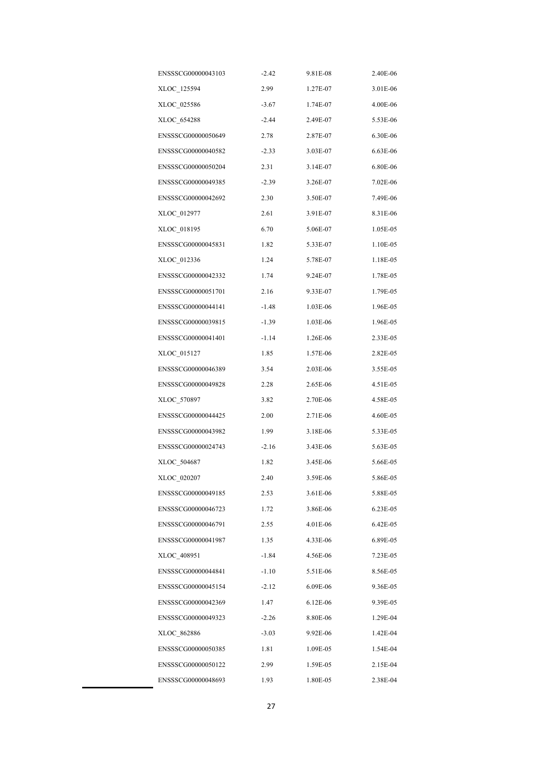| | | | |
|---|---|---|---|
| ENSSSCG00000043103 | -2.42 | 9.81E-08 | 2.40E-06 |
| XLOC_125594 | 2.99 | 1.27E-07 | 3.01E-06 |
| XLOC_025586 | -3.67 | 1.74E-07 | 4.00E-06 |
| XLOC_654288 | -2.44 | 2.49E-07 | 5.53E-06 |
| ENSSSCG00000050649 | 2.78 | 2.87E-07 | 6.30E-06 |
| ENSSSCG00000040582 | -2.33 | 3.03E-07 | 6.63E-06 |
| ENSSSCG00000050204 | 2.31 | 3.14E-07 | 6.80E-06 |
| ENSSSCG00000049385 | -2.39 | 3.26E-07 | 7.02E-06 |
| ENSSSCG00000042692 | 2.30 | 3.50E-07 | 7.49E-06 |
| XLOC_012977 | 2.61 | 3.91E-07 | 8.31E-06 |
| XLOC_018195 | 6.70 | 5.06E-07 | 1.05E-05 |
| ENSSSCG00000045831 | 1.82 | 5.33E-07 | 1.10E-05 |
| XLOC_012336 | 1.24 | 5.78E-07 | 1.18E-05 |
| ENSSSCG00000042332 | 1.74 | 9.24E-07 | 1.78E-05 |
| ENSSSCG00000051701 | 2.16 | 9.33E-07 | 1.79E-05 |
| ENSSSCG00000044141 | -1.48 | 1.03E-06 | 1.96E-05 |
| ENSSSCG00000039815 | -1.39 | 1.03E-06 | 1.96E-05 |
| ENSSSCG00000041401 | -1.14 | 1.26E-06 | 2.33E-05 |
| XLOC_015127 | 1.85 | 1.57E-06 | 2.82E-05 |
| ENSSSCG00000046389 | 3.54 | 2.03E-06 | 3.55E-05 |
| ENSSSCG00000049828 | 2.28 | 2.65E-06 | 4.51E-05 |
| XLOC_570897 | 3.82 | 2.70E-06 | 4.58E-05 |
| ENSSSCG00000044425 | 2.00 | 2.71E-06 | 4.60E-05 |
| ENSSSCG00000043982 | 1.99 | 3.18E-06 | 5.33E-05 |
| ENSSSCG00000024743 | -2.16 | 3.43E-06 | 5.63E-05 |
| XLOC_504687 | 1.82 | 3.45E-06 | 5.66E-05 |
| XLOC_020207 | 2.40 | 3.59E-06 | 5.86E-05 |
| ENSSSCG00000049185 | 2.53 | 3.61E-06 | 5.88E-05 |
| ENSSSCG00000046723 | 1.72 | 3.86E-06 | 6.23E-05 |
| ENSSSCG00000046791 | 2.55 | 4.01E-06 | 6.42E-05 |
| ENSSSCG00000041987 | 1.35 | 4.33E-06 | 6.89E-05 |
| XLOC_408951 | -1.84 | 4.56E-06 | 7.23E-05 |
| ENSSSCG00000044841 | -1.10 | 5.51E-06 | 8.56E-05 |
| ENSSSCG00000045154 | -2.12 | 6.09E-06 | 9.36E-05 |
| ENSSSCG00000042369 | 1.47 | 6.12E-06 | 9.39E-05 |
| ENSSSCG00000049323 | -2.26 | 8.80E-06 | 1.29E-04 |
| XLOC_862886 | -3.03 | 9.92E-06 | 1.42E-04 |
| ENSSSCG00000050385 | 1.81 | 1.09E-05 | 1.54E-04 |
| ENSSSCG00000050122 | 2.99 | 1.59E-05 | 2.15E-04 |
| ENSSSCG00000048693 | 1.93 | 1.80E-05 | 2.38E-04 |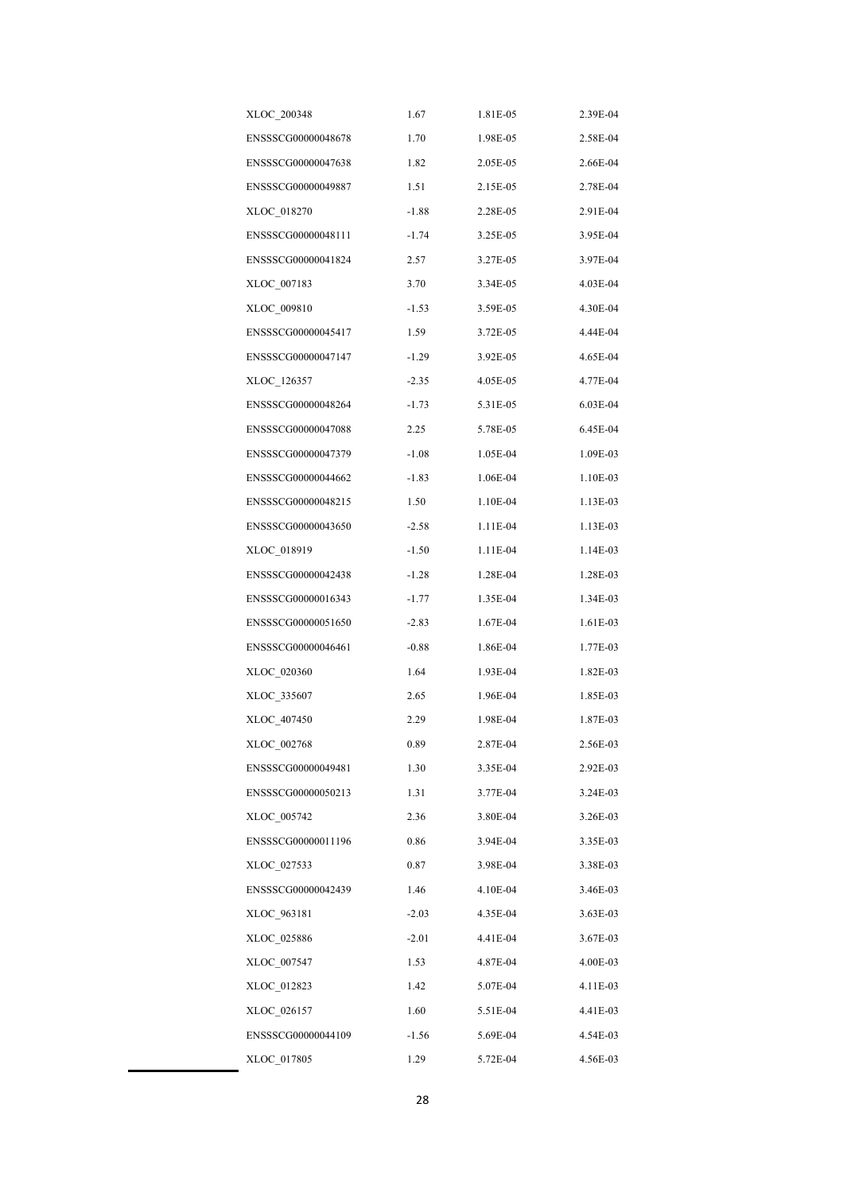| | | | |
|---|---|---|---|
| XLOC_200348 | 1.67 | 1.81E-05 | 2.39E-04 |
| ENSSSCG00000048678 | 1.70 | 1.98E-05 | 2.58E-04 |
| ENSSSCG00000047638 | 1.82 | 2.05E-05 | 2.66E-04 |
| ENSSSCG00000049887 | 1.51 | 2.15E-05 | 2.78E-04 |
| XLOC_018270 | -1.88 | 2.28E-05 | 2.91E-04 |
| ENSSSCG00000048111 | -1.74 | 3.25E-05 | 3.95E-04 |
| ENSSSCG00000041824 | 2.57 | 3.27E-05 | 3.97E-04 |
| XLOC_007183 | 3.70 | 3.34E-05 | 4.03E-04 |
| XLOC_009810 | -1.53 | 3.59E-05 | 4.30E-04 |
| ENSSSCG00000045417 | 1.59 | 3.72E-05 | 4.44E-04 |
| ENSSSCG00000047147 | -1.29 | 3.92E-05 | 4.65E-04 |
| XLOC_126357 | -2.35 | 4.05E-05 | 4.77E-04 |
| ENSSSCG00000048264 | -1.73 | 5.31E-05 | 6.03E-04 |
| ENSSSCG00000047088 | 2.25 | 5.78E-05 | 6.45E-04 |
| ENSSSCG00000047379 | -1.08 | 1.05E-04 | 1.09E-03 |
| ENSSSCG00000044662 | -1.83 | 1.06E-04 | 1.10E-03 |
| ENSSSCG00000048215 | 1.50 | 1.10E-04 | 1.13E-03 |
| ENSSSCG00000043650 | -2.58 | 1.11E-04 | 1.13E-03 |
| XLOC_018919 | -1.50 | 1.11E-04 | 1.14E-03 |
| ENSSSCG00000042438 | -1.28 | 1.28E-04 | 1.28E-03 |
| ENSSSCG00000016343 | -1.77 | 1.35E-04 | 1.34E-03 |
| ENSSSCG00000051650 | -2.83 | 1.67E-04 | 1.61E-03 |
| ENSSSCG00000046461 | -0.88 | 1.86E-04 | 1.77E-03 |
| XLOC_020360 | 1.64 | 1.93E-04 | 1.82E-03 |
| XLOC_335607 | 2.65 | 1.96E-04 | 1.85E-03 |
| XLOC_407450 | 2.29 | 1.98E-04 | 1.87E-03 |
| XLOC_002768 | 0.89 | 2.87E-04 | 2.56E-03 |
| ENSSSCG00000049481 | 1.30 | 3.35E-04 | 2.92E-03 |
| ENSSSCG00000050213 | 1.31 | 3.77E-04 | 3.24E-03 |
| XLOC_005742 | 2.36 | 3.80E-04 | 3.26E-03 |
| ENSSSCG00000011196 | 0.86 | 3.94E-04 | 3.35E-03 |
| XLOC_027533 | 0.87 | 3.98E-04 | 3.38E-03 |
| ENSSSCG00000042439 | 1.46 | 4.10E-04 | 3.46E-03 |
| XLOC_963181 | -2.03 | 4.35E-04 | 3.63E-03 |
| XLOC_025886 | -2.01 | 4.41E-04 | 3.67E-03 |
| XLOC_007547 | 1.53 | 4.87E-04 | 4.00E-03 |
| XLOC_012823 | 1.42 | 5.07E-04 | 4.11E-03 |
| XLOC_026157 | 1.60 | 5.51E-04 | 4.41E-03 |
| ENSSSCG00000044109 | -1.56 | 5.69E-04 | 4.54E-03 |
| XLOC_017805 | 1.29 | 5.72E-04 | 4.56E-03 |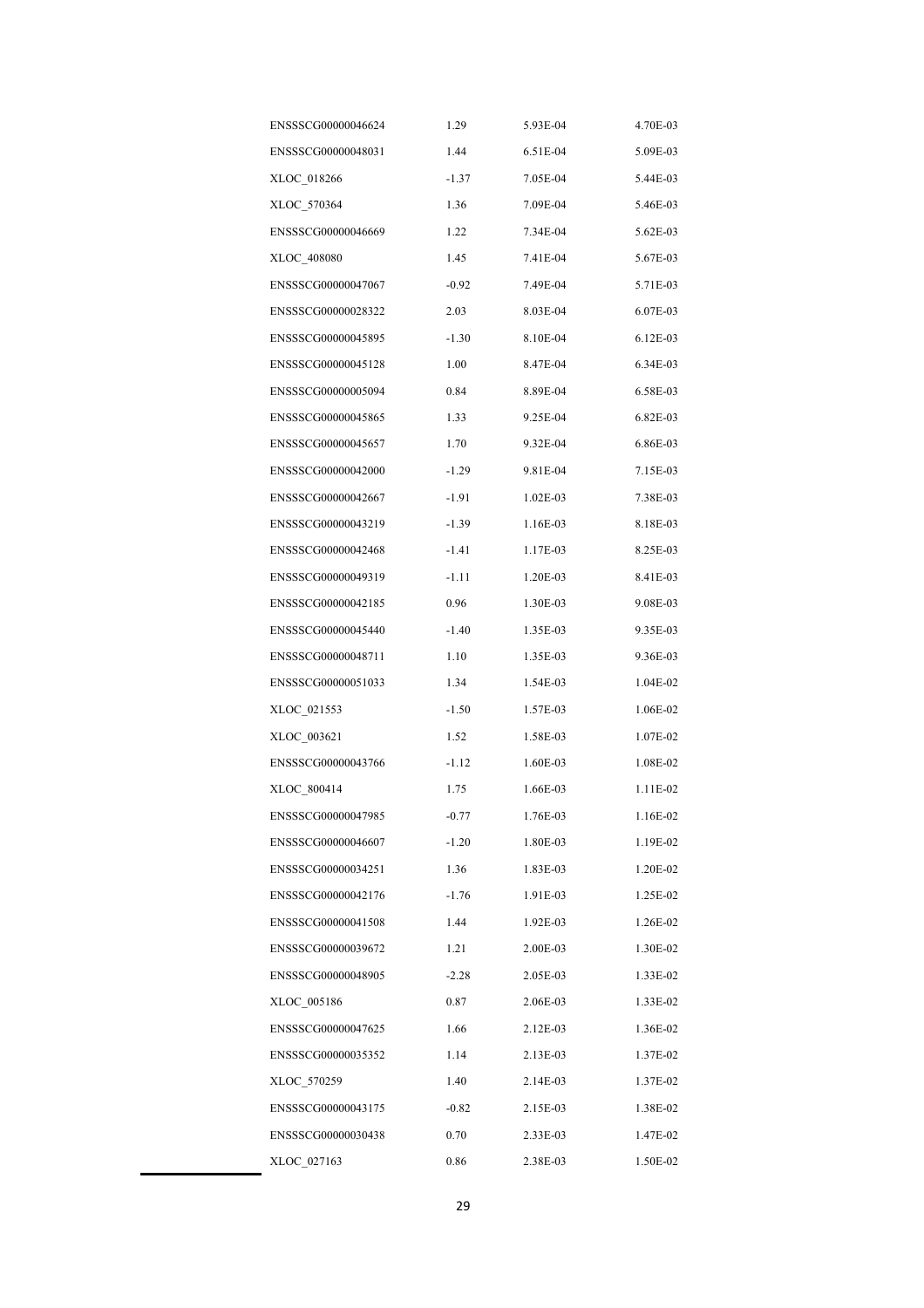| | | | |
|---|---|---|---|
| ENSSSCG00000046624 | 1.29 | 5.93E-04 | 4.70E-03 |
| ENSSSCG00000048031 | 1.44 | 6.51E-04 | 5.09E-03 |
| XLOC_018266 | -1.37 | 7.05E-04 | 5.44E-03 |
| XLOC_570364 | 1.36 | 7.09E-04 | 5.46E-03 |
| ENSSSCG00000046669 | 1.22 | 7.34E-04 | 5.62E-03 |
| XLOC_408080 | 1.45 | 7.41E-04 | 5.67E-03 |
| ENSSSCG00000047067 | -0.92 | 7.49E-04 | 5.71E-03 |
| ENSSSCG00000028322 | 2.03 | 8.03E-04 | 6.07E-03 |
| ENSSSCG00000045895 | -1.30 | 8.10E-04 | 6.12E-03 |
| ENSSSCG00000045128 | 1.00 | 8.47E-04 | 6.34E-03 |
| ENSSSCG00000005094 | 0.84 | 8.89E-04 | 6.58E-03 |
| ENSSSCG00000045865 | 1.33 | 9.25E-04 | 6.82E-03 |
| ENSSSCG00000045657 | 1.70 | 9.32E-04 | 6.86E-03 |
| ENSSSCG00000042000 | -1.29 | 9.81E-04 | 7.15E-03 |
| ENSSSCG00000042667 | -1.91 | 1.02E-03 | 7.38E-03 |
| ENSSSCG00000043219 | -1.39 | 1.16E-03 | 8.18E-03 |
| ENSSSCG00000042468 | -1.41 | 1.17E-03 | 8.25E-03 |
| ENSSSCG00000049319 | -1.11 | 1.20E-03 | 8.41E-03 |
| ENSSSCG00000042185 | 0.96 | 1.30E-03 | 9.08E-03 |
| ENSSSCG00000045440 | -1.40 | 1.35E-03 | 9.35E-03 |
| ENSSSCG00000048711 | 1.10 | 1.35E-03 | 9.36E-03 |
| ENSSSCG00000051033 | 1.34 | 1.54E-03 | 1.04E-02 |
| XLOC_021553 | -1.50 | 1.57E-03 | 1.06E-02 |
| XLOC_003621 | 1.52 | 1.58E-03 | 1.07E-02 |
| ENSSSCG00000043766 | -1.12 | 1.60E-03 | 1.08E-02 |
| XLOC_800414 | 1.75 | 1.66E-03 | 1.11E-02 |
| ENSSSCG00000047985 | -0.77 | 1.76E-03 | 1.16E-02 |
| ENSSSCG00000046607 | -1.20 | 1.80E-03 | 1.19E-02 |
| ENSSSCG00000034251 | 1.36 | 1.83E-03 | 1.20E-02 |
| ENSSSCG00000042176 | -1.76 | 1.91E-03 | 1.25E-02 |
| ENSSSCG00000041508 | 1.44 | 1.92E-03 | 1.26E-02 |
| ENSSSCG00000039672 | 1.21 | 2.00E-03 | 1.30E-02 |
| ENSSSCG00000048905 | -2.28 | 2.05E-03 | 1.33E-02 |
| XLOC_005186 | 0.87 | 2.06E-03 | 1.33E-02 |
| ENSSSCG00000047625 | 1.66 | 2.12E-03 | 1.36E-02 |
| ENSSSCG00000035352 | 1.14 | 2.13E-03 | 1.37E-02 |
| XLOC_570259 | 1.40 | 2.14E-03 | 1.37E-02 |
| ENSSSCG00000043175 | -0.82 | 2.15E-03 | 1.38E-02 |
| ENSSSCG00000030438 | 0.70 | 2.33E-03 | 1.47E-02 |
| XLOC_027163 | 0.86 | 2.38E-03 | 1.50E-02 |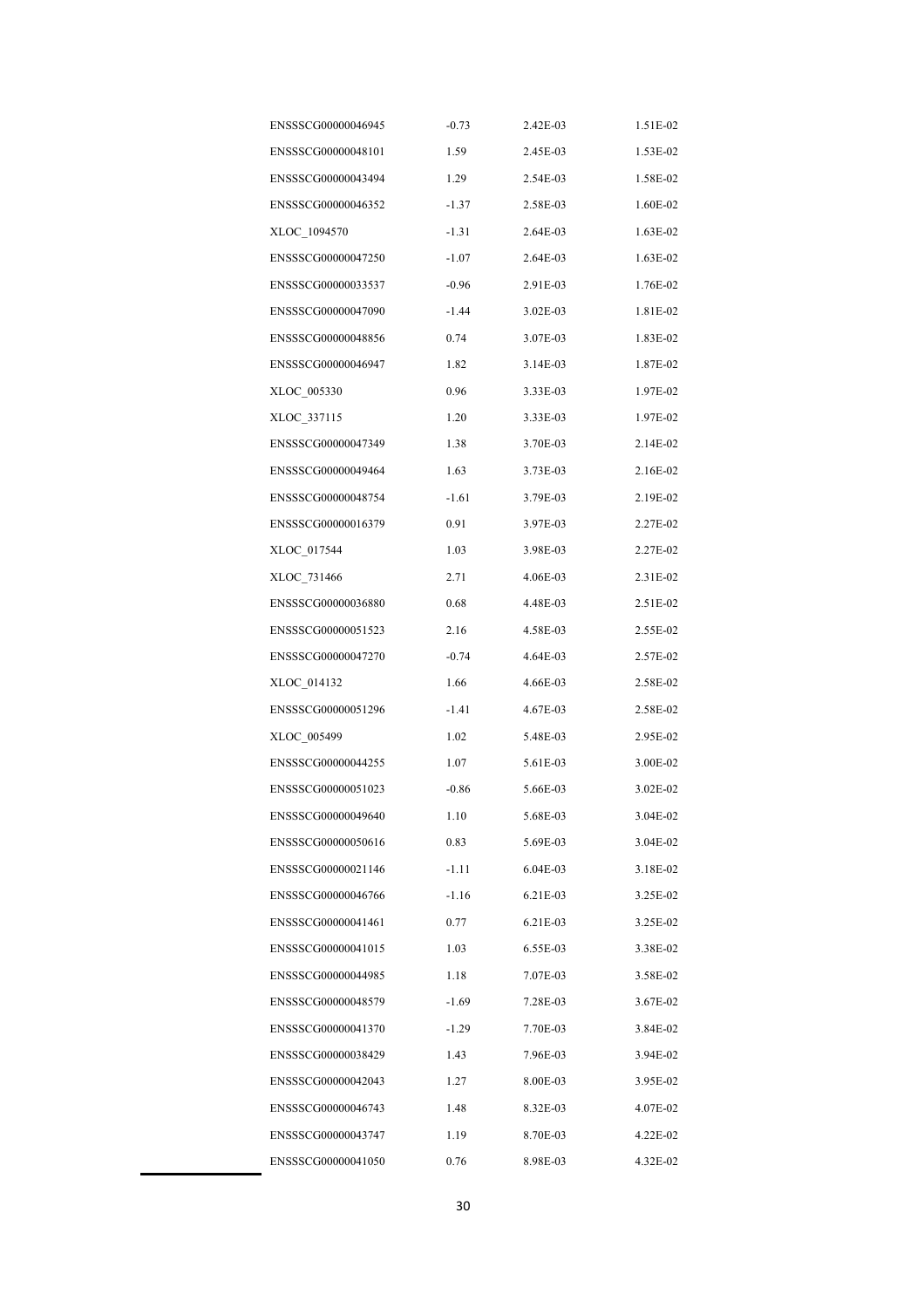| | | | |
|---|---|---|---|
| ENSSSCG00000046945 | -0.73 | 2.42E-03 | 1.51E-02 |
| ENSSSCG00000048101 | 1.59 | 2.45E-03 | 1.53E-02 |
| ENSSSCG00000043494 | 1.29 | 2.54E-03 | 1.58E-02 |
| ENSSSCG00000046352 | -1.37 | 2.58E-03 | 1.60E-02 |
| XLOC_1094570 | -1.31 | 2.64E-03 | 1.63E-02 |
| ENSSSCG00000047250 | -1.07 | 2.64E-03 | 1.63E-02 |
| ENSSSCG00000033537 | -0.96 | 2.91E-03 | 1.76E-02 |
| ENSSSCG00000047090 | -1.44 | 3.02E-03 | 1.81E-02 |
| ENSSSCG00000048856 | 0.74 | 3.07E-03 | 1.83E-02 |
| ENSSSCG00000046947 | 1.82 | 3.14E-03 | 1.87E-02 |
| XLOC_005330 | 0.96 | 3.33E-03 | 1.97E-02 |
| XLOC_337115 | 1.20 | 3.33E-03 | 1.97E-02 |
| ENSSSCG00000047349 | 1.38 | 3.70E-03 | 2.14E-02 |
| ENSSSCG00000049464 | 1.63 | 3.73E-03 | 2.16E-02 |
| ENSSSCG00000048754 | -1.61 | 3.79E-03 | 2.19E-02 |
| ENSSSCG00000016379 | 0.91 | 3.97E-03 | 2.27E-02 |
| XLOC_017544 | 1.03 | 3.98E-03 | 2.27E-02 |
| XLOC_731466 | 2.71 | 4.06E-03 | 2.31E-02 |
| ENSSSCG00000036880 | 0.68 | 4.48E-03 | 2.51E-02 |
| ENSSSCG00000051523 | 2.16 | 4.58E-03 | 2.55E-02 |
| ENSSSCG00000047270 | -0.74 | 4.64E-03 | 2.57E-02 |
| XLOC_014132 | 1.66 | 4.66E-03 | 2.58E-02 |
| ENSSSCG00000051296 | -1.41 | 4.67E-03 | 2.58E-02 |
| XLOC_005499 | 1.02 | 5.48E-03 | 2.95E-02 |
| ENSSSCG00000044255 | 1.07 | 5.61E-03 | 3.00E-02 |
| ENSSSCG00000051023 | -0.86 | 5.66E-03 | 3.02E-02 |
| ENSSSCG00000049640 | 1.10 | 5.68E-03 | 3.04E-02 |
| ENSSSCG00000050616 | 0.83 | 5.69E-03 | 3.04E-02 |
| ENSSSCG00000021146 | -1.11 | 6.04E-03 | 3.18E-02 |
| ENSSSCG00000046766 | -1.16 | 6.21E-03 | 3.25E-02 |
| ENSSSCG00000041461 | 0.77 | 6.21E-03 | 3.25E-02 |
| ENSSSCG00000041015 | 1.03 | 6.55E-03 | 3.38E-02 |
| ENSSSCG00000044985 | 1.18 | 7.07E-03 | 3.58E-02 |
| ENSSSCG00000048579 | -1.69 | 7.28E-03 | 3.67E-02 |
| ENSSSCG00000041370 | -1.29 | 7.70E-03 | 3.84E-02 |
| ENSSSCG00000038429 | 1.43 | 7.96E-03 | 3.94E-02 |
| ENSSSCG00000042043 | 1.27 | 8.00E-03 | 3.95E-02 |
| ENSSSCG00000046743 | 1.48 | 8.32E-03 | 4.07E-02 |
| ENSSSCG00000043747 | 1.19 | 8.70E-03 | 4.22E-02 |
| ENSSSCG00000041050 | 0.76 | 8.98E-03 | 4.32E-02 |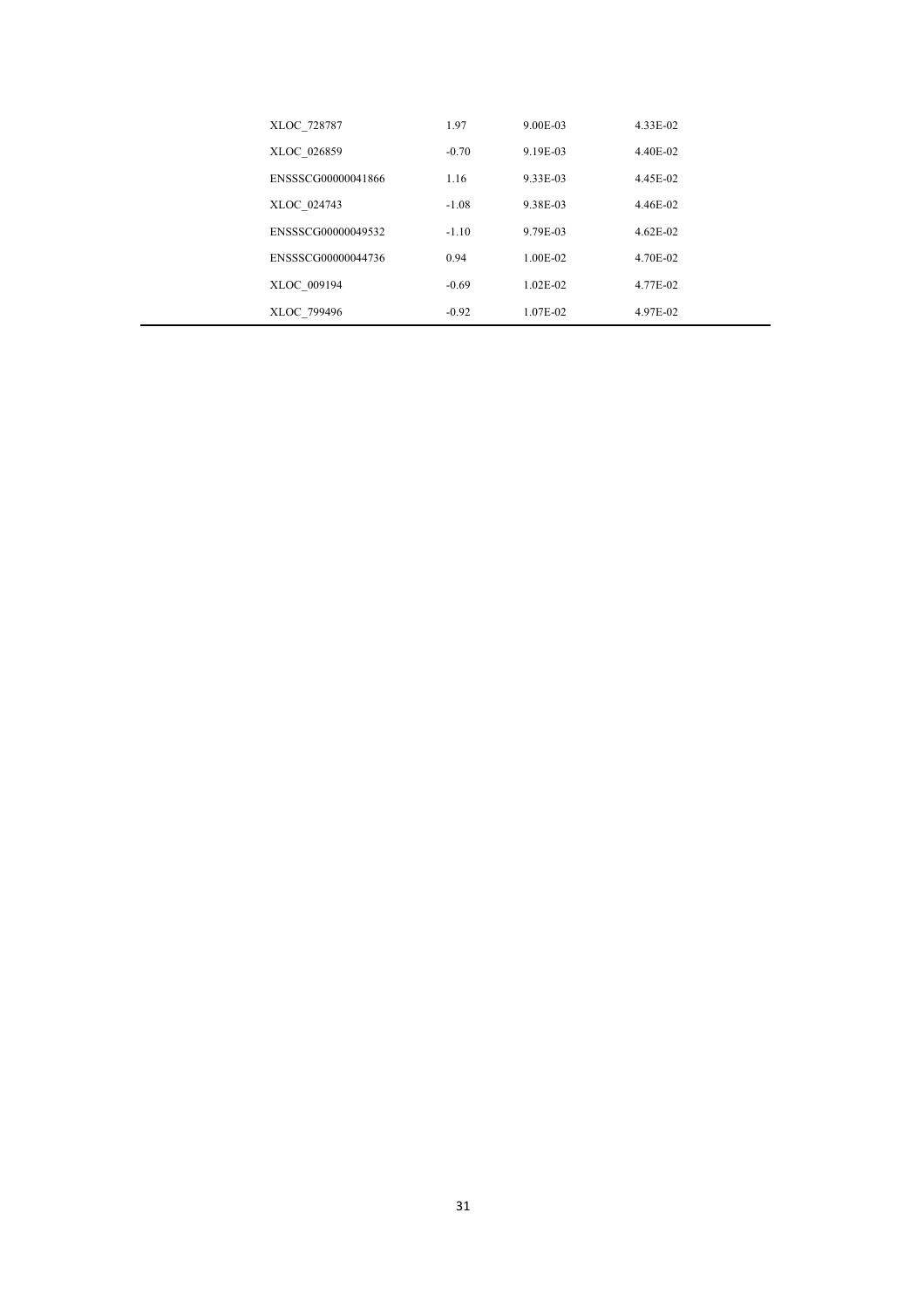| | | | |
|---|---|---|---|
| XLOC_728787 | 1.97 | 9.00E-03 | 4.33E-02 |
| XLOC_026859 | -0.70 | 9.19E-03 | 4.40E-02 |
| ENSSSCG00000041866 | 1.16 | 9.33E-03 | 4.45E-02 |
| XLOC_024743 | -1.08 | 9.38E-03 | 4.46E-02 |
| ENSSSCG00000049532 | -1.10 | 9.79E-03 | 4.62E-02 |
| ENSSSCG00000044736 | 0.94 | 1.00E-02 | 4.70E-02 |
| XLOC_009194 | -0.69 | 1.02E-02 | 4.77E-02 |
| XLOC_799496 | -0.92 | 1.07E-02 | 4.97E-02 |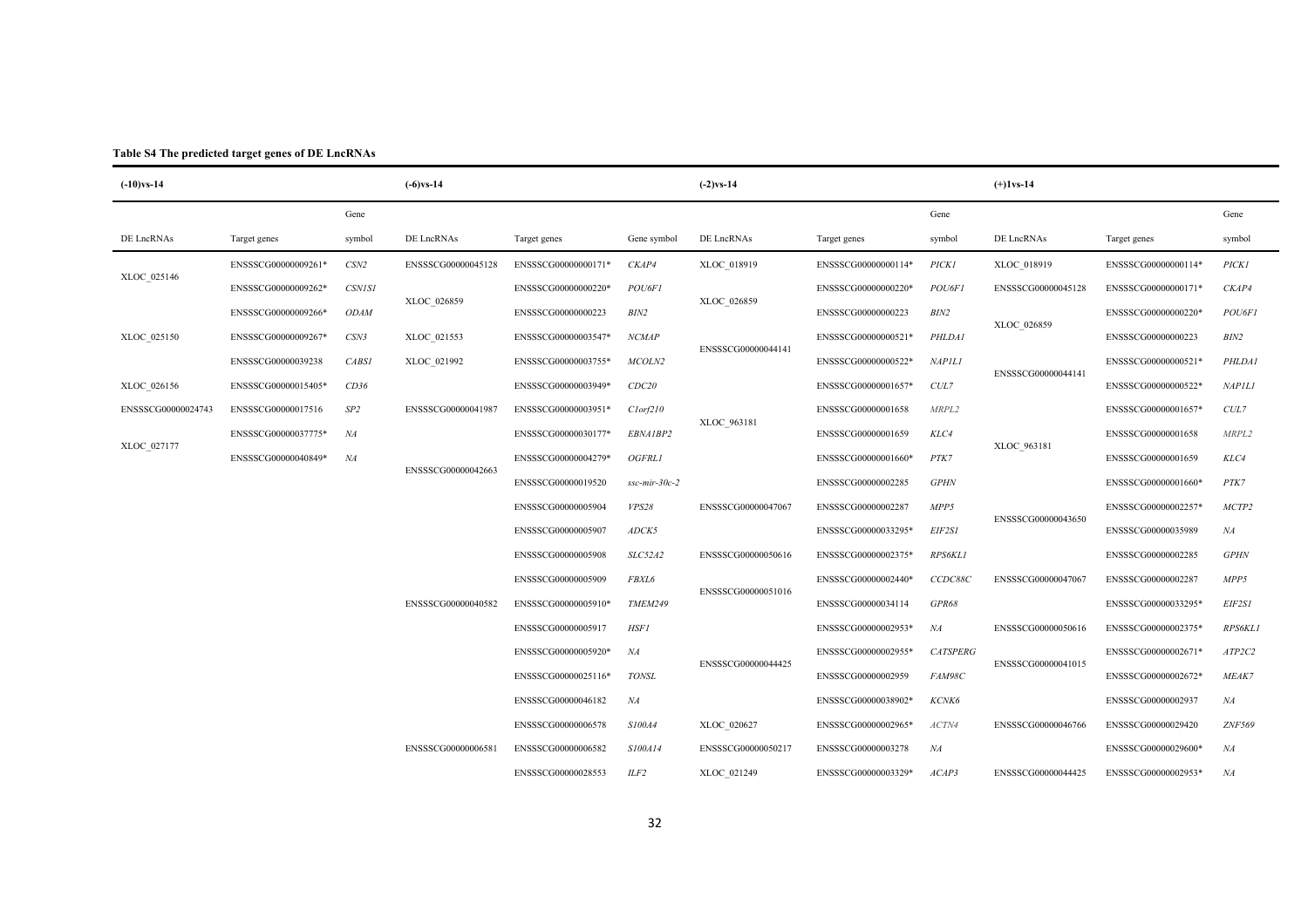**Table S4 The predicted target genes of DE LncRNAs**

| (-10)vs-14 | | | (-6)vs-14 | | | (-2)vs-14 | | | (+)1vs-14 | | |
|---|---|---|---|---|---|---|---|---|---|---|---|
| DE LncRNAs | Target genes | Gene symbol | DE LncRNAs | Target genes | Gene symbol | DE LncRNAs | Target genes | Gene symbol | DE LncRNAs | Target genes | Gene symbol |
| XLOC_025146 | ENSSSCG00000009261* | *CSN2* | ENSSSCG00000045128 | ENSSSCG00000000171* | *CKAP4* | XLOC_018919 | ENSSSCG00000000114* | *PICK1* | XLOC_018919 | ENSSSCG00000000114* | *PICK1* |
| | ENSSSCG00000009262* | *CSN1S1* | XLOC_026859 | ENSSSCG00000000220* | *POU6F1* | XLOC_026859 | ENSSSCG00000000220* | *POU6F1* | ENSSSCG00000045128 | ENSSSCG00000000171* | *CKAP4* |
| | ENSSSCG00000009266* | *ODAM* | | ENSSSCG00000000223 | *BIN2* | | ENSSSCG00000000223 | *BIN2* | XLOC_026859 | ENSSSCG00000000220* | *POU6F1* |
| XLOC_025150 | ENSSSCG00000009267* | *CSN3* | XLOC_021553 | ENSSSCG00000003547* | *NCMAP* | ENSSSCG00000044141 | ENSSSCG00000000521* | *PHLDA1* | | ENSSSCG00000000223 | *BIN2* |
| | ENSSSCG00000039238 | *CABS1* | XLOC_021992 | ENSSSCG00000003755* | *MCOLN2* | | ENSSSCG00000000522* | *NAP1L1* | ENSSSCG00000044141 | ENSSSCG00000000521* | *PHLDA1* |
| XLOC_026156 | ENSSSCG00000015405* | *CD36* | | ENSSSCG00000003949* | *CDC20* | XLOC_963181 | ENSSSCG00000001657* | *CUL7* | | ENSSSCG00000000522* | *NAP1L1* |
| ENSSSCG00000024743 | ENSSSCG00000017516 | *SP2* | ENSSSCG00000041987 | ENSSSCG00000003951* | *C1orf210* | | ENSSSCG00000001658 | *MRPL2* | XLOC_963181 | ENSSSCG00000001657* | *CUL7* |
| XLOC_027177 | ENSSSCG00000037775* | *NA* | ENSSSCG00000042663 | ENSSSCG00000030177* | *EBNA1BP2* | | ENSSSCG00000001659 | *KLC4* | | ENSSSCG00000001658 | *MRPL2* |
| | ENSSSCG00000040849* | *NA* | | ENSSSCG00000004279* | *OGFRL1* | | ENSSSCG00000001660* | *PTK7* | | ENSSSCG00000001659 | *KLC4* |
| | | | | ENSSSCG00000019520 | *ssc-mir-30c-2* | | ENSSSCG00000002285 | *GPHN* | | ENSSSCG00000001660* | *PTK7* |
| | | | ENSSSCG00000040582 | ENSSSCG00000005904 | *VPS28* | ENSSSCG00000047067 | ENSSSCG00000002287 | *MPP5* | ENSSSCG00000043650 | ENSSSCG00000002257* | *MCTP2* |
| | | | | ENSSSCG00000005907 | *ADCK5* | | ENSSSCG00000033295* | *EIF2S1* | | ENSSSCG00000035989 | *NA* |
| | | | | ENSSSCG00000005908 | *SLC52A2* | ENSSSCG00000050616 | ENSSSCG00000002375* | *RPS6KL1* | ENSSSCG00000047067 | ENSSSCG00000002285 | *GPHN* |
| | | | | ENSSSCG00000005909 | *FBXL6* | ENSSSCG00000051016 | ENSSSCG00000002440* | *CCDC88C* | | ENSSSCG00000002287 | *MPP5* |
| | | | | ENSSSCG00000005910* | *TMEM249* | | ENSSSCG00000034114 | *GPR68* | | ENSSSCG00000033295* | *EIF2S1* |
| | | | | ENSSSCG00000005917 | *HSF1* | ENSSSCG00000044425 | ENSSSCG00000002953* | *NA* | ENSSSCG00000050616 | ENSSSCG00000002375* | *RPS6KL1* |
| | | | | ENSSSCG00000005920* | *NA* | | ENSSSCG00000002955* | *CATSPERG* | ENSSSCG00000041015 | ENSSSCG00000002671* | *ATP2C2* |
| | | | | ENSSSCG00000025116* | *TONSL* | | ENSSSCG00000002959 | *FAM98C* | | ENSSSCG00000002672* | *MEAK7* |
| | | | | ENSSSCG00000046182 | *NA* | | ENSSSCG00000038902* | *KCNK6* | | ENSSSCG00000002937 | *NA* |
| | | | ENSSSCG00000006581 | ENSSSCG00000006578 | *S100A4* | XLOC_020627 | ENSSSCG00000002965* | *ACTN4* | ENSSSCG00000046766 | ENSSSCG00000029420 | *ZNF569* |
| | | | | ENSSSCG00000006582 | *S100A14* | ENSSSCG00000050217 | ENSSSCG00000003278 | *NA* | | ENSSSCG00000029600* | *NA* |
| | | | | ENSSSCG00000028553 | *ILF2* | XLOC_021249 | ENSSSCG00000003329* | *ACAP3* | ENSSSCG00000044425 | ENSSSCG00000002953* | *NA* |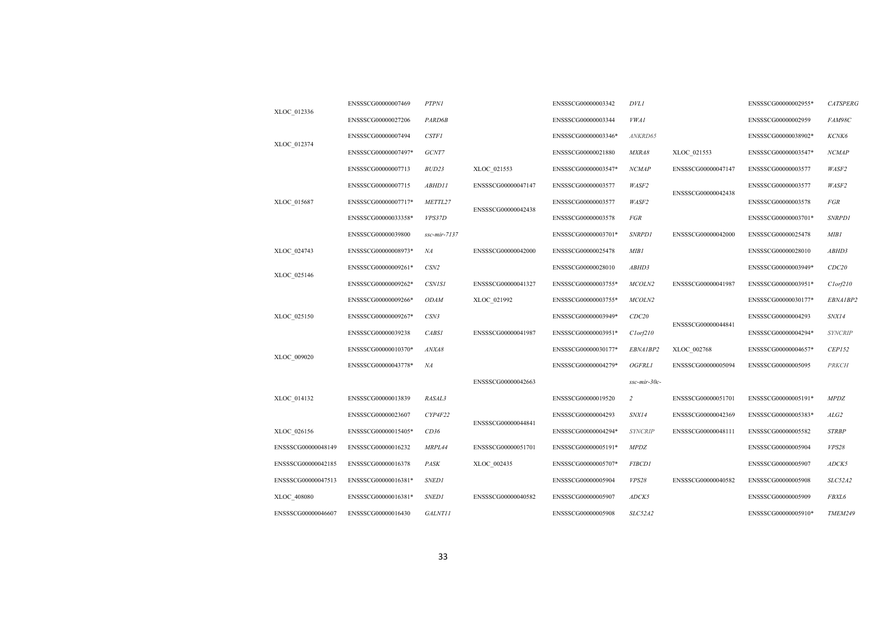| | | | | | | | | |
|---|---|---|---|---|---|---|---|---|
| XLOC_012336 | ENSSSCG00000007469 | *PTPN1* | | ENSSSCG00000003342 | *DVL1* | | ENSSSCG00000002955* | *CATSPERG* |
| | ENSSSCG00000027206 | *PARD6B* | | ENSSSCG00000003344 | *VWA1* | | ENSSSCG00000002959 | *FAM98C* |
| XLOC_012374 | ENSSSCG00000007494 | *CSTF1* | | ENSSSCG00000003346* | *ANKRD65* | | ENSSSCG00000038902* | *KCNK6* |
| | ENSSSCG00000007497* | *GCNT7* | | ENSSSCG00000021880 | *MXRA8* | XLOC_021553 | ENSSSCG00000003547* | *NCMAP* |
| | ENSSSCG00000007713 | *BUD23* | XLOC_021553 | ENSSSCG00000003547* | *NCMAP* | ENSSSCG00000047147 | ENSSSCG00000003577 | *WASF2* |
| | ENSSSCG00000007715 | *ABHD11* | ENSSSCG00000047147 | ENSSSCG00000003577 | *WASF2* | ENSSSCG00000042438 | ENSSSCG00000003577 | *WASF2* |
| XLOC_015687 | ENSSSCG00000007717* | *METTL27* | ENSSSCG00000042438 | ENSSSCG00000003577 | *WASF2* | | ENSSSCG00000003578 | *FGR* |
| | ENSSSCG00000033358* | *VPS37D* | | ENSSSCG00000003578 | *FGR* | | ENSSSCG00000003701* | *SNRPD1* |
| | ENSSSCG00000039800 | *ssc-mir-7137* | | ENSSSCG00000003701* | *SNRPD1* | ENSSSCG00000042000 | ENSSSCG00000025478 | *MIB1* |
| XLOC_024743 | ENSSSCG00000008973* | *NA* | ENSSSCG00000042000 | ENSSSCG00000025478 | *MIB1* | | ENSSSCG00000028010 | *ABHD3* |
| XLOC_025146 | ENSSSCG00000009261* | *CSN2* | | ENSSSCG00000028010 | *ABHD3* | | ENSSSCG00000003949* | *CDC20* |
| | ENSSSCG00000009262* | *CSN1S1* | ENSSSCG00000041327 | ENSSSCG00000003755* | *MCOLN2* | ENSSSCG00000041987 | ENSSSCG00000003951* | *C1orf210* |
| | ENSSSCG00000009266* | *ODAM* | XLOC_021992 | ENSSSCG00000003755* | *MCOLN2* | | ENSSSCG00000030177* | *EBNA1BP2* |
| XLOC_025150 | ENSSSCG00000009267* | *CSN3* | | ENSSSCG00000003949* | *CDC20* | ENSSSCG00000044841 | ENSSSCG00000004293 | *SNX14* |
| | ENSSSCG00000039238 | *CABS1* | ENSSSCG00000041987 | ENSSSCG00000003951* | *C1orf210* | | ENSSSCG00000004294* | *SYNCRIP* |
| XLOC_009020 | ENSSSCG00000010370* | *ANXA8* | | ENSSSCG00000030177* | *EBNA1BP2* | XLOC_002768 | ENSSSCG00000004657* | *CEP152* |
| | ENSSSCG00000043778* | *NA* | | ENSSSCG00000004279* | *OGFRL1* | ENSSSCG00000005094 | ENSSSCG00000005095 | *PRKCH* |
| | | | ENSSSCG00000042663 | | *ssc-mir-30c-* | | | |
| XLOC_014132 | ENSSSCG00000013839 | *RASAL3* | | ENSSSCG00000019520 | *2* | ENSSSCG00000051701 | ENSSSCG00000005191* | *MPDZ* |
| XLOC_026156 | ENSSSCG00000023607 | *CYP4F22* | ENSSSCG00000044841 | ENSSSCG00000004293 | *SNX14* | ENSSSCG00000042369 | ENSSSCG00000005383* | *ALG2* |
| | ENSSSCG00000015405* | *CD36* | | ENSSSCG00000004294* | *SYNCRIP* | ENSSSCG00000048111 | ENSSSCG00000005582 | *STRBP* |
| ENSSSCG00000048149 | ENSSSCG00000016232 | *MRPL44* | ENSSSCG00000051701 | ENSSSCG00000005191* | *MPDZ* | | ENSSSCG00000005904 | *VPS28* |
| ENSSSCG00000042185 | ENSSSCG00000016378 | *PASK* | XLOC_002435 | ENSSSCG00000005707* | *FIBCD1* | | ENSSSCG00000005907 | *ADCK5* |
| ENSSSCG00000047513 | ENSSSCG00000016381* | *SNED1* | | ENSSSCG00000005904 | *VPS28* | ENSSSCG00000040582 | ENSSSCG00000005908 | *SLC52A2* |
| XLOC_408080 | ENSSSCG00000016381* | *SNED1* | ENSSSCG00000040582 | ENSSSCG00000005907 | *ADCK5* | | ENSSSCG00000005909 | *FBXL6* |
| ENSSSCG00000046607 | ENSSSCG00000016430 | *GALNT11* | | ENSSSCG00000005908 | *SLC52A2* | | ENSSSCG00000005910* | *TMEM249* |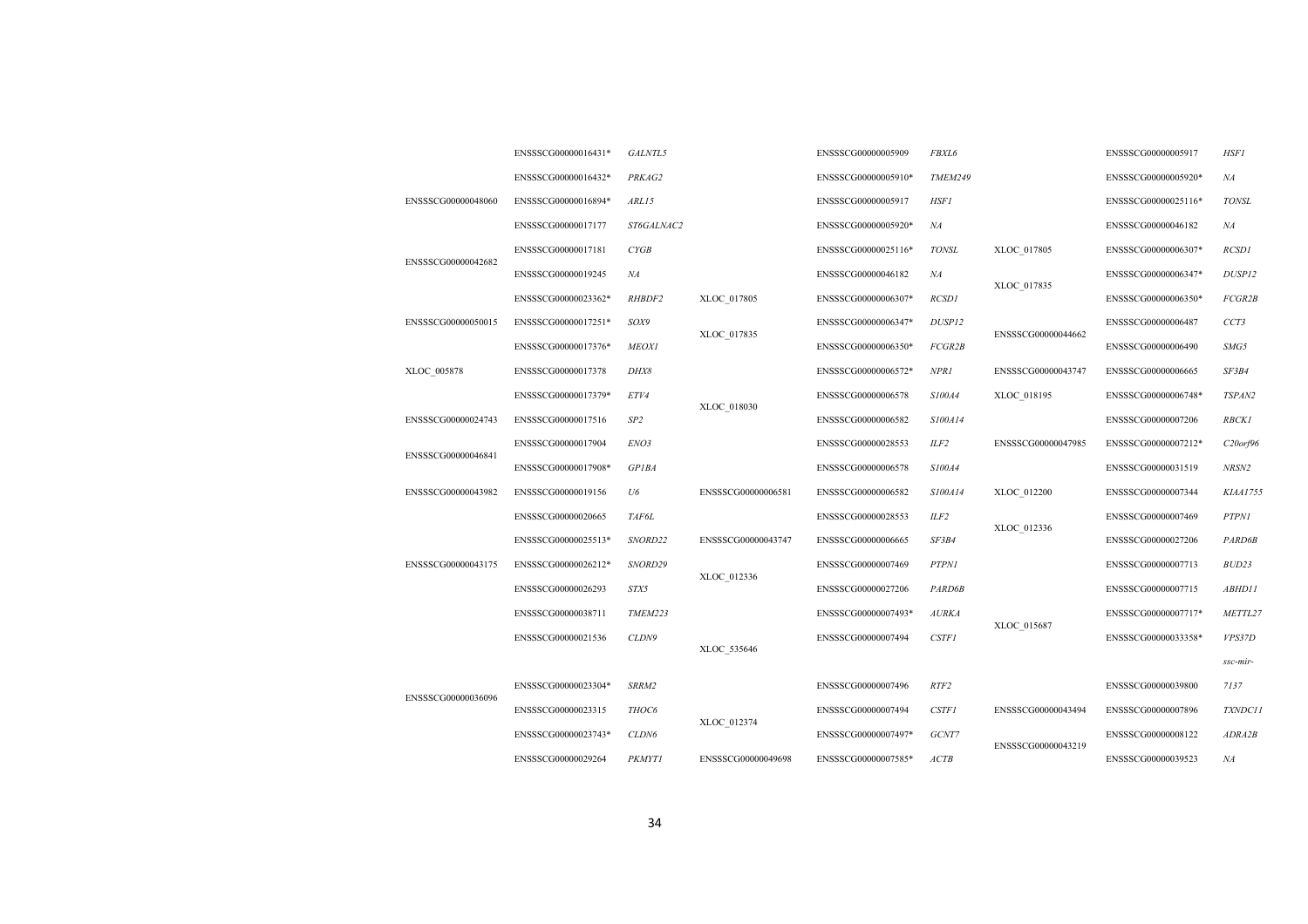| | | | | | | | | |
|---|---|---|---|---|---|---|---|---|
| | ENSSSCG00000016431* | *GALNTL5* | | ENSSSCG00000005909 | *FBXL6* | | ENSSSCG00000005917 | *HSF1* |
| | ENSSSCG00000016432* | *PRKAG2* | | ENSSSCG00000005910* | *TMEM249* | | ENSSSCG00000005920* | *NA* |
| ENSSSCG00000048060 | ENSSSCG00000016894* | *ARL15* | | ENSSSCG00000005917 | *HSF1* | | ENSSSCG00000025116* | *TONSL* |
| | ENSSSCG00000017177 | *ST6GALNAC2* | | ENSSSCG00000005920* | *NA* | | ENSSSCG00000046182 | *NA* |
| ENSSSCG00000042682 | ENSSSCG00000017181 | *CYGB* | | ENSSSCG00000025116* | *TONSL* | XLOC_017805 | ENSSSCG00000006307* | *RCSD1* |
| | ENSSSCG00000019245 | *NA* | | ENSSSCG00000046182 | *NA* | XLOC_017835 | ENSSSCG00000006347* | *DUSP12* |
| | ENSSSCG00000023362* | *RHBDF2* | XLOC_017805 | ENSSSCG00000006307* | *RCSD1* | | ENSSSCG00000006350* | *FCGR2B* |
| ENSSSCG00000050015 | ENSSSCG00000017251* | *SOX9* | XLOC_017835 | ENSSSCG00000006347* | *DUSP12* | ENSSSCG00000044662 | ENSSSCG00000006487 | *CCT3* |
| | ENSSSCG00000017376* | *MEOX1* | | ENSSSCG00000006350* | *FCGR2B* | | ENSSSCG00000006490 | *SMG5* |
| XLOC_005878 | ENSSSCG00000017378 | *DHX8* | | ENSSSCG00000006572* | *NPR1* | ENSSSCG00000043747 | ENSSSCG00000006665 | *SF3B4* |
| | ENSSSCG00000017379* | *ETV4* | XLOC_018030 | ENSSSCG00000006578 | *S100A4* | XLOC_018195 | ENSSSCG00000006748* | *TSPAN2* |
| ENSSSCG00000024743 | ENSSSCG00000017516 | *SP2* | | ENSSSCG00000006582 | *S100A14* | | ENSSSCG00000007206 | *RBCK1* |
| ENSSSCG00000046841 | ENSSSCG00000017904 | *ENO3* | | ENSSSCG00000028553 | *ILF2* | ENSSSCG00000047985 | ENSSSCG00000007212* | *C20orf96* |
| | ENSSSCG00000017908* | *GP1BA* | | ENSSSCG00000006578 | *S100A4* | | ENSSSCG00000031519 | *NRSN2* |
| ENSSSCG00000043982 | ENSSSCG00000019156 | *U6* | ENSSSCG00000006581 | ENSSSCG00000006582 | *S100A14* | XLOC_012200 | ENSSSCG00000007344 | *KIAA1755* |
| | ENSSSCG00000020665 | *TAF6L* | | ENSSSCG00000028553 | *ILF2* | XLOC_012336 | ENSSSCG00000007469 | *PTPN1* |
| | ENSSSCG00000025513* | *SNORD22* | ENSSSCG00000043747 | ENSSSCG00000006665 | *SF3B4* | | ENSSSCG00000027206 | *PARD6B* |
| ENSSSCG00000043175 | ENSSSCG00000026212* | *SNORD29* | XLOC_012336 | ENSSSCG00000007469 | *PTPN1* | | ENSSSCG00000007713 | *BUD23* |
| | ENSSSCG00000026293 | *STX5* | | ENSSSCG00000027206 | *PARD6B* | | ENSSSCG00000007715 | *ABHD11* |
| | ENSSSCG00000038711 | *TMEM223* | | ENSSSCG00000007493* | *AURKA* | XLOC_015687 | ENSSSCG00000007717* | *METTL27* |
| | ENSSSCG00000021536 | *CLDN9* | XLOC_535646 | ENSSSCG00000007494 | *CSTF1* | | ENSSSCG00000033358* | *VPS37D* |
| ENSSSCG00000036096 | ENSSSCG00000023304* | *SRRM2* | | ENSSSCG00000007496 | *RTF2* | | ENSSSCG00000039800 | *ssc-mir-7137* |
| | ENSSSCG00000023315 | *THOC6* | XLOC_012374 | ENSSSCG00000007494 | *CSTF1* | ENSSSCG00000043494 | ENSSSCG00000007896 | *TXNDC11* |
| | ENSSSCG00000023743* | *CLDN6* | | ENSSSCG00000007497* | *GCNT7* | ENSSSCG00000043219 | ENSSSCG00000008122 | *ADRA2B* |
| | ENSSSCG00000029264 | *PKMYT1* | ENSSSCG00000049698 | ENSSSCG00000007585* | *ACTB* | | ENSSSCG00000039523 | *NA* |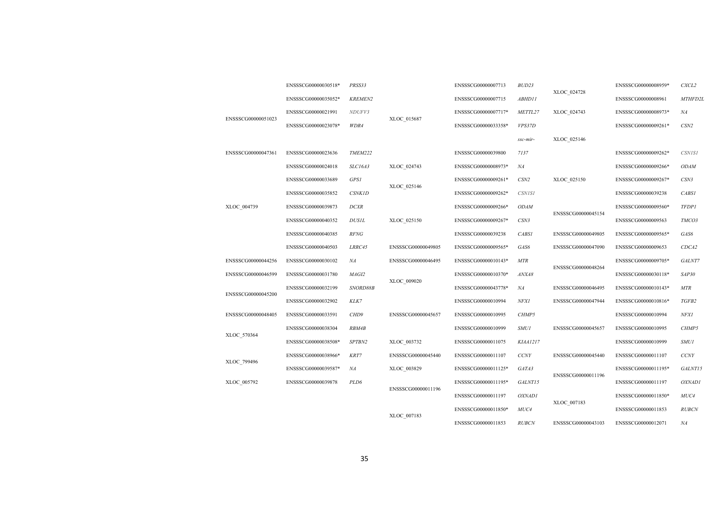| | | | | | | | | |
|---|---|---|---|---|---|---|---|---|
| | ENSSSCG00000030518* | *PRSS33* | | ENSSSCG00000007713 | *BUD23* | XLOC_024728 | ENSSSCG00000008959* | *CXCL2* |
| | ENSSSCG00000035052* | *KREMEN2* | | ENSSSCG00000007715 | *ABHD11* | | ENSSSCG00000008961 | *MTHFD2L* |
| ENSSSCG00000051023 | ENSSSCG00000021991 | *NDUFV3* | XLOC_015687 | ENSSSCG00000007717* | *METTL27* | XLOC_024743 | ENSSSCG00000008973* | *NA* |
| | ENSSSCG00000023078* | *WDR4* | | ENSSSCG00000033358* | *VPS37D* | | ENSSSCG00000009261* | *CSN2* |
| | | | | | *ssc-mir-* | XLOC_025146 | | |
| ENSSSCG00000047361 | ENSSSCG00000023636 | *TMEM222* | | ENSSSCG00000039800 | *7137* | | ENSSSCG00000009262* | *CSN1S1* |
| | ENSSSCG00000024018 | *SLC16A3* | XLOC_024743 | ENSSSCG00000008973* | *NA* | | ENSSSCG00000009266* | *ODAM* |
| | ENSSSCG00000033689 | *GPS1* | XLOC_025146 | ENSSSCG00000009261* | *CSN2* | XLOC_025150 | ENSSSCG00000009267* | *CSN3* |
| | ENSSSCG00000035852 | *CSNK1D* | | ENSSSCG00000009262* | *CSN1S1* | | ENSSSCG00000039238 | *CABS1* |
| XLOC_004739 | ENSSSCG00000039873 | *DCXR* | | ENSSSCG00000009266* | *ODAM* | ENSSSCG00000045154 | ENSSSCG00000009560* | *TFDP1* |
| | ENSSSCG00000040352 | *DUSIL* | XLOC_025150 | ENSSSCG00000009267* | *CSN3* | | ENSSSCG00000009563 | *TMCO3* |
| | ENSSSCG00000040385 | *RFNG* | | ENSSSCG00000039238 | *CABS1* | ENSSSCG00000049805 | ENSSSCG00000009565* | *GAS6* |
| | ENSSSCG00000040503 | *LRRC45* | ENSSSCG00000049805 | ENSSSCG00000009565* | *GAS6* | ENSSSCG00000047090 | ENSSSCG00000009653 | *CDCA2* |
| ENSSSCG00000044256 | ENSSSCG00000030102 | *NA* | ENSSSCG00000046495 | ENSSSCG00000010143* | *MTR* | ENSSSCG00000048264 | ENSSSCG00000009705* | *GALNT7* |
| ENSSSCG00000046599 | ENSSSCG00000031780 | *MAGI2* | XLOC_009020 | ENSSSCG00000010370* | *ANXA8* | | ENSSSCG00000030118* | *SAP30* |
| ENSSSCG00000045200 | ENSSSCG00000032199 | *SNORD88B* | | ENSSSCG00000043778* | *NA* | ENSSSCG00000046495 | ENSSSCG00000010143* | *MTR* |
| | ENSSSCG00000032902 | *KLK7* | | ENSSSCG00000010994 | *NFX1* | ENSSSCG00000047944 | ENSSSCG00000010816* | *TGFB2* |
| ENSSSCG00000048405 | ENSSSCG00000033591 | *CHD9* | ENSSSCG00000045657 | ENSSSCG00000010995 | *CHMP5* | | ENSSSCG00000010994 | *NFX1* |
| XLOC_570364 | ENSSSCG00000038304 | *RBM4B* | | ENSSSCG00000010999 | *SMU1* | ENSSSCG00000045657 | ENSSSCG00000010995 | *CHMP5* |
| | ENSSSCG00000038508* | *SPTBN2* | XLOC_003732 | ENSSSCG00000011075 | *KIAA1217* | | ENSSSCG00000010999 | *SMU1* |
| XLOC_799496 | ENSSSCG00000038966* | *KRT7* | ENSSSCG00000045440 | ENSSSCG00000011107 | *CCNY* | ENSSSCG00000045440 | ENSSSCG00000011107 | *CCNY* |
| | ENSSSCG00000039587* | *NA* | XLOC_003829 | ENSSSCG00000011125* | *GATA3* | ENSSSCG00000011196 | ENSSSCG00000011195* | *GALNT15* |
| XLOC_005792 | ENSSSCG00000039878 | *PLD6* | ENSSSCG00000011196 | ENSSSCG00000011195* | *GALNT15* | | ENSSSCG00000011197 | *OXNAD1* |
| | | | | ENSSSCG00000011197 | *OXNAD1* | XLOC_007183 | ENSSSCG00000011850* | *MUC4* |
| | | | XLOC_007183 | ENSSSCG00000011850* | *MUC4* | | ENSSSCG00000011853 | *RUBCN* |
| | | | | ENSSSCG00000011853 | *RUBCN* | ENSSSCG00000043103 | ENSSSCG00000012071 | *NA* |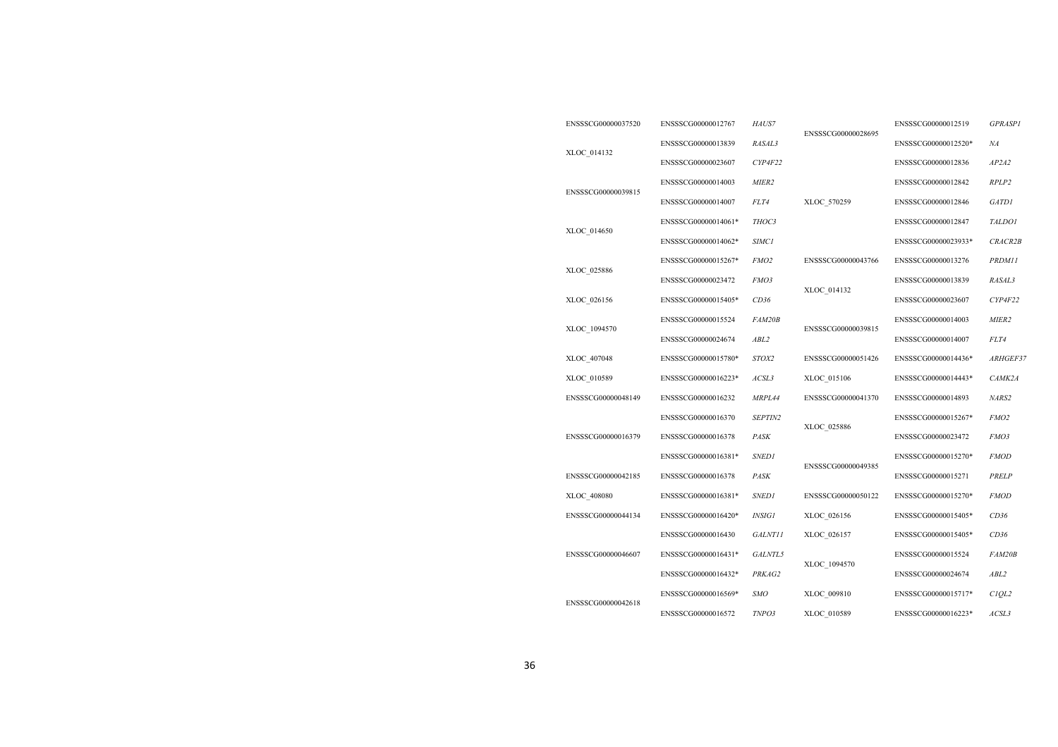| | | | | | |
|---|---|---|---|---|---|
| ENSSSCG00000037520 | ENSSSCG00000012767 | *HAUS7* | ENSSSCG00000028695 | ENSSSCG00000012519 | *GPRASP1* |
| XLOC_014132 | ENSSSCG00000013839 | *RASAL3* | | ENSSSCG00000012520* | *NA* |
| | ENSSSCG00000023607 | *CYP4F22* | XLOC_570259 | ENSSSCG00000012836 | *AP2A2* |
| ENSSSCG00000039815 | ENSSSCG00000014003 | *MIER2* | | ENSSSCG00000012842 | *RPLP2* |
| | ENSSSCG00000014007 | *FLT4* | | ENSSSCG00000012846 | *GATD1* |
| XLOC_014650 | ENSSSCG00000014061* | *THOC3* | | ENSSSCG00000012847 | *TALDO1* |
| | ENSSSCG00000014062* | *SIMC1* | | ENSSSCG00000023933* | *CRACR2B* |
| XLOC_025886 | ENSSSCG00000015267* | *FMO2* | ENSSSCG00000043766 | ENSSSCG00000013276 | *PRDM11* |
| | ENSSSCG00000023472 | *FMO3* | XLOC_014132 | ENSSSCG00000013839 | *RASAL3* |
| XLOC_026156 | ENSSSCG00000015405* | *CD36* | | ENSSSCG00000023607 | *CYP4F22* |
| XLOC_1094570 | ENSSSCG00000015524 | *FAM20B* | ENSSSCG00000039815 | ENSSSCG00000014003 | *MIER2* |
| | ENSSSCG00000024674 | *ABL2* | | ENSSSCG00000014007 | *FLT4* |
| XLOC_407048 | ENSSSCG00000015780* | *STOX2* | ENSSSCG00000051426 | ENSSSCG00000014436* | *ARHGEF37* |
| XLOC_010589 | ENSSSCG00000016223* | *ACSL3* | XLOC_015106 | ENSSSCG00000014443* | *CAMK2A* |
| ENSSSCG00000048149 | ENSSSCG00000016232 | *MRPL44* | ENSSSCG00000041370 | ENSSSCG00000014893 | *NARS2* |
| ENSSSCG00000016379 | ENSSSCG00000016370 | *SEPTIN2* | XLOC_025886 | ENSSSCG00000015267* | *FMO2* |
| | ENSSSCG00000016378 | *PASK* | | ENSSSCG00000023472 | *FMO3* |
| | ENSSSCG00000016381* | *SNED1* | ENSSSCG00000049385 | ENSSSCG00000015270* | *FMOD* |
| ENSSSCG00000042185 | ENSSSCG00000016378 | *PASK* | | ENSSSCG00000015271 | *PRELP* |
| XLOC_408080 | ENSSSCG00000016381* | *SNED1* | ENSSSCG00000050122 | ENSSSCG00000015270* | *FMOD* |
| ENSSSCG00000044134 | ENSSSCG00000016420* | *INSIG1* | XLOC_026156 | ENSSSCG00000015405* | *CD36* |
| ENSSSCG00000046607 | ENSSSCG00000016430 | *GALNT11* | XLOC_026157 | ENSSSCG00000015405* | *CD36* |
| | ENSSSCG00000016431* | *GALNTL5* | XLOC_1094570 | ENSSSCG00000015524 | *FAM20B* |
| | ENSSSCG00000016432* | *PRKAG2* | | ENSSSCG00000024674 | *ABL2* |
| ENSSSCG00000042618 | ENSSSCG00000016569* | *SMO* | XLOC_009810 | ENSSSCG00000015717* | *C1QL2* |
| | ENSSSCG00000016572 | *TNPO3* | XLOC_010589 | ENSSSCG00000016223* | *ACSL3* |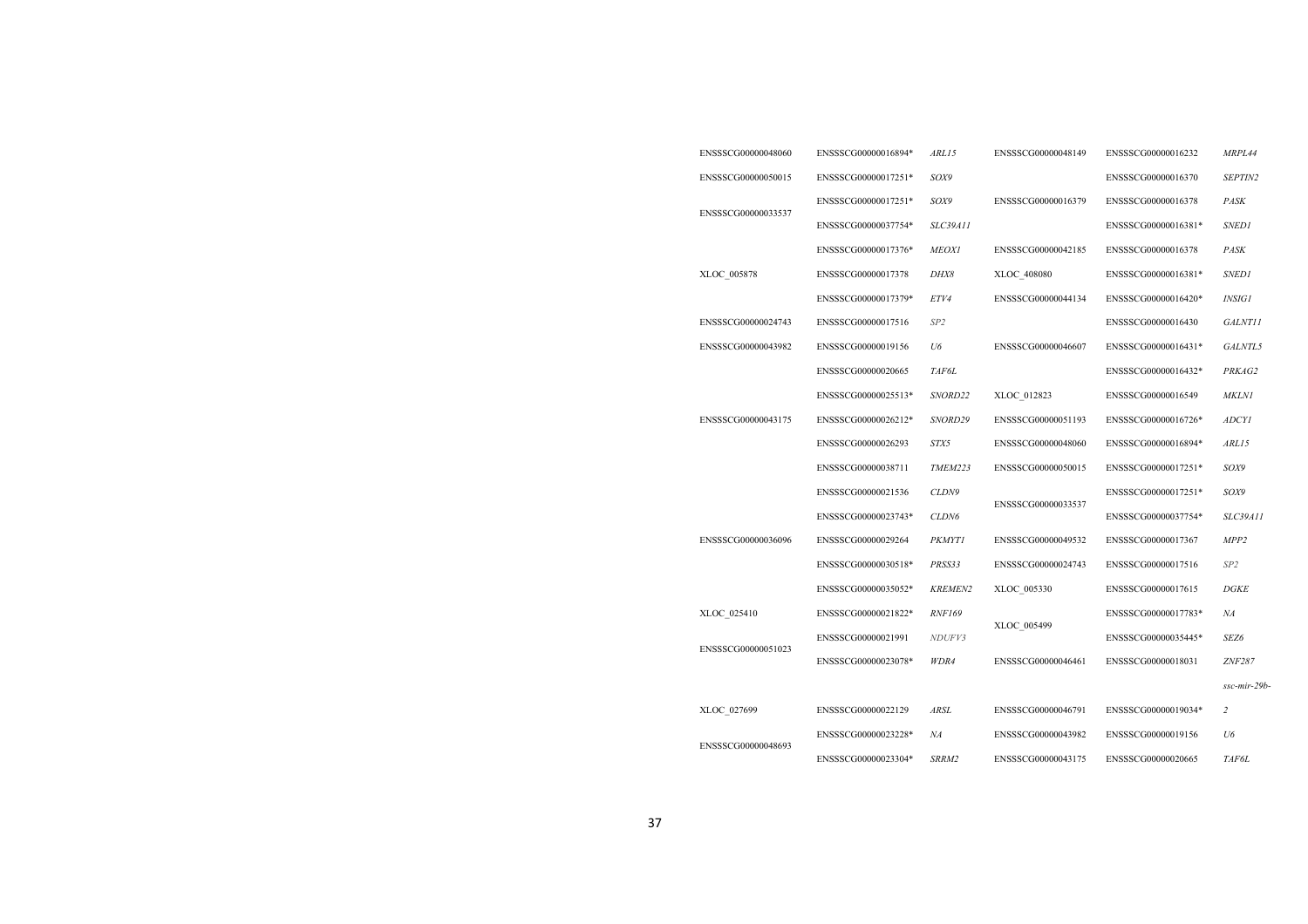| | | | | | |
|---|---|---|---|---|---|
| ENSSSCG00000048060 | ENSSSCG00000016894* | *ARL15* | ENSSSCG00000048149 | ENSSSCG00000016232 | *MRPL44* |
| ENSSSCG00000050015 | ENSSSCG00000017251* | *SOX9* | | ENSSSCG00000016370 | *SEPTIN2* |
| ENSSSCG00000033537 | ENSSSCG00000017251* | *SOX9* | ENSSSCG00000016379 | ENSSSCG00000016378 | *PASK* |
| | ENSSSCG00000037754* | *SLC39A11* | | ENSSSCG00000016381* | *SNED1* |
| | ENSSSCG00000017376* | *MEOX1* | ENSSSCG00000042185 | ENSSSCG00000016378 | *PASK* |
| XLOC_005878 | ENSSSCG00000017378 | *DHX8* | XLOC_408080 | ENSSSCG00000016381* | *SNED1* |
| | ENSSSCG00000017379* | *ETV4* | ENSSSCG00000044134 | ENSSSCG00000016420* | *INSIG1* |
| ENSSSCG00000024743 | ENSSSCG00000017516 | *SP2* | | ENSSSCG00000016430 | *GALNT11* |
| ENSSSCG00000043982 | ENSSSCG00000019156 | *U6* | ENSSSCG00000046607 | ENSSSCG00000016431* | *GALNTL5* |
| | ENSSSCG00000020665 | *TAF6L* | | ENSSSCG00000016432* | *PRKAG2* |
| | ENSSSCG00000025513* | *SNORD22* | XLOC_012823 | ENSSSCG00000016549 | *MKLN1* |
| ENSSSCG00000043175 | ENSSSCG00000026212* | *SNORD29* | ENSSSCG00000051193 | ENSSSCG00000016726* | *ADCY1* |
| | ENSSSCG00000026293 | *STX5* | ENSSSCG00000048060 | ENSSSCG00000016894* | *ARL15* |
| | ENSSSCG00000038711 | *TMEM223* | ENSSSCG00000050015 | ENSSSCG00000017251* | *SOX9* |
| | ENSSSCG00000021536 | *CLDN9* | ENSSSCG00000033537 | ENSSSCG00000017251* | *SOX9* |
| | ENSSSCG00000023743* | *CLDN6* | | ENSSSCG00000037754* | *SLC39A11* |
| ENSSSCG00000036096 | ENSSSCG00000029264 | *PKMYT1* | ENSSSCG00000049532 | ENSSSCG00000017367 | *MPP2* |
| | ENSSSCG00000030518* | *PRSS33* | ENSSSCG00000024743 | ENSSSCG00000017516 | *SP2* |
| | ENSSSCG00000035052* | *KREMEN2* | XLOC_005330 | ENSSSCG00000017615 | *DGKE* |
| XLOC_025410 | ENSSSCG00000021822* | *RNF169* | XLOC_005499 | ENSSSCG00000017783* | *NA* |
| ENSSSCG00000051023 | ENSSSCG00000021991 | *NDUFV3* | | ENSSSCG00000035445* | *SEZ6* |
| | ENSSSCG00000023078* | *WDR4* | ENSSSCG00000046461 | ENSSSCG00000018031 | *ZNF287* |
| XLOC_027699 | ENSSSCG00000022129 | *ARSL* | ENSSSCG00000046791 | ENSSSCG00000019034* | *ssc-mir-29b-2* |
| ENSSSCG00000048693 | ENSSSCG00000023228* | *NA* | ENSSSCG00000043982 | ENSSSCG00000019156 | *U6* |
| | ENSSSCG00000023304* | *SRRM2* | ENSSSCG00000043175 | ENSSSCG00000020665 | *TAF6L* |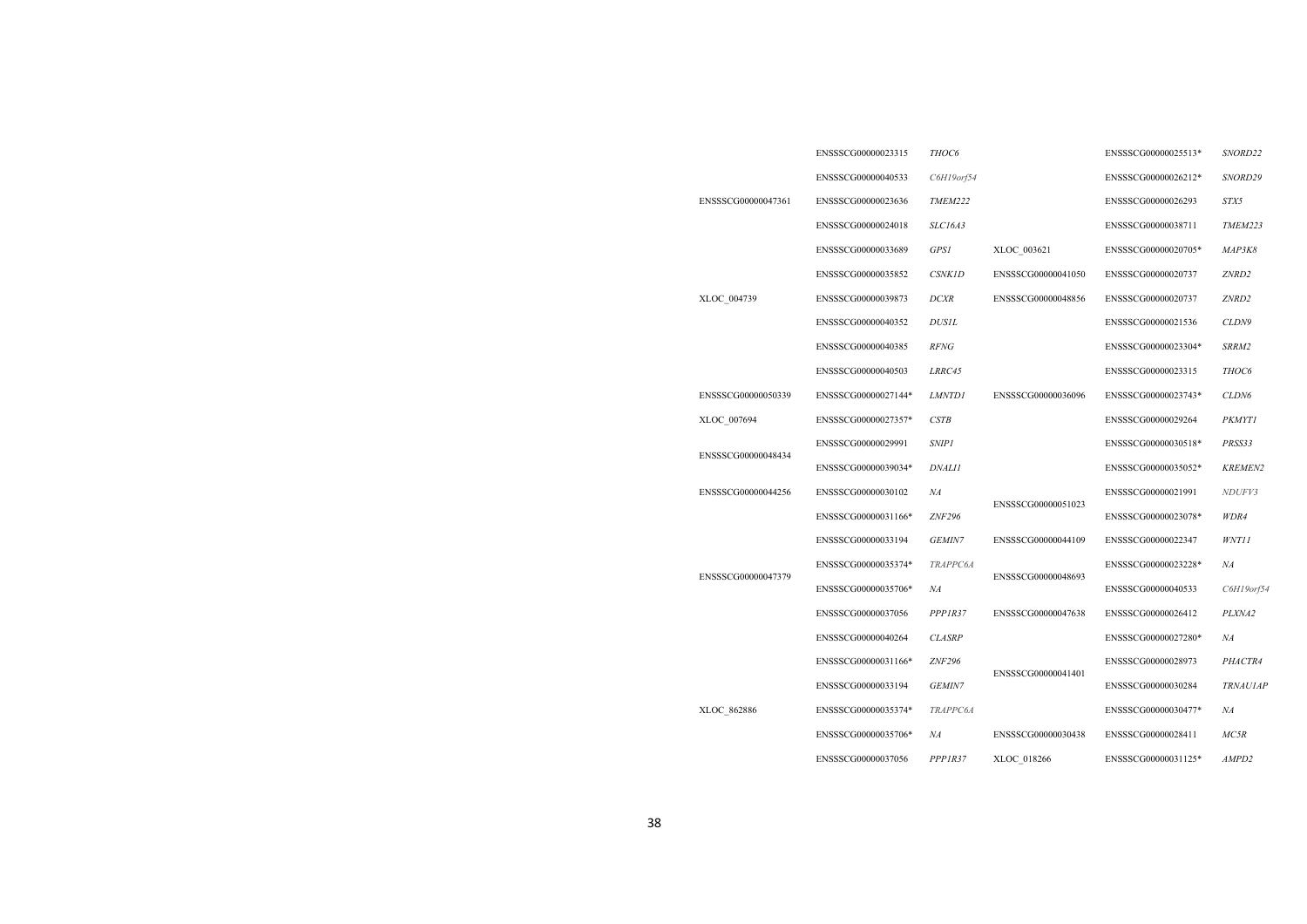| | | | | | |
|---|---|---|---|---|---|
| | ENSSSCG00000023315 | *THOC6* | | ENSSSCG00000025513* | *SNORD22* |
| | ENSSSCG00000040533 | *C6H19orf54* | | ENSSSCG00000026212* | *SNORD29* |
| ENSSSCG00000047361 | ENSSSCG00000023636 | *TMEM222* | | ENSSSCG00000026293 | *STX5* |
| | ENSSSCG00000024018 | *SLC16A3* | | ENSSSCG00000038711 | *TMEM223* |
| | ENSSSCG00000033689 | *GPS1* | XLOC_003621 | ENSSSCG00000020705* | *MAP3K8* |
| | ENSSSCG00000035852 | *CSNK1D* | ENSSSCG00000041050 | ENSSSCG00000020737 | *ZNRD2* |
| XLOC_004739 | ENSSSCG00000039873 | *DCXR* | ENSSSCG00000048856 | ENSSSCG00000020737 | *ZNRD2* |
| | ENSSSCG00000040352 | *DUS1L* | | ENSSSCG00000021536 | *CLDN9* |
| | ENSSSCG00000040385 | *RFNG* | | ENSSSCG00000023304* | *SRRM2* |
| | ENSSSCG00000040503 | *LRRC45* | | ENSSSCG00000023315 | *THOC6* |
| ENSSSCG00000050339 | ENSSSCG00000027144* | *LMNTD1* | ENSSSCG00000036096 | ENSSSCG00000023743* | *CLDN6* |
| XLOC_007694 | ENSSSCG00000027357* | *CSTB* | | ENSSSCG00000029264 | *PKMYT1* |
| ENSSSCG00000048434 | ENSSSCG00000029991 | *SNIP1* | | ENSSSCG00000030518* | *PRSS33* |
| | ENSSSCG00000039034* | *DNALI1* | | ENSSSCG00000035052* | *KREMEN2* |
| ENSSSCG00000044256 | ENSSSCG00000030102 | *NA* | ENSSSCG00000051023 | ENSSSCG00000021991 | *NDUFV3* |
| | ENSSSCG00000031166* | *ZNF296* | | ENSSSCG00000023078* | *WDR4* |
| | ENSSSCG00000033194 | *GEMIN7* | ENSSSCG00000044109 | ENSSSCG00000022347 | *WNT11* |
| ENSSSCG00000047379 | ENSSSCG00000035374* | *TRAPPC6A* | ENSSSCG00000048693 | ENSSSCG00000023228* | *NA* |
| | ENSSSCG00000035706* | *NA* | | ENSSSCG00000040533 | *C6H19orf54* |
| | ENSSSCG00000037056 | *PPP1R37* | ENSSSCG00000047638 | ENSSSCG00000026412 | *PLXNA2* |
| | ENSSSCG00000040264 | *CLASRP* | | ENSSSCG00000027280* | *NA* |
| | ENSSSCG00000031166* | *ZNF296* | ENSSSCG00000041401 | ENSSSCG00000028973 | *PHACTR4* |
| | ENSSSCG00000033194 | *GEMIN7* | | ENSSSCG00000030284 | *TRNAU1AP* |
| XLOC_862886 | ENSSSCG00000035374* | *TRAPPC6A* | | ENSSSCG00000030477* | *NA* |
| | ENSSSCG00000035706* | *NA* | ENSSSCG00000030438 | ENSSSCG00000028411 | *MC5R* |
| | ENSSSCG00000037056 | *PPP1R37* | XLOC_018266 | ENSSSCG00000031125* | *AMPD2* |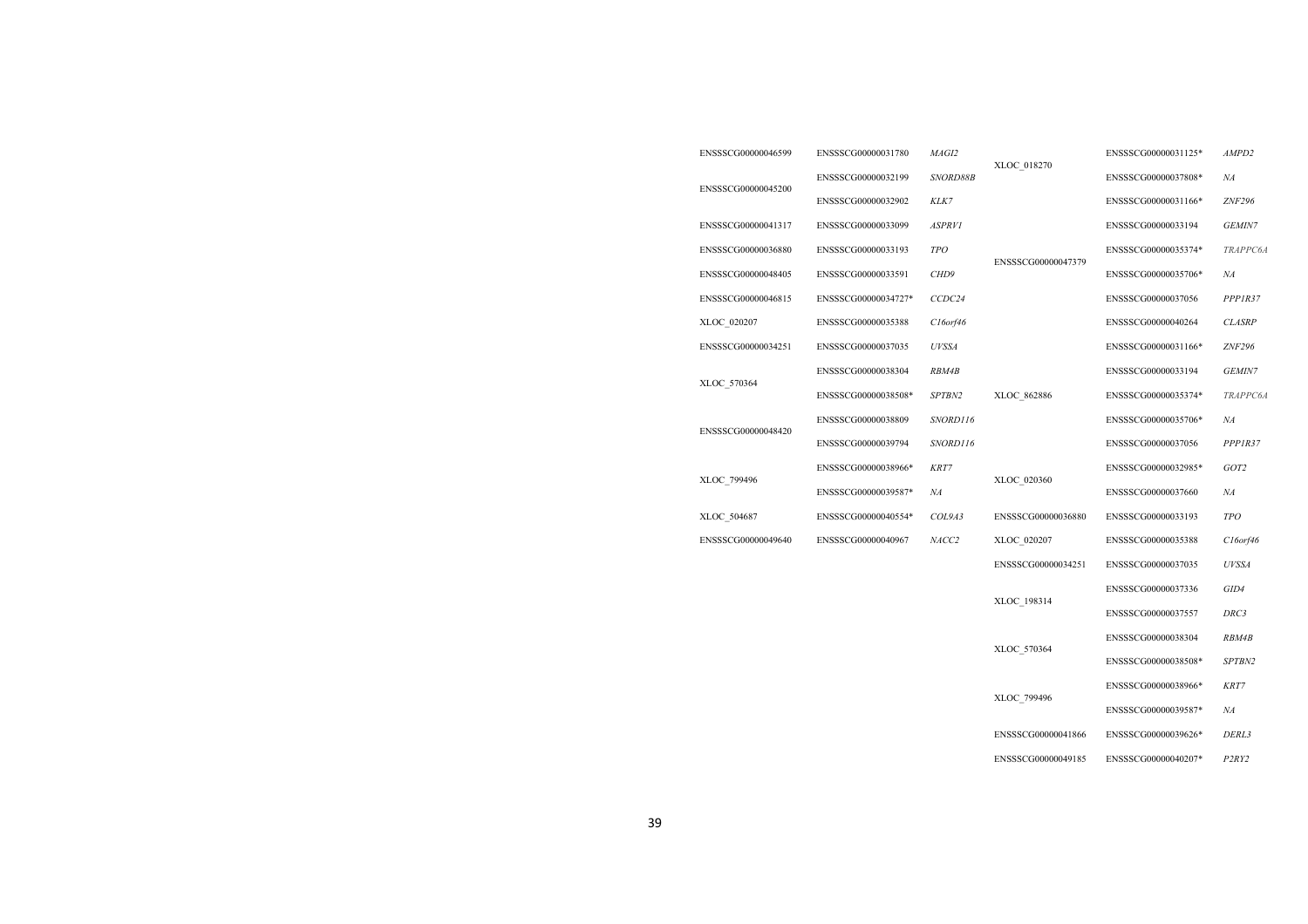| | | | | | |
|---|---|---|---|---|---|
| ENSSSCG00000046599 | ENSSSCG00000031780 | *MAGI2* | XLOC_018270 | ENSSSCG00000031125* | *AMPD2* |
| ENSSSCG00000045200 | ENSSSCG00000032199 | *SNORD88B* | | ENSSSCG00000037808* | *NA* |
| | ENSSSCG00000032902 | *KLK7* | ENSSSCG00000047379 | ENSSSCG00000031166* | *ZNF296* |
| ENSSSCG00000041317 | ENSSSCG00000033099 | *ASPRV1* | | ENSSSCG00000033194 | *GEMIN7* |
| ENSSSCG00000036880 | ENSSSCG00000033193 | *TPO* | | ENSSSCG00000035374* | *TRAPPC6A* |
| ENSSSCG00000048405 | ENSSSCG00000033591 | *CHD9* | | ENSSSCG00000035706* | *NA* |
| ENSSSCG00000046815 | ENSSSCG00000034727* | *CCDC24* | | ENSSSCG00000037056 | *PPP1R37* |
| XLOC_020207 | ENSSSCG00000035388 | *C16orf46* | | ENSSSCG00000040264 | *CLASRP* |
| ENSSSCG00000034251 | ENSSSCG00000037035 | *UVSSA* | XLOC_862886 | ENSSSCG00000031166* | *ZNF296* |
| XLOC_570364 | ENSSSCG00000038304 | *RBM4B* | | ENSSSCG00000033194 | *GEMIN7* |
| | ENSSSCG00000038508* | *SPTBN2* | | ENSSSCG00000035374* | *TRAPPC6A* |
| ENSSSCG00000048420 | ENSSSCG00000038809 | *SNORD116* | | ENSSSCG00000035706* | *NA* |
| | ENSSSCG00000039794 | *SNORD116* | | ENSSSCG00000037056 | *PPP1R37* |
| XLOC_799496 | ENSSSCG00000038966* | *KRT7* | XLOC_020360 | ENSSSCG00000032985* | *GOT2* |
| | ENSSSCG00000039587* | *NA* | | ENSSSCG00000037660 | *NA* |
| XLOC_504687 | ENSSSCG00000040554* | *COL9A3* | ENSSSCG00000036880 | ENSSSCG00000033193 | *TPO* |
| ENSSSCG00000049640 | ENSSSCG00000040967 | *NACC2* | XLOC_020207 | ENSSSCG00000035388 | *C16orf46* |
| | | | ENSSSCG00000034251 | ENSSSCG00000037035 | *UVSSA* |
| | | | XLOC_198314 | ENSSSCG00000037336 | *GID4* |
| | | | | ENSSSCG00000037557 | *DRC3* |
| | | | XLOC_570364 | ENSSSCG00000038304 | *RBM4B* |
| | | | | ENSSSCG00000038508* | *SPTBN2* |
| | | | XLOC_799496 | ENSSSCG00000038966* | *KRT7* |
| | | | | ENSSSCG00000039587* | *NA* |
| | | | ENSSSCG00000041866 | ENSSSCG00000039626* | *DERL3* |
| | | | ENSSSCG00000049185 | ENSSSCG00000040207* | *P2RY2* |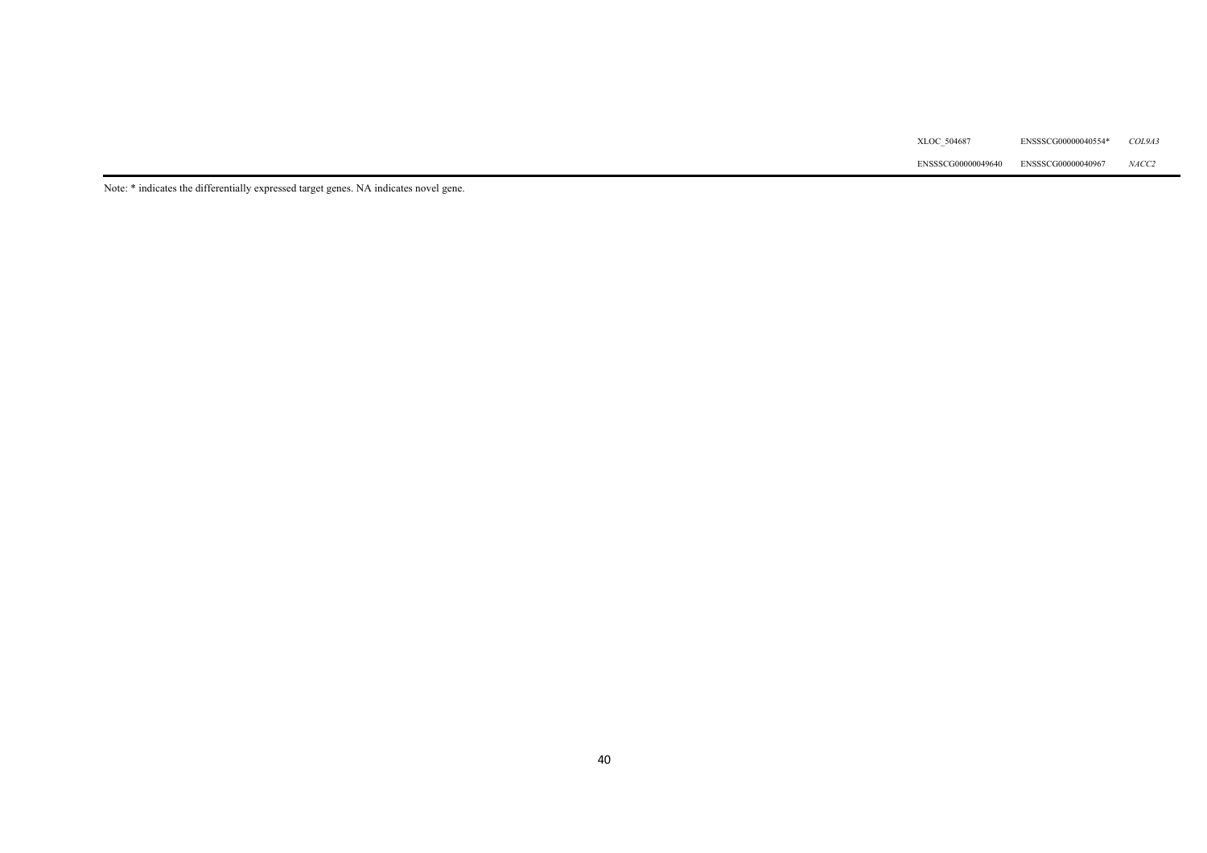| | | |
|---|---|---|
| XLOC_504687 | ENSSSCG00000040554* | *COL9A3* |
| ENSSSCG00000049640 | ENSSSCG00000040967 | *NACC2* |

Note: * indicates the differentially expressed target genes. NA indicates novel gene.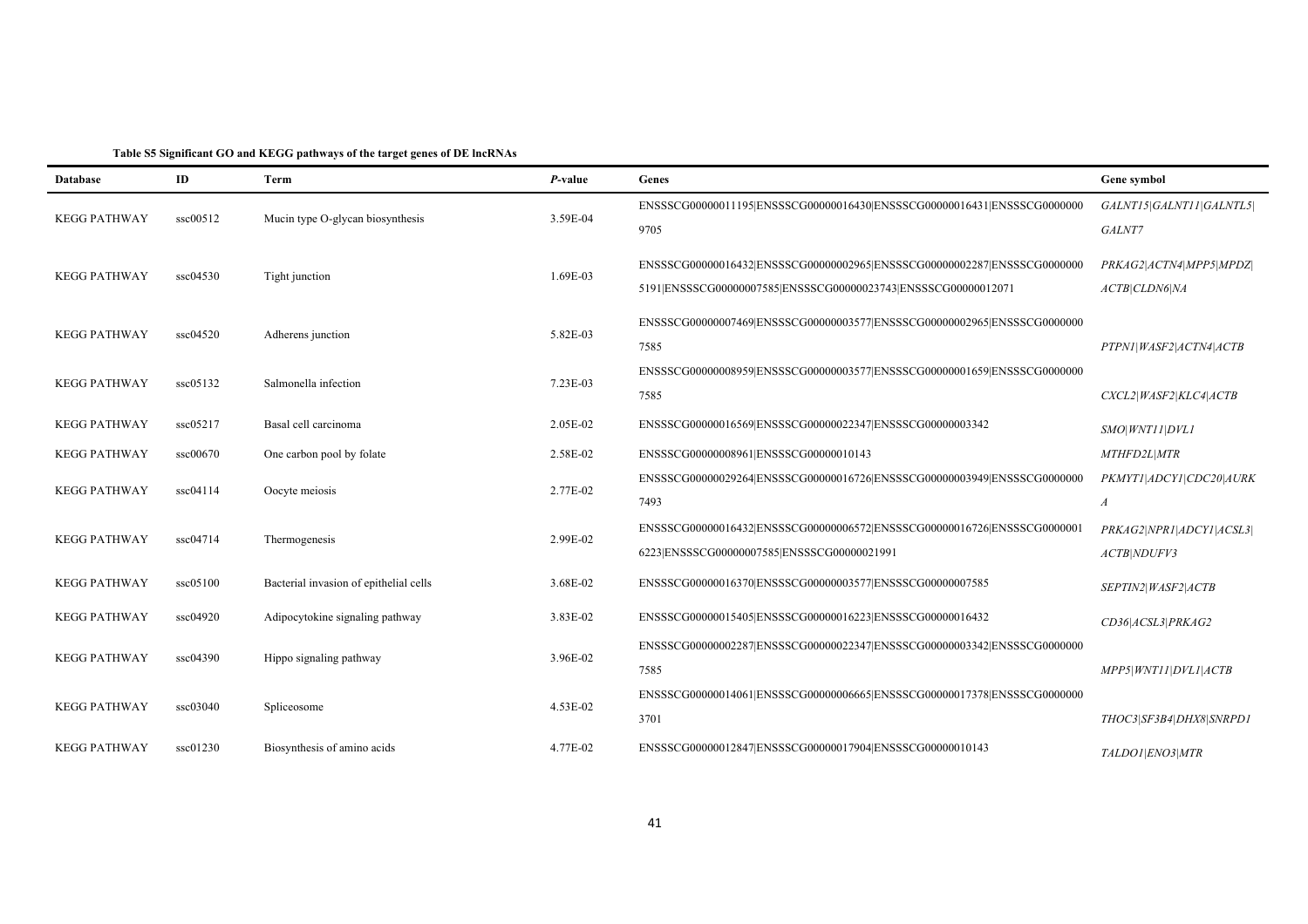**Table S5 Significant GO and KEGG pathways of the target genes of DE lncRNAs**

| Database | ID | Term | *P*-value | Genes | Gene symbol |
|---|---|---|---|---|---|
| KEGG PATHWAY | ssc00512 | Mucin type O-glycan biosynthesis | 3.59E-04 | ENSSSCG00000011195\|ENSSSCG00000016430\|ENSSSCG00000016431\|ENSSSCG00000009705 | *GALNT15\|GALNT11\|GALNTL5\|GALNT7* |
| KEGG PATHWAY | ssc04530 | Tight junction | 1.69E-03 | ENSSSCG00000016432\|ENSSSCG00000002965\|ENSSSCG00000002287\|ENSSSCG00000005191\|ENSSSCG00000007585\|ENSSSCG00000023743\|ENSSSCG00000012071 | *PRKAG2\|ACTN4\|MPP5\|MPDZ\|ACTB\|CLDN6\|NA* |
| KEGG PATHWAY | ssc04520 | Adherens junction | 5.82E-03 | ENSSSCG00000007469\|ENSSSCG00000003577\|ENSSSCG00000002965\|ENSSSCG00000007585 | *PTPN1\|WASF2\|ACTN4\|ACTB* |
| KEGG PATHWAY | ssc05132 | Salmonella infection | 7.23E-03 | ENSSSCG00000008959\|ENSSSCG00000003577\|ENSSSCG00000001659\|ENSSSCG00000007585 | *CXCL2\|WASF2\|KLC4\|ACTB* |
| KEGG PATHWAY | ssc05217 | Basal cell carcinoma | 2.05E-02 | ENSSSCG00000016569\|ENSSSCG00000022347\|ENSSSCG00000003342 | *SMO\|WNT11\|DVL1* |
| KEGG PATHWAY | ssc00670 | One carbon pool by folate | 2.58E-02 | ENSSSCG00000008961\|ENSSSCG00000010143 | *MTHFD2L\|MTR* |
| KEGG PATHWAY | ssc04114 | Oocyte meiosis | 2.77E-02 | ENSSSCG00000029264\|ENSSSCG00000016726\|ENSSSCG00000003949\|ENSSSCG00000007493 | *PKMYT1\|ADCY1\|CDC20\|AURKA* |
| KEGG PATHWAY | ssc04714 | Thermogenesis | 2.99E-02 | ENSSSCG00000016432\|ENSSSCG00000006572\|ENSSSCG00000016726\|ENSSSCG00000016223\|ENSSSCG00000007585\|ENSSSCG00000021991 | *PRKAG2\|NPR1\|ADCY1\|ACSL3\|ACTB\|NDUFV3* |
| KEGG PATHWAY | ssc05100 | Bacterial invasion of epithelial cells | 3.68E-02 | ENSSSCG00000016370\|ENSSSCG00000003577\|ENSSSCG00000007585 | *SEPTIN2\|WASF2\|ACTB* |
| KEGG PATHWAY | ssc04920 | Adipocytokine signaling pathway | 3.83E-02 | ENSSSCG00000015405\|ENSSSCG00000016223\|ENSSSCG00000016432 | *CD36\|ACSL3\|PRKAG2* |
| KEGG PATHWAY | ssc04390 | Hippo signaling pathway | 3.96E-02 | ENSSSCG00000002287\|ENSSSCG00000022347\|ENSSSCG00000003342\|ENSSSCG00000007585 | *MPP5\|WNT11\|DVL1\|ACTB* |
| KEGG PATHWAY | ssc03040 | Spliceosome | 4.53E-02 | ENSSSCG00000014061\|ENSSSCG00000006665\|ENSSSCG00000017378\|ENSSSCG00000003701 | *THOC3\|SF3B4\|DHX8\|SNRPD1* |
| KEGG PATHWAY | ssc01230 | Biosynthesis of amino acids | 4.77E-02 | ENSSSCG00000012847\|ENSSSCG00000017904\|ENSSSCG00000010143 | *TALDO1\|ENO3\|MTR* |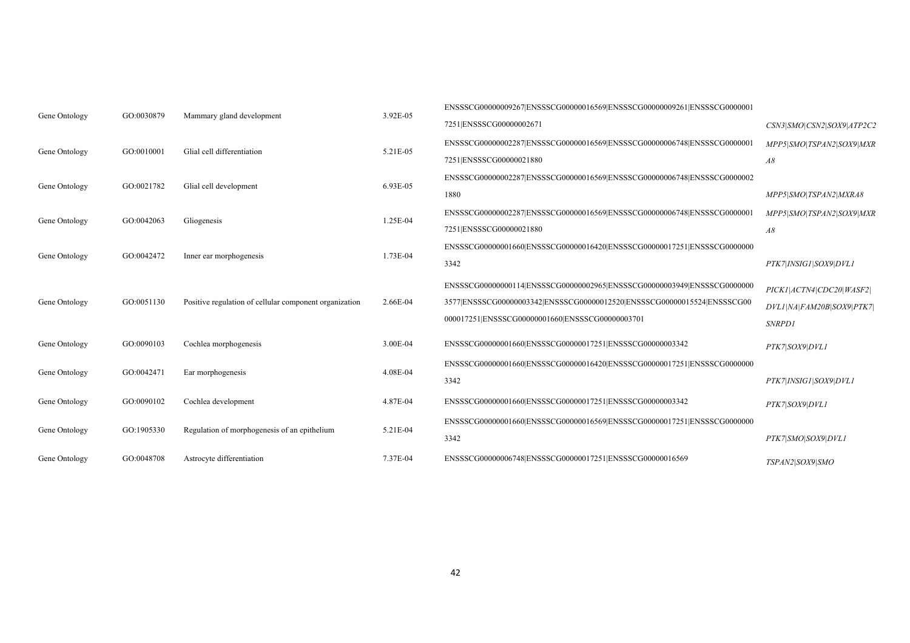| | | | | | |
|---|---|---|---|---|---|
| Gene Ontology | GO:0030879 | Mammary gland development | 3.92E-05 | ENSSSCG00000009267\|ENSSSCG00000016569\|ENSSSCG00000009261\|ENSSSCG00000017251\|ENSSSCG00000002671 | *CSN3\|SMO\|CSN2\|SOX9\|ATP2C2* |
| Gene Ontology | GO:0010001 | Glial cell differentiation | 5.21E-05 | ENSSSCG00000002287\|ENSSSCG00000016569\|ENSSSCG00000006748\|ENSSSCG00000017251\|ENSSSCG00000021880 | *MPP5\|SMO\|TSPAN2\|SOX9\|MXRA8* |
| Gene Ontology | GO:0021782 | Glial cell development | 6.93E-05 | ENSSSCG00000002287\|ENSSSCG00000016569\|ENSSSCG00000006748\|ENSSSCG00000021880 | *MPP5\|SMO\|TSPAN2\|MXRA8* |
| Gene Ontology | GO:0042063 | Gliogenesis | 1.25E-04 | ENSSSCG00000002287\|ENSSSCG00000016569\|ENSSSCG00000006748\|ENSSSCG00000017251\|ENSSSCG00000021880 | *MPP5\|SMO\|TSPAN2\|SOX9\|MXRA8* |
| Gene Ontology | GO:0042472 | Inner ear morphogenesis | 1.73E-04 | ENSSSCG00000001660\|ENSSSCG00000016420\|ENSSSCG00000017251\|ENSSSCG00000003342 | *PTK7\|INSIG1\|SOX9\|DVL1* |
| Gene Ontology | GO:0051130 | Positive regulation of cellular component organization | 2.66E-04 | ENSSSCG00000000114\|ENSSSCG00000002965\|ENSSSCG00000003949\|ENSSSCG00000003577\|ENSSSCG00000003342\|ENSSSCG00000012520\|ENSSSCG00000015524\|ENSSSCG00000017251\|ENSSSCG00000001660\|ENSSSCG00000003701 | *PICK1\|ACTN4\|CDC20\|WASF2\|DVL1\|NA\|FAM20B\|SOX9\|PTK7\|SNRPD1* |
| Gene Ontology | GO:0090103 | Cochlea morphogenesis | 3.00E-04 | ENSSSCG00000001660\|ENSSSCG00000017251\|ENSSSCG00000003342 | *PTK7\|SOX9\|DVL1* |
| Gene Ontology | GO:0042471 | Ear morphogenesis | 4.08E-04 | ENSSSCG00000001660\|ENSSSCG00000016420\|ENSSSCG00000017251\|ENSSSCG00000003342 | *PTK7\|INSIG1\|SOX9\|DVL1* |
| Gene Ontology | GO:0090102 | Cochlea development | 4.87E-04 | ENSSSCG00000001660\|ENSSSCG00000017251\|ENSSSCG00000003342 | *PTK7\|SOX9\|DVL1* |
| Gene Ontology | GO:1905330 | Regulation of morphogenesis of an epithelium | 5.21E-04 | ENSSSCG00000001660\|ENSSSCG00000016569\|ENSSSCG00000017251\|ENSSSCG00000003342 | *PTK7\|SMO\|SOX9\|DVL1* |
| Gene Ontology | GO:0048708 | Astrocyte differentiation | 7.37E-04 | ENSSSCG00000006748\|ENSSSCG00000017251\|ENSSSCG00000016569 | *TSPAN2\|SOX9\|SMO* |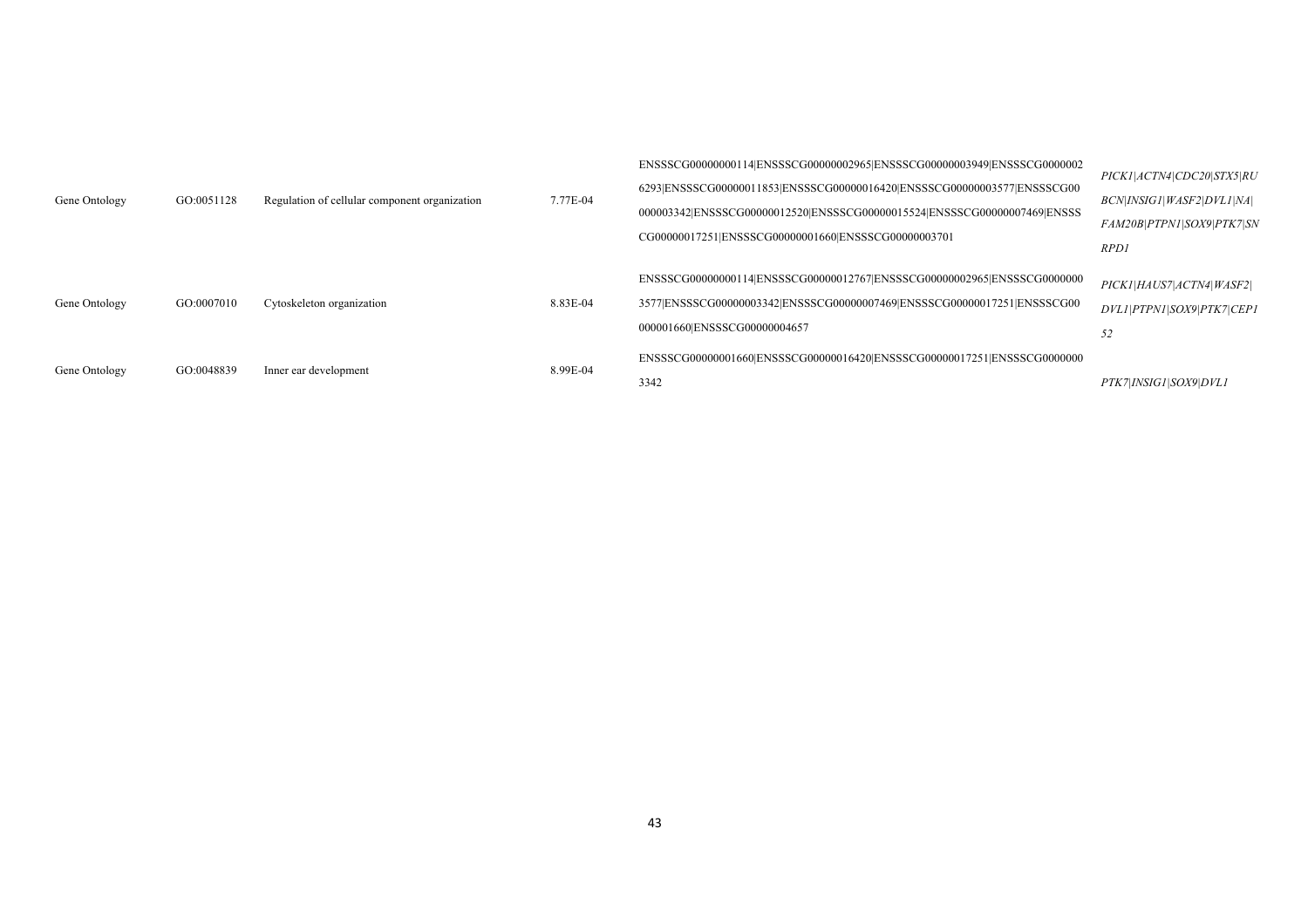| | | | | | |
|---|---|---|---|---|---|
| Gene Ontology | GO:0051128 | Regulation of cellular component organization | 7.77E-04 | ENSSSCG00000000114\|ENSSSCG00000002965\|ENSSSCG00000003949\|ENSSSCG00000026293\|ENSSSCG00000011853\|ENSSSCG00000016420\|ENSSSCG00000003577\|ENSSSCG00000003342\|ENSSSCG00000012520\|ENSSSCG00000015524\|ENSSSCG00000007469\|ENSSSCG00000017251\|ENSSSCG00000001660\|ENSSSCG00000003701 | *PICK1\|ACTN4\|CDC20\|STX5\|RUBCN\|INSIG1\|WASF2\|DVL1\|NA\|FAM20B\|PTPN1\|SOX9\|PTK7\|SNRPD1* |
| Gene Ontology | GO:0007010 | Cytoskeleton organization | 8.83E-04 | ENSSSCG00000000114\|ENSSSCG00000012767\|ENSSSCG00000002965\|ENSSSCG00000003577\|ENSSSCG00000003342\|ENSSSCG00000007469\|ENSSSCG00000017251\|ENSSSCG00000001660\|ENSSSCG00000004657 | *PICK1\|HAUS7\|ACTN4\|WASF2\|DVL1\|PTPN1\|SOX9\|PTK7\|CEP152* |
| Gene Ontology | GO:0048839 | Inner ear development | 8.99E-04 | ENSSSCG00000001660\|ENSSSCG00000016420\|ENSSSCG00000017251\|ENSSSCG00000003342 | *PTK7\|INSIG1\|SOX9\|DVL1* |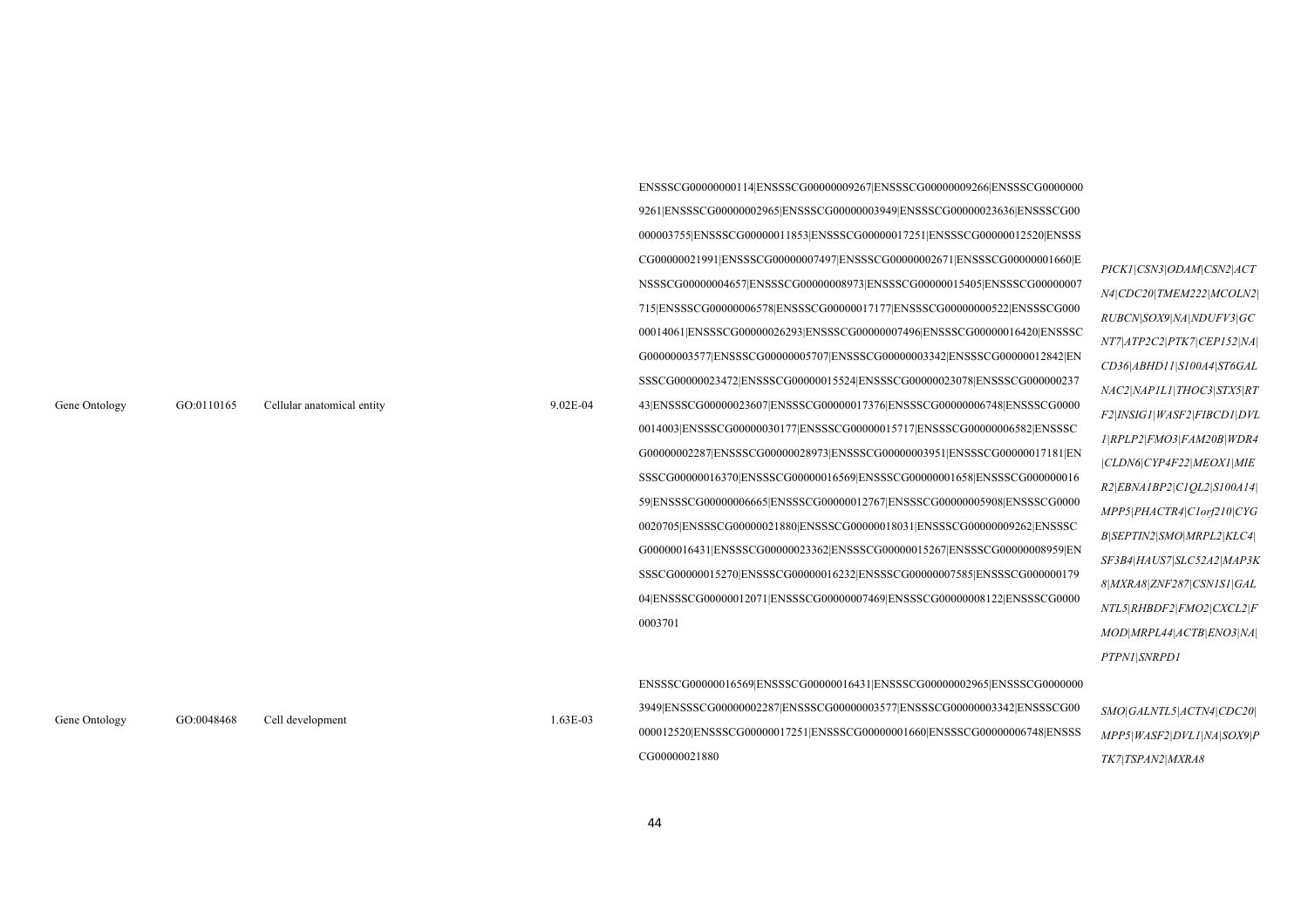| | | | | | |
|---|---|---|---|---|---|
| Gene Ontology | GO:0110165 | Cellular anatomical entity | 9.02E-04 | ENSSSCG00000000114\|ENSSSCG00000009267\|ENSSSCG00000009266\|ENSSSCG00000009261\|ENSSSCG00000002965\|ENSSSCG00000003949\|ENSSSCG00000023636\|ENSSSCG00000003755\|ENSSSCG00000011853\|ENSSSCG00000017251\|ENSSSCG00000012520\|ENSSSCG00000021991\|ENSSSCG00000007497\|ENSSSCG00000002671\|ENSSSCG00000001660\|ENSSSCG00000004657\|ENSSSCG00000008973\|ENSSSCG00000015405\|ENSSSCG00000007715\|ENSSSCG00000006578\|ENSSSCG00000017177\|ENSSSCG00000000522\|ENSSSCG00000014061\|ENSSSCG00000026293\|ENSSSCG00000007496\|ENSSSCG00000016420\|ENSSSCG00000003577\|ENSSSCG00000005707\|ENSSSCG00000003342\|ENSSSCG00000012842\|ENSSSCG00000023472\|ENSSSCG00000015524\|ENSSSCG00000023078\|ENSSSCG00000023743\|ENSSSCG00000023607\|ENSSSCG00000017376\|ENSSSCG00000006748\|ENSSSCG00000014003\|ENSSSCG00000030177\|ENSSSCG00000015717\|ENSSSCG00000006582\|ENSSSCG00000002287\|ENSSSCG00000028973\|ENSSSCG00000003951\|ENSSSCG00000017181\|ENSSSCG00000016370\|ENSSSCG00000016569\|ENSSSCG00000001658\|ENSSSCG00000016659\|ENSSSCG00000006665\|ENSSSCG00000012767\|ENSSSCG00000005908\|ENSSSCG00000020705\|ENSSSCG00000021880\|ENSSSCG00000018031\|ENSSSCG00000009262\|ENSSSCG00000016431\|ENSSSCG00000023362\|ENSSSCG00000015267\|ENSSSCG00000008959\|ENSSSCG00000015270\|ENSSSCG00000016232\|ENSSSCG00000007585\|ENSSSCG00000017904\|ENSSSCG00000012071\|ENSSSCG00000007469\|ENSSSCG00000008122\|ENSSSCG00000003701 | *PICK1\|CSN3\|ODAM\|CSN2\|ACTN4\|CDC20\|TMEM222\|MCOLN2\|RUBCN\|SOX9\|NA\|NDUFV3\|GCNT7\|ATP2C2\|PTK7\|CEP152\|NA\|CD36\|ABHD11\|S100A4\|ST6GALNAC2\|NAP1L1\|THOC3\|STX5\|RTF2\|INSIG1\|WASF2\|FIBCD1\|DVL1\|RPLP2\|FMO3\|FAM20B\|WDR4\|CLDN6\|CYP4F22\|MEOX1\|MIER2\|EBNA1BP2\|C1QL2\|S100A14\|MPP5\|PHACTR4\|C1orf210\|CYGB\|SEPTIN2\|SMO\|MRPL2\|KLC4\|SF3B4\|HAUS7\|SLC52A2\|MAP3K8\|MXRA8\|ZNF287\|CSN1S1\|GALNTL5\|RHBDF2\|FMO2\|CXCL2\|FMOD\|MRPL44\|ACTB\|ENO3\|NA\|PTPN1\|SNRPD1* |
| Gene Ontology | GO:0048468 | Cell development | 1.63E-03 | ENSSSCG00000016569\|ENSSSCG00000016431\|ENSSSCG00000002965\|ENSSSCG00000003949\|ENSSSCG00000002287\|ENSSSCG00000003577\|ENSSSCG00000003342\|ENSSSCG00000012520\|ENSSSCG00000017251\|ENSSSCG00000001660\|ENSSSCG00000006748\|ENSSSCG00000021880 | *SMO\|GALNTL5\|ACTN4\|CDC20\|MPP5\|WASF2\|DVL1\|NA\|SOX9\|PTK7\|TSPAN2\|MXRA8* |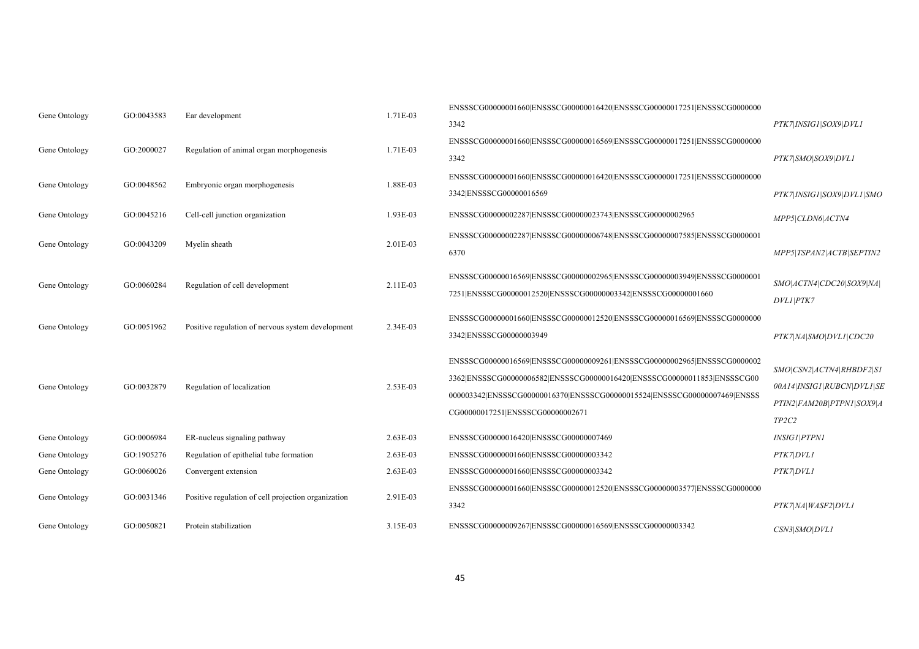| | | | | | |
|---|---|---|---|---|---|
| Gene Ontology | GO:0043583 | Ear development | 1.71E-03 | ENSSSCG00000001660\|ENSSSCG00000016420\|ENSSSCG00000017251\|ENSSSCG00000003342 | *PTK7\|INSIG1\|SOX9\|DVL1* |
| Gene Ontology | GO:2000027 | Regulation of animal organ morphogenesis | 1.71E-03 | ENSSSCG00000001660\|ENSSSCG00000016569\|ENSSSCG00000017251\|ENSSSCG00000003342 | *PTK7\|SMO\|SOX9\|DVL1* |
| Gene Ontology | GO:0048562 | Embryonic organ morphogenesis | 1.88E-03 | ENSSSCG00000001660\|ENSSSCG00000016420\|ENSSSCG00000017251\|ENSSSCG00000003342\|ENSSSCG00000016569 | *PTK7\|INSIG1\|SOX9\|DVL1\|SMO* |
| Gene Ontology | GO:0045216 | Cell-cell junction organization | 1.93E-03 | ENSSSCG00000002287\|ENSSSCG00000023743\|ENSSSCG00000002965 | *MPP5\|CLDN6\|ACTN4* |
| Gene Ontology | GO:0043209 | Myelin sheath | 2.01E-03 | ENSSSCG00000002287\|ENSSSCG00000006748\|ENSSSCG00000007585\|ENSSSCG00000016370 | *MPP5\|TSPAN2\|ACTB\|SEPTIN2* |
| Gene Ontology | GO:0060284 | Regulation of cell development | 2.11E-03 | ENSSSCG00000016569\|ENSSSCG00000002965\|ENSSSCG00000003949\|ENSSSCG00000017251\|ENSSSCG00000012520\|ENSSSCG00000003342\|ENSSSCG00000001660 | *SMO\|ACTN4\|CDC20\|SOX9\|NA\|DVL1\|PTK7* |
| Gene Ontology | GO:0051962 | Positive regulation of nervous system development | 2.34E-03 | ENSSSCG00000001660\|ENSSSCG00000012520\|ENSSSCG00000016569\|ENSSSCG00000003342\|ENSSSCG00000003949 | *PTK7\|NA\|SMO\|DVL1\|CDC20* |
| Gene Ontology | GO:0032879 | Regulation of localization | 2.53E-03 | ENSSSCG00000016569\|ENSSSCG00000009261\|ENSSSCG00000002965\|ENSSSCG00000023362\|ENSSSCG00000006582\|ENSSSCG00000016420\|ENSSSCG00000011853\|ENSSSCG00000003342\|ENSSSCG00000016370\|ENSSSCG00000015524\|ENSSSCG00000007469\|ENSSSCG00000017251\|ENSSSCG00000002671 | *SMO\|CSN2\|ACTN4\|RHBDF2\|S100A14\|INSIG1\|RUBCN\|DVL1\|SEPTIN2\|FAM20B\|PTPN1\|SOX9\|ATP2C2* |
| Gene Ontology | GO:0006984 | ER-nucleus signaling pathway | 2.63E-03 | ENSSSCG00000016420\|ENSSSCG00000007469 | *INSIG1\|PTPN1* |
| Gene Ontology | GO:1905276 | Regulation of epithelial tube formation | 2.63E-03 | ENSSSCG00000001660\|ENSSSCG00000003342 | *PTK7\|DVL1* |
| Gene Ontology | GO:0060026 | Convergent extension | 2.63E-03 | ENSSSCG00000001660\|ENSSSCG00000003342 | *PTK7\|DVL1* |
| Gene Ontology | GO:0031346 | Positive regulation of cell projection organization | 2.91E-03 | ENSSSCG00000001660\|ENSSSCG00000012520\|ENSSSCG00000003577\|ENSSSCG00000003342 | *PTK7\|NA\|WASF2\|DVL1* |
| Gene Ontology | GO:0050821 | Protein stabilization | 3.15E-03 | ENSSSCG00000009267\|ENSSSCG00000016569\|ENSSSCG00000003342 | *CSN3\|SMO\|DVL1* |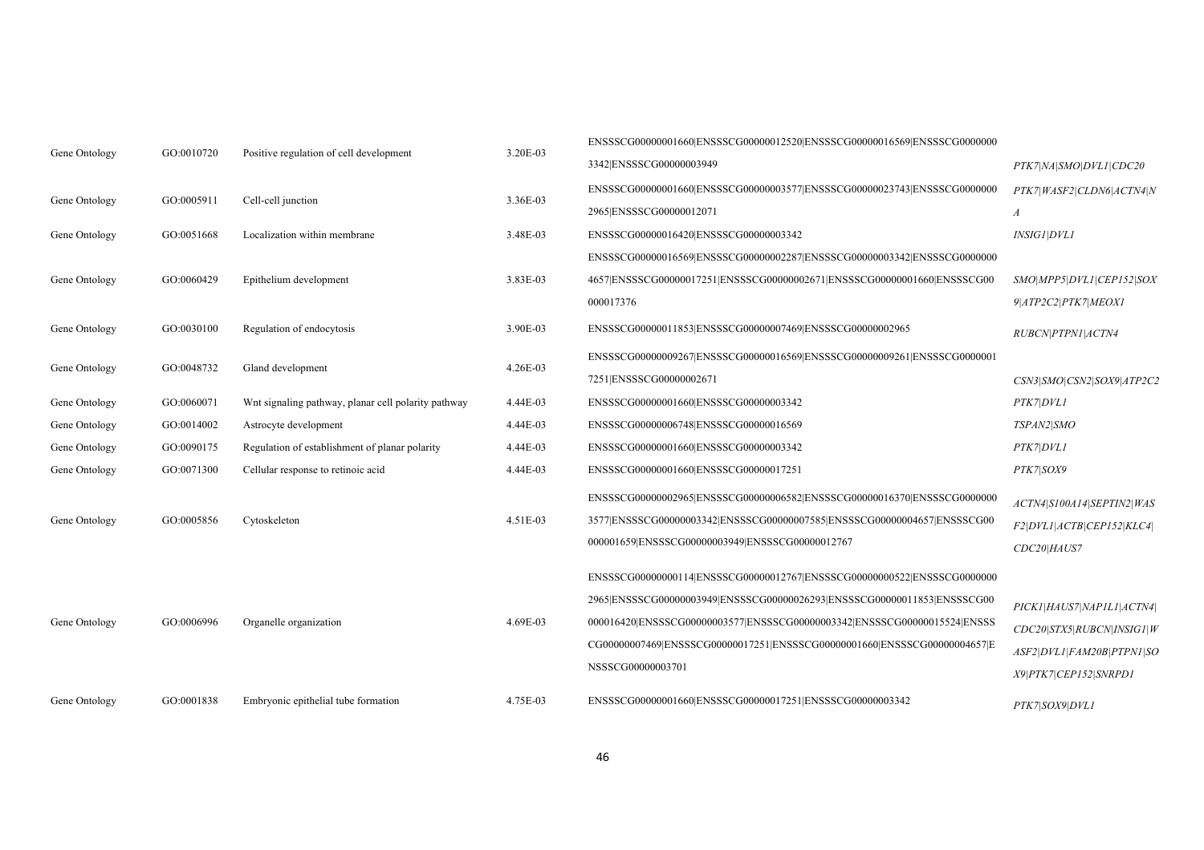| | | | | | |
|---|---|---|---|---|---|
| Gene Ontology | GO:0010720 | Positive regulation of cell development | 3.20E-03 | ENSSSCG00000001660\|ENSSSCG00000012520\|ENSSSCG00000016569\|ENSSSCG00000003342\|ENSSSCG00000003949 | *PTK7\|NA\|SMO\|DVL1\|CDC20* |
| Gene Ontology | GO:0005911 | Cell-cell junction | 3.36E-03 | ENSSSCG00000001660\|ENSSSCG00000003577\|ENSSSCG00000023743\|ENSSSCG00000002965\|ENSSSCG00000012071 | *PTK7\|WASF2\|CLDN6\|ACTN4\|NA* |
| Gene Ontology | GO:0051668 | Localization within membrane | 3.48E-03 | ENSSSCG00000016420\|ENSSSCG00000003342 | *INSIG1\|DVL1* |
| Gene Ontology | GO:0060429 | Epithelium development | 3.83E-03 | ENSSSCG00000016569\|ENSSSCG00000002287\|ENSSSCG00000003342\|ENSSSCG00000004657\|ENSSSCG00000017251\|ENSSSCG00000002671\|ENSSSCG00000001660\|ENSSSCG00000017376 | *SMO\|MPP5\|DVL1\|CEP152\|SOX9\|ATP2C2\|PTK7\|MEOX1* |
| Gene Ontology | GO:0030100 | Regulation of endocytosis | 3.90E-03 | ENSSSCG00000011853\|ENSSSCG00000007469\|ENSSSCG00000002965 | *RUBCN\|PTPN1\|ACTN4* |
| Gene Ontology | GO:0048732 | Gland development | 4.26E-03 | ENSSSCG00000009267\|ENSSSCG00000016569\|ENSSSCG00000009261\|ENSSSCG00000017251\|ENSSSCG00000002671 | *CSN3\|SMO\|CSN2\|SOX9\|ATP2C2* |
| Gene Ontology | GO:0060071 | Wnt signaling pathway, planar cell polarity pathway | 4.44E-03 | ENSSSCG00000001660\|ENSSSCG00000003342 | *PTK7\|DVL1* |
| Gene Ontology | GO:0014002 | Astrocyte development | 4.44E-03 | ENSSSCG00000006748\|ENSSSCG00000016569 | *TSPAN2\|SMO* |
| Gene Ontology | GO:0090175 | Regulation of establishment of planar polarity | 4.44E-03 | ENSSSCG00000001660\|ENSSSCG00000003342 | *PTK7\|DVL1* |
| Gene Ontology | GO:0071300 | Cellular response to retinoic acid | 4.44E-03 | ENSSSCG00000001660\|ENSSSCG00000017251 | *PTK7\|SOX9* |
| Gene Ontology | GO:0005856 | Cytoskeleton | 4.51E-03 | ENSSSCG00000002965\|ENSSSCG00000006582\|ENSSSCG00000016370\|ENSSSCG00000003577\|ENSSSCG00000003342\|ENSSSCG00000007585\|ENSSSCG00000004657\|ENSSSCG00000001659\|ENSSSCG00000003949\|ENSSSCG00000012767 | *ACTN4\|S100A14\|SEPTIN2\|WASF2\|DVL1\|ACTB\|CEP152\|KLC4\|CDC20\|HAUS7* |
| Gene Ontology | GO:0006996 | Organelle organization | 4.69E-03 | ENSSSCG00000000114\|ENSSSCG00000012767\|ENSSSCG00000000522\|ENSSSCG00000002965\|ENSSSCG00000003949\|ENSSSCG00000026293\|ENSSSCG00000011853\|ENSSSCG00000016420\|ENSSSCG00000003577\|ENSSSCG00000003342\|ENSSSCG00000015524\|ENSSSCG00000007469\|ENSSSCG00000017251\|ENSSSCG00000001660\|ENSSSCG00000004657\|ENSSSCG00000003701 | *PICK1\|HAUS7\|NAP1L1\|ACTN4\|CDC20\|STX5\|RUBCN\|INSIG1\|WASF2\|DVL1\|FAM20B\|PTPN1\|SOX9\|PTK7\|CEP152\|SNRPD1* |
| Gene Ontology | GO:0001838 | Embryonic epithelial tube formation | 4.75E-03 | ENSSSCG00000001660\|ENSSSCG00000017251\|ENSSSCG00000003342 | *PTK7\|SOX9\|DVL1* |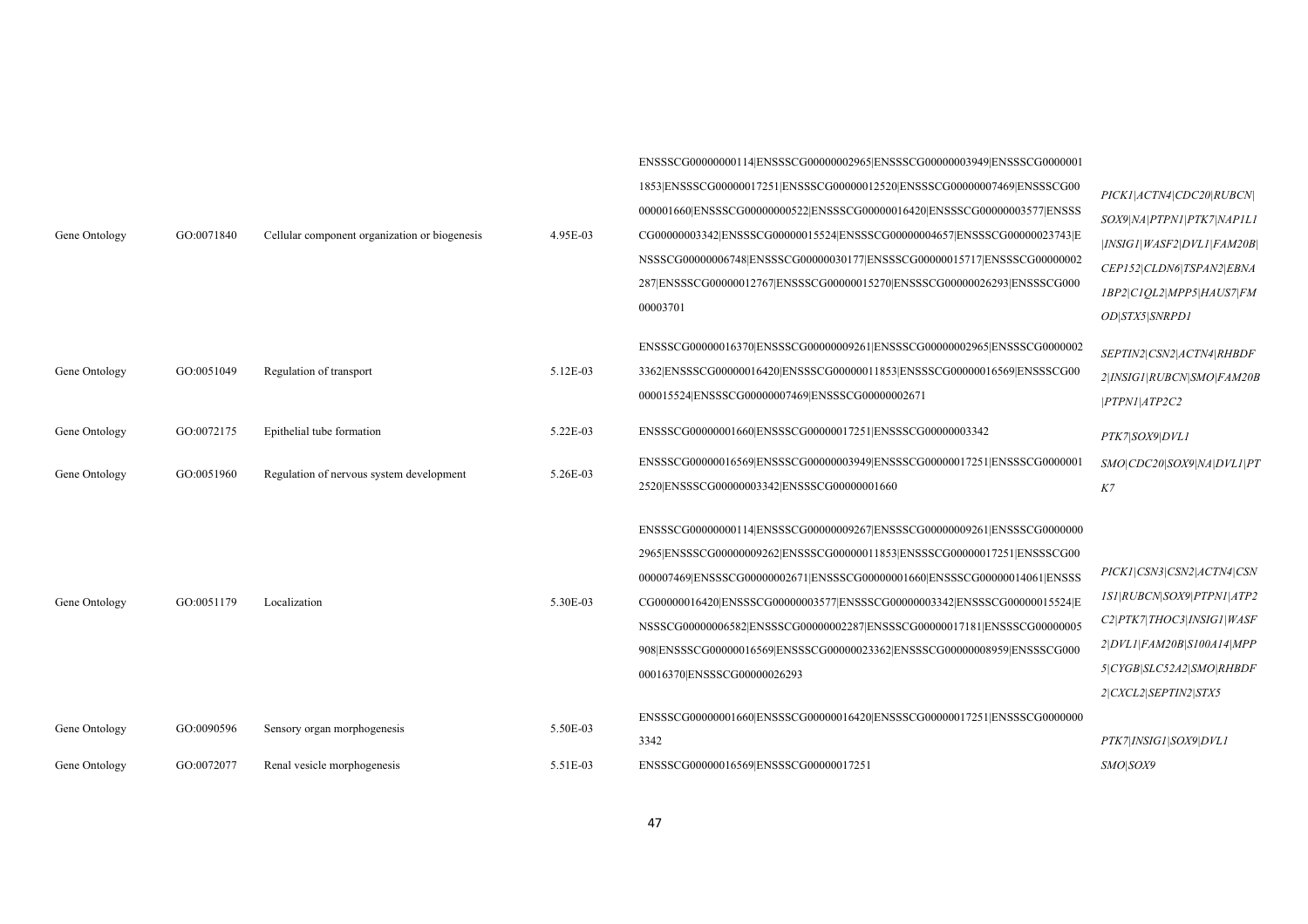| | | | | | |
|---|---|---|---|---|---|
| Gene Ontology | GO:0071840 | Cellular component organization or biogenesis | 4.95E-03 | ENSSSCG00000000114\|ENSSSCG00000002965\|ENSSSCG00000003949\|ENSSSCG00000011853\|ENSSSCG00000017251\|ENSSSCG00000012520\|ENSSSCG00000007469\|ENSSSCG00000001660\|ENSSSCG00000000522\|ENSSSCG00000016420\|ENSSSCG00000003577\|ENSSSCG00000003342\|ENSSSCG00000015524\|ENSSSCG00000004657\|ENSSSCG00000023743\|ENSSSCG00000006748\|ENSSSCG00000030177\|ENSSSCG00000015717\|ENSSSCG00000002287\|ENSSSCG00000012767\|ENSSSCG00000015270\|ENSSSCG00000026293\|ENSSSCG00000003701 | *PICK1\|ACTN4\|CDC20\|RUBCN\|SOX9\|NA\|PTPN1\|PTK7\|NAP1L1\|INSIG1\|WASF2\|DVL1\|FAM20B\|CEP152\|CLDN6\|TSPAN2\|EBNA1BP2\|C1QL2\|MPP5\|HAUS7\|FMOD\|STX5\|SNRPD1* |
| Gene Ontology | GO:0051049 | Regulation of transport | 5.12E-03 | ENSSSCG00000016370\|ENSSSCG00000009261\|ENSSSCG00000002965\|ENSSSCG00000023362\|ENSSSCG00000016420\|ENSSSCG00000011853\|ENSSSCG00000016569\|ENSSSCG00000015524\|ENSSSCG00000007469\|ENSSSCG00000002671 | *SEPTIN2\|CSN2\|ACTN4\|RHBDF2\|INSIG1\|RUBCN\|SMO\|FAM20B\|PTPN1\|ATP2C2* |
| Gene Ontology | GO:0072175 | Epithelial tube formation | 5.22E-03 | ENSSSCG00000001660\|ENSSSCG00000017251\|ENSSSCG00000003342 | *PTK7\|SOX9\|DVL1* |
| Gene Ontology | GO:0051960 | Regulation of nervous system development | 5.26E-03 | ENSSSCG00000016569\|ENSSSCG00000003949\|ENSSSCG00000017251\|ENSSSCG00000012520\|ENSSSCG00000003342\|ENSSSCG00000001660 | *SMO\|CDC20\|SOX9\|NA\|DVL1\|PTK7* |
| Gene Ontology | GO:0051179 | Localization | 5.30E-03 | ENSSSCG00000000114\|ENSSSCG00000009267\|ENSSSCG00000009261\|ENSSSCG00000002965\|ENSSSCG00000009262\|ENSSSCG00000011853\|ENSSSCG00000017251\|ENSSSCG00000007469\|ENSSSCG00000002671\|ENSSSCG00000001660\|ENSSSCG00000014061\|ENSSSCG00000016420\|ENSSSCG00000003577\|ENSSSCG00000003342\|ENSSSCG00000015524\|ENSSSCG00000006582\|ENSSSCG00000002287\|ENSSSCG00000017181\|ENSSSCG00000005908\|ENSSSCG00000016569\|ENSSSCG00000023362\|ENSSSCG00000008959\|ENSSSCG00000016370\|ENSSSCG00000026293 | *PICK1\|CSN3\|CSN2\|ACTN4\|CSN1S1\|RUBCN\|SOX9\|PTPN1\|ATP2C2\|PTK7\|THOC3\|INSIG1\|WASF2\|DVL1\|FAM20B\|S100A14\|MPP5\|CYGB\|SLC52A2\|SMO\|RHBDF2\|CXCL2\|SEPTIN2\|STX5* |
| Gene Ontology | GO:0090596 | Sensory organ morphogenesis | 5.50E-03 | ENSSSCG00000001660\|ENSSSCG00000016420\|ENSSSCG00000017251\|ENSSSCG00000003342 | *PTK7\|INSIG1\|SOX9\|DVL1* |
| Gene Ontology | GO:0072077 | Renal vesicle morphogenesis | 5.51E-03 | ENSSSCG00000016569\|ENSSSCG00000017251 | *SMO\|SOX9* |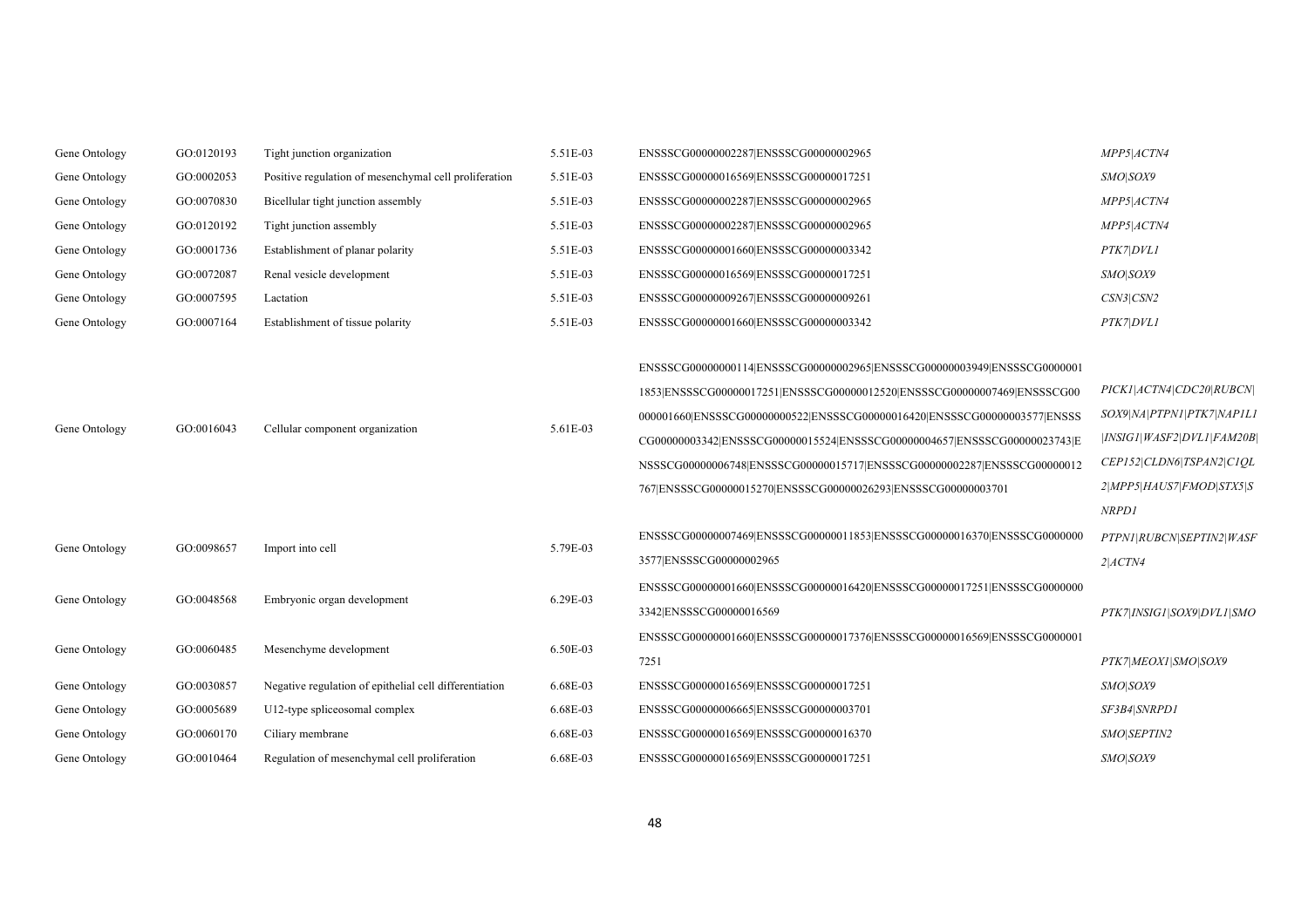| Gene Ontology | GO:0120193 | Tight junction organization | 5.51E-03 | ENSSSCG00000002287\|ENSSSCG00000002965 | *MPP5\|ACTN4* |
|---|---|---|---|---|---|
| Gene Ontology | GO:0002053 | Positive regulation of mesenchymal cell proliferation | 5.51E-03 | ENSSSCG00000016569\|ENSSSCG00000017251 | *SMO\|SOX9* |
| Gene Ontology | GO:0070830 | Bicellular tight junction assembly | 5.51E-03 | ENSSSCG00000002287\|ENSSSCG00000002965 | *MPP5\|ACTN4* |
| Gene Ontology | GO:0120192 | Tight junction assembly | 5.51E-03 | ENSSSCG00000002287\|ENSSSCG00000002965 | *MPP5\|ACTN4* |
| Gene Ontology | GO:0001736 | Establishment of planar polarity | 5.51E-03 | ENSSSCG00000001660\|ENSSSCG00000003342 | *PTK7\|DVL1* |
| Gene Ontology | GO:0072087 | Renal vesicle development | 5.51E-03 | ENSSSCG00000016569\|ENSSSCG00000017251 | *SMO\|SOX9* |
| Gene Ontology | GO:0007595 | Lactation | 5.51E-03 | ENSSSCG00000009267\|ENSSSCG00000009261 | *CSN3\|CSN2* |
| Gene Ontology | GO:0007164 | Establishment of tissue polarity | 5.51E-03 | ENSSSCG00000001660\|ENSSSCG00000003342 | *PTK7\|DVL1* |
| Gene Ontology | GO:0016043 | Cellular component organization | 5.61E-03 | ENSSSCG00000000114\|ENSSSCG00000002965\|ENSSSCG00000003949\|ENSSSCG00000011853\|ENSSSCG00000017251\|ENSSSCG00000012520\|ENSSSCG00000007469\|ENSSSCG00000001660\|ENSSSCG00000000522\|ENSSSCG00000016420\|ENSSSCG00000003577\|ENSSSCG00000003342\|ENSSSCG00000015524\|ENSSSCG00000004657\|ENSSSCG00000023743\|ENSSSCG00000006748\|ENSSSCG00000015717\|ENSSSCG00000002287\|ENSSSCG00000012767\|ENSSSCG00000015270\|ENSSSCG00000026293\|ENSSSCG00000003701 | *PICK1\|ACTN4\|CDC20\|RUBCN\|SOX9\|NA\|PTPN1\|PTK7\|NAP1L1\|INSIG1\|WASF2\|DVL1\|FAM20B\|CEP152\|CLDN6\|TSPAN2\|C1QL2\|MPP5\|HAUS7\|FMOD\|STX5\|SNRPD1* |
| Gene Ontology | GO:0098657 | Import into cell | 5.79E-03 | ENSSSCG00000007469\|ENSSSCG00000011853\|ENSSSCG00000016370\|ENSSSCG00000003577\|ENSSSCG00000002965 | *PTPN1\|RUBCN\|SEPTIN2\|WASF2\|ACTN4* |
| Gene Ontology | GO:0048568 | Embryonic organ development | 6.29E-03 | ENSSSCG00000001660\|ENSSSCG00000016420\|ENSSSCG00000017251\|ENSSSCG00000003342\|ENSSSCG00000016569 | *PTK7\|INSIG1\|SOX9\|DVL1\|SMO* |
| Gene Ontology | GO:0060485 | Mesenchyme development | 6.50E-03 | ENSSSCG00000001660\|ENSSSCG00000017376\|ENSSSCG00000016569\|ENSSSCG00000017251 | *PTK7\|MEOX1\|SMO\|SOX9* |
| Gene Ontology | GO:0030857 | Negative regulation of epithelial cell differentiation | 6.68E-03 | ENSSSCG00000016569\|ENSSSCG00000017251 | *SMO\|SOX9* |
| Gene Ontology | GO:0005689 | U12-type spliceosomal complex | 6.68E-03 | ENSSSCG00000006665\|ENSSSCG00000003701 | *SF3B4\|SNRPD1* |
| Gene Ontology | GO:0060170 | Ciliary membrane | 6.68E-03 | ENSSSCG00000016569\|ENSSSCG00000016370 | *SMO\|SEPTIN2* |
| Gene Ontology | GO:0010464 | Regulation of mesenchymal cell proliferation | 6.68E-03 | ENSSSCG00000016569\|ENSSSCG00000017251 | *SMO\|SOX9* |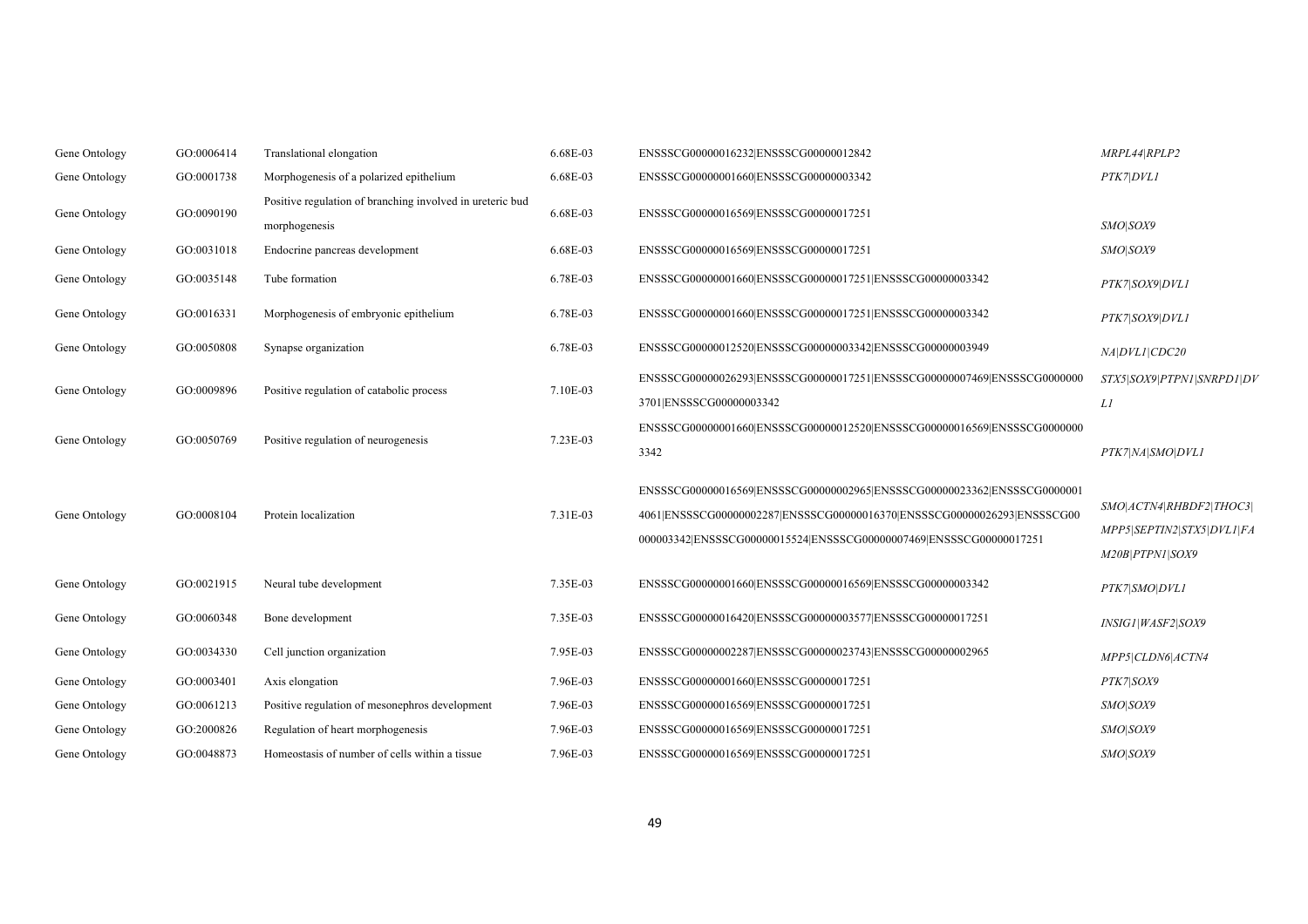| | | | | | |
|---|---|---|---|---|---|
| Gene Ontology | GO:0006414 | Translational elongation | 6.68E-03 | ENSSSCG00000016232\|ENSSSCG00000012842 | *MRPL44\|RPLP2* |
| Gene Ontology | GO:0001738 | Morphogenesis of a polarized epithelium | 6.68E-03 | ENSSSCG00000001660\|ENSSSCG00000003342 | *PTK7\|DVL1* |
| Gene Ontology | GO:0090190 | Positive regulation of branching involved in ureteric bud morphogenesis | 6.68E-03 | ENSSSCG00000016569\|ENSSSCG00000017251 | *SMO\|SOX9* |
| Gene Ontology | GO:0031018 | Endocrine pancreas development | 6.68E-03 | ENSSSCG00000016569\|ENSSSCG00000017251 | *SMO\|SOX9* |
| Gene Ontology | GO:0035148 | Tube formation | 6.78E-03 | ENSSSCG00000001660\|ENSSSCG00000017251\|ENSSSCG00000003342 | *PTK7\|SOX9\|DVL1* |
| Gene Ontology | GO:0016331 | Morphogenesis of embryonic epithelium | 6.78E-03 | ENSSSCG00000001660\|ENSSSCG00000017251\|ENSSSCG00000003342 | *PTK7\|SOX9\|DVL1* |
| Gene Ontology | GO:0050808 | Synapse organization | 6.78E-03 | ENSSSCG00000012520\|ENSSSCG00000003342\|ENSSSCG00000003949 | *NA\|DVL1\|CDC20* |
| Gene Ontology | GO:0009896 | Positive regulation of catabolic process | 7.10E-03 | ENSSSCG00000026293\|ENSSSCG00000017251\|ENSSSCG00000007469\|ENSSSCG00000003701\|ENSSSCG00000003342 | *STX5\|SOX9\|PTPN1\|SNRPD1\|DVL1* |
| Gene Ontology | GO:0050769 | Positive regulation of neurogenesis | 7.23E-03 | ENSSSCG00000001660\|ENSSSCG00000012520\|ENSSSCG00000016569\|ENSSSCG00000003342 | *PTK7\|NA\|SMO\|DVL1* |
| Gene Ontology | GO:0008104 | Protein localization | 7.31E-03 | ENSSSCG00000016569\|ENSSSCG00000002965\|ENSSSCG00000023362\|ENSSSCG00000014061\|ENSSSCG00000002287\|ENSSSCG00000016370\|ENSSSCG00000026293\|ENSSSCG00000003342\|ENSSSCG00000015524\|ENSSSCG00000007469\|ENSSSCG00000017251 | *SMO\|ACTN4\|RHBDF2\|THOC3\|MPP5\|SEPTIN2\|STX5\|DVL1\|FAM20B\|PTPN1\|SOX9* |
| Gene Ontology | GO:0021915 | Neural tube development | 7.35E-03 | ENSSSCG00000001660\|ENSSSCG00000016569\|ENSSSCG00000003342 | *PTK7\|SMO\|DVL1* |
| Gene Ontology | GO:0060348 | Bone development | 7.35E-03 | ENSSSCG00000016420\|ENSSSCG00000003577\|ENSSSCG00000017251 | *INSIG1\|WASF2\|SOX9* |
| Gene Ontology | GO:0034330 | Cell junction organization | 7.95E-03 | ENSSSCG00000002287\|ENSSSCG00000023743\|ENSSSCG00000002965 | *MPP5\|CLDN6\|ACTN4* |
| Gene Ontology | GO:0003401 | Axis elongation | 7.96E-03 | ENSSSCG00000001660\|ENSSSCG00000017251 | *PTK7\|SOX9* |
| Gene Ontology | GO:0061213 | Positive regulation of mesonephros development | 7.96E-03 | ENSSSCG00000016569\|ENSSSCG00000017251 | *SMO\|SOX9* |
| Gene Ontology | GO:2000826 | Regulation of heart morphogenesis | 7.96E-03 | ENSSSCG00000016569\|ENSSSCG00000017251 | *SMO\|SOX9* |
| Gene Ontology | GO:0048873 | Homeostasis of number of cells within a tissue | 7.96E-03 | ENSSSCG00000016569\|ENSSSCG00000017251 | *SMO\|SOX9* |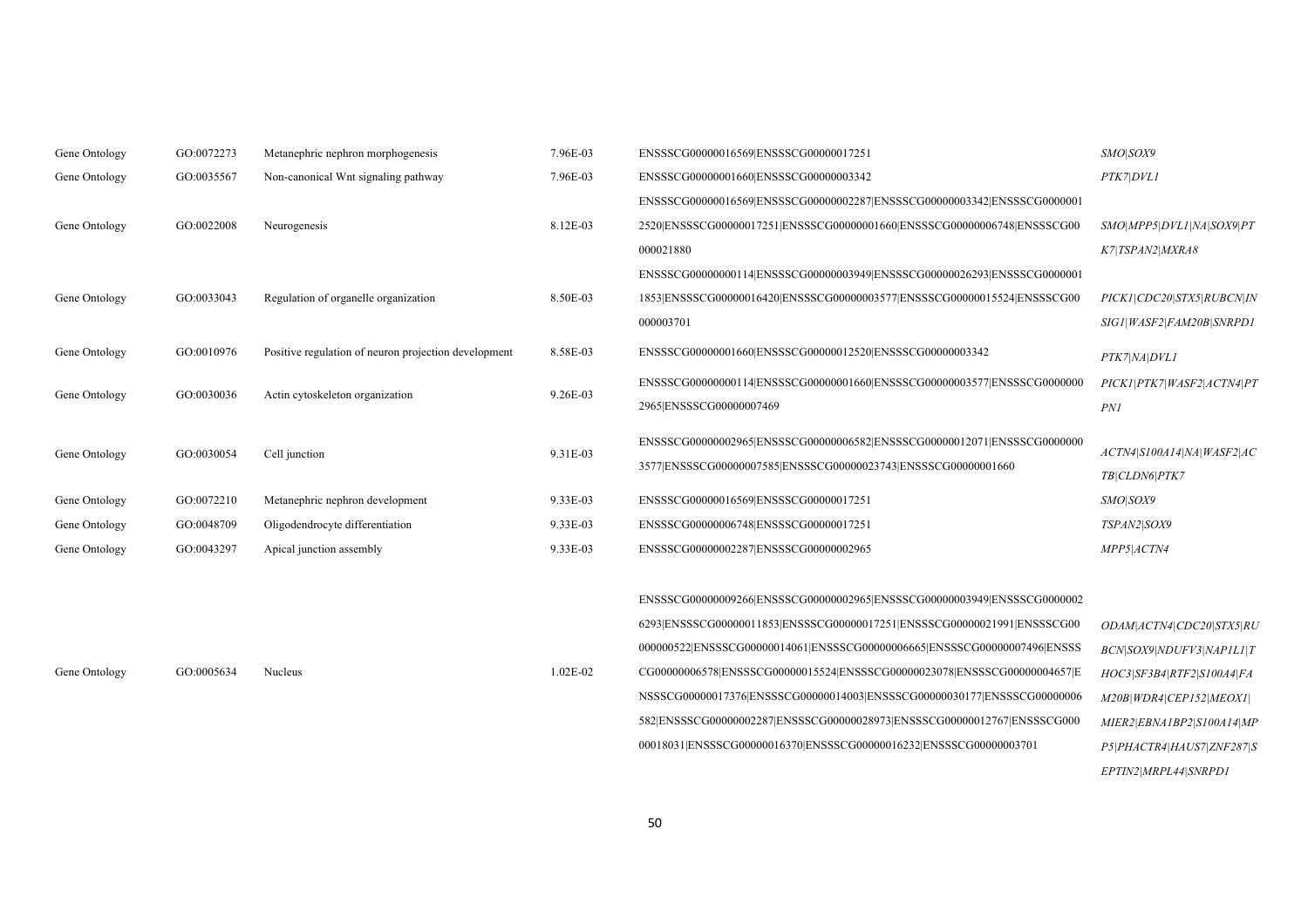| | | | | | |
|---|---|---|---|---|---|
| Gene Ontology | GO:0072273 | Metanephric nephron morphogenesis | 7.96E-03 | ENSSSCG00000016569\|ENSSSCG00000017251 | *SMO\|SOX9* |
| Gene Ontology | GO:0035567 | Non-canonical Wnt signaling pathway | 7.96E-03 | ENSSSCG00000001660\|ENSSSCG00000003342 | *PTK7\|DVL1* |
| Gene Ontology | GO:0022008 | Neurogenesis | 8.12E-03 | ENSSSCG00000016569\|ENSSSCG00000002287\|ENSSSCG00000003342\|ENSSSCG00000012520\|ENSSSCG00000017251\|ENSSSCG00000001660\|ENSSSCG00000006748\|ENSSSCG00000021880 | *SMO\|MPP5\|DVL1\|NA\|SOX9\|PTK7\|TSPAN2\|MXRA8* |
| Gene Ontology | GO:0033043 | Regulation of organelle organization | 8.50E-03 | ENSSSCG00000000114\|ENSSSCG00000003949\|ENSSSCG00000026293\|ENSSSCG00000011853\|ENSSSCG00000016420\|ENSSSCG00000003577\|ENSSSCG00000015524\|ENSSSCG00000003701 | *PICK1\|CDC20\|STX5\|RUBCN\|INSIG1\|WASF2\|FAM20B\|SNRPD1* |
| Gene Ontology | GO:0010976 | Positive regulation of neuron projection development | 8.58E-03 | ENSSSCG00000001660\|ENSSSCG00000012520\|ENSSSCG00000003342 | *PTK7\|NA\|DVL1* |
| Gene Ontology | GO:0030036 | Actin cytoskeleton organization | 9.26E-03 | ENSSSCG00000000114\|ENSSSCG00000001660\|ENSSSCG00000003577\|ENSSSCG00000002965\|ENSSSCG00000007469 | *PICK1\|PTK7\|WASF2\|ACTN4\|PTPN1* |
| Gene Ontology | GO:0030054 | Cell junction | 9.31E-03 | ENSSSCG00000002965\|ENSSSCG00000006582\|ENSSSCG00000012071\|ENSSSCG00000003577\|ENSSSCG00000007585\|ENSSSCG00000023743\|ENSSSCG00000001660 | *ACTN4\|S100A14\|NA\|WASF2\|ACTB\|CLDN6\|PTK7* |
| Gene Ontology | GO:0072210 | Metanephric nephron development | 9.33E-03 | ENSSSCG00000016569\|ENSSSCG00000017251 | *SMO\|SOX9* |
| Gene Ontology | GO:0048709 | Oligodendrocyte differentiation | 9.33E-03 | ENSSSCG00000006748\|ENSSSCG00000017251 | *TSPAN2\|SOX9* |
| Gene Ontology | GO:0043297 | Apical junction assembly | 9.33E-03 | ENSSSCG00000002287\|ENSSSCG00000002965 | *MPP5\|ACTN4* |
| Gene Ontology | GO:0005634 | Nucleus | 1.02E-02 | ENSSSCG00000009266\|ENSSSCG00000002965\|ENSSSCG00000003949\|ENSSSCG00000026293\|ENSSSCG00000011853\|ENSSSCG00000017251\|ENSSSCG00000021991\|ENSSSCG00000000522\|ENSSSCG00000014061\|ENSSSCG00000006665\|ENSSSCG00000007496\|ENSSSCG00000006578\|ENSSSCG00000015524\|ENSSSCG00000023078\|ENSSSCG00000004657\|ENSSSCG00000017376\|ENSSSCG00000014003\|ENSSSCG00000030177\|ENSSSCG00000006582\|ENSSSCG00000002287\|ENSSSCG00000028973\|ENSSSCG00000012767\|ENSSSCG00000018031\|ENSSSCG00000016370\|ENSSSCG00000016232\|ENSSSCG00000003701 | *ODAM\|ACTN4\|CDC20\|STX5\|RUBCN\|SOX9\|NDUFV3\|NAP1L1\|THOC3\|SF3B4\|RTF2\|S100A4\|FAM20B\|WDR4\|CEP152\|MEOX1\|MIER2\|EBNA1BP2\|S100A14\|MPP5\|PHACTR4\|HAUS7\|ZNF287\|SEPTIN2\|MRPL44\|SNRPD1* |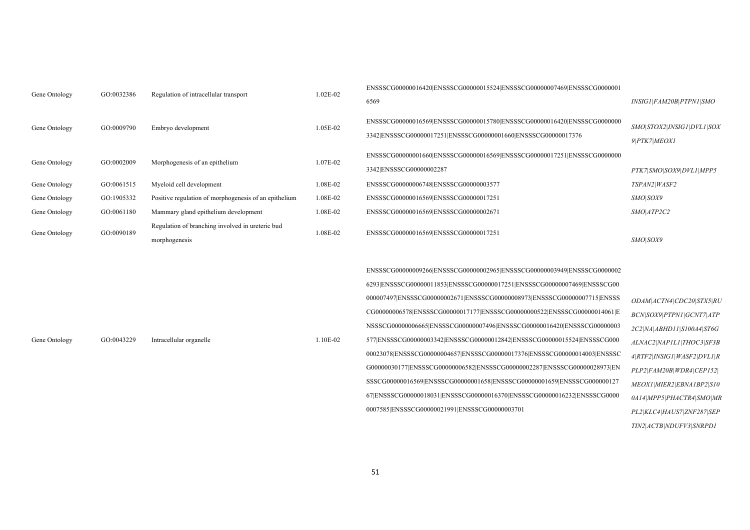| | | | | | |
|---|---|---|---|---|---|
| Gene Ontology | GO:0032386 | Regulation of intracellular transport | 1.02E-02 | ENSSSCG00000016420\|ENSSSCG00000015524\|ENSSSCG00000007469\|ENSSSCG00000016569 | *INSIG1\|FAM20B\|PTPN1\|SMO* |
| Gene Ontology | GO:0009790 | Embryo development | 1.05E-02 | ENSSSCG00000016569\|ENSSSCG00000015780\|ENSSSCG00000016420\|ENSSSCG00000003342\|ENSSSCG00000017251\|ENSSSCG00000001660\|ENSSSCG00000017376 | *SMO\|STOX2\|INSIG1\|DVL1\|SOX9\|PTK7\|MEOX1* |
| Gene Ontology | GO:0002009 | Morphogenesis of an epithelium | 1.07E-02 | ENSSSCG00000001660\|ENSSSCG00000016569\|ENSSSCG00000017251\|ENSSSCG00000003342\|ENSSSCG00000002287 | *PTK7\|SMO\|SOX9\|DVL1\|MPP5* |
| Gene Ontology | GO:0061515 | Myeloid cell development | 1.08E-02 | ENSSSCG00000006748\|ENSSSCG00000003577 | *TSPAN2\|WASF2* |
| Gene Ontology | GO:1905332 | Positive regulation of morphogenesis of an epithelium | 1.08E-02 | ENSSSCG00000016569\|ENSSSCG00000017251 | *SMO\|SOX9* |
| Gene Ontology | GO:0061180 | Mammary gland epithelium development | 1.08E-02 | ENSSSCG00000016569\|ENSSSCG00000002671 | *SMO\|ATP2C2* |
| Gene Ontology | GO:0090189 | Regulation of branching involved in ureteric bud morphogenesis | 1.08E-02 | ENSSSCG00000016569\|ENSSSCG00000017251 | *SMO\|SOX9* |
| Gene Ontology | GO:0043229 | Intracellular organelle | 1.10E-02 | ENSSSCG00000009266\|ENSSSCG00000002965\|ENSSSCG00000003949\|ENSSSCG00000026293\|ENSSSCG00000011853\|ENSSSCG00000017251\|ENSSSCG00000007469\|ENSSSCG00000007497\|ENSSSCG00000002671\|ENSSSCG00000008973\|ENSSSCG00000007715\|ENSSSCG00000006578\|ENSSSCG00000017177\|ENSSSCG00000000522\|ENSSSCG00000014061\|ENSSSCG00000006665\|ENSSSCG00000007496\|ENSSSCG00000016420\|ENSSSCG00000003577\|ENSSSCG00000003342\|ENSSSCG00000012842\|ENSSSCG00000015524\|ENSSSCG00000023078\|ENSSSCG00000004657\|ENSSSCG00000017376\|ENSSSCG00000014003\|ENSSSCG00000030177\|ENSSSCG00000006582\|ENSSSCG00000002287\|ENSSSCG00000028973\|ENSSSCG00000016569\|ENSSSCG00000001658\|ENSSSCG00000001659\|ENSSSCG00000012767\|ENSSSCG00000018031\|ENSSSCG00000016370\|ENSSSCG00000016232\|ENSSSCG00000007585\|ENSSSCG00000021991\|ENSSSCG00000003701 | *ODAM\|ACTN4\|CDC20\|STX5\|RUBCN\|SOX9\|PTPN1\|GCNT7\|ATP2C2\|NA\|ABHD11\|S100A4\|ST6GALNAC2\|NAP1L1\|THOC3\|SF3B4\|RTF2\|INSIG1\|WASF2\|DVL1\|RPLP2\|FAM20B\|WDR4\|CEP152\|MEOX1\|MIER2\|EBNA1BP2\|S100A14\|MPP5\|PHACTR4\|SMO\|MRPL2\|KLC4\|HAUS7\|ZNF287\|SEPTIN2\|ACTB\|NDUFV3\|SNRPD1* |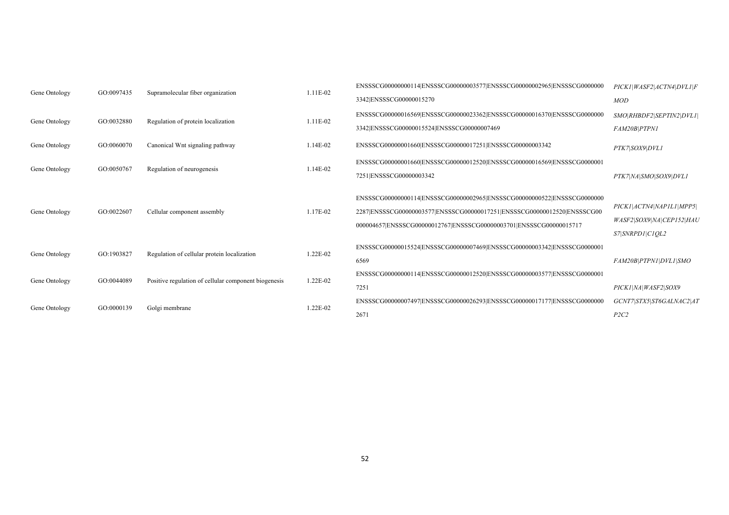| | | | | | |
|---|---|---|---|---|---|
| Gene Ontology | GO:0097435 | Supramolecular fiber organization | 1.11E-02 | ENSSSCG00000000114\|ENSSSCG00000003577\|ENSSSCG00000002965\|ENSSSCG00000003342\|ENSSSCG00000015270 | *PICK1\|WASF2\|ACTN4\|DVL1\|FMOD* |
| Gene Ontology | GO:0032880 | Regulation of protein localization | 1.11E-02 | ENSSSCG00000016569\|ENSSSCG00000023362\|ENSSSCG00000016370\|ENSSSCG00000003342\|ENSSSCG00000015524\|ENSSSCG00000007469 | *SMO\|RHBDF2\|SEPTIN2\|DVL1\|FAM20B\|PTPN1* |
| Gene Ontology | GO:0060070 | Canonical Wnt signaling pathway | 1.14E-02 | ENSSSCG00000001660\|ENSSSCG00000017251\|ENSSSCG00000003342 | *PTK7\|SOX9\|DVL1* |
| Gene Ontology | GO:0050767 | Regulation of neurogenesis | 1.14E-02 | ENSSSCG00000001660\|ENSSSCG00000012520\|ENSSSCG00000016569\|ENSSSCG00000017251\|ENSSSCG00000003342 | *PTK7\|NA\|SMO\|SOX9\|DVL1* |
| Gene Ontology | GO:0022607 | Cellular component assembly | 1.17E-02 | ENSSSCG00000000114\|ENSSSCG00000002965\|ENSSSCG00000000522\|ENSSSCG00000002287\|ENSSSCG00000003577\|ENSSSCG00000017251\|ENSSSCG00000012520\|ENSSSCG00000004657\|ENSSSCG00000012767\|ENSSSCG00000003701\|ENSSSCG00000015717 | *PICK1\|ACTN4\|NAP1L1\|MPP5\|WASF2\|SOX9\|NA\|CEP152\|HAUS7\|SNRPD1\|C1QL2* |
| Gene Ontology | GO:1903827 | Regulation of cellular protein localization | 1.22E-02 | ENSSSCG00000015524\|ENSSSCG00000007469\|ENSSSCG00000003342\|ENSSSCG00000016569 | *FAM20B\|PTPN1\|DVL1\|SMO* |
| Gene Ontology | GO:0044089 | Positive regulation of cellular component biogenesis | 1.22E-02 | ENSSSCG00000000114\|ENSSSCG00000012520\|ENSSSCG00000003577\|ENSSSCG00000017251 | *PICK1\|NA\|WASF2\|SOX9* |
| Gene Ontology | GO:0000139 | Golgi membrane | 1.22E-02 | ENSSSCG00000007497\|ENSSSCG00000026293\|ENSSSCG00000017177\|ENSSSCG00000002671 | *GCNT7\|STX5\|ST6GALNAC2\|ATP2C2* |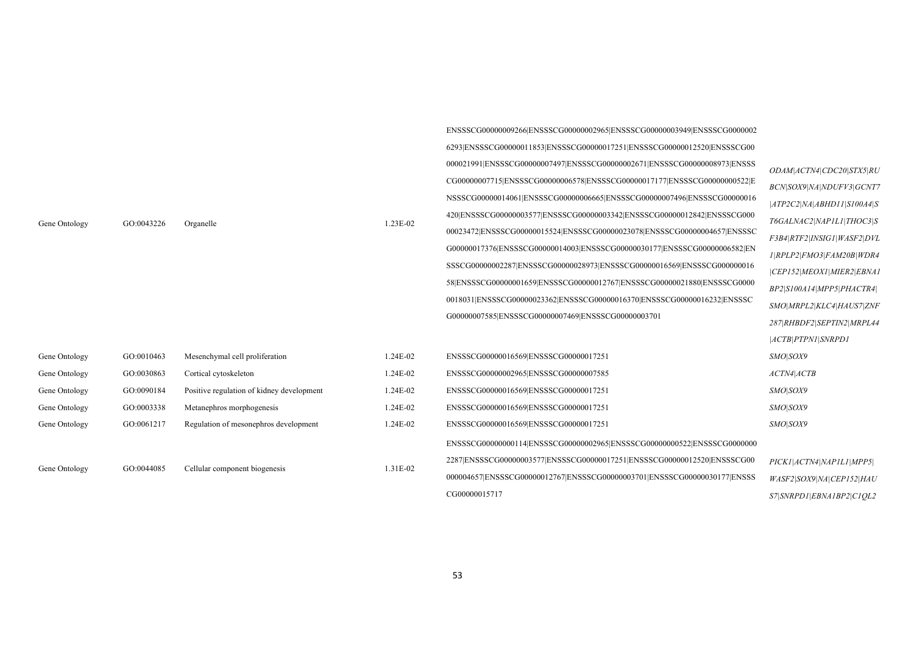| | | | | | |
|---|---|---|---|---|---|
| Gene Ontology | GO:0043226 | Organelle | 1.23E-02 | ENSSSCG00000009266\|ENSSSCG00000002965\|ENSSSCG00000003949\|ENSSSCG00000026293\|ENSSSCG00000011853\|ENSSSCG00000017251\|ENSSSCG00000012520\|ENSSSCG00000021991\|ENSSSCG00000007497\|ENSSSCG00000002671\|ENSSSCG00000008973\|ENSSSCG00000007715\|ENSSSCG00000006578\|ENSSSCG00000017177\|ENSSSCG00000000522\|ENSSSCG00000014061\|ENSSSCG00000006665\|ENSSSCG00000007496\|ENSSSCG00000016420\|ENSSSCG00000003577\|ENSSSCG00000003342\|ENSSSCG00000012842\|ENSSSCG00000023472\|ENSSSCG00000015524\|ENSSSCG00000023078\|ENSSSCG00000004657\|ENSSSCG00000017376\|ENSSSCG00000014003\|ENSSSCG00000030177\|ENSSSCG00000006582\|ENSSSCG00000002287\|ENSSSCG00000028973\|ENSSSCG00000016569\|ENSSSCG00000001658\|ENSSSCG00000001659\|ENSSSCG00000012767\|ENSSSCG00000021880\|ENSSSCG00000018031\|ENSSSCG00000023362\|ENSSSCG00000016370\|ENSSSCG00000016232\|ENSSSCG00000007585\|ENSSSCG00000007469\|ENSSSCG00000003701 | *ODAM\|ACTN4\|CDC20\|STX5\|RUBCN\|SOX9\|NA\|NDUFV3\|GCNT7\|ATP2C2\|NA\|ABHD11\|S100A4\|ST6GALNAC2\|NAP1L1\|THOC3\|SF3B4\|RTF2\|INSIG1\|WASF2\|DVL1\|RPLP2\|FMO3\|FAM20B\|WDR4\|CEP152\|MEOX1\|MIER2\|EBNA1BP2\|S100A14\|MPP5\|PHACTR4\|SMO\|MRPL2\|KLC4\|HAUS7\|ZNF287\|RHBDF2\|SEPTIN2\|MRPL44\|ACTB\|PTPN1\|SNRPD1* |
| Gene Ontology | GO:0010463 | Mesenchymal cell proliferation | 1.24E-02 | ENSSSCG00000016569\|ENSSSCG00000017251 | *SMO\|SOX9* |
| Gene Ontology | GO:0030863 | Cortical cytoskeleton | 1.24E-02 | ENSSSCG00000002965\|ENSSSCG00000007585 | *ACTN4\|ACTB* |
| Gene Ontology | GO:0090184 | Positive regulation of kidney development | 1.24E-02 | ENSSSCG00000016569\|ENSSSCG00000017251 | *SMO\|SOX9* |
| Gene Ontology | GO:0003338 | Metanephros morphogenesis | 1.24E-02 | ENSSSCG00000016569\|ENSSSCG00000017251 | *SMO\|SOX9* |
| Gene Ontology | GO:0061217 | Regulation of mesonephros development | 1.24E-02 | ENSSSCG00000016569\|ENSSSCG00000017251 | *SMO\|SOX9* |
| Gene Ontology | GO:0044085 | Cellular component biogenesis | 1.31E-02 | ENSSSCG00000000114\|ENSSSCG00000002965\|ENSSSCG00000000522\|ENSSSCG00000002287\|ENSSSCG00000003577\|ENSSSCG00000017251\|ENSSSCG00000012520\|ENSSSCG00000004657\|ENSSSCG00000012767\|ENSSSCG00000003701\|ENSSSCG00000030177\|ENSSSCG00000015717 | *PICK1\|ACTN4\|NAP1L1\|MPP5\|WASF2\|SOX9\|NA\|CEP152\|HAUS7\|SNRPD1\|EBNA1BP2\|C1QL2* |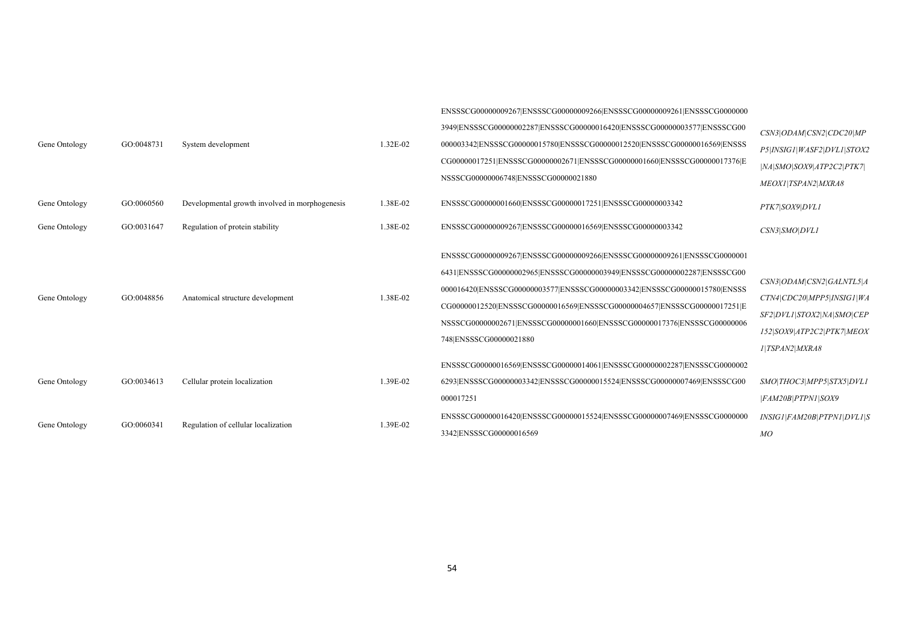| | | | | | |
|---|---|---|---|---|---|
| Gene Ontology | GO:0048731 | System development | 1.32E-02 | ENSSSCG00000009267\|ENSSSCG00000009266\|ENSSSCG00000009261\|ENSSSCG00000003949\|ENSSSCG00000002287\|ENSSSCG00000016420\|ENSSSCG00000003577\|ENSSSCG00000003342\|ENSSSCG00000015780\|ENSSSCG00000012520\|ENSSSCG00000016569\|ENSSSCG00000017251\|ENSSSCG00000002671\|ENSSSCG00000001660\|ENSSSCG00000017376\|ENSSSCG00000006748\|ENSSSCG00000021880 | *CSN3\|ODAM\|CSN2\|CDC20\|MPP5\|INSIG1\|WASF2\|DVL1\|STOX2\|NA\|SMO\|SOX9\|ATP2C2\|PTK7\|MEOX1\|TSPAN2\|MXRA8* |
| Gene Ontology | GO:0060560 | Developmental growth involved in morphogenesis | 1.38E-02 | ENSSSCG00000001660\|ENSSSCG00000017251\|ENSSSCG00000003342 | *PTK7\|SOX9\|DVL1* |
| Gene Ontology | GO:0031647 | Regulation of protein stability | 1.38E-02 | ENSSSCG00000009267\|ENSSSCG00000016569\|ENSSSCG00000003342 | *CSN3\|SMO\|DVL1* |
| Gene Ontology | GO:0048856 | Anatomical structure development | 1.38E-02 | ENSSSCG00000009267\|ENSSSCG00000009266\|ENSSSCG00000009261\|ENSSSCG00000016431\|ENSSSCG00000002965\|ENSSSCG00000003949\|ENSSSCG00000002287\|ENSSSCG00000016420\|ENSSSCG00000003577\|ENSSSCG00000003342\|ENSSSCG00000015780\|ENSSSCG00000012520\|ENSSSCG00000016569\|ENSSSCG00000004657\|ENSSSCG00000017251\|ENSSSCG00000002671\|ENSSSCG00000001660\|ENSSSCG00000017376\|ENSSSCG00000006748\|ENSSSCG00000021880 | *CSN3\|ODAM\|CSN2\|GALNTL5\|ACTN4\|CDC20\|MPP5\|INSIG1\|WASF2\|DVL1\|STOX2\|NA\|SMO\|CEP152\|SOX9\|ATP2C2\|PTK7\|MEOX1\|TSPAN2\|MXRA8* |
| Gene Ontology | GO:0034613 | Cellular protein localization | 1.39E-02 | ENSSSCG00000016569\|ENSSSCG00000014061\|ENSSSCG00000002287\|ENSSSCG00000026293\|ENSSSCG00000003342\|ENSSSCG00000015524\|ENSSSCG00000007469\|ENSSSCG00000017251 | *SMO\|THOC3\|MPP5\|STX5\|DVL1\|FAM20B\|PTPN1\|SOX9* |
| Gene Ontology | GO:0060341 | Regulation of cellular localization | 1.39E-02 | ENSSSCG00000016420\|ENSSSCG00000015524\|ENSSSCG00000007469\|ENSSSCG00000003342\|ENSSSCG00000016569 | *INSIG1\|FAM20B\|PTPN1\|DVL1\|SMO* |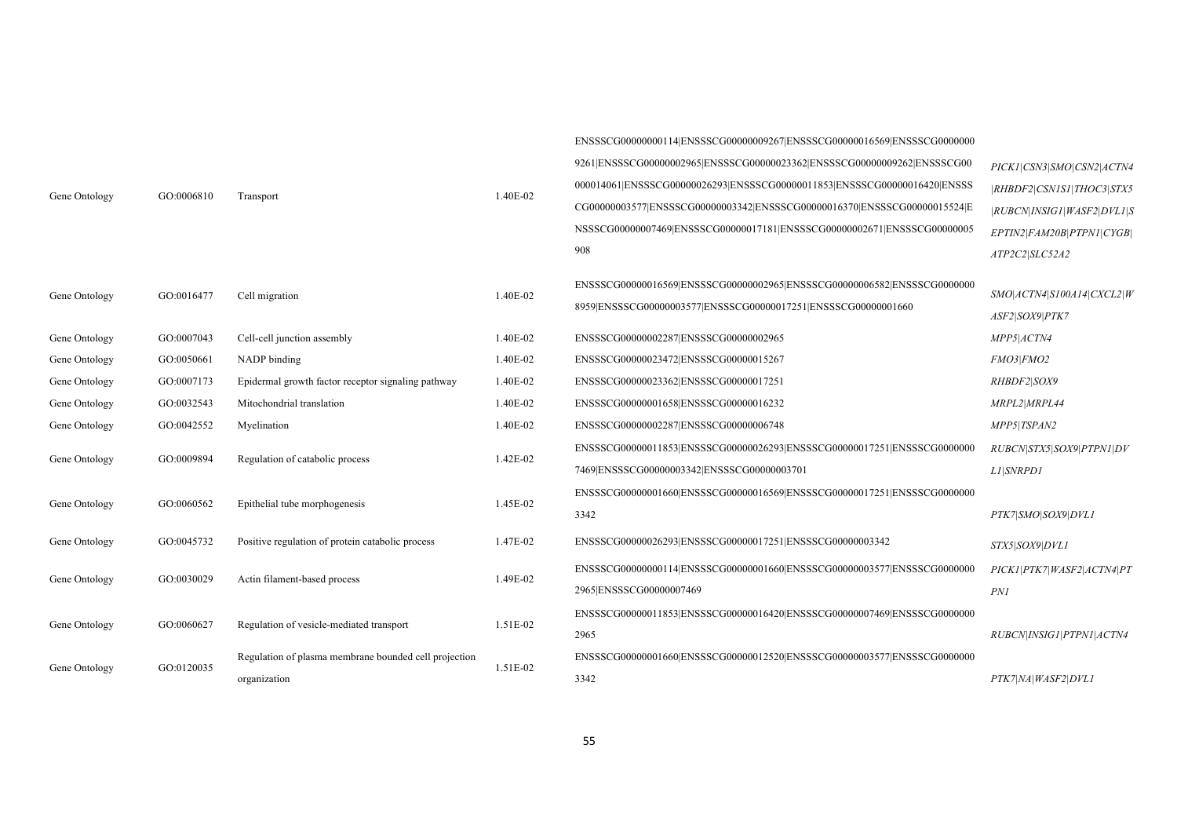| | | | | | |
|---|---|---|---|---|---|
| Gene Ontology | GO:0006810 | Transport | 1.40E-02 | ENSSSCG00000000114\|ENSSSCG00000009267\|ENSSSCG00000016569\|ENSSSCG00000009261\|ENSSSCG00000002965\|ENSSSCG00000023362\|ENSSSCG00000009262\|ENSSSCG00000014061\|ENSSSCG00000026293\|ENSSSCG00000011853\|ENSSSCG00000016420\|ENSSSCG00000003577\|ENSSSCG00000003342\|ENSSSCG00000016370\|ENSSSCG00000015524\|ENSSSCG00000007469\|ENSSSCG00000017181\|ENSSSCG00000002671\|ENSSSCG00000005908 | *PICK1\|CSN3\|SMO\|CSN2\|ACTN4\|RHBDF2\|CSN1S1\|THOC3\|STX5\|RUBCN\|INSIG1\|WASF2\|DVL1\|SEPTIN2\|FAM20B\|PTPN1\|CYGB\|ATP2C2\|SLC52A2* |
| Gene Ontology | GO:0016477 | Cell migration | 1.40E-02 | ENSSSCG00000016569\|ENSSSCG00000002965\|ENSSSCG00000006582\|ENSSSCG00000008959\|ENSSSCG00000003577\|ENSSSCG00000017251\|ENSSSCG00000001660 | *SMO\|ACTN4\|S100A14\|CXCL2\|WASF2\|SOX9\|PTK7* |
| Gene Ontology | GO:0007043 | Cell-cell junction assembly | 1.40E-02 | ENSSSCG00000002287\|ENSSSCG00000002965 | *MPP5\|ACTN4* |
| Gene Ontology | GO:0050661 | NADP binding | 1.40E-02 | ENSSSCG00000023472\|ENSSSCG00000015267 | *FMO3\|FMO2* |
| Gene Ontology | GO:0007173 | Epidermal growth factor receptor signaling pathway | 1.40E-02 | ENSSSCG00000023362\|ENSSSCG00000017251 | *RHBDF2\|SOX9* |
| Gene Ontology | GO:0032543 | Mitochondrial translation | 1.40E-02 | ENSSSCG00000001658\|ENSSSCG00000016232 | *MRPL2\|MRPL44* |
| Gene Ontology | GO:0042552 | Myelination | 1.40E-02 | ENSSSCG00000002287\|ENSSSCG00000006748 | *MPP5\|TSPAN2* |
| Gene Ontology | GO:0009894 | Regulation of catabolic process | 1.42E-02 | ENSSSCG00000011853\|ENSSSCG00000026293\|ENSSSCG00000017251\|ENSSSCG00000007469\|ENSSSCG00000003342\|ENSSSCG00000003701 | *RUBCN\|STX5\|SOX9\|PTPN1\|DVL1\|SNRPD1* |
| Gene Ontology | GO:0060562 | Epithelial tube morphogenesis | 1.45E-02 | ENSSSCG00000001660\|ENSSSCG00000016569\|ENSSSCG00000017251\|ENSSSCG00000003342 | *PTK7\|SMO\|SOX9\|DVL1* |
| Gene Ontology | GO:0045732 | Positive regulation of protein catabolic process | 1.47E-02 | ENSSSCG00000026293\|ENSSSCG00000017251\|ENSSSCG00000003342 | *STX5\|SOX9\|DVL1* |
| Gene Ontology | GO:0030029 | Actin filament-based process | 1.49E-02 | ENSSSCG00000000114\|ENSSSCG00000001660\|ENSSSCG00000003577\|ENSSSCG00000002965\|ENSSSCG00000007469 | *PICK1\|PTK7\|WASF2\|ACTN4\|PTPN1* |
| Gene Ontology | GO:0060627 | Regulation of vesicle-mediated transport | 1.51E-02 | ENSSSCG00000011853\|ENSSSCG00000016420\|ENSSSCG00000007469\|ENSSSCG00000002965 | *RUBCN\|INSIG1\|PTPN1\|ACTN4* |
| Gene Ontology | GO:0120035 | Regulation of plasma membrane bounded cell projection organization | 1.51E-02 | ENSSSCG00000001660\|ENSSSCG00000012520\|ENSSSCG00000003577\|ENSSSCG00000003342 | *PTK7\|NA\|WASF2\|DVL1* |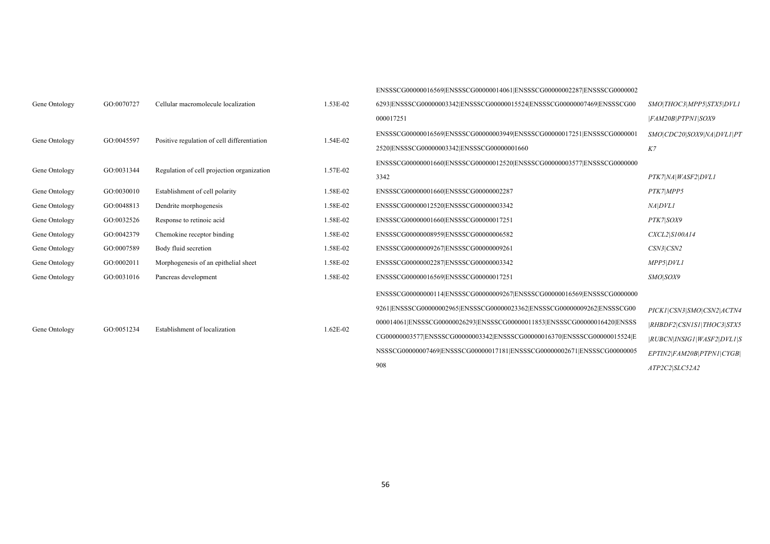| | | | | | |
|---|---|---|---|---|---|
| Gene Ontology | GO:0070727 | Cellular macromolecule localization | 1.53E-02 | ENSSSCG00000016569\|ENSSSCG00000014061\|ENSSSCG00000002287\|ENSSSCG00000026293\|ENSSSCG00000003342\|ENSSSCG00000015524\|ENSSSCG00000007469\|ENSSSCG00000017251 | *SMO\|THOC3\|MPP5\|STX5\|DVL1\|FAM20B\|PTPN1\|SOX9* |
| Gene Ontology | GO:0045597 | Positive regulation of cell differentiation | 1.54E-02 | ENSSSCG00000016569\|ENSSSCG00000003949\|ENSSSCG00000017251\|ENSSSCG00000012520\|ENSSSCG00000003342\|ENSSSCG00000001660 | *SMO\|CDC20\|SOX9\|NA\|DVL1\|PTK7* |
| Gene Ontology | GO:0031344 | Regulation of cell projection organization | 1.57E-02 | ENSSSCG00000001660\|ENSSSCG00000012520\|ENSSSCG00000003577\|ENSSSCG00000003342 | *PTK7\|NA\|WASF2\|DVL1* |
| Gene Ontology | GO:0030010 | Establishment of cell polarity | 1.58E-02 | ENSSSCG00000001660\|ENSSSCG00000002287 | *PTK7\|MPP5* |
| Gene Ontology | GO:0048813 | Dendrite morphogenesis | 1.58E-02 | ENSSSCG00000012520\|ENSSSCG00000003342 | *NA\|DVL1* |
| Gene Ontology | GO:0032526 | Response to retinoic acid | 1.58E-02 | ENSSSCG00000001660\|ENSSSCG00000017251 | *PTK7\|SOX9* |
| Gene Ontology | GO:0042379 | Chemokine receptor binding | 1.58E-02 | ENSSSCG00000008959\|ENSSSCG00000006582 | *CXCL2\|S100A14* |
| Gene Ontology | GO:0007589 | Body fluid secretion | 1.58E-02 | ENSSSCG00000009267\|ENSSSCG00000009261 | *CSN3\|CSN2* |
| Gene Ontology | GO:0002011 | Morphogenesis of an epithelial sheet | 1.58E-02 | ENSSSCG00000002287\|ENSSSCG00000003342 | *MPP5\|DVL1* |
| Gene Ontology | GO:0031016 | Pancreas development | 1.58E-02 | ENSSSCG00000016569\|ENSSSCG00000017251 | *SMO\|SOX9* |
| Gene Ontology | GO:0051234 | Establishment of localization | 1.62E-02 | ENSSSCG00000000114\|ENSSSCG00000009267\|ENSSSCG00000016569\|ENSSSCG00000009261\|ENSSSCG00000002965\|ENSSSCG00000023362\|ENSSSCG00000009262\|ENSSSCG00000014061\|ENSSSCG00000026293\|ENSSSCG00000011853\|ENSSSCG00000016420\|ENSSSCG00000003577\|ENSSSCG00000003342\|ENSSSCG00000016370\|ENSSSCG00000015524\|ENSSSCG00000007469\|ENSSSCG00000017181\|ENSSSCG00000002671\|ENSSSCG00000005908 | *PICK1\|CSN3\|SMO\|CSN2\|ACTN4\|RHBDF2\|CSN1S1\|THOC3\|STX5\|RUBCN\|INSIG1\|WASF2\|DVL1\|SEPTIN2\|FAM20B\|PTPN1\|CYGB\|ATP2C2\|SLC52A2* |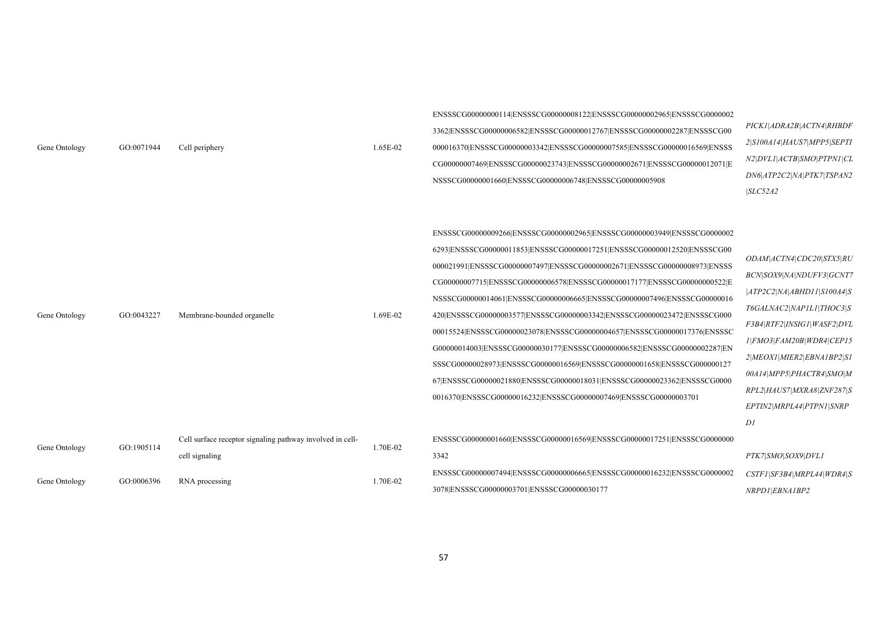| | | | | | |
|---|---|---|---|---|---|
| Gene Ontology | GO:0071944 | Cell periphery | 1.65E-02 | ENSSSCG00000000114\|ENSSSCG00000008122\|ENSSSCG00000002965\|ENSSSCG00000023362\|ENSSSCG00000006582\|ENSSSCG00000012767\|ENSSSCG00000002287\|ENSSSCG00000016370\|ENSSSCG00000003342\|ENSSSCG00000007585\|ENSSSCG00000016569\|ENSSSCG00000007469\|ENSSSCG00000023743\|ENSSSCG00000002671\|ENSSSCG00000012071\|ENSSSCG00000001660\|ENSSSCG00000006748\|ENSSSCG00000005908 | *PICK1\|ADRA2B\|ACTN4\|RHBDF2\|S100A14\|HAUS7\|MPP5\|SEPTIN2\|DVL1\|ACTB\|SMO\|PTPN1\|CLDN6\|ATP2C2\|NA\|PTK7\|TSPAN2\|SLC52A2* |
| Gene Ontology | GO:0043227 | Membrane-bounded organelle | 1.69E-02 | ENSSSCG00000009266\|ENSSSCG00000002965\|ENSSSCG00000003949\|ENSSSCG00000026293\|ENSSSCG00000011853\|ENSSSCG00000017251\|ENSSSCG00000012520\|ENSSSCG00000021991\|ENSSSCG00000007497\|ENSSSCG00000002671\|ENSSSCG00000008973\|ENSSSCG00000007715\|ENSSSCG00000006578\|ENSSSCG00000017177\|ENSSSCG00000000522\|ENSSSCG00000014061\|ENSSSCG00000006665\|ENSSSCG00000007496\|ENSSSCG00000016420\|ENSSSCG00000003577\|ENSSSCG00000003342\|ENSSSCG00000023472\|ENSSSCG00000015524\|ENSSSCG00000023078\|ENSSSCG00000004657\|ENSSSCG00000017376\|ENSSSCG00000014003\|ENSSSCG00000030177\|ENSSSCG00000006582\|ENSSSCG00000002287\|ENSSSCG00000028973\|ENSSSCG00000016569\|ENSSSCG00000001658\|ENSSSCG00000012767\|ENSSSCG00000021880\|ENSSSCG00000018031\|ENSSSCG00000023362\|ENSSSCG00000016370\|ENSSSCG00000016232\|ENSSSCG00000007469\|ENSSSCG00000003701 | *ODAM\|ACTN4\|CDC20\|STX5\|RUBCN\|SOX9\|NA\|NDUFV3\|GCNT7\|ATP2C2\|NA\|ABHD11\|S100A4\|ST6GALNAC2\|NAP1L1\|THOC3\|SF3B4\|RTF2\|INSIG1\|WASF2\|DVL1\|FMO3\|FAM20B\|WDR4\|CEP152\|MEOX1\|MIER2\|EBNA1BP2\|S100A14\|MPP5\|PHACTR4\|SMO\|MRPL2\|HAUS7\|MXRA8\|ZNF287\|SEPTIN2\|MRPL44\|PTPN1\|SNRPD1* |
| Gene Ontology | GO:1905114 | Cell surface receptor signaling pathway involved in cell-cell signaling | 1.70E-02 | ENSSSCG00000001660\|ENSSSCG00000016569\|ENSSSCG00000017251\|ENSSSCG00000003342 | *PTK7\|SMO\|SOX9\|DVL1* |
| Gene Ontology | GO:0006396 | RNA processing | 1.70E-02 | ENSSSCG00000007494\|ENSSSCG00000006665\|ENSSSCG00000016232\|ENSSSCG00000023078\|ENSSSCG00000003701\|ENSSSCG00000030177 | *CSTF1\|SF3B4\|MRPL44\|WDR4\|SNRPD1\|EBNA1BP2* |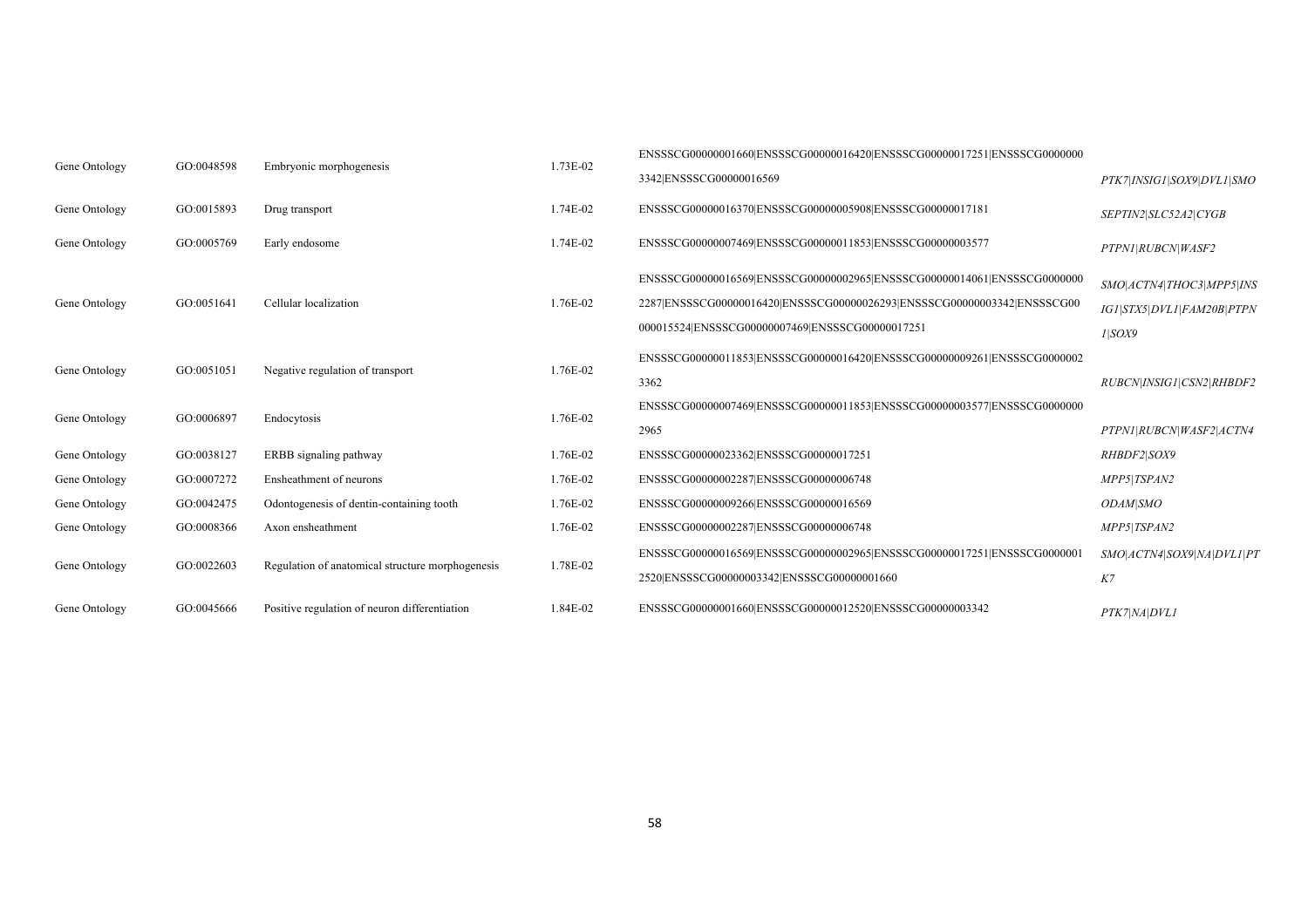| | | | | | |
|---|---|---|---|---|---|
| Gene Ontology | GO:0048598 | Embryonic morphogenesis | 1.73E-02 | ENSSSCG00000001660\|ENSSSCG00000016420\|ENSSSCG00000017251\|ENSSSCG00000003342\|ENSSSCG00000016569 | *PTK7\|INSIG1\|SOX9\|DVL1\|SMO* |
| Gene Ontology | GO:0015893 | Drug transport | 1.74E-02 | ENSSSCG00000016370\|ENSSSCG00000005908\|ENSSSCG00000017181 | *SEPTIN2\|SLC52A2\|CYGB* |
| Gene Ontology | GO:0005769 | Early endosome | 1.74E-02 | ENSSSCG00000007469\|ENSSSCG00000011853\|ENSSSCG00000003577 | *PTPN1\|RUBCN\|WASF2* |
| Gene Ontology | GO:0051641 | Cellular localization | 1.76E-02 | ENSSSCG00000016569\|ENSSSCG00000002965\|ENSSSCG00000014061\|ENSSSCG00000002287\|ENSSSCG00000016420\|ENSSSCG00000026293\|ENSSSCG00000003342\|ENSSSCG00000015524\|ENSSSCG00000007469\|ENSSSCG00000017251 | *SMO\|ACTN4\|THOC3\|MPP5\|INSIG1\|STX5\|DVL1\|FAM20B\|PTPN1\|SOX9* |
| Gene Ontology | GO:0051051 | Negative regulation of transport | 1.76E-02 | ENSSSCG00000011853\|ENSSSCG00000016420\|ENSSSCG00000009261\|ENSSSCG00000023362 | *RUBCN\|INSIG1\|CSN2\|RHBDF2* |
| Gene Ontology | GO:0006897 | Endocytosis | 1.76E-02 | ENSSSCG00000007469\|ENSSSCG00000011853\|ENSSSCG00000003577\|ENSSSCG00000002965 | *PTPN1\|RUBCN\|WASF2\|ACTN4* |
| Gene Ontology | GO:0038127 | ERBB signaling pathway | 1.76E-02 | ENSSSCG00000023362\|ENSSSCG00000017251 | *RHBDF2\|SOX9* |
| Gene Ontology | GO:0007272 | Ensheathment of neurons | 1.76E-02 | ENSSSCG00000002287\|ENSSSCG00000006748 | *MPP5\|TSPAN2* |
| Gene Ontology | GO:0042475 | Odontogenesis of dentin-containing tooth | 1.76E-02 | ENSSSCG00000009266\|ENSSSCG00000016569 | *ODAM\|SMO* |
| Gene Ontology | GO:0008366 | Axon ensheathment | 1.76E-02 | ENSSSCG00000002287\|ENSSSCG00000006748 | *MPP5\|TSPAN2* |
| Gene Ontology | GO:0022603 | Regulation of anatomical structure morphogenesis | 1.78E-02 | ENSSSCG00000016569\|ENSSSCG00000002965\|ENSSSCG00000017251\|ENSSSCG00000012520\|ENSSSCG00000003342\|ENSSSCG00000001660 | *SMO\|ACTN4\|SOX9\|NA\|DVL1\|PTK7* |
| Gene Ontology | GO:0045666 | Positive regulation of neuron differentiation | 1.84E-02 | ENSSSCG00000001660\|ENSSSCG00000012520\|ENSSSCG00000003342 | *PTK7\|NA\|DVL1* |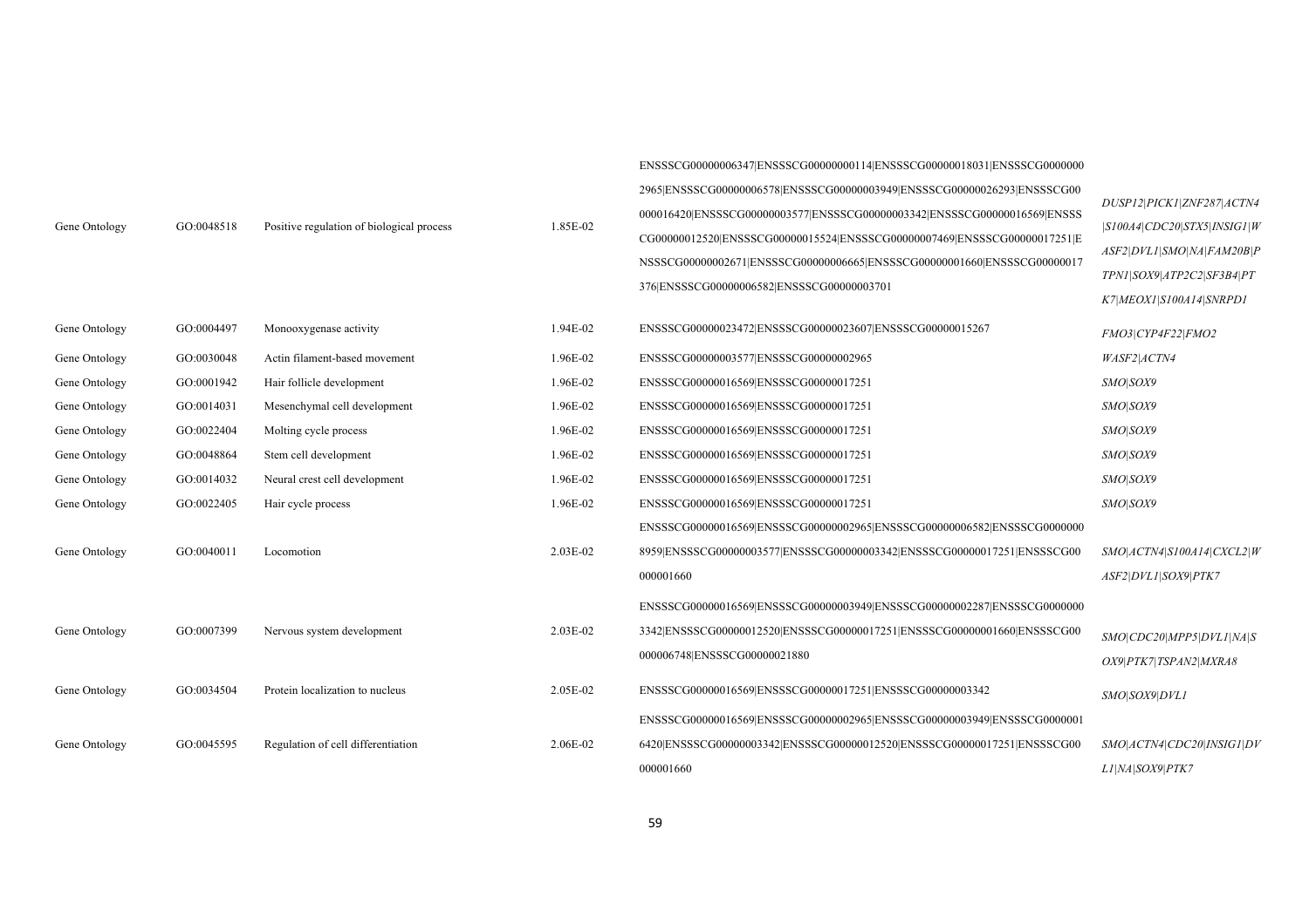| | | | | | |
|---|---|---|---|---|---|
| Gene Ontology | GO:0048518 | Positive regulation of biological process | 1.85E-02 | ENSSSCG00000006347\|ENSSSCG00000000114\|ENSSSCG00000018031\|ENSSSCG00000002965\|ENSSSCG00000006578\|ENSSSCG00000003949\|ENSSSCG00000026293\|ENSSSCG00000016420\|ENSSSCG00000003577\|ENSSSCG00000003342\|ENSSSCG00000016569\|ENSSSCG00000012520\|ENSSSCG00000015524\|ENSSSCG00000007469\|ENSSSCG00000017251\|ENSSSCG00000002671\|ENSSSCG00000006665\|ENSSSCG00000001660\|ENSSSCG00000017376\|ENSSSCG00000006582\|ENSSSCG00000003701 | *DUSP12\|PICK1\|ZNF287\|ACTN4\|S100A4\|CDC20\|STX5\|INSIG1\|WASF2\|DVL1\|SMO\|NA\|FAM20B\|PTPN1\|SOX9\|ATP2C2\|SF3B4\|PTK7\|MEOX1\|S100A14\|SNRPD1* |
| Gene Ontology | GO:0004497 | Monooxygenase activity | 1.94E-02 | ENSSSCG00000023472\|ENSSSCG00000023607\|ENSSSCG00000015267 | *FMO3\|CYP4F22\|FMO2* |
| Gene Ontology | GO:0030048 | Actin filament-based movement | 1.96E-02 | ENSSSCG00000003577\|ENSSSCG00000002965 | *WASF2\|ACTN4* |
| Gene Ontology | GO:0001942 | Hair follicle development | 1.96E-02 | ENSSSCG00000016569\|ENSSSCG00000017251 | *SMO\|SOX9* |
| Gene Ontology | GO:0014031 | Mesenchymal cell development | 1.96E-02 | ENSSSCG00000016569\|ENSSSCG00000017251 | *SMO\|SOX9* |
| Gene Ontology | GO:0022404 | Molting cycle process | 1.96E-02 | ENSSSCG00000016569\|ENSSSCG00000017251 | *SMO\|SOX9* |
| Gene Ontology | GO:0048864 | Stem cell development | 1.96E-02 | ENSSSCG00000016569\|ENSSSCG00000017251 | *SMO\|SOX9* |
| Gene Ontology | GO:0014032 | Neural crest cell development | 1.96E-02 | ENSSSCG00000016569\|ENSSSCG00000017251 | *SMO\|SOX9* |
| Gene Ontology | GO:0022405 | Hair cycle process | 1.96E-02 | ENSSSCG00000016569\|ENSSSCG00000017251 | *SMO\|SOX9* |
| Gene Ontology | GO:0040011 | Locomotion | 2.03E-02 | ENSSSCG00000016569\|ENSSSCG00000002965\|ENSSSCG00000006582\|ENSSSCG00000008959\|ENSSSCG00000003577\|ENSSSCG00000003342\|ENSSSCG00000017251\|ENSSSCG00000001660 | *SMO\|ACTN4\|S100A14\|CXCL2\|WASF2\|DVL1\|SOX9\|PTK7* |
| Gene Ontology | GO:0007399 | Nervous system development | 2.03E-02 | ENSSSCG00000016569\|ENSSSCG00000003949\|ENSSSCG00000002287\|ENSSSCG00000003342\|ENSSSCG00000012520\|ENSSSCG00000017251\|ENSSSCG00000001660\|ENSSSCG00000006748\|ENSSSCG00000021880 | *SMO\|CDC20\|MPP5\|DVL1\|NA\|SOX9\|PTK7\|TSPAN2\|MXRA8* |
| Gene Ontology | GO:0034504 | Protein localization to nucleus | 2.05E-02 | ENSSSCG00000016569\|ENSSSCG00000017251\|ENSSSCG00000003342 | *SMO\|SOX9\|DVL1* |
| Gene Ontology | GO:0045595 | Regulation of cell differentiation | 2.06E-02 | ENSSSCG00000016569\|ENSSSCG00000002965\|ENSSSCG00000003949\|ENSSSCG00000016420\|ENSSSCG00000003342\|ENSSSCG00000012520\|ENSSSCG00000017251\|ENSSSCG00000001660 | *SMO\|ACTN4\|CDC20\|INSIG1\|DVL1\|NA\|SOX9\|PTK7* |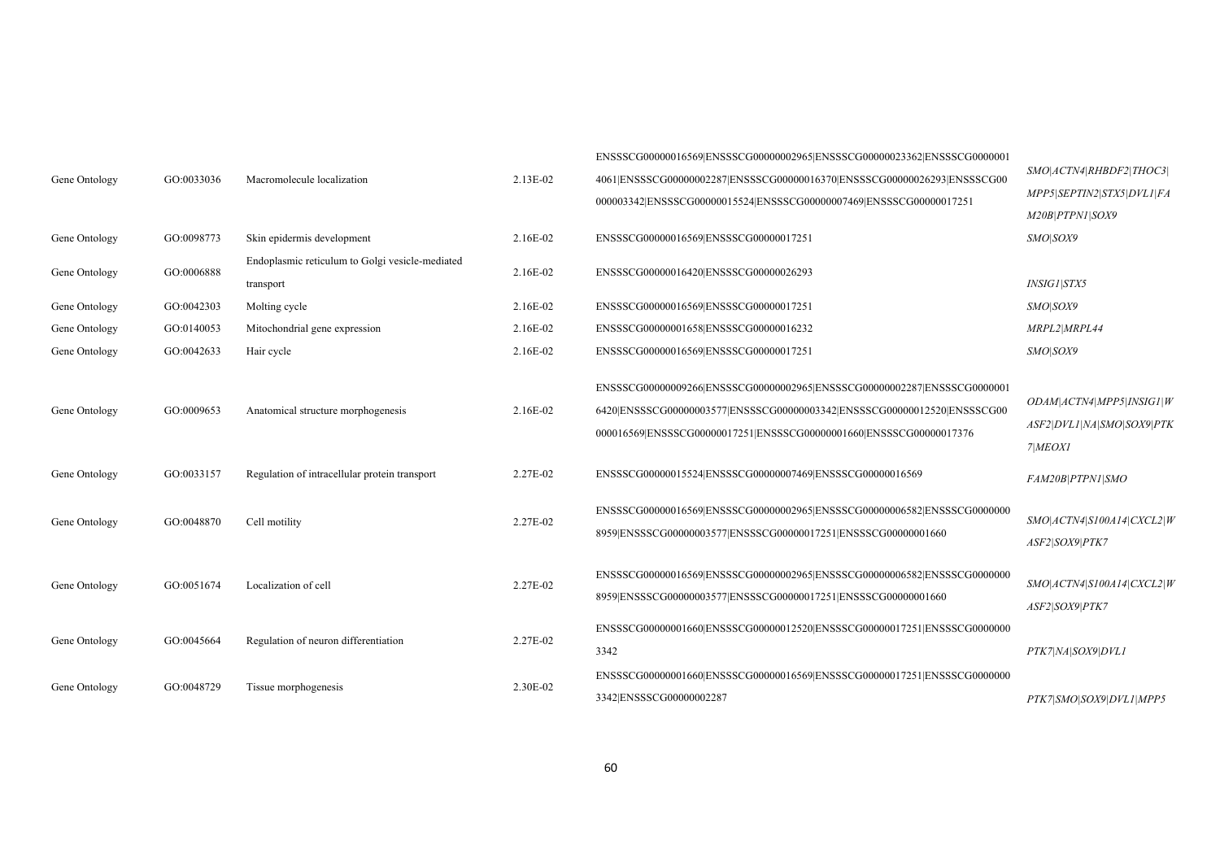| | | | | | |
|---|---|---|---|---|---|
| Gene Ontology | GO:0033036 | Macromolecule localization | 2.13E-02 | ENSSSCG00000016569\|ENSSSCG00000002965\|ENSSSCG00000023362\|ENSSSCG00000014061\|ENSSSCG00000002287\|ENSSSCG00000016370\|ENSSSCG00000026293\|ENSSSCG00000003342\|ENSSSCG00000015524\|ENSSSCG00000007469\|ENSSSCG00000017251 | *SMO\|ACTN4\|RHBDF2\|THOC3\|MPP5\|SEPTIN2\|STX5\|DVL1\|FAM20B\|PTPN1\|SOX9* |
| Gene Ontology | GO:0098773 | Skin epidermis development | 2.16E-02 | ENSSSCG00000016569\|ENSSSCG00000017251 | *SMO\|SOX9* |
| Gene Ontology | GO:0006888 | Endoplasmic reticulum to Golgi vesicle-mediated transport | 2.16E-02 | ENSSSCG00000016420\|ENSSSCG00000026293 | *INSIG1\|STX5* |
| Gene Ontology | GO:0042303 | Molting cycle | 2.16E-02 | ENSSSCG00000016569\|ENSSSCG00000017251 | *SMO\|SOX9* |
| Gene Ontology | GO:0140053 | Mitochondrial gene expression | 2.16E-02 | ENSSSCG00000001658\|ENSSSCG00000016232 | *MRPL2\|MRPL44* |
| Gene Ontology | GO:0042633 | Hair cycle | 2.16E-02 | ENSSSCG00000016569\|ENSSSCG00000017251 | *SMO\|SOX9* |
| Gene Ontology | GO:0009653 | Anatomical structure morphogenesis | 2.16E-02 | ENSSSCG00000009266\|ENSSSCG00000002965\|ENSSSCG00000002287\|ENSSSCG00000016420\|ENSSSCG00000003577\|ENSSSCG00000003342\|ENSSSCG00000012520\|ENSSSCG00000016569\|ENSSSCG00000017251\|ENSSSCG00000001660\|ENSSSCG00000017376 | *ODAM\|ACTN4\|MPP5\|INSIG1\|WASF2\|DVL1\|NA\|SMO\|SOX9\|PTK7\|MEOX1* |
| Gene Ontology | GO:0033157 | Regulation of intracellular protein transport | 2.27E-02 | ENSSSCG00000015524\|ENSSSCG00000007469\|ENSSSCG00000016569 | *FAM20B\|PTPN1\|SMO* |
| Gene Ontology | GO:0048870 | Cell motility | 2.27E-02 | ENSSSCG00000016569\|ENSSSCG00000002965\|ENSSSCG00000006582\|ENSSSCG00000008959\|ENSSSCG00000003577\|ENSSSCG00000017251\|ENSSSCG00000001660 | *SMO\|ACTN4\|S100A14\|CXCL2\|WASF2\|SOX9\|PTK7* |
| Gene Ontology | GO:0051674 | Localization of cell | 2.27E-02 | ENSSSCG00000016569\|ENSSSCG00000002965\|ENSSSCG00000006582\|ENSSSCG00000008959\|ENSSSCG00000003577\|ENSSSCG00000017251\|ENSSSCG00000001660 | *SMO\|ACTN4\|S100A14\|CXCL2\|WASF2\|SOX9\|PTK7* |
| Gene Ontology | GO:0045664 | Regulation of neuron differentiation | 2.27E-02 | ENSSSCG00000001660\|ENSSSCG00000012520\|ENSSSCG00000017251\|ENSSSCG00000003342 | *PTK7\|NA\|SOX9\|DVL1* |
| Gene Ontology | GO:0048729 | Tissue morphogenesis | 2.30E-02 | ENSSSCG00000001660\|ENSSSCG00000016569\|ENSSSCG00000017251\|ENSSSCG00000003342\|ENSSSCG00000002287 | *PTK7\|SMO\|SOX9\|DVL1\|MPP5* |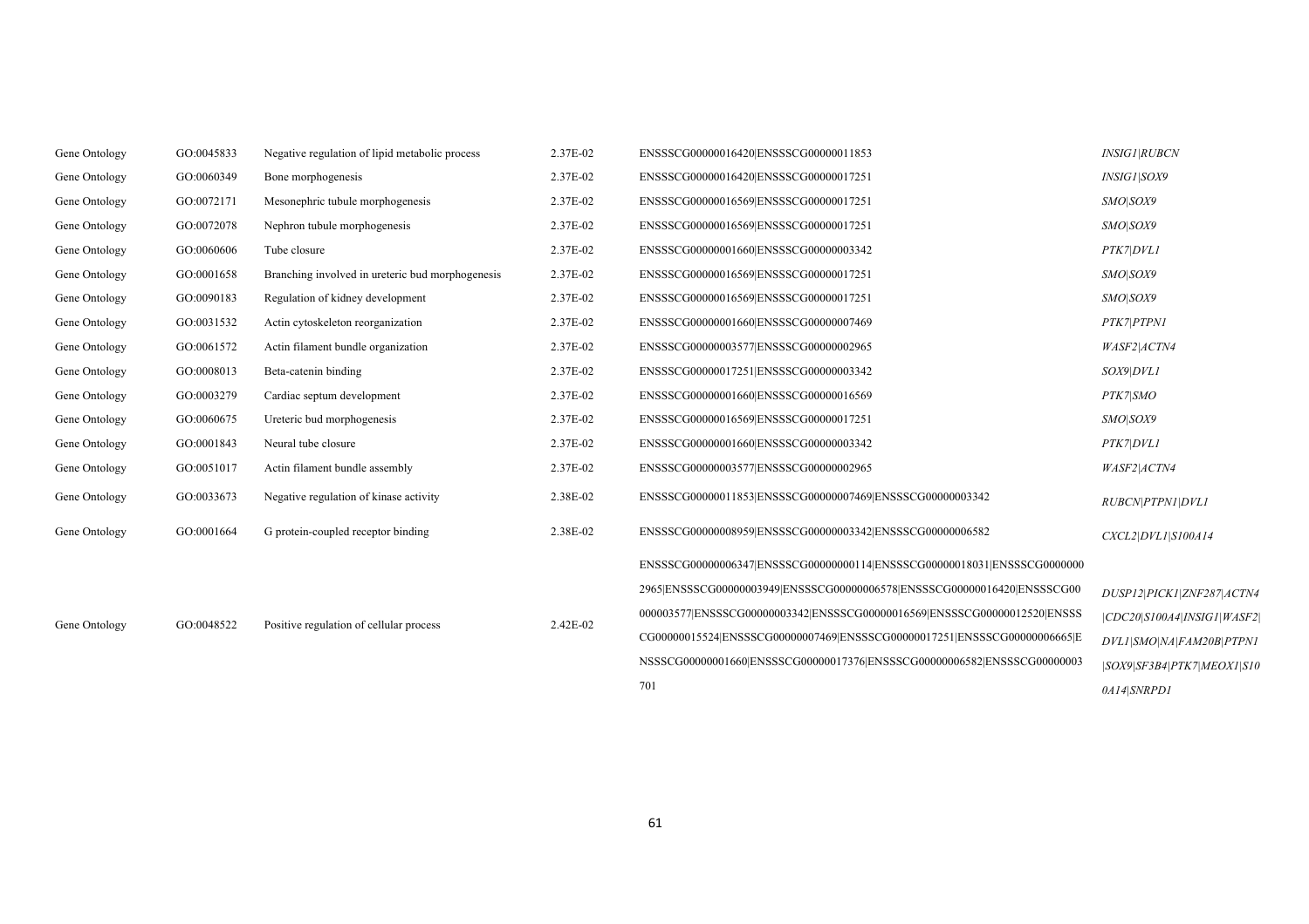| Gene Ontology | GO:0045833 | Negative regulation of lipid metabolic process | 2.37E-02 | ENSSSCG00000016420\|ENSSSCG00000011853 | *INSIG1\|RUBCN* |
|---|---|---|---|---|---|
| Gene Ontology | GO:0060349 | Bone morphogenesis | 2.37E-02 | ENSSSCG00000016420\|ENSSSCG00000017251 | *INSIG1\|SOX9* |
| Gene Ontology | GO:0072171 | Mesonephric tubule morphogenesis | 2.37E-02 | ENSSSCG00000016569\|ENSSSCG00000017251 | *SMO\|SOX9* |
| Gene Ontology | GO:0072078 | Nephron tubule morphogenesis | 2.37E-02 | ENSSSCG00000016569\|ENSSSCG00000017251 | *SMO\|SOX9* |
| Gene Ontology | GO:0060606 | Tube closure | 2.37E-02 | ENSSSCG00000001660\|ENSSSCG00000003342 | *PTK7\|DVL1* |
| Gene Ontology | GO:0001658 | Branching involved in ureteric bud morphogenesis | 2.37E-02 | ENSSSCG00000016569\|ENSSSCG00000017251 | *SMO\|SOX9* |
| Gene Ontology | GO:0090183 | Regulation of kidney development | 2.37E-02 | ENSSSCG00000016569\|ENSSSCG00000017251 | *SMO\|SOX9* |
| Gene Ontology | GO:0031532 | Actin cytoskeleton reorganization | 2.37E-02 | ENSSSCG00000001660\|ENSSSCG00000007469 | *PTK7\|PTPN1* |
| Gene Ontology | GO:0061572 | Actin filament bundle organization | 2.37E-02 | ENSSSCG00000003577\|ENSSSCG00000002965 | *WASF2\|ACTN4* |
| Gene Ontology | GO:0008013 | Beta-catenin binding | 2.37E-02 | ENSSSCG00000017251\|ENSSSCG00000003342 | *SOX9\|DVL1* |
| Gene Ontology | GO:0003279 | Cardiac septum development | 2.37E-02 | ENSSSCG00000001660\|ENSSSCG00000016569 | *PTK7\|SMO* |
| Gene Ontology | GO:0060675 | Ureteric bud morphogenesis | 2.37E-02 | ENSSSCG00000016569\|ENSSSCG00000017251 | *SMO\|SOX9* |
| Gene Ontology | GO:0001843 | Neural tube closure | 2.37E-02 | ENSSSCG00000001660\|ENSSSCG00000003342 | *PTK7\|DVL1* |
| Gene Ontology | GO:0051017 | Actin filament bundle assembly | 2.37E-02 | ENSSSCG00000003577\|ENSSSCG00000002965 | *WASF2\|ACTN4* |
| Gene Ontology | GO:0033673 | Negative regulation of kinase activity | 2.38E-02 | ENSSSCG00000011853\|ENSSSCG00000007469\|ENSSSCG00000003342 | *RUBCN\|PTPN1\|DVL1* |
| Gene Ontology | GO:0001664 | G protein-coupled receptor binding | 2.38E-02 | ENSSSCG00000008959\|ENSSSCG00000003342\|ENSSSCG00000006582 | *CXCL2\|DVL1\|S100A14* |
| Gene Ontology | GO:0048522 | Positive regulation of cellular process | 2.42E-02 | ENSSSCG00000006347\|ENSSSCG00000000114\|ENSSSCG00000018031\|ENSSSCG00000002965\|ENSSSCG00000003949\|ENSSSCG00000006578\|ENSSSCG00000016420\|ENSSSCG00000003577\|ENSSSCG00000003342\|ENSSSCG00000016569\|ENSSSCG00000012520\|ENSSSCG00000015524\|ENSSSCG00000007469\|ENSSSCG00000017251\|ENSSSCG00000006665\|ENSSSCG00000001660\|ENSSSCG00000017376\|ENSSSCG00000006582\|ENSSSCG00000003701 | *DUSP12\|PICK1\|ZNF287\|ACTN4\|CDC20\|S100A4\|INSIG1\|WASF2\|DVL1\|SMO\|NA\|FAM20B\|PTPN1\|SOX9\|SF3B4\|PTK7\|MEOX1\|S100A14\|SNRPD1* |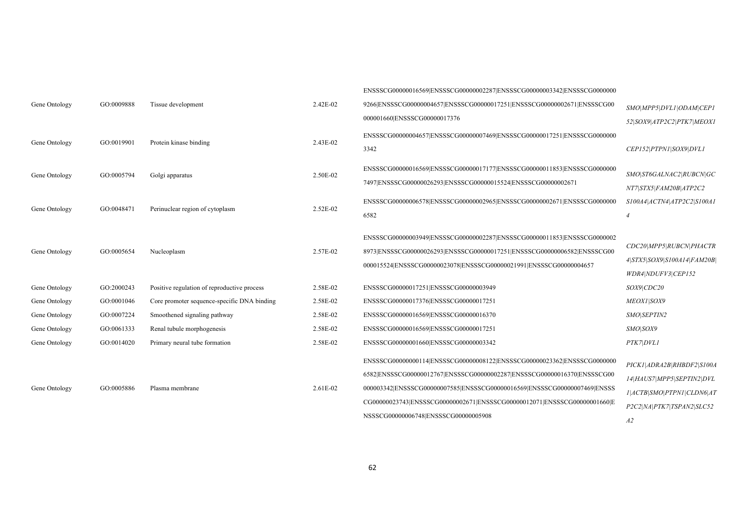| | | | | | |
|---|---|---|---|---|---|
| Gene Ontology | GO:0009888 | Tissue development | 2.42E-02 | ENSSSCG00000016569\|ENSSSCG00000002287\|ENSSSCG00000003342\|ENSSSCG00000009266\|ENSSSCG00000004657\|ENSSSCG00000017251\|ENSSSCG00000002671\|ENSSSCG00000001660\|ENSSSCG00000017376 | *SMO\|MPP5\|DVL1\|ODAM\|CEP152\|SOX9\|ATP2C2\|PTK7\|MEOX1* |
| Gene Ontology | GO:0019901 | Protein kinase binding | 2.43E-02 | ENSSSCG00000004657\|ENSSSCG00000007469\|ENSSSCG00000017251\|ENSSSCG00000003342 | *CEP152\|PTPN1\|SOX9\|DVL1* |
| Gene Ontology | GO:0005794 | Golgi apparatus | 2.50E-02 | ENSSSCG00000016569\|ENSSSCG00000017177\|ENSSSCG00000011853\|ENSSSCG00000007497\|ENSSSCG00000026293\|ENSSSCG00000015524\|ENSSSCG00000002671 | *SMO\|ST6GALNAC2\|RUBCN\|GCNT7\|STX5\|FAM20B\|ATP2C2* |
| Gene Ontology | GO:0048471 | Perinuclear region of cytoplasm | 2.52E-02 | ENSSSCG00000006578\|ENSSSCG00000002965\|ENSSSCG00000002671\|ENSSSCG00000006582 | *S100A4\|ACTN4\|ATP2C2\|S100A14* |
| Gene Ontology | GO:0005654 | Nucleoplasm | 2.57E-02 | ENSSSCG00000003949\|ENSSSCG00000002287\|ENSSSCG00000011853\|ENSSSCG00000028973\|ENSSSCG00000026293\|ENSSSCG00000017251\|ENSSSCG00000006582\|ENSSSCG00000015524\|ENSSSCG00000023078\|ENSSSCG00000021991\|ENSSSCG00000004657 | *CDC20\|MPP5\|RUBCN\|PHACTR4\|STX5\|SOX9\|S100A14\|FAM20B\|WDR4\|NDUFV3\|CEP152* |
| Gene Ontology | GO:2000243 | Positive regulation of reproductive process | 2.58E-02 | ENSSSCG00000017251\|ENSSSCG00000003949 | *SOX9\|CDC20* |
| Gene Ontology | GO:0001046 | Core promoter sequence-specific DNA binding | 2.58E-02 | ENSSSCG00000017376\|ENSSSCG00000017251 | *MEOX1\|SOX9* |
| Gene Ontology | GO:0007224 | Smoothened signaling pathway | 2.58E-02 | ENSSSCG00000016569\|ENSSSCG00000016370 | *SMO\|SEPTIN2* |
| Gene Ontology | GO:0061333 | Renal tubule morphogenesis | 2.58E-02 | ENSSSCG00000016569\|ENSSSCG00000017251 | *SMO\|SOX9* |
| Gene Ontology | GO:0014020 | Primary neural tube formation | 2.58E-02 | ENSSSCG00000001660\|ENSSSCG00000003342 | *PTK7\|DVL1* |
| Gene Ontology | GO:0005886 | Plasma membrane | 2.61E-02 | ENSSSCG00000000114\|ENSSSCG00000008122\|ENSSSCG00000023362\|ENSSSCG00000006582\|ENSSSCG00000012767\|ENSSSCG00000002287\|ENSSSCG00000016370\|ENSSSCG00000003342\|ENSSSCG00000007585\|ENSSSCG00000016569\|ENSSSCG00000007469\|ENSSSCG00000023743\|ENSSSCG00000002671\|ENSSSCG00000012071\|ENSSSCG00000001660\|ENSSSCG00000006748\|ENSSSCG00000005908 | *PICK1\|ADRA2B\|RHBDF2\|S100A14\|HAUS7\|MPP5\|SEPTIN2\|DVL1\|ACTB\|SMO\|PTPN1\|CLDN6\|ATP2C2\|NA\|PTK7\|TSPAN2\|SLC52A2* |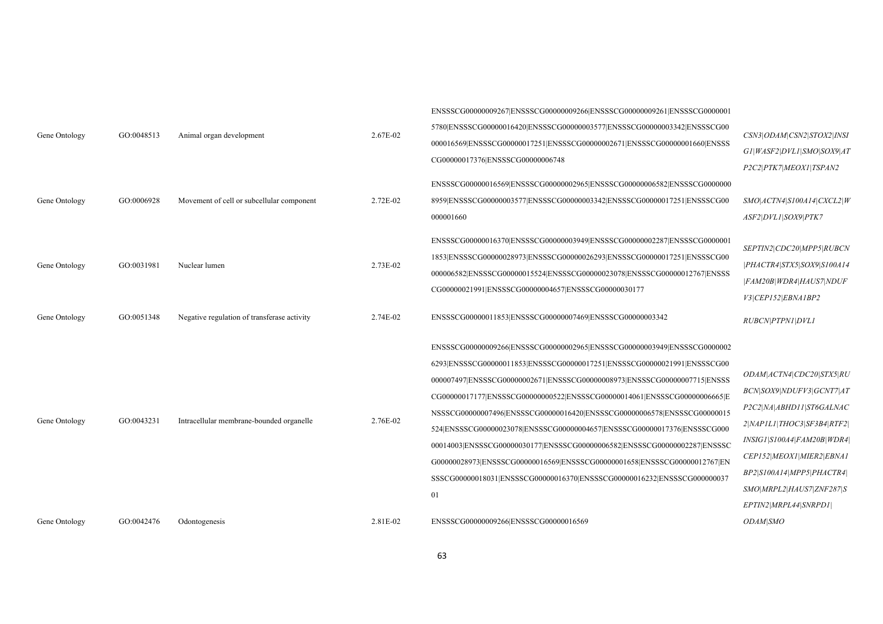| | | | | | |
|---|---|---|---|---|---|
| Gene Ontology | GO:0048513 | Animal organ development | 2.67E-02 | ENSSSCG00000009267\|ENSSSCG00000009266\|ENSSSCG00000009261\|ENSSSCG00000015780\|ENSSSCG00000016420\|ENSSSCG00000003577\|ENSSSCG00000003342\|ENSSSCG00000016569\|ENSSSCG00000017251\|ENSSSCG00000002671\|ENSSSCG00000001660\|ENSSSCG00000017376\|ENSSSCG00000006748 | *CSN3\|ODAM\|CSN2\|STOX2\|INSIG1\|WASF2\|DVL1\|SMO\|SOX9\|ATP2C2\|PTK7\|MEOX1\|TSPAN2* |
| Gene Ontology | GO:0006928 | Movement of cell or subcellular component | 2.72E-02 | ENSSSCG00000016569\|ENSSSCG00000002965\|ENSSSCG00000006582\|ENSSSCG00000008959\|ENSSSCG00000003577\|ENSSSCG00000003342\|ENSSSCG00000017251\|ENSSSCG00000001660 | *SMO\|ACTN4\|S100A14\|CXCL2\|WASF2\|DVL1\|SOX9\|PTK7* |
| Gene Ontology | GO:0031981 | Nuclear lumen | 2.73E-02 | ENSSSCG00000016370\|ENSSSCG00000003949\|ENSSSCG00000002287\|ENSSSCG00000011853\|ENSSSCG00000028973\|ENSSSCG00000026293\|ENSSSCG00000017251\|ENSSSCG00000006582\|ENSSSCG00000015524\|ENSSSCG00000023078\|ENSSSCG00000012767\|ENSSSCG00000021991\|ENSSSCG00000004657\|ENSSSCG00000030177 | *SEPTIN2\|CDC20\|MPP5\|RUBCN\|PHACTR4\|STX5\|SOX9\|S100A14\|FAM20B\|WDR4\|HAUS7\|NDUFV3\|CEP152\|EBNA1BP2* |
| Gene Ontology | GO:0051348 | Negative regulation of transferase activity | 2.74E-02 | ENSSSCG00000011853\|ENSSSCG00000007469\|ENSSSCG00000003342 | *RUBCN\|PTPN1\|DVL1* |
| Gene Ontology | GO:0043231 | Intracellular membrane-bounded organelle | 2.76E-02 | ENSSSCG00000009266\|ENSSSCG00000002965\|ENSSSCG00000003949\|ENSSSCG00000026293\|ENSSSCG00000011853\|ENSSSCG00000017251\|ENSSSCG00000021991\|ENSSSCG00000007497\|ENSSSCG00000002671\|ENSSSCG00000008973\|ENSSSCG00000007715\|ENSSSCG00000017177\|ENSSSCG00000000522\|ENSSSCG00000014061\|ENSSSCG00000006665\|ENSSSCG00000007496\|ENSSSCG00000016420\|ENSSSCG00000006578\|ENSSSCG00000015524\|ENSSSCG00000023078\|ENSSSCG00000004657\|ENSSSCG00000017376\|ENSSSCG00000014003\|ENSSSCG00000030177\|ENSSSCG00000006582\|ENSSSCG00000002287\|ENSSSCG00000028973\|ENSSSCG00000016569\|ENSSSCG00000001658\|ENSSSCG00000012767\|ENSSSCG00000018031\|ENSSSCG00000016370\|ENSSSCG00000016232\|ENSSSCG00000003701 | *ODAM\|ACTN4\|CDC20\|STX5\|RUBCN\|SOX9\|NDUFV3\|GCNT7\|ATP2C2\|NA\|ABHD11\|ST6GALNAC2\|NAP1L1\|THOC3\|SF3B4\|RTF2\|INSIG1\|S100A4\|FAM20B\|WDR4\|CEP152\|MEOX1\|MIER2\|EBNA1BP2\|S100A14\|MPP5\|PHACTR4\|SMO\|MRPL2\|HAUS7\|ZNF287\|SEPTIN2\|MRPL44\|SNRPD1\|* |
| Gene Ontology | GO:0042476 | Odontogenesis | 2.81E-02 | ENSSSCG00000009266\|ENSSSCG00000016569 | *ODAM\|SMO* |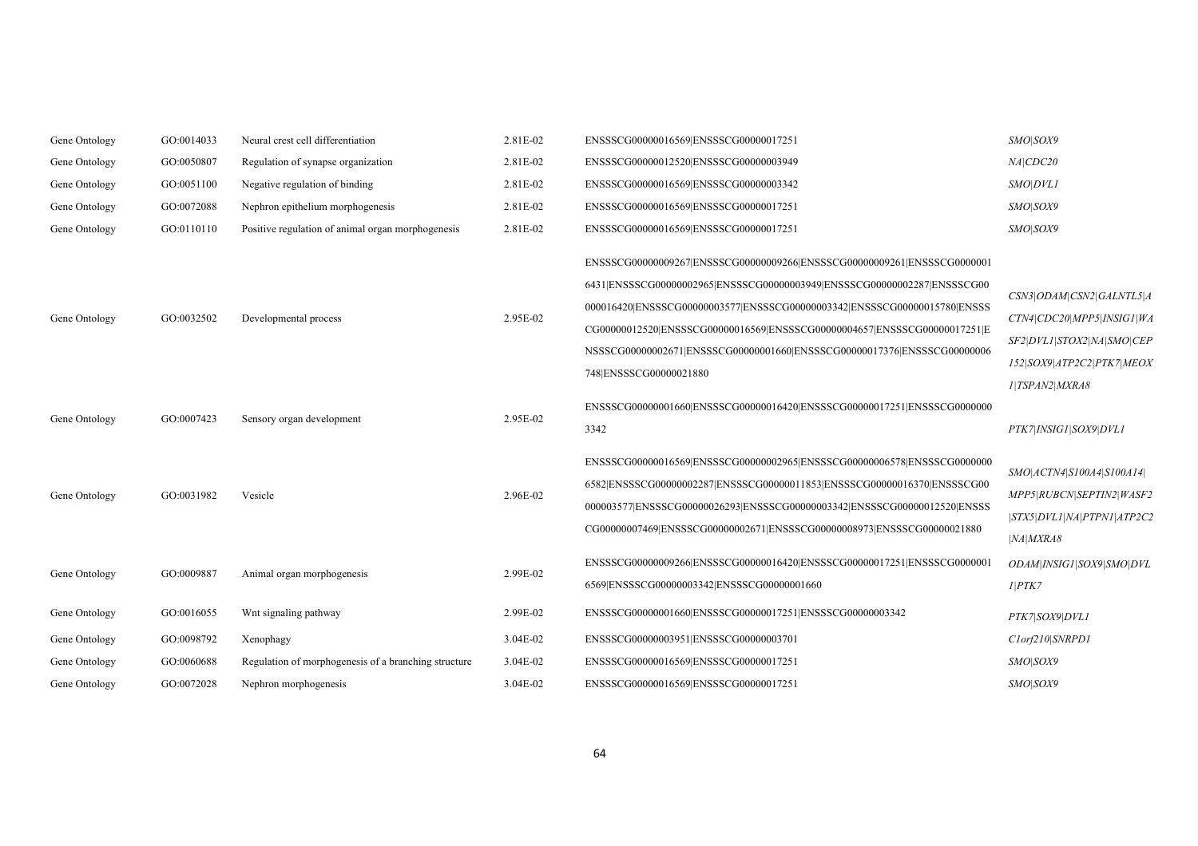| | | | | | |
|---|---|---|---|---|---|
| Gene Ontology | GO:0014033 | Neural crest cell differentiation | 2.81E-02 | ENSSSCG00000016569\|ENSSSCG00000017251 | *SMO\|SOX9* |
| Gene Ontology | GO:0050807 | Regulation of synapse organization | 2.81E-02 | ENSSSCG00000012520\|ENSSSCG00000003949 | *NA\|CDC20* |
| Gene Ontology | GO:0051100 | Negative regulation of binding | 2.81E-02 | ENSSSCG00000016569\|ENSSSCG00000003342 | *SMO\|DVL1* |
| Gene Ontology | GO:0072088 | Nephron epithelium morphogenesis | 2.81E-02 | ENSSSCG00000016569\|ENSSSCG00000017251 | *SMO\|SOX9* |
| Gene Ontology | GO:0110110 | Positive regulation of animal organ morphogenesis | 2.81E-02 | ENSSSCG00000016569\|ENSSSCG00000017251 | *SMO\|SOX9* |
| Gene Ontology | GO:0032502 | Developmental process | 2.95E-02 | ENSSSCG00000009267\|ENSSSCG00000009266\|ENSSSCG00000009261\|ENSSSCG00000016431\|ENSSSCG00000002965\|ENSSSCG00000003949\|ENSSSCG00000002287\|ENSSSCG00000016420\|ENSSSCG00000003577\|ENSSSCG00000003342\|ENSSSCG00000015780\|ENSSSCG00000012520\|ENSSSCG00000016569\|ENSSSCG00000004657\|ENSSSCG00000017251\|ENSSSCG00000002671\|ENSSSCG00000001660\|ENSSSCG00000017376\|ENSSSCG00000006748\|ENSSSCG00000021880 | *CSN3\|ODAM\|CSN2\|GALNTL5\|ACTN4\|CDC20\|MPP5\|INSIG1\|WASF2\|DVL1\|STOX2\|NA\|SMO\|CEP152\|SOX9\|ATP2C2\|PTK7\|MEOX1\|TSPAN2\|MXRA8* |
| Gene Ontology | GO:0007423 | Sensory organ development | 2.95E-02 | ENSSSCG00000001660\|ENSSSCG00000016420\|ENSSSCG00000017251\|ENSSSCG00000003342 | *PTK7\|INSIG1\|SOX9\|DVL1* |
| Gene Ontology | GO:0031982 | Vesicle | 2.96E-02 | ENSSSCG00000016569\|ENSSSCG00000002965\|ENSSSCG00000006578\|ENSSSCG00000006582\|ENSSSCG00000002287\|ENSSSCG00000011853\|ENSSSCG00000016370\|ENSSSCG00000003577\|ENSSSCG00000026293\|ENSSSCG00000003342\|ENSSSCG00000012520\|ENSSSCG00000007469\|ENSSSCG00000002671\|ENSSSCG00000008973\|ENSSSCG00000021880 | *SMO\|ACTN4\|S100A4\|S100A14\|MPP5\|RUBCN\|SEPTIN2\|WASF2\|STX5\|DVL1\|NA\|PTPN1\|ATP2C2\|NA\|MXRA8* |
| Gene Ontology | GO:0009887 | Animal organ morphogenesis | 2.99E-02 | ENSSSCG00000009266\|ENSSSCG00000016420\|ENSSSCG00000017251\|ENSSSCG00000016569\|ENSSSCG00000003342\|ENSSSCG00000001660 | *ODAM\|INSIG1\|SOX9\|SMO\|DVL1\|PTK7* |
| Gene Ontology | GO:0016055 | Wnt signaling pathway | 2.99E-02 | ENSSSCG00000001660\|ENSSSCG00000017251\|ENSSSCG00000003342 | *PTK7\|SOX9\|DVL1* |
| Gene Ontology | GO:0098792 | Xenophagy | 3.04E-02 | ENSSSCG00000003951\|ENSSSCG00000003701 | *C1orf210\|SNRPD1* |
| Gene Ontology | GO:0060688 | Regulation of morphogenesis of a branching structure | 3.04E-02 | ENSSSCG00000016569\|ENSSSCG00000017251 | *SMO\|SOX9* |
| Gene Ontology | GO:0072028 | Nephron morphogenesis | 3.04E-02 | ENSSSCG00000016569\|ENSSSCG00000017251 | *SMO\|SOX9* |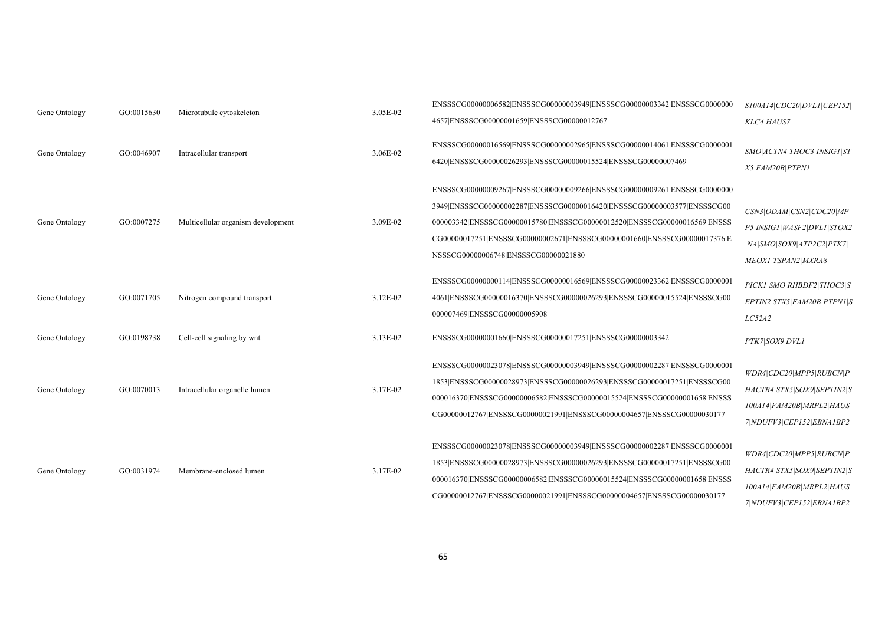| | | | | | |
|---|---|---|---|---|---|
| Gene Ontology | GO:0015630 | Microtubule cytoskeleton | 3.05E-02 | ENSSSCG00000006582\|ENSSSCG00000003949\|ENSSSCG00000003342\|ENSSSCG00000004657\|ENSSSCG00000001659\|ENSSSCG00000012767 | *S100A14\|CDC20\|DVL1\|CEP152\|KLC4\|HAUS7* |
| Gene Ontology | GO:0046907 | Intracellular transport | 3.06E-02 | ENSSSCG00000016569\|ENSSSCG00000002965\|ENSSSCG00000014061\|ENSSSCG00000016420\|ENSSSCG00000026293\|ENSSSCG00000015524\|ENSSSCG00000007469 | *SMO\|ACTN4\|THOC3\|INSIG1\|STX5\|FAM20B\|PTPN1* |
| Gene Ontology | GO:0007275 | Multicellular organism development | 3.09E-02 | ENSSSCG00000009267\|ENSSSCG00000009266\|ENSSSCG00000009261\|ENSSSCG00000003949\|ENSSSCG00000002287\|ENSSSCG00000016420\|ENSSSCG00000003577\|ENSSSCG00000003342\|ENSSSCG00000015780\|ENSSSCG00000012520\|ENSSSCG00000016569\|ENSSSCG00000017251\|ENSSSCG00000002671\|ENSSSCG00000001660\|ENSSSCG00000017376\|ENSSSCG00000006748\|ENSSSCG00000021880 | *CSN3\|ODAM\|CSN2\|CDC20\|MPP5\|INSIG1\|WASF2\|DVL1\|STOX2\|NA\|SMO\|SOX9\|ATP2C2\|PTK7\|MEOX1\|TSPAN2\|MXRA8* |
| Gene Ontology | GO:0071705 | Nitrogen compound transport | 3.12E-02 | ENSSSCG00000000114\|ENSSSCG00000016569\|ENSSSCG00000023362\|ENSSSCG00000014061\|ENSSSCG00000016370\|ENSSSCG00000026293\|ENSSSCG00000015524\|ENSSSCG00000007469\|ENSSSCG00000005908 | *PICK1\|SMO\|RHBDF2\|THOC3\|SEPTIN2\|STX5\|FAM20B\|PTPN1\|SLC52A2* |
| Gene Ontology | GO:0198738 | Cell-cell signaling by wnt | 3.13E-02 | ENSSSCG00000001660\|ENSSSCG00000017251\|ENSSSCG00000003342 | *PTK7\|SOX9\|DVL1* |
| Gene Ontology | GO:0070013 | Intracellular organelle lumen | 3.17E-02 | ENSSSCG00000023078\|ENSSSCG00000003949\|ENSSSCG00000002287\|ENSSSCG00000011853\|ENSSSCG00000028973\|ENSSSCG00000026293\|ENSSSCG00000017251\|ENSSSCG00000016370\|ENSSSCG00000006582\|ENSSSCG00000015524\|ENSSSCG00000001658\|ENSSSCG00000012767\|ENSSSCG00000021991\|ENSSSCG00000004657\|ENSSSCG00000030177 | *WDR4\|CDC20\|MPP5\|RUBCN\|PHACTR4\|STX5\|SOX9\|SEPTIN2\|S100A14\|FAM20B\|MRPL2\|HAUS7\|NDUFV3\|CEP152\|EBNA1BP2* |
| Gene Ontology | GO:0031974 | Membrane-enclosed lumen | 3.17E-02 | ENSSSCG00000023078\|ENSSSCG00000003949\|ENSSSCG00000002287\|ENSSSCG00000011853\|ENSSSCG00000028973\|ENSSSCG00000026293\|ENSSSCG00000017251\|ENSSSCG00000016370\|ENSSSCG00000006582\|ENSSSCG00000015524\|ENSSSCG00000001658\|ENSSSCG00000012767\|ENSSSCG00000021991\|ENSSSCG00000004657\|ENSSSCG00000030177 | *WDR4\|CDC20\|MPP5\|RUBCN\|PHACTR4\|STX5\|SOX9\|SEPTIN2\|S100A14\|FAM20B\|MRPL2\|HAUS7\|NDUFV3\|CEP152\|EBNA1BP2* |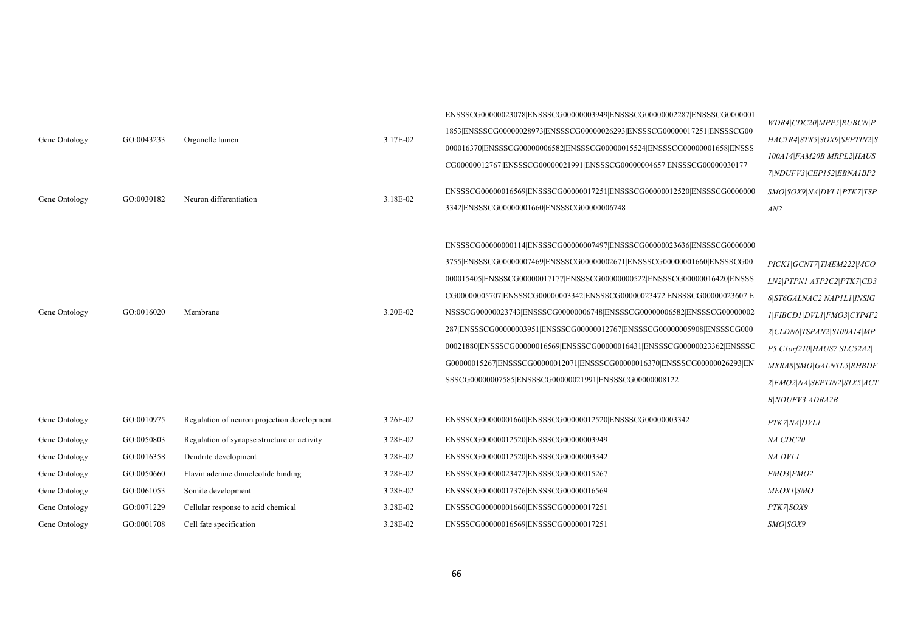| | | | | | |
|---|---|---|---|---|---|
| Gene Ontology | GO:0043233 | Organelle lumen | 3.17E-02 | ENSSSCG00000023078\|ENSSSCG00000003949\|ENSSSCG00000002287\|ENSSSCG00000011853\|ENSSSCG00000028973\|ENSSSCG00000026293\|ENSSSCG00000017251\|ENSSSCG00000016370\|ENSSSCG00000006582\|ENSSSCG00000015524\|ENSSSCG00000001658\|ENSSSCG00000012767\|ENSSSCG00000021991\|ENSSSCG00000004657\|ENSSSCG00000030177 | *WDR4\|CDC20\|MPP5\|RUBCN\|PHACTR4\|STX5\|SOX9\|SEPTIN2\|S100A14\|FAM20B\|MRPL2\|HAUS7\|NDUFV3\|CEP152\|EBNA1BP2* |
| Gene Ontology | GO:0030182 | Neuron differentiation | 3.18E-02 | ENSSSCG00000016569\|ENSSSCG00000017251\|ENSSSCG00000012520\|ENSSSCG00000003342\|ENSSSCG00000001660\|ENSSSCG00000006748 | *SMO\|SOX9\|NA\|DVL1\|PTK7\|TSPAN2* |
| Gene Ontology | GO:0016020 | Membrane | 3.20E-02 | ENSSSCG00000000114\|ENSSSCG00000007497\|ENSSSCG00000023636\|ENSSSCG00000003755\|ENSSSCG00000007469\|ENSSSCG00000002671\|ENSSSCG00000001660\|ENSSSCG00000015405\|ENSSSCG00000017177\|ENSSSCG00000000522\|ENSSSCG00000016420\|ENSSSCG00000005707\|ENSSSCG00000003342\|ENSSSCG00000023472\|ENSSSCG00000023607\|ENSSSCG00000023743\|ENSSSCG00000006748\|ENSSSCG00000006582\|ENSSSCG00000002287\|ENSSSCG00000003951\|ENSSSCG00000012767\|ENSSSCG00000005908\|ENSSSCG00000021880\|ENSSSCG00000016569\|ENSSSCG00000016431\|ENSSSCG00000023362\|ENSSSCG00000015267\|ENSSSCG00000012071\|ENSSSCG00000016370\|ENSSSCG00000026293\|ENSSSCG00000007585\|ENSSSCG00000021991\|ENSSSCG00000008122 | *PICK1\|GCNT7\|TMEM222\|MCOLN2\|PTPN1\|ATP2C2\|PTK7\|CD36\|ST6GALNAC2\|NAP1L1\|INSIG1\|FIBCD1\|DVL1\|FMO3\|CYP4F22\|CLDN6\|TSPAN2\|S100A14\|MPP5\|C1orf210\|HAUS7\|SLC52A2\|MXRA8\|SMO\|GALNTL5\|RHBDF2\|FMO2\|NA\|SEPTIN2\|STX5\|ACTB\|NDUFV3\|ADRA2B* |
| Gene Ontology | GO:0010975 | Regulation of neuron projection development | 3.26E-02 | ENSSSCG00000001660\|ENSSSCG00000012520\|ENSSSCG00000003342 | *PTK7\|NA\|DVL1* |
| Gene Ontology | GO:0050803 | Regulation of synapse structure or activity | 3.28E-02 | ENSSSCG00000012520\|ENSSSCG00000003949 | *NA\|CDC20* |
| Gene Ontology | GO:0016358 | Dendrite development | 3.28E-02 | ENSSSCG00000012520\|ENSSSCG00000003342 | *NA\|DVL1* |
| Gene Ontology | GO:0050660 | Flavin adenine dinucleotide binding | 3.28E-02 | ENSSSCG00000023472\|ENSSSCG00000015267 | *FMO3\|FMO2* |
| Gene Ontology | GO:0061053 | Somite development | 3.28E-02 | ENSSSCG00000017376\|ENSSSCG00000016569 | *MEOX1\|SMO* |
| Gene Ontology | GO:0071229 | Cellular response to acid chemical | 3.28E-02 | ENSSSCG00000001660\|ENSSSCG00000017251 | *PTK7\|SOX9* |
| Gene Ontology | GO:0001708 | Cell fate specification | 3.28E-02 | ENSSSCG00000016569\|ENSSSCG00000017251 | *SMO\|SOX9* |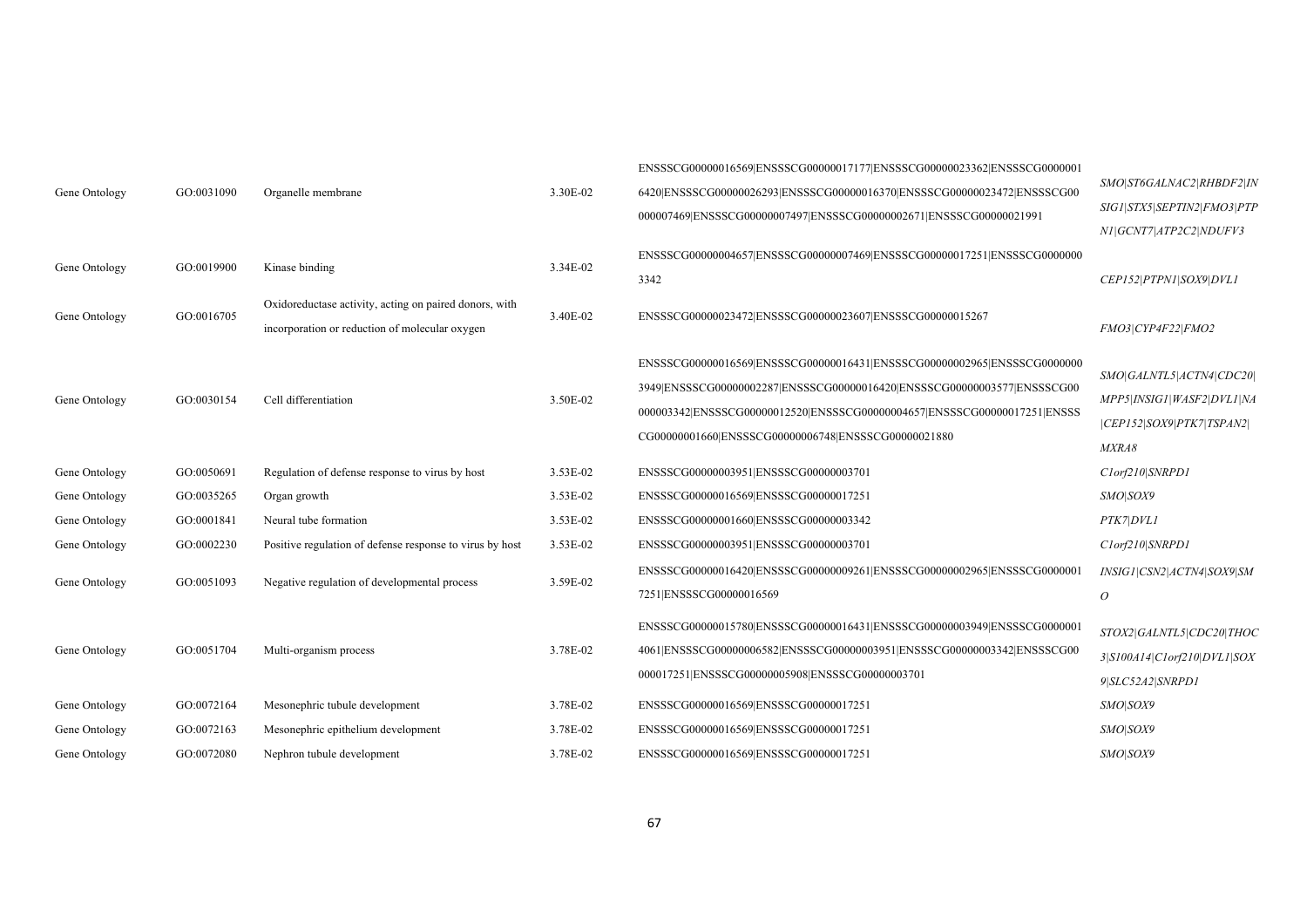| | | | | | |
|---|---|---|---|---|---|
| Gene Ontology | GO:0031090 | Organelle membrane | 3.30E-02 | ENSSSCG00000016569\|ENSSSCG00000017177\|ENSSSCG00000023362\|ENSSSCG00000016420\|ENSSSCG00000026293\|ENSSSCG00000016370\|ENSSSCG00000023472\|ENSSSCG00000007469\|ENSSSCG00000007497\|ENSSSCG00000002671\|ENSSSCG00000021991 | *SMO\|ST6GALNAC2\|RHBDF2\|INSIG1\|STX5\|SEPTIN2\|FMO3\|PTPN1\|GCNT7\|ATP2C2\|NDUFV3* |
| Gene Ontology | GO:0019900 | Kinase binding | 3.34E-02 | ENSSSCG00000004657\|ENSSSCG00000007469\|ENSSSCG00000017251\|ENSSSCG00000003342 | *CEP152\|PTPN1\|SOX9\|DVL1* |
| Gene Ontology | GO:0016705 | Oxidoreductase activity, acting on paired donors, with incorporation or reduction of molecular oxygen | 3.40E-02 | ENSSSCG00000023472\|ENSSSCG00000023607\|ENSSSCG00000015267 | *FMO3\|CYP4F22\|FMO2* |
| Gene Ontology | GO:0030154 | Cell differentiation | 3.50E-02 | ENSSSCG00000016569\|ENSSSCG00000016431\|ENSSSCG00000002965\|ENSSSCG00000003949\|ENSSSCG00000002287\|ENSSSCG00000016420\|ENSSSCG00000003577\|ENSSSCG00000003342\|ENSSSCG00000012520\|ENSSSCG00000004657\|ENSSSCG00000017251\|ENSSSCG00000001660\|ENSSSCG00000006748\|ENSSSCG00000021880 | *SMO\|GALNTL5\|ACTN4\|CDC20\|MPP5\|INSIG1\|WASF2\|DVL1\|NA\|CEP152\|SOX9\|PTK7\|TSPAN2\|MXRA8* |
| Gene Ontology | GO:0050691 | Regulation of defense response to virus by host | 3.53E-02 | ENSSSCG00000003951\|ENSSSCG00000003701 | *C1orf210\|SNRPD1* |
| Gene Ontology | GO:0035265 | Organ growth | 3.53E-02 | ENSSSCG00000016569\|ENSSSCG00000017251 | *SMO\|SOX9* |
| Gene Ontology | GO:0001841 | Neural tube formation | 3.53E-02 | ENSSSCG00000001660\|ENSSSCG00000003342 | *PTK7\|DVL1* |
| Gene Ontology | GO:0002230 | Positive regulation of defense response to virus by host | 3.53E-02 | ENSSSCG00000003951\|ENSSSCG00000003701 | *C1orf210\|SNRPD1* |
| Gene Ontology | GO:0051093 | Negative regulation of developmental process | 3.59E-02 | ENSSSCG00000016420\|ENSSSCG00000009261\|ENSSSCG00000002965\|ENSSSCG00000017251\|ENSSSCG00000016569 | *INSIG1\|CSN2\|ACTN4\|SOX9\|SMO* |
| Gene Ontology | GO:0051704 | Multi-organism process | 3.78E-02 | ENSSSCG00000015780\|ENSSSCG00000016431\|ENSSSCG00000003949\|ENSSSCG00000014061\|ENSSSCG00000006582\|ENSSSCG00000003951\|ENSSSCG00000003342\|ENSSSCG00000017251\|ENSSSCG00000005908\|ENSSSCG00000003701 | *STOX2\|GALNTL5\|CDC20\|THOC3\|S100A14\|C1orf210\|DVL1\|SOX9\|SLC52A2\|SNRPD1* |
| Gene Ontology | GO:0072164 | Mesonephric tubule development | 3.78E-02 | ENSSSCG00000016569\|ENSSSCG00000017251 | *SMO\|SOX9* |
| Gene Ontology | GO:0072163 | Mesonephric epithelium development | 3.78E-02 | ENSSSCG00000016569\|ENSSSCG00000017251 | *SMO\|SOX9* |
| Gene Ontology | GO:0072080 | Nephron tubule development | 3.78E-02 | ENSSSCG00000016569\|ENSSSCG00000017251 | *SMO\|SOX9* |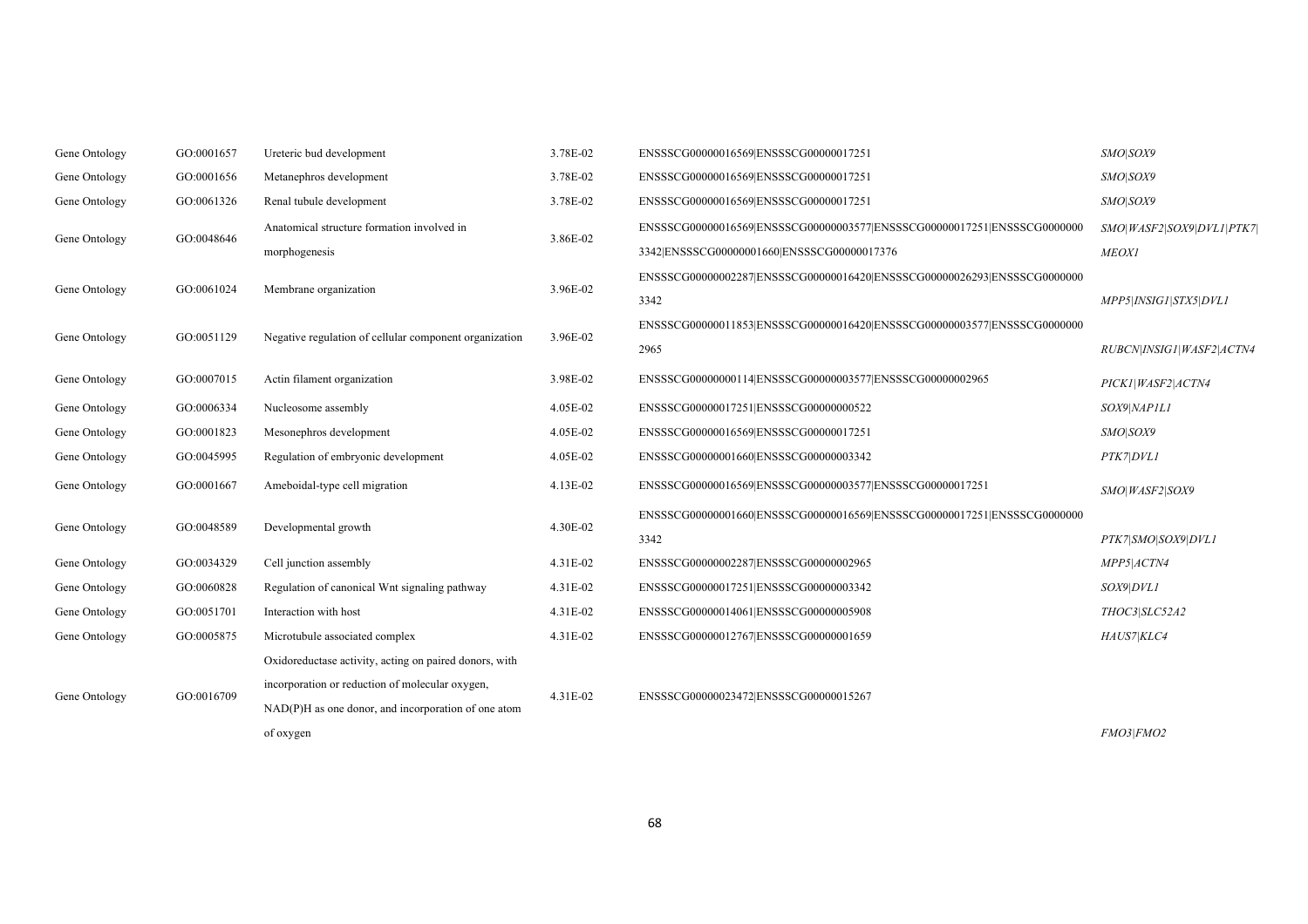| | | | | | |
|---|---|---|---|---|---|
| Gene Ontology | GO:0001657 | Ureteric bud development | 3.78E-02 | ENSSSCG00000016569\|ENSSSCG00000017251 | *SMO\|SOX9* |
| Gene Ontology | GO:0001656 | Metanephros development | 3.78E-02 | ENSSSCG00000016569\|ENSSSCG00000017251 | *SMO\|SOX9* |
| Gene Ontology | GO:0061326 | Renal tubule development | 3.78E-02 | ENSSSCG00000016569\|ENSSSCG00000017251 | *SMO\|SOX9* |
| Gene Ontology | GO:0048646 | Anatomical structure formation involved in morphogenesis | 3.86E-02 | ENSSSCG00000016569\|ENSSSCG00000003577\|ENSSSCG00000017251\|ENSSSCG00000003342\|ENSSSCG00000001660\|ENSSSCG00000017376 | *SMO\|WASF2\|SOX9\|DVL1\|PTK7\|MEOX1* |
| Gene Ontology | GO:0061024 | Membrane organization | 3.96E-02 | ENSSSCG00000002287\|ENSSSCG00000016420\|ENSSSCG00000026293\|ENSSSCG00000003342 | *MPP5\|INSIG1\|STX5\|DVL1* |
| Gene Ontology | GO:0051129 | Negative regulation of cellular component organization | 3.96E-02 | ENSSSCG00000011853\|ENSSSCG00000016420\|ENSSSCG00000003577\|ENSSSCG00000002965 | *RUBCN\|INSIG1\|WASF2\|ACTN4* |
| Gene Ontology | GO:0007015 | Actin filament organization | 3.98E-02 | ENSSSCG00000000114\|ENSSSCG00000003577\|ENSSSCG00000002965 | *PICK1\|WASF2\|ACTN4* |
| Gene Ontology | GO:0006334 | Nucleosome assembly | 4.05E-02 | ENSSSCG00000017251\|ENSSSCG00000000522 | *SOX9\|NAP1L1* |
| Gene Ontology | GO:0001823 | Mesonephros development | 4.05E-02 | ENSSSCG00000016569\|ENSSSCG00000017251 | *SMO\|SOX9* |
| Gene Ontology | GO:0045995 | Regulation of embryonic development | 4.05E-02 | ENSSSCG00000001660\|ENSSSCG00000003342 | *PTK7\|DVL1* |
| Gene Ontology | GO:0001667 | Ameboidal-type cell migration | 4.13E-02 | ENSSSCG00000016569\|ENSSSCG00000003577\|ENSSSCG00000017251 | *SMO\|WASF2\|SOX9* |
| Gene Ontology | GO:0048589 | Developmental growth | 4.30E-02 | ENSSSCG00000001660\|ENSSSCG00000016569\|ENSSSCG00000017251\|ENSSSCG00000003342 | *PTK7\|SMO\|SOX9\|DVL1* |
| Gene Ontology | GO:0034329 | Cell junction assembly | 4.31E-02 | ENSSSCG00000002287\|ENSSSCG00000002965 | *MPP5\|ACTN4* |
| Gene Ontology | GO:0060828 | Regulation of canonical Wnt signaling pathway | 4.31E-02 | ENSSSCG00000017251\|ENSSSCG00000003342 | *SOX9\|DVL1* |
| Gene Ontology | GO:0051701 | Interaction with host | 4.31E-02 | ENSSSCG00000014061\|ENSSSCG00000005908 | *THOC3\|SLC52A2* |
| Gene Ontology | GO:0005875 | Microtubule associated complex | 4.31E-02 | ENSSSCG00000012767\|ENSSSCG00000001659 | *HAUS7\|KLC4* |
| Gene Ontology | GO:0016709 | Oxidoreductase activity, acting on paired donors, with incorporation or reduction of molecular oxygen, NAD(P)H as one donor, and incorporation of one atom of oxygen | 4.31E-02 | ENSSSCG00000023472\|ENSSSCG00000015267 | *FMO3\|FMO2* |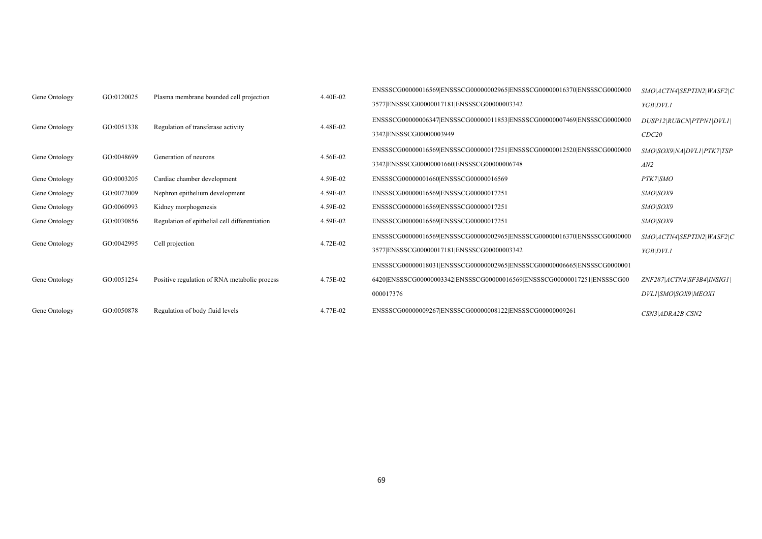| | | | | | |
|---|---|---|---|---|---|
| Gene Ontology | GO:0120025 | Plasma membrane bounded cell projection | 4.40E-02 | ENSSSCG00000016569\|ENSSSCG00000002965\|ENSSSCG00000016370\|ENSSSCG00000003577\|ENSSSCG00000017181\|ENSSSCG00000003342 | *SMO\|ACTN4\|SEPTIN2\|WASF2\|CYGB\|DVL1* |
| Gene Ontology | GO:0051338 | Regulation of transferase activity | 4.48E-02 | ENSSSCG00000006347\|ENSSSCG00000011853\|ENSSSCG00000007469\|ENSSSCG00000003342\|ENSSSCG00000003949 | *DUSP12\|RUBCN\|PTPN1\|DVL1\|CDC20* |
| Gene Ontology | GO:0048699 | Generation of neurons | 4.56E-02 | ENSSSCG00000016569\|ENSSSCG00000017251\|ENSSSCG00000012520\|ENSSSCG00000003342\|ENSSSCG00000001660\|ENSSSCG00000006748 | *SMO\|SOX9\|NA\|DVL1\|PTK7\|TSPAN2* |
| Gene Ontology | GO:0003205 | Cardiac chamber development | 4.59E-02 | ENSSSCG00000001660\|ENSSSCG00000016569 | *PTK7\|SMO* |
| Gene Ontology | GO:0072009 | Nephron epithelium development | 4.59E-02 | ENSSSCG00000016569\|ENSSSCG00000017251 | *SMO\|SOX9* |
| Gene Ontology | GO:0060993 | Kidney morphogenesis | 4.59E-02 | ENSSSCG00000016569\|ENSSSCG00000017251 | *SMO\|SOX9* |
| Gene Ontology | GO:0030856 | Regulation of epithelial cell differentiation | 4.59E-02 | ENSSSCG00000016569\|ENSSSCG00000017251 | *SMO\|SOX9* |
| Gene Ontology | GO:0042995 | Cell projection | 4.72E-02 | ENSSSCG00000016569\|ENSSSCG00000002965\|ENSSSCG00000016370\|ENSSSCG00000003577\|ENSSSCG00000017181\|ENSSSCG00000003342 | *SMO\|ACTN4\|SEPTIN2\|WASF2\|CYGB\|DVL1* |
| Gene Ontology | GO:0051254 | Positive regulation of RNA metabolic process | 4.75E-02 | ENSSSCG00000018031\|ENSSSCG00000002965\|ENSSSCG00000006665\|ENSSSCG00000016420\|ENSSSCG00000003342\|ENSSSCG00000016569\|ENSSSCG00000017251\|ENSSSCG00000017376 | *ZNF287\|ACTN4\|SF3B4\|INSIG1\|DVL1\|SMO\|SOX9\|MEOX1* |
| Gene Ontology | GO:0050878 | Regulation of body fluid levels | 4.77E-02 | ENSSSCG00000009267\|ENSSSCG00000008122\|ENSSSCG00000009261 | *CSN3\|ADRA2B\|CSN2* |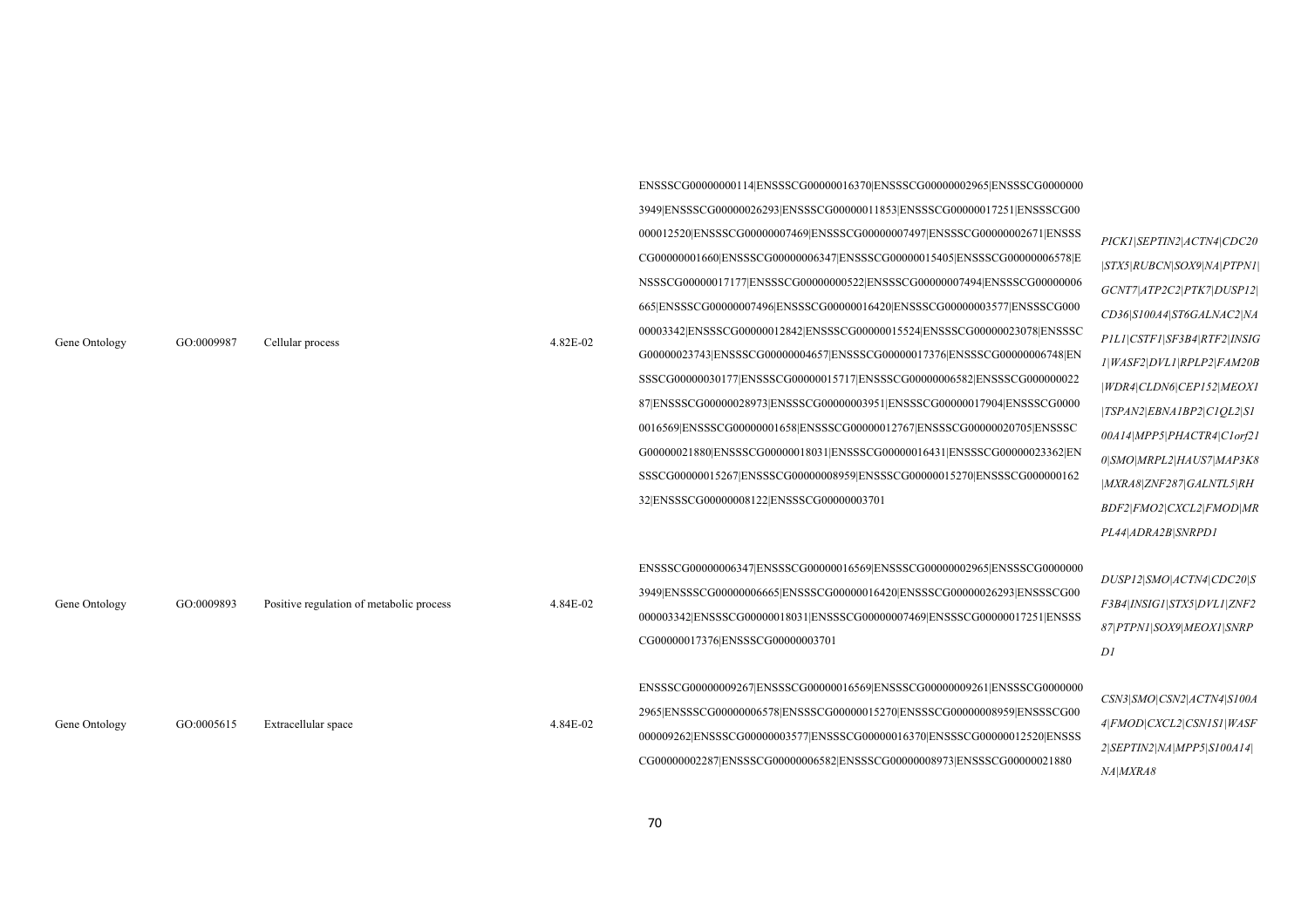| | | | | | |
|---|---|---|---|---|---|
| Gene Ontology | GO:0009987 | Cellular process | 4.82E-02 | ENSSSCG00000000114\|ENSSSCG00000016370\|ENSSSCG00000002965\|ENSSSCG00000003949\|ENSSSCG00000026293\|ENSSSCG00000011853\|ENSSSCG00000017251\|ENSSSCG00000012520\|ENSSSCG00000007469\|ENSSSCG00000007497\|ENSSSCG00000002671\|ENSSSCG00000001660\|ENSSSCG00000006347\|ENSSSCG00000015405\|ENSSSCG00000006578\|ENSSSCG00000017177\|ENSSSCG00000000522\|ENSSSCG00000007494\|ENSSSCG00000006665\|ENSSSCG00000007496\|ENSSSCG00000016420\|ENSSSCG00000003577\|ENSSSCG00000003342\|ENSSSCG00000012842\|ENSSSCG00000015524\|ENSSSCG00000023078\|ENSSSCG00000023743\|ENSSSCG00000004657\|ENSSSCG00000017376\|ENSSSCG00000006748\|ENSSSCG00000030177\|ENSSSCG00000015717\|ENSSSCG00000006582\|ENSSSCG00000002287\|ENSSSCG00000028973\|ENSSSCG00000003951\|ENSSSCG00000017904\|ENSSSCG00000016569\|ENSSSCG00000001658\|ENSSSCG00000012767\|ENSSSCG00000020705\|ENSSSCG00000021880\|ENSSSCG00000018031\|ENSSSCG00000016431\|ENSSSCG00000023362\|ENSSSCG00000015267\|ENSSSCG00000008959\|ENSSSCG00000015270\|ENSSSCG00000016232\|ENSSSCG00000008122\|ENSSSCG00000003701 | *PICK1\|SEPTIN2\|ACTN4\|CDC20\|STX5\|RUBCN\|SOX9\|NA\|PTPN1\|GCNT7\|ATP2C2\|PTK7\|DUSP12\|CD36\|S100A4\|ST6GALNAC2\|NAP1L1\|CSTF1\|SF3B4\|RTF2\|INSIG1\|WASF2\|DVL1\|RPLP2\|FAM20B\|WDR4\|CLDN6\|CEP152\|MEOX1\|TSPAN2\|EBNA1BP2\|C1QL2\|S100A14\|MPP5\|PHACTR4\|C1orf210\|SMO\|MRPL2\|HAUS7\|MAP3K8\|MXRA8\|ZNF287\|GALNTL5\|RHBDF2\|FMO2\|CXCL2\|FMOD\|MRPL44\|ADRA2B\|SNRPD1* |
| Gene Ontology | GO:0009893 | Positive regulation of metabolic process | 4.84E-02 | ENSSSCG00000006347\|ENSSSCG00000016569\|ENSSSCG00000002965\|ENSSSCG00000003949\|ENSSSCG00000006665\|ENSSSCG00000016420\|ENSSSCG00000026293\|ENSSSCG00000003342\|ENSSSCG00000018031\|ENSSSCG00000007469\|ENSSSCG00000017251\|ENSSSCG00000017376\|ENSSSCG00000003701 | *DUSP12\|SMO\|ACTN4\|CDC20\|SF3B4\|INSIG1\|STX5\|DVL1\|ZNF287\|PTPN1\|SOX9\|MEOX1\|SNRPD1* |
| Gene Ontology | GO:0005615 | Extracellular space | 4.84E-02 | ENSSSCG00000009267\|ENSSSCG00000016569\|ENSSSCG00000009261\|ENSSSCG00000002965\|ENSSSCG00000006578\|ENSSSCG00000015270\|ENSSSCG00000008959\|ENSSSCG00000009262\|ENSSSCG00000003577\|ENSSSCG00000016370\|ENSSSCG00000012520\|ENSSSCG00000002287\|ENSSSCG00000006582\|ENSSSCG00000008973\|ENSSSCG00000021880 | *CSN3\|SMO\|CSN2\|ACTN4\|S100A4\|FMOD\|CXCL2\|CSN1S1\|WASF2\|SEPTIN2\|NA\|MPP5\|S100A14\|NA\|MXRA8* |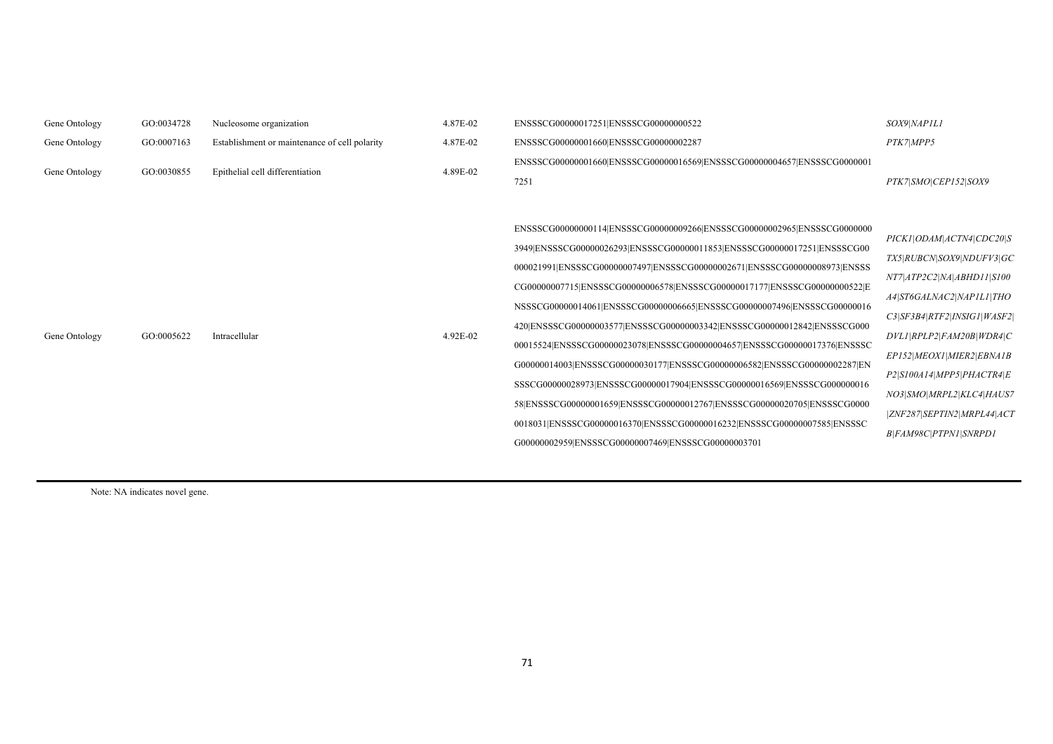| | | | | | |
|---|---|---|---|---|---|
| Gene Ontology | GO:0034728 | Nucleosome organization | 4.87E-02 | ENSSSCG00000017251\|ENSSSCG00000000522 | *SOX9\|NAP1L1* |
| Gene Ontology | GO:0007163 | Establishment or maintenance of cell polarity | 4.87E-02 | ENSSSCG00000001660\|ENSSSCG00000002287 | *PTK7\|MPP5* |
| Gene Ontology | GO:0030855 | Epithelial cell differentiation | 4.89E-02 | ENSSSCG00000001660\|ENSSSCG00000016569\|ENSSSCG00000004657\|ENSSSCG00000017251 | *PTK7\|SMO\|CEP152\|SOX9* |
| Gene Ontology | GO:0005622 | Intracellular | 4.92E-02 | ENSSSCG00000000114\|ENSSSCG00000009266\|ENSSSCG00000002965\|ENSSSCG00000003949\|ENSSSCG00000026293\|ENSSSCG00000011853\|ENSSSCG00000017251\|ENSSSCG00000021991\|ENSSSCG00000007497\|ENSSSCG00000002671\|ENSSSCG00000008973\|ENSSSCG00000007715\|ENSSSCG00000006578\|ENSSSCG00000017177\|ENSSSCG00000000522\|ENSSSCG00000014061\|ENSSSCG00000006665\|ENSSSCG00000007496\|ENSSSCG00000016420\|ENSSSCG00000003577\|ENSSSCG00000003342\|ENSSSCG00000012842\|ENSSSCG00000015524\|ENSSSCG00000023078\|ENSSSCG00000004657\|ENSSSCG00000017376\|ENSSSCG00000014003\|ENSSSCG00000030177\|ENSSSCG00000006582\|ENSSSCG00000002287\|ENSSSCG00000028973\|ENSSSCG00000017904\|ENSSSCG00000016569\|ENSSSCG00000001658\|ENSSSCG00000001659\|ENSSSCG00000012767\|ENSSSCG00000020705\|ENSSSCG00000018031\|ENSSSCG00000016370\|ENSSSCG00000016232\|ENSSSCG00000007585\|ENSSSCG00000002959\|ENSSSCG00000007469\|ENSSSCG00000003701 | *PICK1\|ODAM\|ACTN4\|CDC20\|STX5\|RUBCN\|SOX9\|NDUFV3\|GCNT7\|ATP2C2\|NA\|ABHD11\|S100A4\|ST6GALNAC2\|NAP1L1\|THOC3\|SF3B4\|RTF2\|INSIG1\|WASF2\|DVL1\|RPLP2\|FAM20B\|WDR4\|CEP152\|MEOX1\|MIER2\|EBNA1BP2\|S100A14\|MPP5\|PHACTR4\|ENO3\|SMO\|MRPL2\|KLC4\|HAUS7\|ZNF287\|SEPTIN2\|MRPL44\|ACTB\|FAM98C\|PTPN1\|SNRPD1* |

Note: NA indicates novel gene.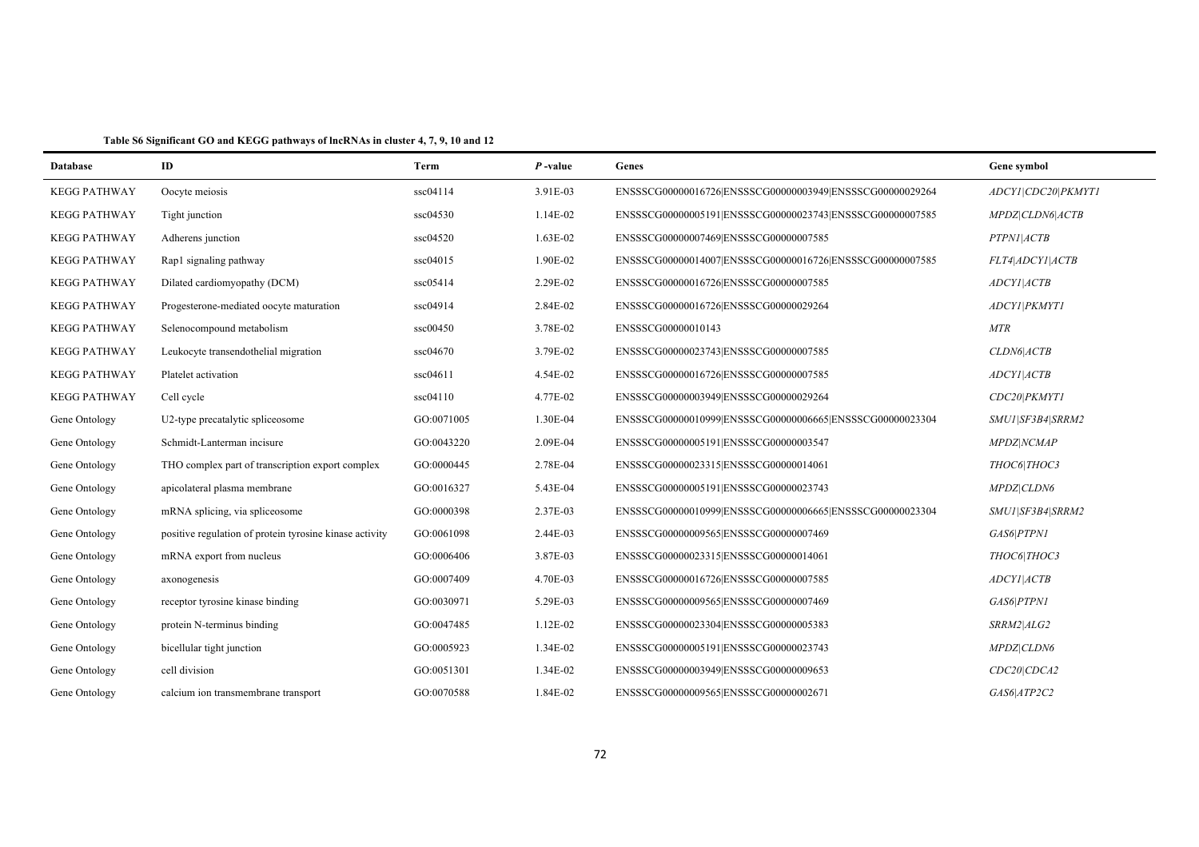**Table S6 Significant GO and KEGG pathways of lncRNAs in cluster 4, 7, 9, 10 and 12**

| Database | ID | Term | *P*-value | Genes | Gene symbol |
|---|---|---|---|---|---|
| KEGG PATHWAY | Oocyte meiosis | ssc04114 | 3.91E-03 | ENSSSCG00000016726\|ENSSSCG00000003949\|ENSSSCG00000029264 | *ADCY1\|CDC20\|PKMYT1* |
| KEGG PATHWAY | Tight junction | ssc04530 | 1.14E-02 | ENSSSCG00000005191\|ENSSSCG00000023743\|ENSSSCG00000007585 | *MPDZ\|CLDN6\|ACTB* |
| KEGG PATHWAY | Adherens junction | ssc04520 | 1.63E-02 | ENSSSCG00000007469\|ENSSSCG00000007585 | *PTPN1\|ACTB* |
| KEGG PATHWAY | Rap1 signaling pathway | ssc04015 | 1.90E-02 | ENSSSCG00000014007\|ENSSSCG00000016726\|ENSSSCG00000007585 | *FLT4\|ADCY1\|ACTB* |
| KEGG PATHWAY | Dilated cardiomyopathy (DCM) | ssc05414 | 2.29E-02 | ENSSSCG00000016726\|ENSSSCG00000007585 | *ADCY1\|ACTB* |
| KEGG PATHWAY | Progesterone-mediated oocyte maturation | ssc04914 | 2.84E-02 | ENSSSCG00000016726\|ENSSSCG00000029264 | *ADCY1\|PKMYT1* |
| KEGG PATHWAY | Selenocompound metabolism | ssc00450 | 3.78E-02 | ENSSSCG00000010143 | *MTR* |
| KEGG PATHWAY | Leukocyte transendothelial migration | ssc04670 | 3.79E-02 | ENSSSCG00000023743\|ENSSSCG00000007585 | *CLDN6\|ACTB* |
| KEGG PATHWAY | Platelet activation | ssc04611 | 4.54E-02 | ENSSSCG00000016726\|ENSSSCG00000007585 | *ADCY1\|ACTB* |
| KEGG PATHWAY | Cell cycle | ssc04110 | 4.77E-02 | ENSSSCG00000003949\|ENSSSCG00000029264 | *CDC20\|PKMYT1* |
| Gene Ontology | U2-type precatalytic spliceosome | GO:0071005 | 1.30E-04 | ENSSSCG00000010999\|ENSSSCG00000006665\|ENSSSCG00000023304 | *SMU1\|SF3B4\|SRRM2* |
| Gene Ontology | Schmidt-Lanterman incisure | GO:0043220 | 2.09E-04 | ENSSSCG00000005191\|ENSSSCG00000003547 | *MPDZ\|NCMAP* |
| Gene Ontology | THO complex part of transcription export complex | GO:0000445 | 2.78E-04 | ENSSSCG00000023315\|ENSSSCG00000014061 | *THOC6\|THOC3* |
| Gene Ontology | apicolateral plasma membrane | GO:0016327 | 5.43E-04 | ENSSSCG00000005191\|ENSSSCG00000023743 | *MPDZ\|CLDN6* |
| Gene Ontology | mRNA splicing, via spliceosome | GO:0000398 | 2.37E-03 | ENSSSCG00000010999\|ENSSSCG00000006665\|ENSSSCG00000023304 | *SMU1\|SF3B4\|SRRM2* |
| Gene Ontology | positive regulation of protein tyrosine kinase activity | GO:0061098 | 2.44E-03 | ENSSSCG00000009565\|ENSSSCG00000007469 | *GAS6\|PTPN1* |
| Gene Ontology | mRNA export from nucleus | GO:0006406 | 3.87E-03 | ENSSSCG00000023315\|ENSSSCG00000014061 | *THOC6\|THOC3* |
| Gene Ontology | axonogenesis | GO:0007409 | 4.70E-03 | ENSSSCG00000016726\|ENSSSCG00000007585 | *ADCY1\|ACTB* |
| Gene Ontology | receptor tyrosine kinase binding | GO:0030971 | 5.29E-03 | ENSSSCG00000009565\|ENSSSCG00000007469 | *GAS6\|PTPN1* |
| Gene Ontology | protein N-terminus binding | GO:0047485 | 1.12E-02 | ENSSSCG00000023304\|ENSSSCG00000005383 | *SRRM2\|ALG2* |
| Gene Ontology | bicellular tight junction | GO:0005923 | 1.34E-02 | ENSSSCG00000005191\|ENSSSCG00000023743 | *MPDZ\|CLDN6* |
| Gene Ontology | cell division | GO:0051301 | 1.34E-02 | ENSSSCG00000003949\|ENSSSCG00000009653 | *CDC20\|CDCA2* |
| Gene Ontology | calcium ion transmembrane transport | GO:0070588 | 1.84E-02 | ENSSSCG00000009565\|ENSSSCG00000002671 | *GAS6\|ATP2C2* |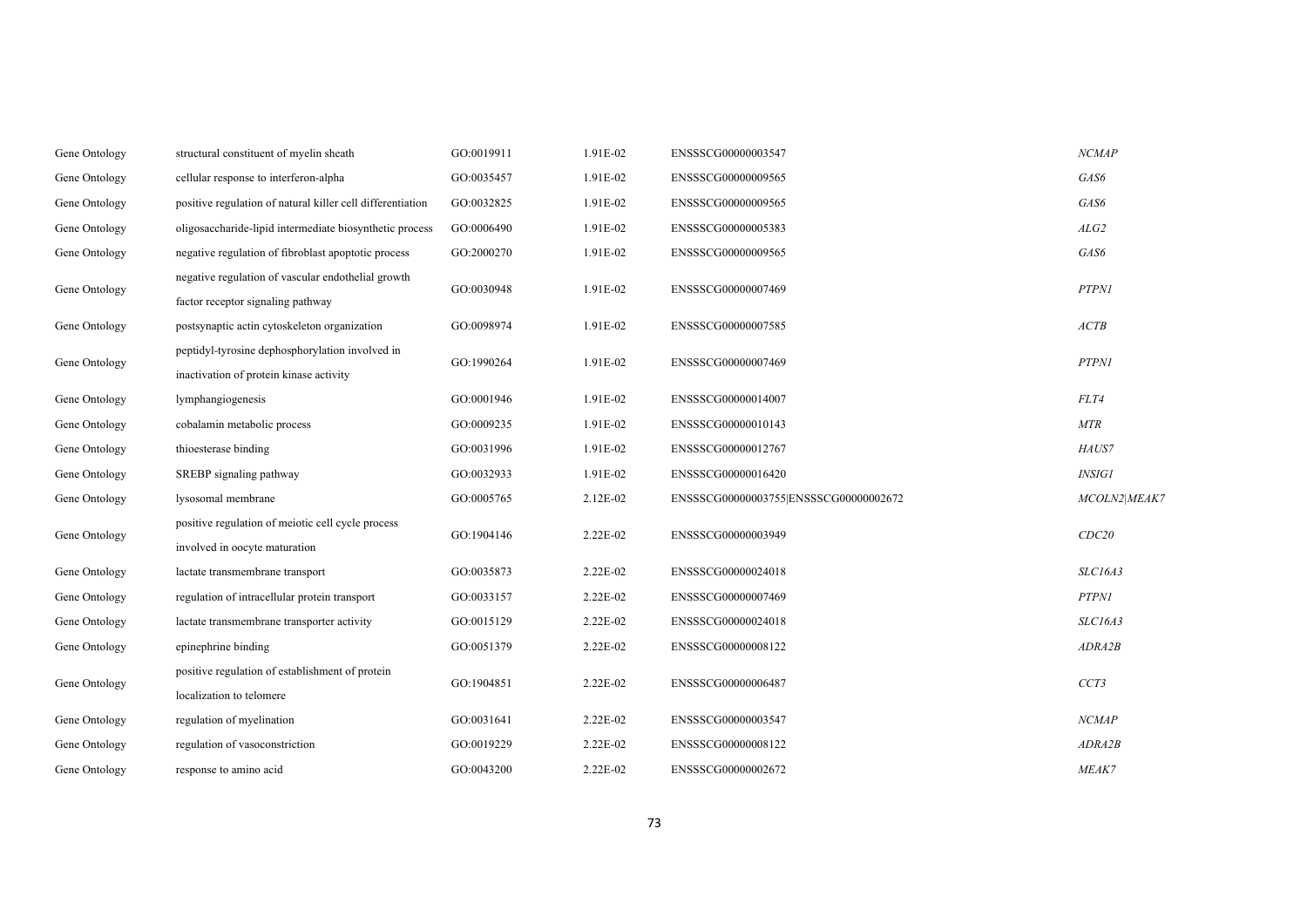| | | | | | |
|---|---|---|---|---|---|
| Gene Ontology | structural constituent of myelin sheath | GO:0019911 | 1.91E-02 | ENSSSCG00000003547 | *NCMAP* |
| Gene Ontology | cellular response to interferon-alpha | GO:0035457 | 1.91E-02 | ENSSSCG00000009565 | *GAS6* |
| Gene Ontology | positive regulation of natural killer cell differentiation | GO:0032825 | 1.91E-02 | ENSSSCG00000009565 | *GAS6* |
| Gene Ontology | oligosaccharide-lipid intermediate biosynthetic process | GO:0006490 | 1.91E-02 | ENSSSCG00000005383 | *ALG2* |
| Gene Ontology | negative regulation of fibroblast apoptotic process | GO:2000270 | 1.91E-02 | ENSSSCG00000009565 | *GAS6* |
| Gene Ontology | negative regulation of vascular endothelial growth factor receptor signaling pathway | GO:0030948 | 1.91E-02 | ENSSSCG00000007469 | *PTPN1* |
| Gene Ontology | postsynaptic actin cytoskeleton organization | GO:0098974 | 1.91E-02 | ENSSSCG00000007585 | *ACTB* |
| Gene Ontology | peptidyl-tyrosine dephosphorylation involved in inactivation of protein kinase activity | GO:1990264 | 1.91E-02 | ENSSSCG00000007469 | *PTPN1* |
| Gene Ontology | lymphangiogenesis | GO:0001946 | 1.91E-02 | ENSSSCG00000014007 | *FLT4* |
| Gene Ontology | cobalamin metabolic process | GO:0009235 | 1.91E-02 | ENSSSCG00000010143 | *MTR* |
| Gene Ontology | thioesterase binding | GO:0031996 | 1.91E-02 | ENSSSCG00000012767 | *HAUS7* |
| Gene Ontology | SREBP signaling pathway | GO:0032933 | 1.91E-02 | ENSSSCG00000016420 | *INSIG1* |
| Gene Ontology | lysosomal membrane | GO:0005765 | 2.12E-02 | ENSSSCG00000003755\|ENSSSCG00000002672 | *MCOLN2\|MEAK7* |
| Gene Ontology | positive regulation of meiotic cell cycle process involved in oocyte maturation | GO:1904146 | 2.22E-02 | ENSSSCG00000003949 | *CDC20* |
| Gene Ontology | lactate transmembrane transport | GO:0035873 | 2.22E-02 | ENSSSCG00000024018 | *SLC16A3* |
| Gene Ontology | regulation of intracellular protein transport | GO:0033157 | 2.22E-02 | ENSSSCG00000007469 | *PTPN1* |
| Gene Ontology | lactate transmembrane transporter activity | GO:0015129 | 2.22E-02 | ENSSSCG00000024018 | *SLC16A3* |
| Gene Ontology | epinephrine binding | GO:0051379 | 2.22E-02 | ENSSSCG00000008122 | *ADRA2B* |
| Gene Ontology | positive regulation of establishment of protein localization to telomere | GO:1904851 | 2.22E-02 | ENSSSCG00000006487 | *CCT3* |
| Gene Ontology | regulation of myelination | GO:0031641 | 2.22E-02 | ENSSSCG00000003547 | *NCMAP* |
| Gene Ontology | regulation of vasoconstriction | GO:0019229 | 2.22E-02 | ENSSSCG00000008122 | *ADRA2B* |
| Gene Ontology | response to amino acid | GO:0043200 | 2.22E-02 | ENSSSCG00000002672 | *MEAK7* |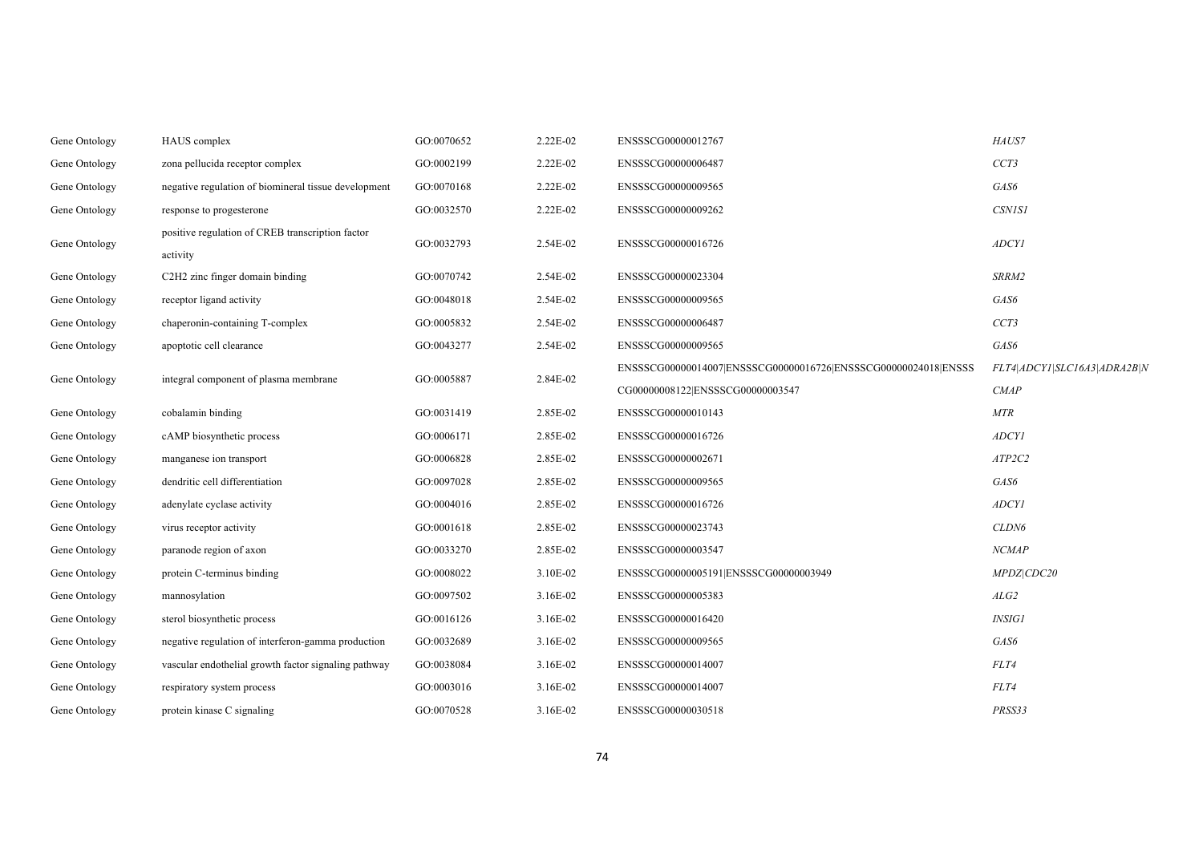| | | | | | |
|---|---|---|---|---|---|
| Gene Ontology | HAUS complex | GO:0070652 | 2.22E-02 | ENSSSCG00000012767 | *HAUS7* |
| Gene Ontology | zona pellucida receptor complex | GO:0002199 | 2.22E-02 | ENSSSCG00000006487 | *CCT3* |
| Gene Ontology | negative regulation of biomineral tissue development | GO:0070168 | 2.22E-02 | ENSSSCG00000009565 | *GAS6* |
| Gene Ontology | response to progesterone | GO:0032570 | 2.22E-02 | ENSSSCG00000009262 | *CSN1S1* |
| Gene Ontology | positive regulation of CREB transcription factor activity | GO:0032793 | 2.54E-02 | ENSSSCG00000016726 | *ADCY1* |
| Gene Ontology | C2H2 zinc finger domain binding | GO:0070742 | 2.54E-02 | ENSSSCG00000023304 | *SRRM2* |
| Gene Ontology | receptor ligand activity | GO:0048018 | 2.54E-02 | ENSSSCG00000009565 | *GAS6* |
| Gene Ontology | chaperonin-containing T-complex | GO:0005832 | 2.54E-02 | ENSSSCG00000006487 | *CCT3* |
| Gene Ontology | apoptotic cell clearance | GO:0043277 | 2.54E-02 | ENSSSCG00000009565 | *GAS6* |
| Gene Ontology | integral component of plasma membrane | GO:0005887 | 2.84E-02 | ENSSSCG00000014007\|ENSSSCG00000016726\|ENSSSCG00000024018\|ENSSSCG00000008122\|ENSSSCG00000003547 | *FLT4\|ADCY1\|SLC16A3\|ADRA2B\|NCMAP* |
| Gene Ontology | cobalamin binding | GO:0031419 | 2.85E-02 | ENSSSCG00000010143 | *MTR* |
| Gene Ontology | cAMP biosynthetic process | GO:0006171 | 2.85E-02 | ENSSSCG00000016726 | *ADCY1* |
| Gene Ontology | manganese ion transport | GO:0006828 | 2.85E-02 | ENSSSCG00000002671 | *ATP2C2* |
| Gene Ontology | dendritic cell differentiation | GO:0097028 | 2.85E-02 | ENSSSCG00000009565 | *GAS6* |
| Gene Ontology | adenylate cyclase activity | GO:0004016 | 2.85E-02 | ENSSSCG00000016726 | *ADCY1* |
| Gene Ontology | virus receptor activity | GO:0001618 | 2.85E-02 | ENSSSCG00000023743 | *CLDN6* |
| Gene Ontology | paranode region of axon | GO:0033270 | 2.85E-02 | ENSSSCG00000003547 | *NCMAP* |
| Gene Ontology | protein C-terminus binding | GO:0008022 | 3.10E-02 | ENSSSCG00000005191\|ENSSSCG00000003949 | *MPDZ\|CDC20* |
| Gene Ontology | mannosylation | GO:0097502 | 3.16E-02 | ENSSSCG00000005383 | *ALG2* |
| Gene Ontology | sterol biosynthetic process | GO:0016126 | 3.16E-02 | ENSSSCG00000016420 | *INSIG1* |
| Gene Ontology | negative regulation of interferon-gamma production | GO:0032689 | 3.16E-02 | ENSSSCG00000009565 | *GAS6* |
| Gene Ontology | vascular endothelial growth factor signaling pathway | GO:0038084 | 3.16E-02 | ENSSSCG00000014007 | *FLT4* |
| Gene Ontology | respiratory system process | GO:0003016 | 3.16E-02 | ENSSSCG00000014007 | *FLT4* |
| Gene Ontology | protein kinase C signaling | GO:0070528 | 3.16E-02 | ENSSSCG00000030518 | *PRSS33* |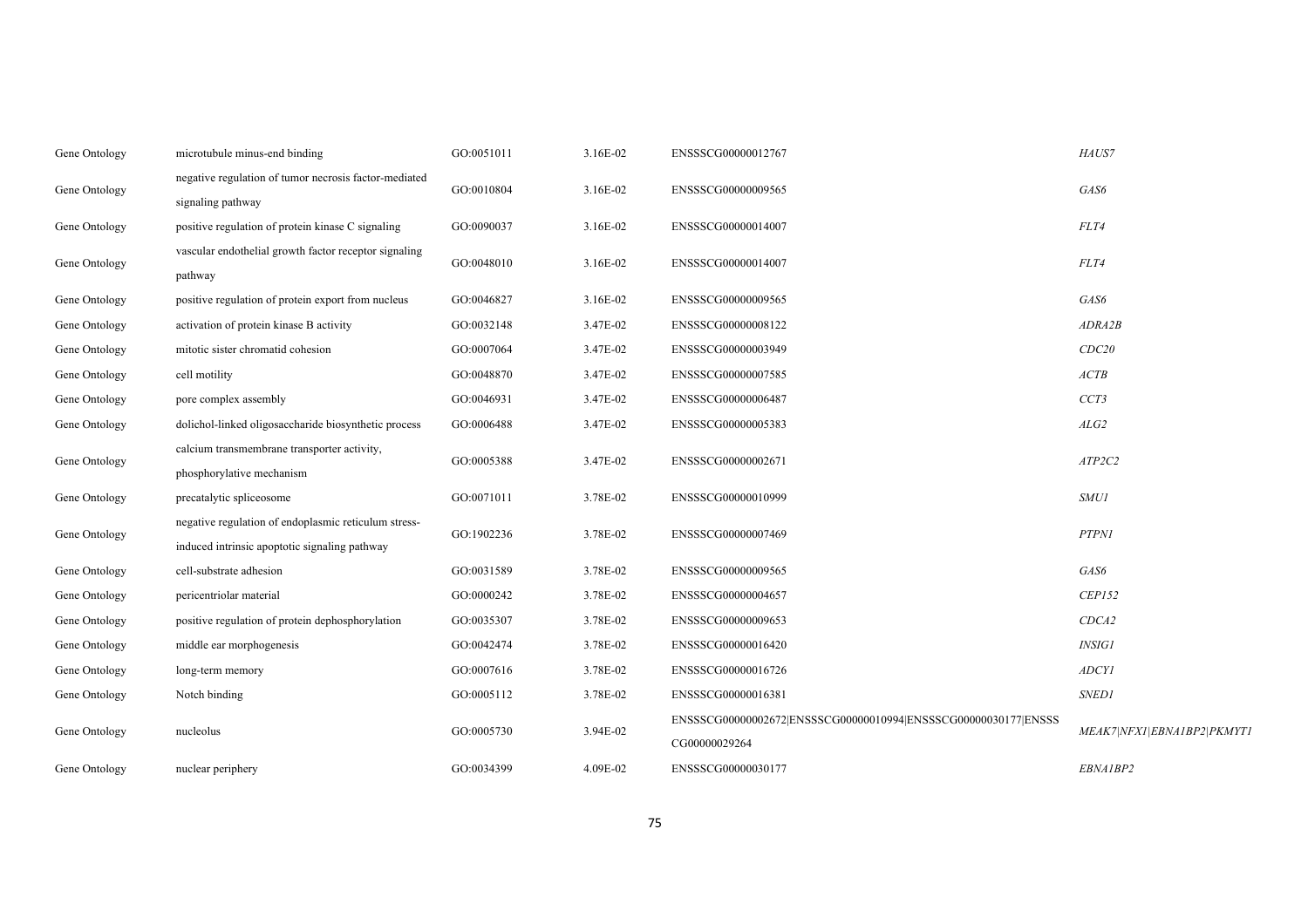| | | | | | |
|---|---|---|---|---|---|
| Gene Ontology | microtubule minus-end binding | GO:0051011 | 3.16E-02 | ENSSSCG00000012767 | *HAUS7* |
| Gene Ontology | negative regulation of tumor necrosis factor-mediated signaling pathway | GO:0010804 | 3.16E-02 | ENSSSCG00000009565 | *GAS6* |
| Gene Ontology | positive regulation of protein kinase C signaling | GO:0090037 | 3.16E-02 | ENSSSCG00000014007 | *FLT4* |
| Gene Ontology | vascular endothelial growth factor receptor signaling pathway | GO:0048010 | 3.16E-02 | ENSSSCG00000014007 | *FLT4* |
| Gene Ontology | positive regulation of protein export from nucleus | GO:0046827 | 3.16E-02 | ENSSSCG00000009565 | *GAS6* |
| Gene Ontology | activation of protein kinase B activity | GO:0032148 | 3.47E-02 | ENSSSCG00000008122 | *ADRA2B* |
| Gene Ontology | mitotic sister chromatid cohesion | GO:0007064 | 3.47E-02 | ENSSSCG00000003949 | *CDC20* |
| Gene Ontology | cell motility | GO:0048870 | 3.47E-02 | ENSSSCG00000007585 | *ACTB* |
| Gene Ontology | pore complex assembly | GO:0046931 | 3.47E-02 | ENSSSCG00000006487 | *CCT3* |
| Gene Ontology | dolichol-linked oligosaccharide biosynthetic process | GO:0006488 | 3.47E-02 | ENSSSCG00000005383 | *ALG2* |
| Gene Ontology | calcium transmembrane transporter activity, phosphorylative mechanism | GO:0005388 | 3.47E-02 | ENSSSCG00000002671 | *ATP2C2* |
| Gene Ontology | precatalytic spliceosome | GO:0071011 | 3.78E-02 | ENSSSCG00000010999 | *SMU1* |
| Gene Ontology | negative regulation of endoplasmic reticulum stress-induced intrinsic apoptotic signaling pathway | GO:1902236 | 3.78E-02 | ENSSSCG00000007469 | *PTPN1* |
| Gene Ontology | cell-substrate adhesion | GO:0031589 | 3.78E-02 | ENSSSCG00000009565 | *GAS6* |
| Gene Ontology | pericentriolar material | GO:0000242 | 3.78E-02 | ENSSSCG00000004657 | *CEP152* |
| Gene Ontology | positive regulation of protein dephosphorylation | GO:0035307 | 3.78E-02 | ENSSSCG00000009653 | *CDCA2* |
| Gene Ontology | middle ear morphogenesis | GO:0042474 | 3.78E-02 | ENSSSCG00000016420 | *INSIG1* |
| Gene Ontology | long-term memory | GO:0007616 | 3.78E-02 | ENSSSCG00000016726 | *ADCY1* |
| Gene Ontology | Notch binding | GO:0005112 | 3.78E-02 | ENSSSCG00000016381 | *SNED1* |
| Gene Ontology | nucleolus | GO:0005730 | 3.94E-02 | ENSSSCG00000002672\|ENSSSCG00000010994\|ENSSSCG00000030177\|ENSSSCG00000029264 | *MEAK7\|NFX1\|EBNA1BP2\|PKMYT1* |
| Gene Ontology | nuclear periphery | GO:0034399 | 4.09E-02 | ENSSSCG00000030177 | *EBNA1BP2* |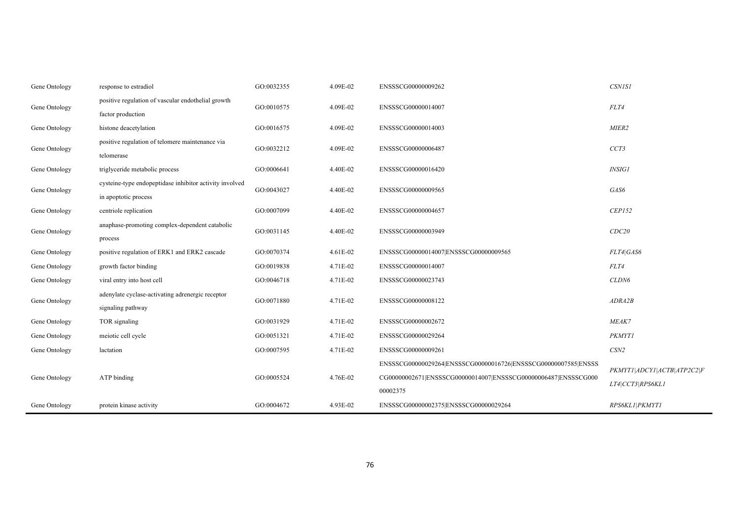| | | | | | |
|---|---|---|---|---|---|
| Gene Ontology | response to estradiol | GO:0032355 | 4.09E-02 | ENSSSCG00000009262 | *CSN1S1* |
| Gene Ontology | positive regulation of vascular endothelial growth factor production | GO:0010575 | 4.09E-02 | ENSSSCG00000014007 | *FLT4* |
| Gene Ontology | histone deacetylation | GO:0016575 | 4.09E-02 | ENSSSCG00000014003 | *MIER2* |
| Gene Ontology | positive regulation of telomere maintenance via telomerase | GO:0032212 | 4.09E-02 | ENSSSCG00000006487 | *CCT3* |
| Gene Ontology | triglyceride metabolic process | GO:0006641 | 4.40E-02 | ENSSSCG00000016420 | *INSIG1* |
| Gene Ontology | cysteine-type endopeptidase inhibitor activity involved in apoptotic process | GO:0043027 | 4.40E-02 | ENSSSCG00000009565 | *GAS6* |
| Gene Ontology | centriole replication | GO:0007099 | 4.40E-02 | ENSSSCG00000004657 | *CEP152* |
| Gene Ontology | anaphase-promoting complex-dependent catabolic process | GO:0031145 | 4.40E-02 | ENSSSCG00000003949 | *CDC20* |
| Gene Ontology | positive regulation of ERK1 and ERK2 cascade | GO:0070374 | 4.61E-02 | ENSSSCG00000014007\|ENSSSCG00000009565 | *FLT4\|GAS6* |
| Gene Ontology | growth factor binding | GO:0019838 | 4.71E-02 | ENSSSCG00000014007 | *FLT4* |
| Gene Ontology | viral entry into host cell | GO:0046718 | 4.71E-02 | ENSSSCG00000023743 | *CLDN6* |
| Gene Ontology | adenylate cyclase-activating adrenergic receptor signaling pathway | GO:0071880 | 4.71E-02 | ENSSSCG00000008122 | *ADRA2B* |
| Gene Ontology | TOR signaling | GO:0031929 | 4.71E-02 | ENSSSCG00000002672 | *MEAK7* |
| Gene Ontology | meiotic cell cycle | GO:0051321 | 4.71E-02 | ENSSSCG00000029264 | *PKMYT1* |
| Gene Ontology | lactation | GO:0007595 | 4.71E-02 | ENSSSCG00000009261 | *CSN2* |
| Gene Ontology | ATP binding | GO:0005524 | 4.76E-02 | ENSSSCG00000029264\|ENSSSCG00000016726\|ENSSSCG00000007585\|ENSSSCG00000002671\|ENSSSCG00000014007\|ENSSSCG00000006487\|ENSSSCG00000002375 | *PKMYT1\|ADCY1\|ACTB\|ATP2C2\|FLT4\|CCT3\|RPS6KL1* |
| Gene Ontology | protein kinase activity | GO:0004672 | 4.93E-02 | ENSSSCG00000002375\|ENSSSCG00000029264 | *RPS6KL1\|PKMYT1* |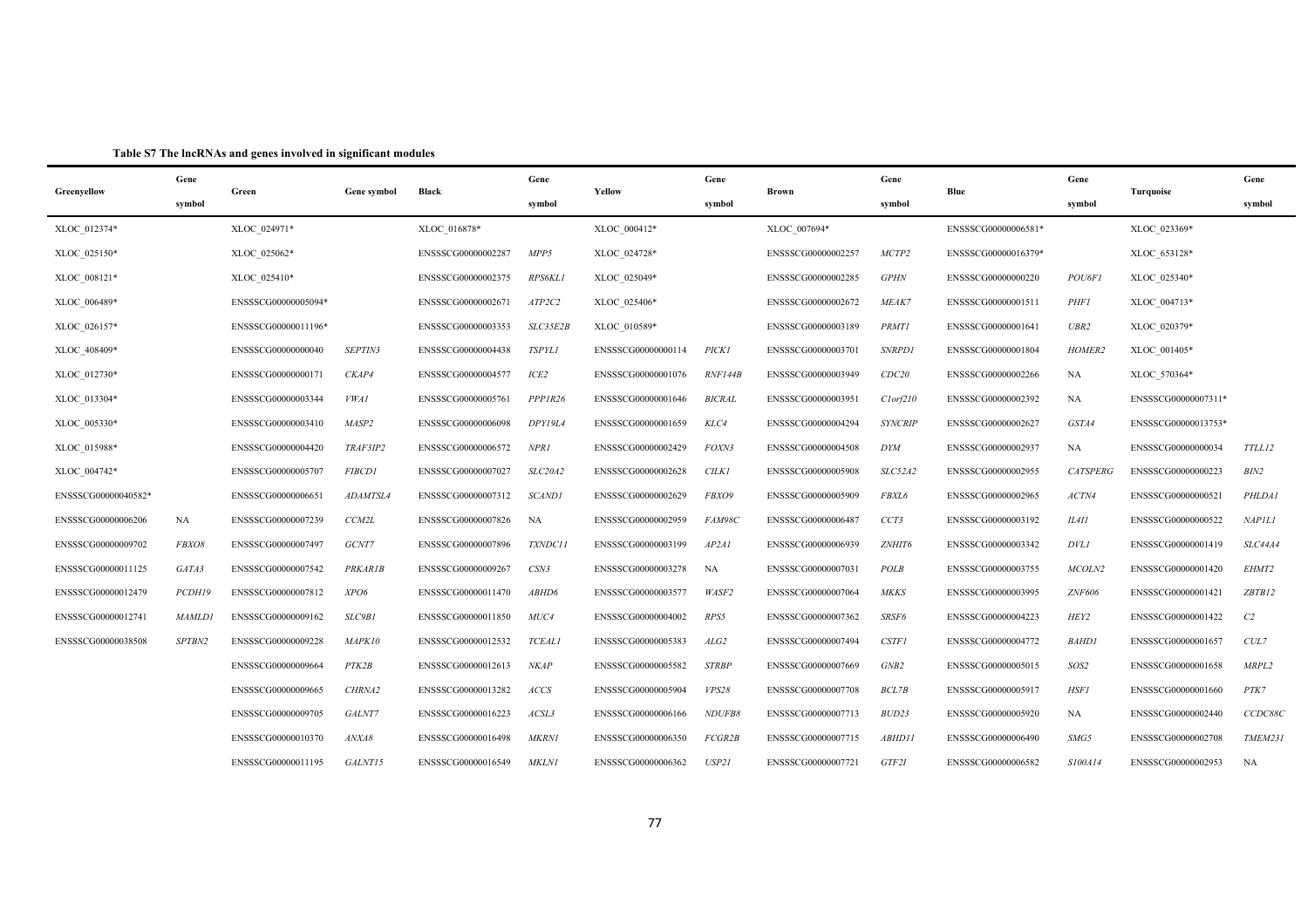**Table S7 The lncRNAs and genes involved in significant modules**

| Greenyellow | Gene symbol | Green | Gene symbol | Black | Gene symbol | Yellow | Gene symbol | Brown | Gene symbol | Blue | Gene symbol | Turquoise | Gene symbol |
|---|---|---|---|---|---|---|---|---|---|---|---|---|---|
| XLOC_012374* | | XLOC_024971* | | XLOC_016878* | | XLOC_000412* | | XLOC_007694* | | ENSSSCG000000006581* | | XLOC_023369* | |
| XLOC_025150* | | XLOC_025062* | | ENSSSCG00000002287 | *MPP5* | XLOC_024728* | | ENSSSCG00000002257 | *MCTP2* | ENSSSCG000000016379* | | XLOC_653128* | |
| XLOC_008121* | | XLOC_025410* | | ENSSSCG00000002375 | *RPS6KL1* | XLOC_025049* | | ENSSSCG00000002285 | *GPHN* | ENSSSCG00000000220 | *POU6F1* | XLOC_025340* | |
| XLOC_006489* | | ENSSSCG000000005094* | | ENSSSCG00000002671 | *ATP2C2* | XLOC_025406* | | ENSSSCG00000002672 | *MEAK7* | ENSSSCG00000001511 | *PHF1* | XLOC_004713* | |
| XLOC_026157* | | ENSSSCG000000011196* | | ENSSSCG00000003353 | *SLC35E2B* | XLOC_010589* | | ENSSSCG00000003189 | *PRMT1* | ENSSSCG00000001641 | *UBR2* | XLOC_020379* | |
| XLOC_408409* | | ENSSSCG00000000040 | *SEPTIN3* | ENSSSCG00000004438 | *TSPYL1* | ENSSSCG00000000114 | *PICK1* | ENSSSCG00000003701 | *SNRPD1* | ENSSSCG00000001804 | *HOMER2* | XLOC_001405* | |
| XLOC_012730* | | ENSSSCG00000000171 | *CKAP4* | ENSSSCG00000004577 | *ICE2* | ENSSSCG00000001076 | *RNF144B* | ENSSSCG00000003949 | *CDC20* | ENSSSCG00000002266 | NA | XLOC_570364* | |
| XLOC_013304* | | ENSSSCG00000003344 | *VWA1* | ENSSSCG00000005761 | *PPP1R26* | ENSSSCG00000001646 | *BICRAL* | ENSSSCG00000003951 | *C1orf210* | ENSSSCG00000002392 | NA | ENSSSCG000000007311* | |
| XLOC_005330* | | ENSSSCG00000003410 | *MASP2* | ENSSSCG00000006098 | *DPY19L4* | ENSSSCG00000001659 | *KLC4* | ENSSSCG00000004294 | *SYNCRIP* | ENSSSCG00000002627 | *GSTA4* | ENSSSCG000000013753* | |
| XLOC_015988* | | ENSSSCG00000004420 | *TRAF3IP2* | ENSSSCG00000006572 | *NPR1* | ENSSSCG00000002429 | *FOXN3* | ENSSSCG00000004508 | *DYM* | ENSSSCG00000002937 | NA | ENSSSCG00000000034 | *TTLL12* |
| XLOC_004742* | | ENSSSCG00000005707 | *FIBCD1* | ENSSSCG00000007027 | *SLC20A2* | ENSSSCG00000002628 | *CILK1* | ENSSSCG00000005908 | *SLC52A2* | ENSSSCG00000002955 | *CATSPERG* | ENSSSCG00000000223 | *BIN2* |
| ENSSSCG000000040582* | | ENSSSCG00000006651 | *ADAMTSL4* | ENSSSCG00000007312 | *SCAND1* | ENSSSCG00000002629 | *FBXO9* | ENSSSCG00000005909 | *FBXL6* | ENSSSCG00000002965 | *ACTN4* | ENSSSCG00000000521 | *PHLDA1* |
| ENSSSCG00000006206 | NA | ENSSSCG00000007239 | *CCM2L* | ENSSSCG00000007826 | NA | ENSSSCG00000002959 | *FAM98C* | ENSSSCG00000006487 | *CCT3* | ENSSSCG00000003192 | *IL4I1* | ENSSSCG00000000522 | *NAP1L1* |
| ENSSSCG00000009702 | *FBXO8* | ENSSSCG00000007497 | *GCNT7* | ENSSSCG00000007896 | *TXNDC11* | ENSSSCG00000003199 | *AP2A1* | ENSSSCG00000006939 | *ZNHIT6* | ENSSSCG00000003342 | *DVL1* | ENSSSCG00000001419 | *SLC44A4* |
| ENSSSCG00000011125 | *GATA3* | ENSSSCG00000007542 | *PRKAR1B* | ENSSSCG00000009267 | *CSN3* | ENSSSCG00000003278 | NA | ENSSSCG00000007031 | *POLB* | ENSSSCG00000003755 | *MCOLN2* | ENSSSCG00000001420 | *EHMT2* |
| ENSSSCG00000012479 | *PCDH19* | ENSSSCG00000007812 | *XPO6* | ENSSSCG00000011470 | *ABHD6* | ENSSSCG00000003577 | *WASF2* | ENSSSCG00000007064 | *MKKS* | ENSSSCG00000003995 | *ZNF606* | ENSSSCG00000001421 | *ZBTB12* |
| ENSSSCG00000012741 | *MAMLD1* | ENSSSCG00000009162 | *SLC9B1* | ENSSSCG00000011850 | *MUC4* | ENSSSCG00000004002 | *RPS5* | ENSSSCG00000007362 | *SRSF6* | ENSSSCG00000004223 | *HEY2* | ENSSSCG00000001422 | *C2* |
| ENSSSCG00000038508 | *SPTBN2* | ENSSSCG00000009228 | *MAPK10* | ENSSSCG00000012532 | *TCEAL1* | ENSSSCG00000005383 | *ALG2* | ENSSSCG00000007494 | *CSTF1* | ENSSSCG00000004772 | *BAHD1* | ENSSSCG00000001657 | *CUL7* |
| | | ENSSSCG00000009664 | *PTK2B* | ENSSSCG00000012613 | *NKAP* | ENSSSCG00000005582 | *STRBP* | ENSSSCG00000007669 | *GNB2* | ENSSSCG00000005015 | *SOS2* | ENSSSCG00000001658 | *MRPL2* |
| | | ENSSSCG00000009665 | *CHRNA2* | ENSSSCG00000013282 | *ACCS* | ENSSSCG00000005904 | *VPS28* | ENSSSCG00000007708 | *BCL7B* | ENSSSCG00000005917 | *HSF1* | ENSSSCG00000001660 | *PTK7* |
| | | ENSSSCG00000009705 | *GALNT7* | ENSSSCG00000016223 | *ACSL3* | ENSSSCG00000006166 | *NDUFB8* | ENSSSCG00000007713 | *BUD23* | ENSSSCG00000005920 | NA | ENSSSCG00000002440 | *CCDC88C* |
| | | ENSSSCG00000010370 | *ANXA8* | ENSSSCG00000016498 | *MKRN1* | ENSSSCG00000006350 | *FCGR2B* | ENSSSCG00000007715 | *ABHD11* | ENSSSCG00000006490 | *SMG5* | ENSSSCG00000002708 | *TMEM231* |
| | | ENSSSCG00000011195 | *GALNT15* | ENSSSCG00000016549 | *MKLN1* | ENSSSCG00000006362 | *USP21* | ENSSSCG00000007721 | *GTF2I* | ENSSSCG00000006582 | *S100A14* | ENSSSCG00000002953 | NA |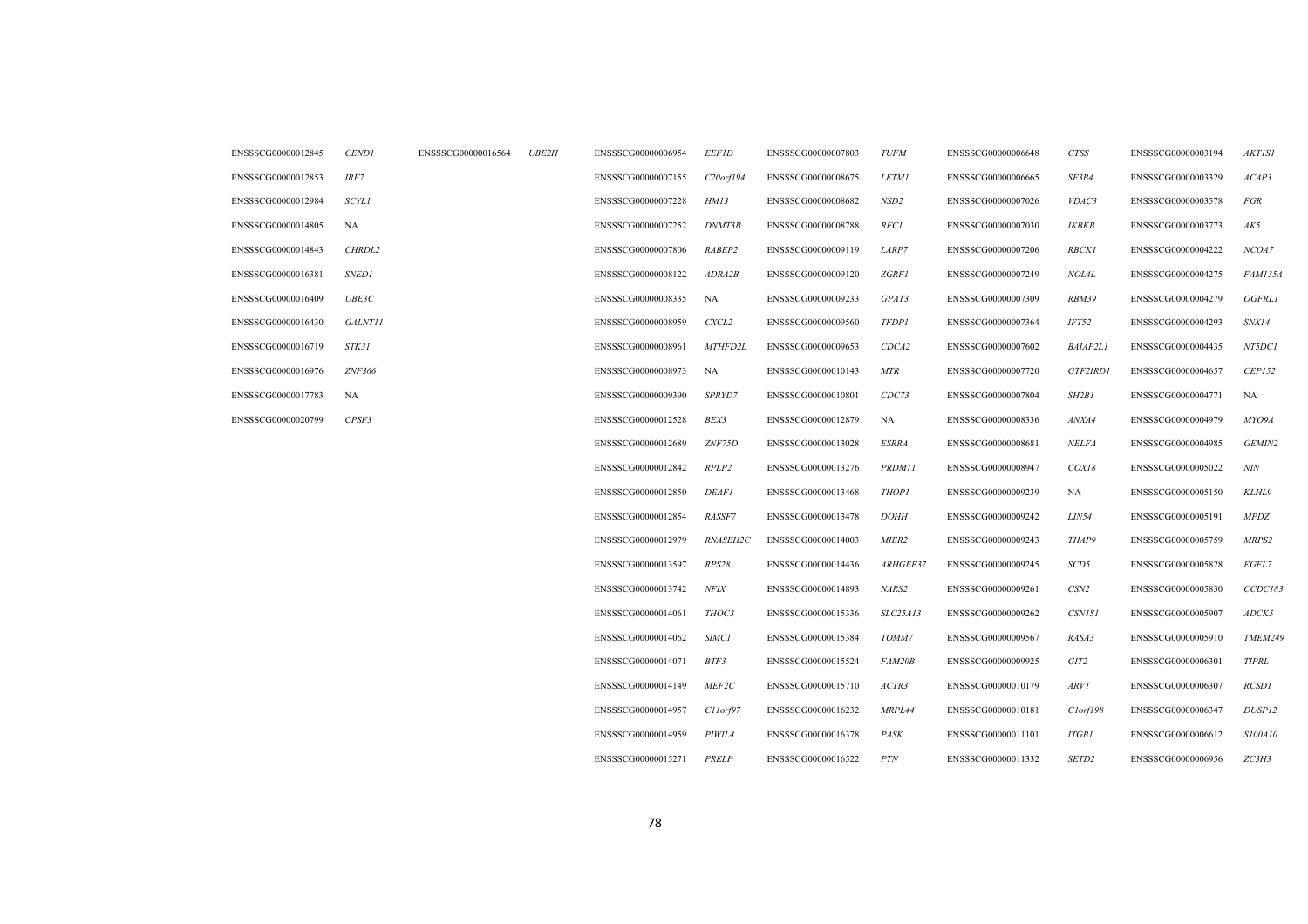| | | | | | | | | | | | | | |
|---|---|---|---|---|---|---|---|---|---|---|---|---|---|
| ENSSSCG00000012845 | *CEND1* | ENSSSCG00000016564 | *UBE2H* | ENSSSCG00000006954 | *EEF1D* | ENSSSCG00000007803 | *TUFM* | ENSSSCG00000006648 | *CTSS* | ENSSSCG00000003194 | *AKT1S1* |
| ENSSSCG00000012853 | *IRF7* | | | ENSSSCG00000007155 | *C20orf194* | ENSSSCG00000008675 | *LETM1* | ENSSSCG00000006665 | *SF3B4* | ENSSSCG00000003329 | *ACAP3* |
| ENSSSCG00000012984 | *SCYL1* | | | ENSSSCG00000007228 | *HM13* | ENSSSCG00000008682 | *NSD2* | ENSSSCG00000007026 | *VDAC3* | ENSSSCG00000003578 | *FGR* |
| ENSSSCG00000014805 | NA | | | ENSSSCG00000007252 | *DNMT3B* | ENSSSCG00000008788 | *RFC1* | ENSSSCG00000007030 | *IKBKB* | ENSSSCG00000003773 | *AK5* |
| ENSSSCG00000014843 | *CHRDL2* | | | ENSSSCG00000007806 | *RABEP2* | ENSSSCG00000009119 | *LARP7* | ENSSSCG00000007206 | *RBCK1* | ENSSSCG00000004222 | *NCOA7* |
| ENSSSCG00000016381 | *SNED1* | | | ENSSSCG00000008122 | *ADRA2B* | ENSSSCG00000009120 | *ZGRF1* | ENSSSCG00000007249 | *NOL4L* | ENSSSCG00000004275 | *FAM135A* |
| ENSSSCG00000016409 | *UBE3C* | | | ENSSSCG00000008335 | NA | ENSSSCG00000009233 | *GPAT3* | ENSSSCG00000007309 | *RBM39* | ENSSSCG00000004279 | *OGFRL1* |
| ENSSSCG00000016430 | *GALNT11* | | | ENSSSCG00000008959 | *CXCL2* | ENSSSCG00000009560 | *TFDP1* | ENSSSCG00000007364 | *IFT52* | ENSSSCG00000004293 | *SNX14* |
| ENSSSCG00000016719 | *STK31* | | | ENSSSCG00000008961 | *MTHFD2L* | ENSSSCG00000009653 | *CDCA2* | ENSSSCG00000007602 | *BAIAP2L1* | ENSSSCG00000004435 | *NT5DC1* |
| ENSSSCG00000016976 | *ZNF366* | | | ENSSSCG00000008973 | NA | ENSSSCG00000010143 | *MTR* | ENSSSCG00000007720 | *GTF2IRD1* | ENSSSCG00000004657 | *CEP152* |
| ENSSSCG00000017783 | NA | | | ENSSSCG00000009390 | *SPRYD7* | ENSSSCG00000010801 | *CDC73* | ENSSSCG00000007804 | *SH2B1* | ENSSSCG00000004771 | NA |
| ENSSSCG00000020799 | *CPSF3* | | | ENSSSCG00000012528 | *BEX3* | ENSSSCG00000012879 | NA | ENSSSCG00000008336 | *ANXA4* | ENSSSCG00000004979 | *MYO9A* |
| | | | | ENSSSCG00000012689 | *ZNF75D* | ENSSSCG00000013028 | *ESRRA* | ENSSSCG00000008681 | *NELFA* | ENSSSCG00000004985 | *GEMIN2* |
| | | | | ENSSSCG00000012842 | *RPLP2* | ENSSSCG00000013276 | *PRDM11* | ENSSSCG00000008947 | *COX18* | ENSSSCG00000005022 | *NIN* |
| | | | | ENSSSCG00000012850 | *DEAF1* | ENSSSCG00000013468 | *THOP1* | ENSSSCG00000009239 | NA | ENSSSCG00000005150 | *KLHL9* |
| | | | | ENSSSCG00000012854 | *RASSF7* | ENSSSCG00000013478 | *DOHH* | ENSSSCG00000009242 | *LIN54* | ENSSSCG00000005191 | *MPDZ* |
| | | | | ENSSSCG00000012979 | *RNASEH2C* | ENSSSCG00000014003 | *MIER2* | ENSSSCG00000009243 | *THAP9* | ENSSSCG00000005759 | *MRPS2* |
| | | | | ENSSSCG00000013597 | *RPS28* | ENSSSCG00000014436 | *ARHGEF37* | ENSSSCG00000009245 | *SCD5* | ENSSSCG00000005828 | *EGFL7* |
| | | | | ENSSSCG00000013742 | *NFIX* | ENSSSCG00000014893 | *NARS2* | ENSSSCG00000009261 | *CSN2* | ENSSSCG00000005830 | *CCDC183* |
| | | | | ENSSSCG00000014061 | *THOC3* | ENSSSCG00000015336 | *SLC25A13* | ENSSSCG00000009262 | *CSN1S1* | ENSSSCG00000005907 | *ADCK5* |
| | | | | ENSSSCG00000014062 | *SIMC1* | ENSSSCG00000015384 | *TOMM7* | ENSSSCG00000009567 | *RASA3* | ENSSSCG00000005910 | *TMEM249* |
| | | | | ENSSSCG00000014071 | *BTF3* | ENSSSCG00000015524 | *FAM20B* | ENSSSCG00000009925 | *GIT2* | ENSSSCG00000006301 | *TIPRL* |
| | | | | ENSSSCG00000014149 | *MEF2C* | ENSSSCG00000015710 | *ACTR3* | ENSSSCG00000010179 | *ARV1* | ENSSSCG00000006307 | *RCSD1* |
| | | | | ENSSSCG00000014957 | *C11orf97* | ENSSSCG00000016232 | *MRPL44* | ENSSSCG00000010181 | *C1orf198* | ENSSSCG00000006347 | *DUSP12* |
| | | | | ENSSSCG00000014959 | *PIWIL4* | ENSSSCG00000016378 | *PASK* | ENSSSCG00000011101 | *ITGB1* | ENSSSCG00000006612 | *S100A10* |
| | | | | ENSSSCG00000015271 | *PRELP* | ENSSSCG00000016522 | *PTN* | ENSSSCG00000011332 | *SETD2* | ENSSSCG00000006956 | *ZC3H3* |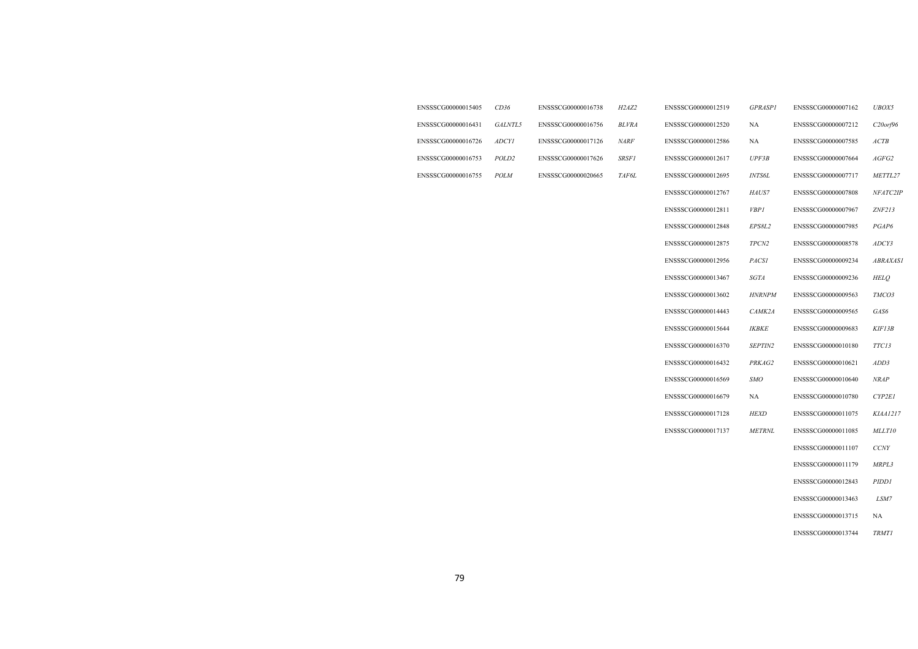| | | | | | | | |
|---|---|---|---|---|---|---|---|
| ENSSSCG00000015405 | *CD36* | ENSSSCG00000016738 | *H2AZ2* | ENSSSCG00000012519 | *GPRASP1* | ENSSSCG00000007162 | *UBOX5* |
| ENSSSCG00000016431 | *GALNTL5* | ENSSSCG00000016756 | *BLVRA* | ENSSSCG00000012520 | NA | ENSSSCG00000007212 | *C20orf96* |
| ENSSSCG00000016726 | *ADCY1* | ENSSSCG00000017126 | *NARF* | ENSSSCG00000012586 | NA | ENSSSCG00000007585 | *ACTB* |
| ENSSSCG00000016753 | *POLD2* | ENSSSCG00000017626 | *SRSF1* | ENSSSCG00000012617 | *UPF3B* | ENSSSCG00000007664 | *AGFG2* |
| ENSSSCG00000016755 | *POLM* | ENSSSCG00000020665 | *TAF6L* | ENSSSCG00000012695 | *INTS6L* | ENSSSCG00000007717 | *METTL27* |
| | | | | ENSSSCG00000012767 | *HAUS7* | ENSSSCG00000007808 | *NFATC2IP* |
| | | | | ENSSSCG00000012811 | *VBP1* | ENSSSCG00000007967 | *ZNF213* |
| | | | | ENSSSCG00000012848 | *EPS8L2* | ENSSSCG00000007985 | *PGAP6* |
| | | | | ENSSSCG00000012875 | *TPCN2* | ENSSSCG00000008578 | *ADCY3* |
| | | | | ENSSSCG00000012956 | *PACS1* | ENSSSCG00000009234 | *ABRAXAS1* |
| | | | | ENSSSCG00000013467 | *SGTA* | ENSSSCG00000009236 | *HELQ* |
| | | | | ENSSSCG00000013602 | *HNRNPM* | ENSSSCG00000009563 | *TMCO3* |
| | | | | ENSSSCG00000014443 | *CAMK2A* | ENSSSCG00000009565 | *GAS6* |
| | | | | ENSSSCG00000015644 | *IKBKE* | ENSSSCG00000009683 | *KIF13B* |
| | | | | ENSSSCG00000016370 | *SEPTIN2* | ENSSSCG00000010180 | *TTC13* |
| | | | | ENSSSCG00000016432 | *PRKAG2* | ENSSSCG00000010621 | *ADD3* |
| | | | | ENSSSCG00000016569 | *SMO* | ENSSSCG00000010640 | *NRAP* |
| | | | | ENSSSCG00000016679 | NA | ENSSSCG00000010780 | *CYP2E1* |
| | | | | ENSSSCG00000017128 | *HEXD* | ENSSSCG00000011075 | *KIAA1217* |
| | | | | ENSSSCG00000017137 | *METRNL* | ENSSSCG00000011085 | *MLLT10* |
| | | | | | | ENSSSCG00000011107 | *CCNY* |
| | | | | | | ENSSSCG00000011179 | *MRPL3* |
| | | | | | | ENSSSCG00000012843 | *PIDD1* |
| | | | | | | ENSSSCG00000013463 | *LSM7* |
| | | | | | | ENSSSCG00000013715 | NA |
| | | | | | | ENSSSCG00000013744 | *TRMT1* |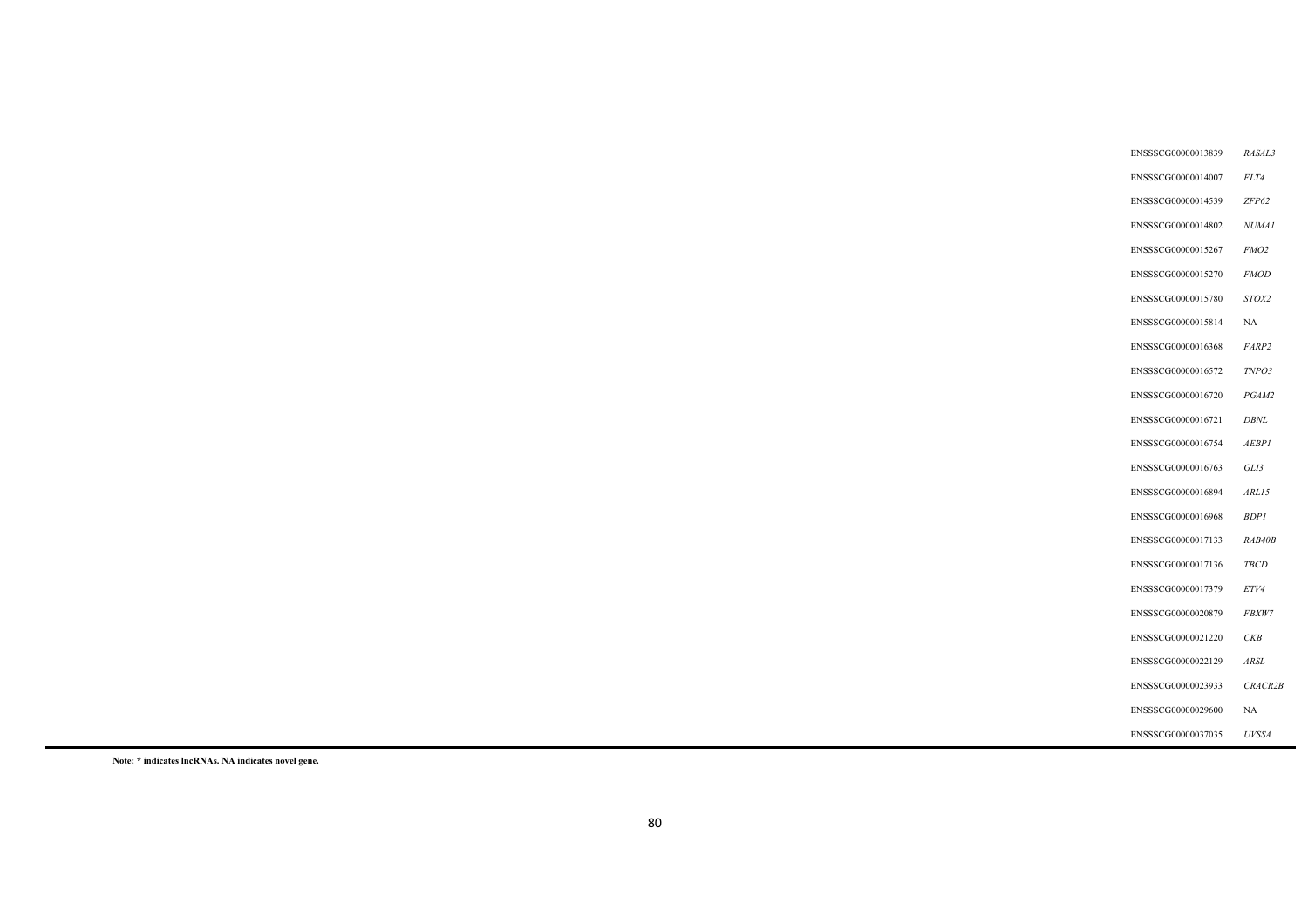| | |
|---|---|
| ENSSSCG00000013839 | *RASAL3* |
| ENSSSCG00000014007 | *FLT4* |
| ENSSSCG00000014539 | *ZFP62* |
| ENSSSCG00000014802 | *NUMA1* |
| ENSSSCG00000015267 | *FMO2* |
| ENSSSCG00000015270 | *FMOD* |
| ENSSSCG00000015780 | *STOX2* |
| ENSSSCG00000015814 | NA |
| ENSSSCG00000016368 | *FARP2* |
| ENSSSCG00000016572 | *TNPO3* |
| ENSSSCG00000016720 | *PGAM2* |
| ENSSSCG00000016721 | *DBNL* |
| ENSSSCG00000016754 | *AEBP1* |
| ENSSSCG00000016763 | *GLI3* |
| ENSSSCG00000016894 | *ARL15* |
| ENSSSCG00000016968 | *BDP1* |
| ENSSSCG00000017133 | *RAB40B* |
| ENSSSCG00000017136 | *TBCD* |
| ENSSSCG00000017379 | *ETV4* |
| ENSSSCG00000020879 | *FBXW7* |
| ENSSSCG00000021220 | *CKB* |
| ENSSSCG00000022129 | *ARSL* |
| ENSSSCG00000023933 | *CRACR2B* |
| ENSSSCG00000029600 | NA |
| ENSSSCG00000037035 | *UVSSA* |

**Note: * indicates lncRNAs. NA indicates novel gene.**